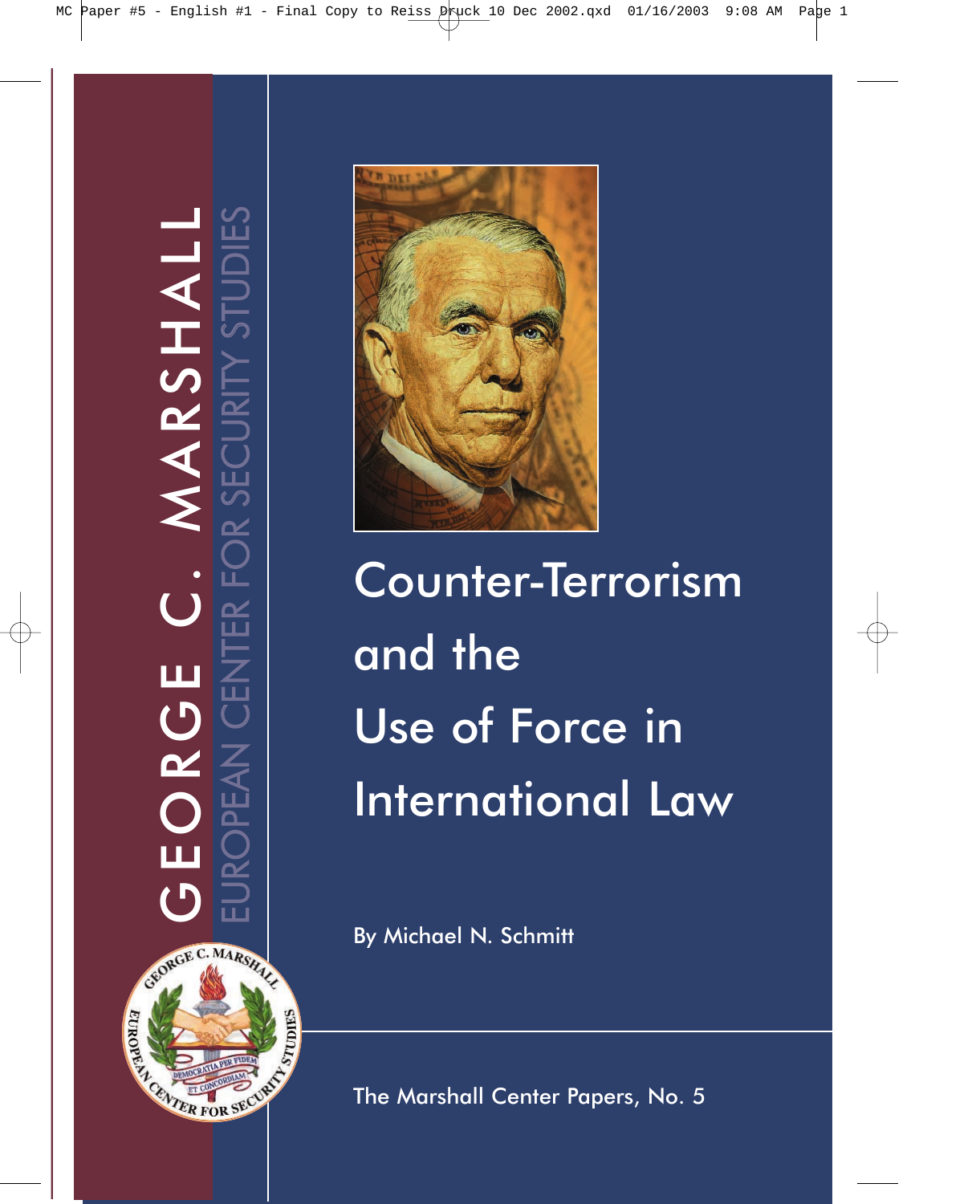GEORGE C. MARSHALL

EUROPEAN CENTER FOR SECURITY STUDIES

# Counter-Terrorism and the Use of Force in International Law

By Michael N. Schmitt

The Marshall Center Papers, No. 5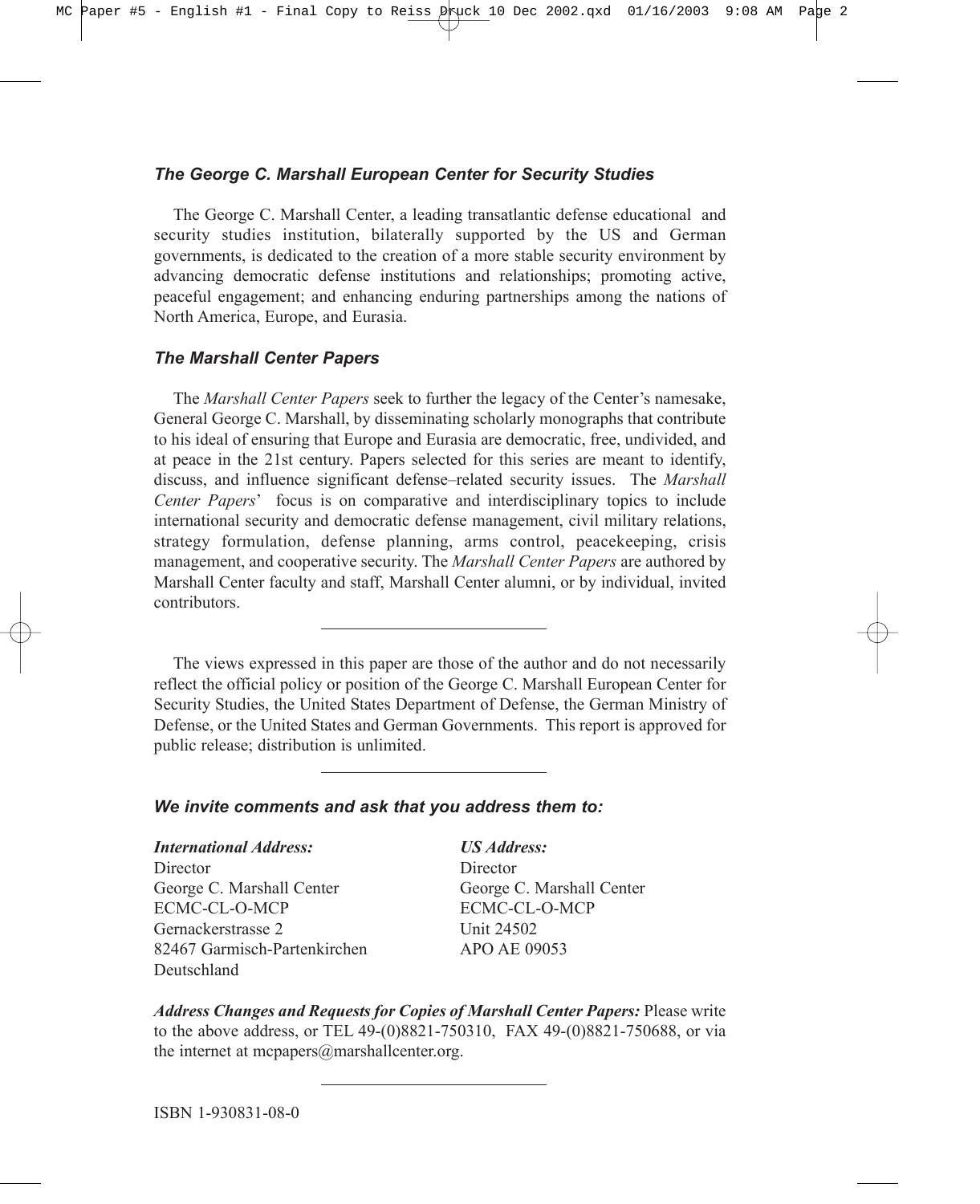### *The George C. Marshall European Center for Security Studies*

The George C. Marshall Center, a leading transatlantic defense educational and security studies institution, bilaterally supported by the US and German governments, is dedicated to the creation of a more stable security environment by advancing democratic defense institutions and relationships; promoting active, peaceful engagement; and enhancing enduring partnerships among the nations of North America, Europe, and Eurasia.

### *The Marshall Center Papers*

The *Marshall Center Papers* seek to further the legacy of the Center's namesake, General George C. Marshall, by disseminating scholarly monographs that contribute to his ideal of ensuring that Europe and Eurasia are democratic, free, undivided, and at peace in the 21st century. Papers selected for this series are meant to identify, discuss, and influence significant defense–related security issues. The *Marshall Center Papers*' focus is on comparative and interdisciplinary topics to include international security and democratic defense management, civil military relations, strategy formulation, defense planning, arms control, peacekeeping, crisis management, and cooperative security. The *Marshall Center Papers* are authored by Marshall Center faculty and staff, Marshall Center alumni, or by individual, invited contributors.

---

The views expressed in this paper are those of the author and do not necessarily reflect the official policy or position of the George C. Marshall European Center for Security Studies, the United States Department of Defense, the German Ministry of Defense, or the United States and German Governments. This report is approved for public release; distribution is unlimited.

---

### *We invite comments and ask that you address them to:*

***International Address:***
Director
George C. Marshall Center
ECMC-CL-O-MCP
Gernackerstrasse 2
82467 Garmisch-Partenkirchen
Deutschland

***US Address:***
Director
George C. Marshall Center
ECMC-CL-O-MCP
Unit 24502
APO AE 09053

***Address Changes and Requests for Copies of Marshall Center Papers:*** Please write to the above address, or TEL 49-(0)8821-750310, FAX 49-(0)8821-750688, or via the internet at mcpapers@marshallcenter.org.

---

ISBN 1-930831-08-0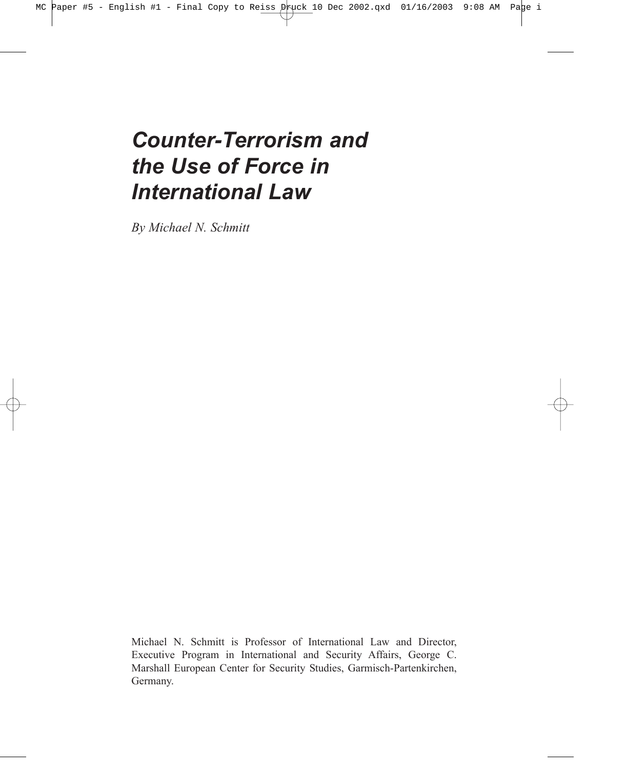# *Counter-Terrorism and the Use of Force in International Law*

*By Michael N. Schmitt*

Michael N. Schmitt is Professor of International Law and Director, Executive Program in International and Security Affairs, George C. Marshall European Center for Security Studies, Garmisch-Partenkirchen, Germany.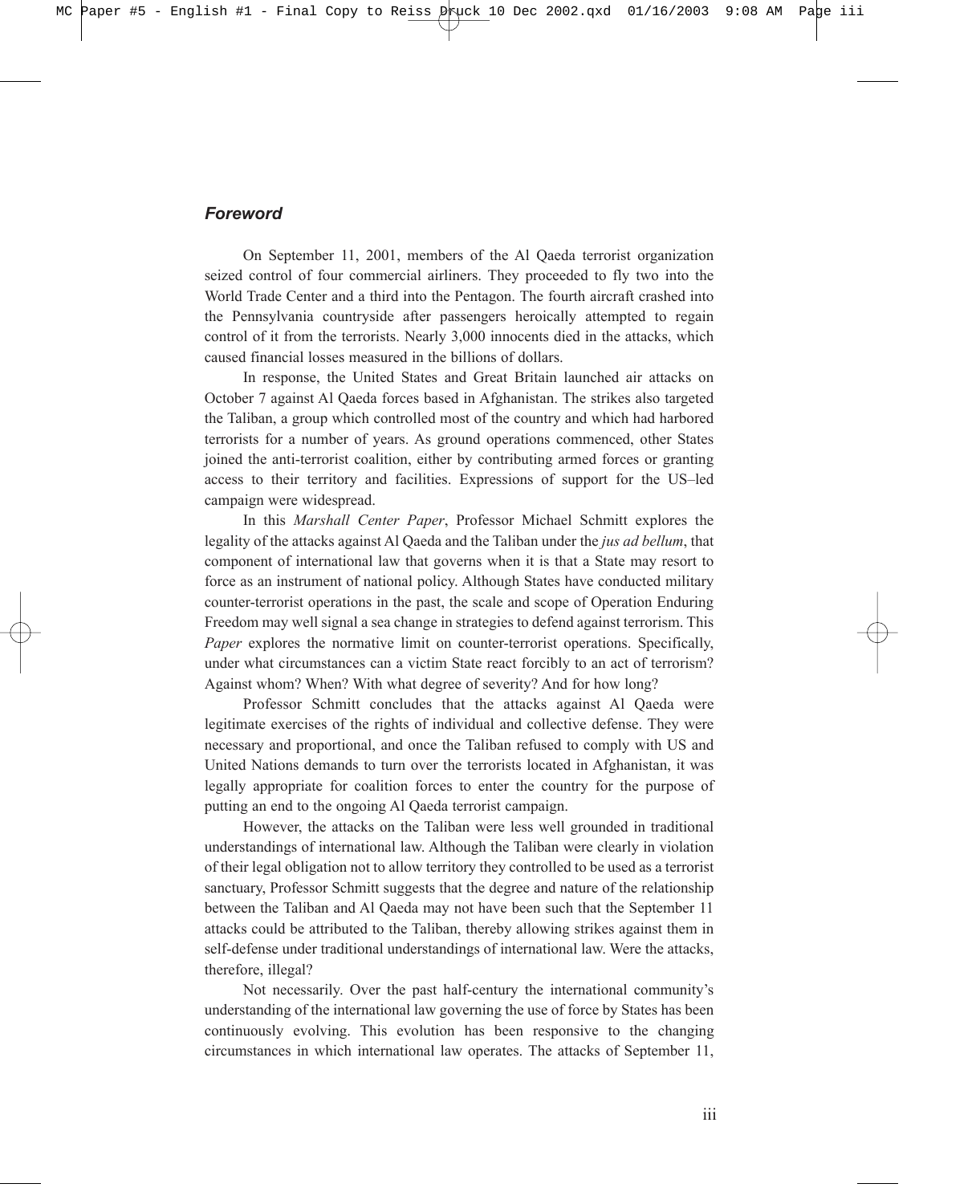## *Foreword*

On September 11, 2001, members of the Al Qaeda terrorist organization seized control of four commercial airliners. They proceeded to fly two into the World Trade Center and a third into the Pentagon. The fourth aircraft crashed into the Pennsylvania countryside after passengers heroically attempted to regain control of it from the terrorists. Nearly 3,000 innocents died in the attacks, which caused financial losses measured in the billions of dollars.

In response, the United States and Great Britain launched air attacks on October 7 against Al Qaeda forces based in Afghanistan. The strikes also targeted the Taliban, a group which controlled most of the country and which had harbored terrorists for a number of years. As ground operations commenced, other States joined the anti-terrorist coalition, either by contributing armed forces or granting access to their territory and facilities. Expressions of support for the US–led campaign were widespread.

In this *Marshall Center Paper*, Professor Michael Schmitt explores the legality of the attacks against Al Qaeda and the Taliban under the *jus ad bellum*, that component of international law that governs when it is that a State may resort to force as an instrument of national policy. Although States have conducted military counter-terrorist operations in the past, the scale and scope of Operation Enduring Freedom may well signal a sea change in strategies to defend against terrorism. This *Paper* explores the normative limit on counter-terrorist operations. Specifically, under what circumstances can a victim State react forcibly to an act of terrorism? Against whom? When? With what degree of severity? And for how long?

Professor Schmitt concludes that the attacks against Al Qaeda were legitimate exercises of the rights of individual and collective defense. They were necessary and proportional, and once the Taliban refused to comply with US and United Nations demands to turn over the terrorists located in Afghanistan, it was legally appropriate for coalition forces to enter the country for the purpose of putting an end to the ongoing Al Qaeda terrorist campaign.

However, the attacks on the Taliban were less well grounded in traditional understandings of international law. Although the Taliban were clearly in violation of their legal obligation not to allow territory they controlled to be used as a terrorist sanctuary, Professor Schmitt suggests that the degree and nature of the relationship between the Taliban and Al Qaeda may not have been such that the September 11 attacks could be attributed to the Taliban, thereby allowing strikes against them in self-defense under traditional understandings of international law. Were the attacks, therefore, illegal?

Not necessarily. Over the past half-century the international community's understanding of the international law governing the use of force by States has been continuously evolving. This evolution has been responsive to the changing circumstances in which international law operates. The attacks of September 11,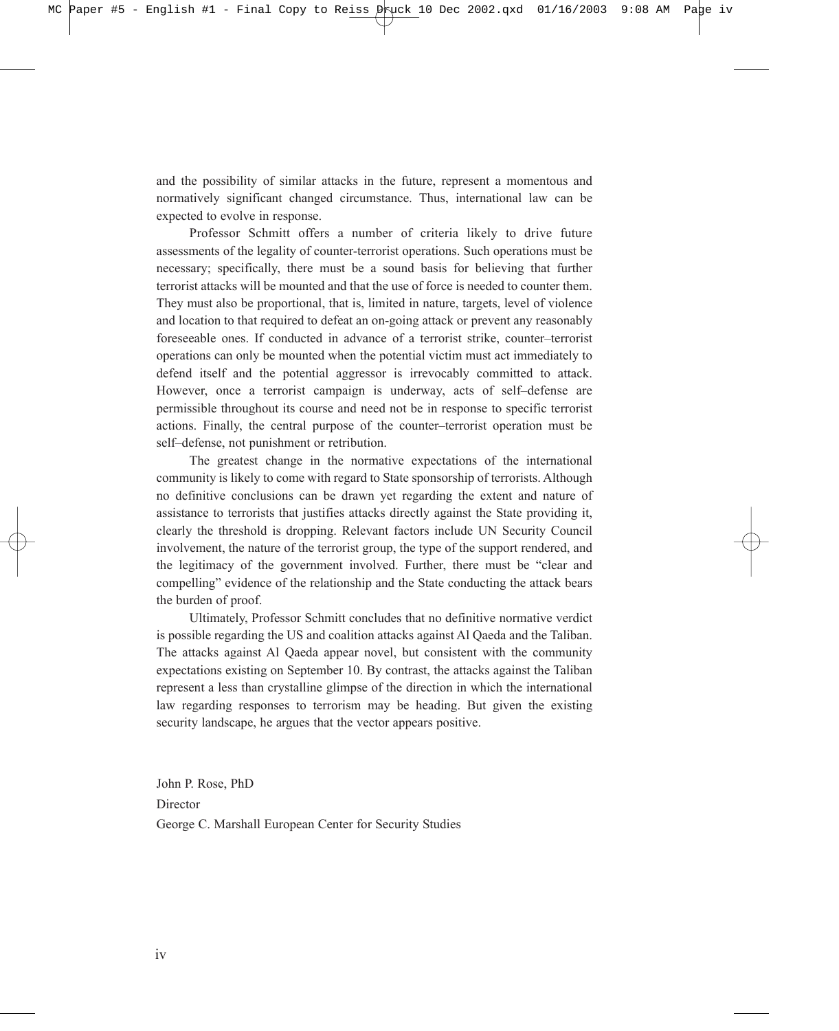and the possibility of similar attacks in the future, represent a momentous and normatively significant changed circumstance. Thus, international law can be expected to evolve in response.

Professor Schmitt offers a number of criteria likely to drive future assessments of the legality of counter-terrorist operations. Such operations must be necessary; specifically, there must be a sound basis for believing that further terrorist attacks will be mounted and that the use of force is needed to counter them. They must also be proportional, that is, limited in nature, targets, level of violence and location to that required to defeat an on-going attack or prevent any reasonably foreseeable ones. If conducted in advance of a terrorist strike, counter–terrorist operations can only be mounted when the potential victim must act immediately to defend itself and the potential aggressor is irrevocably committed to attack. However, once a terrorist campaign is underway, acts of self–defense are permissible throughout its course and need not be in response to specific terrorist actions. Finally, the central purpose of the counter–terrorist operation must be self–defense, not punishment or retribution.

The greatest change in the normative expectations of the international community is likely to come with regard to State sponsorship of terrorists. Although no definitive conclusions can be drawn yet regarding the extent and nature of assistance to terrorists that justifies attacks directly against the State providing it, clearly the threshold is dropping. Relevant factors include UN Security Council involvement, the nature of the terrorist group, the type of the support rendered, and the legitimacy of the government involved. Further, there must be "clear and compelling" evidence of the relationship and the State conducting the attack bears the burden of proof.

Ultimately, Professor Schmitt concludes that no definitive normative verdict is possible regarding the US and coalition attacks against Al Qaeda and the Taliban. The attacks against Al Qaeda appear novel, but consistent with the community expectations existing on September 10. By contrast, the attacks against the Taliban represent a less than crystalline glimpse of the direction in which the international law regarding responses to terrorism may be heading. But given the existing security landscape, he argues that the vector appears positive.

John P. Rose, PhD  
Director  
George C. Marshall European Center for Security Studies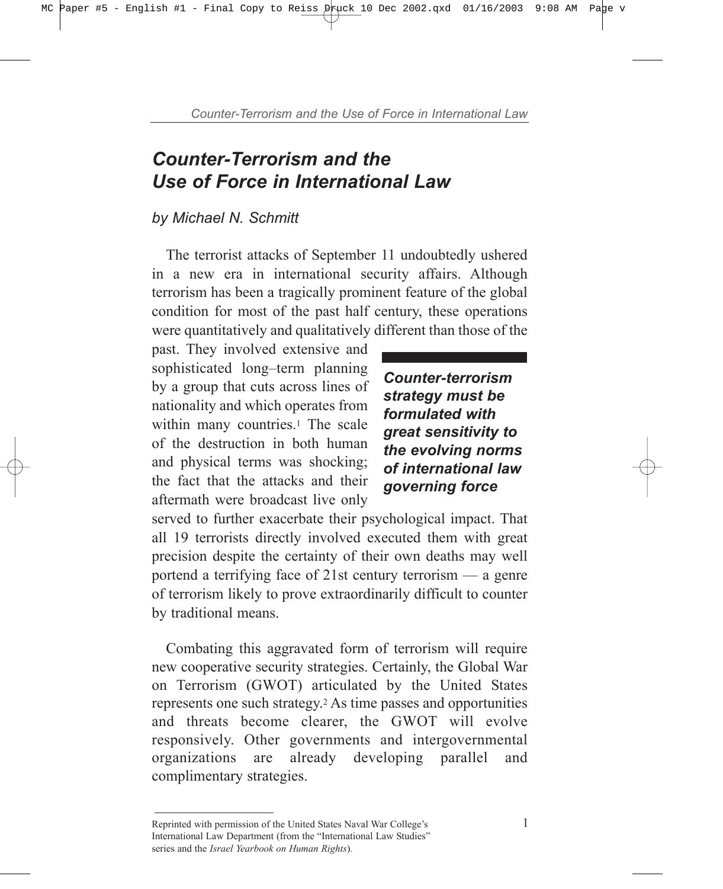# *Counter-Terrorism and the Use of Force in International Law*

*by Michael N. Schmitt*

The terrorist attacks of September 11 undoubtedly ushered in a new era in international security affairs. Although terrorism has been a tragically prominent feature of the global condition for most of the past half century, these operations were quantitatively and qualitatively different than those of the past. They involved extensive and sophisticated long–term planning by a group that cuts across lines of nationality and which operates from within many countries.[1] The scale of the destruction in both human and physical terms was shocking; the fact that the attacks and their aftermath were broadcast live only served to further exacerbate their psychological impact. That all 19 terrorists directly involved executed them with great precision despite the certainty of their own deaths may well portend a terrifying face of 21st century terrorism — a genre of terrorism likely to prove extraordinarily difficult to counter by traditional means.

> ***Counter-terrorism strategy must be formulated with great sensitivity to the evolving norms of international law governing force***

Combating this aggravated form of terrorism will require new cooperative security strategies. Certainly, the Global War on Terrorism (GWOT) articulated by the United States represents one such strategy.[2] As time passes and opportunities and threats become clearer, the GWOT will evolve responsively. Other governments and intergovernmental organizations are already developing parallel and complimentary strategies.

---

Reprinted with permission of the United States Naval War College's International Law Department (from the "International Law Studies" series and the *Israel Yearbook on Human Rights*).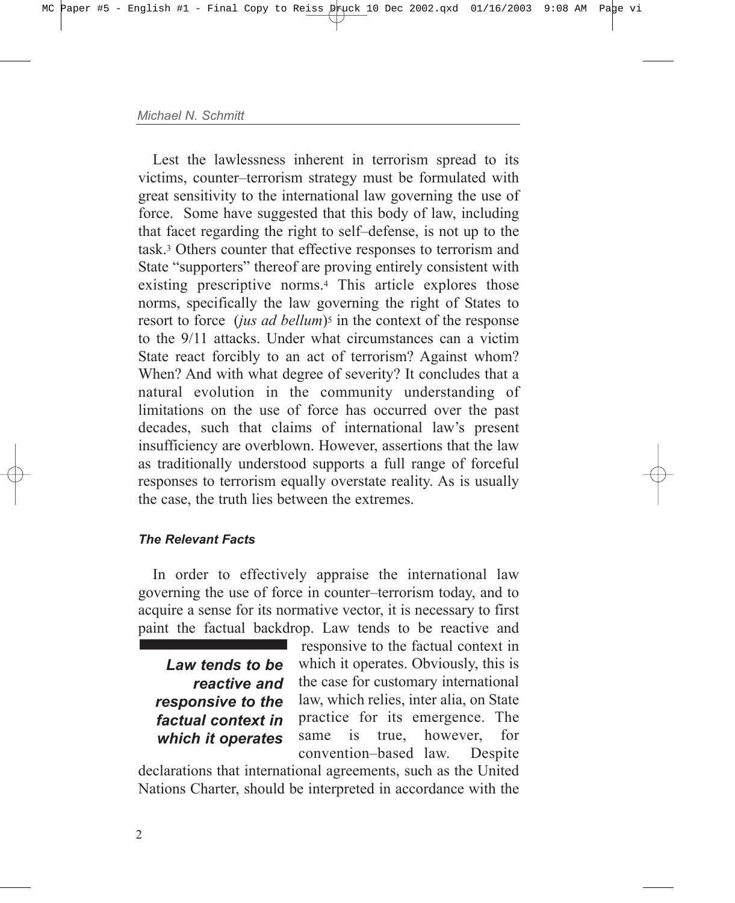Lest the lawlessness inherent in terrorism spread to its victims, counter–terrorism strategy must be formulated with great sensitivity to the international law governing the use of force. Some have suggested that this body of law, including that facet regarding the right to self–defense, is not up to the task.[3] Others counter that effective responses to terrorism and State "supporters" thereof are proving entirely consistent with existing prescriptive norms.[4] This article explores those norms, specifically the law governing the right of States to resort to force (*jus ad bellum*)[5] in the context of the response to the 9/11 attacks. Under what circumstances can a victim State react forcibly to an act of terrorism? Against whom? When? And with what degree of severity? It concludes that a natural evolution in the community understanding of limitations on the use of force has occurred over the past decades, such that claims of international law's present insufficiency are overblown. However, assertions that the law as traditionally understood supports a full range of forceful responses to terrorism equally overstate reality. As is usually the case, the truth lies between the extremes.

### *The Relevant Facts*

In order to effectively appraise the international law governing the use of force in counter–terrorism today, and to acquire a sense for its normative vector, it is necessary to first paint the factual backdrop. Law tends to be reactive and responsive to the factual context in which it operates. Obviously, this is the case for customary international law, which relies, inter alia, on State practice for its emergence. The same is true, however, for convention–based law. Despite declarations that international agreements, such as the United Nations Charter, should be interpreted in accordance with the

> ***Law tends to be reactive and responsive to the factual context in which it operates***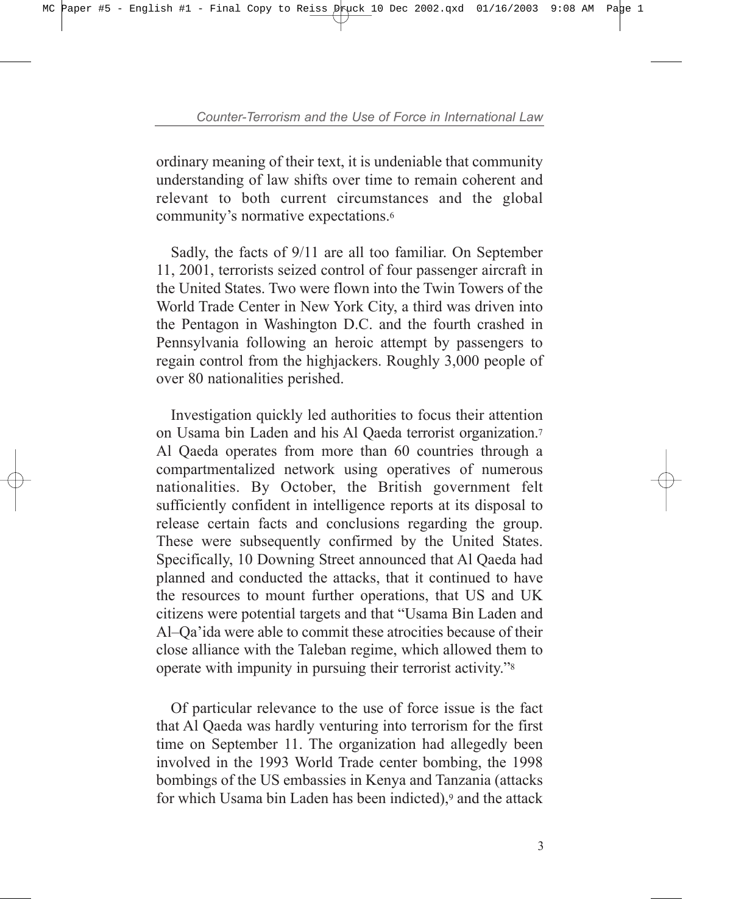ordinary meaning of their text, it is undeniable that community understanding of law shifts over time to remain coherent and relevant to both current circumstances and the global community's normative expectations.[6]

Sadly, the facts of 9/11 are all too familiar. On September 11, 2001, terrorists seized control of four passenger aircraft in the United States. Two were flown into the Twin Towers of the World Trade Center in New York City, a third was driven into the Pentagon in Washington D.C. and the fourth crashed in Pennsylvania following an heroic attempt by passengers to regain control from the highjackers. Roughly 3,000 people of over 80 nationalities perished.

Investigation quickly led authorities to focus their attention on Usama bin Laden and his Al Qaeda terrorist organization.[7] Al Qaeda operates from more than 60 countries through a compartmentalized network using operatives of numerous nationalities. By October, the British government felt sufficiently confident in intelligence reports at its disposal to release certain facts and conclusions regarding the group. These were subsequently confirmed by the United States. Specifically, 10 Downing Street announced that Al Qaeda had planned and conducted the attacks, that it continued to have the resources to mount further operations, that US and UK citizens were potential targets and that "Usama Bin Laden and Al–Qa'ida were able to commit these atrocities because of their close alliance with the Taleban regime, which allowed them to operate with impunity in pursuing their terrorist activity."[8]

Of particular relevance to the use of force issue is the fact that Al Qaeda was hardly venturing into terrorism for the first time on September 11. The organization had allegedly been involved in the 1993 World Trade center bombing, the 1998 bombings of the US embassies in Kenya and Tanzania (attacks for which Usama bin Laden has been indicted),[9] and the attack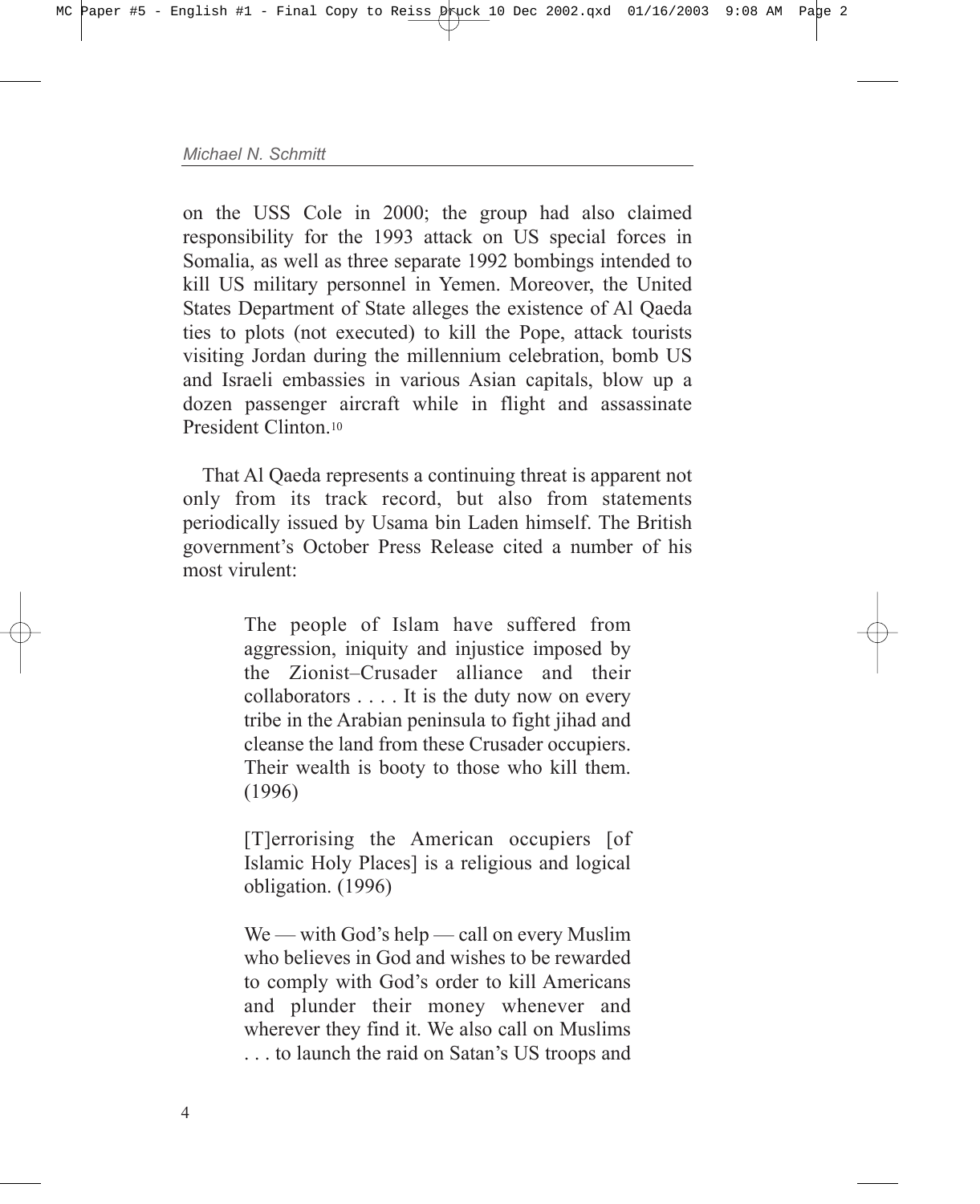on the USS Cole in 2000; the group had also claimed responsibility for the 1993 attack on US special forces in Somalia, as well as three separate 1992 bombings intended to kill US military personnel in Yemen. Moreover, the United States Department of State alleges the existence of Al Qaeda ties to plots (not executed) to kill the Pope, attack tourists visiting Jordan during the millennium celebration, bomb US and Israeli embassies in various Asian capitals, blow up a dozen passenger aircraft while in flight and assassinate President Clinton.[10]

That Al Qaeda represents a continuing threat is apparent not only from its track record, but also from statements periodically issued by Usama bin Laden himself. The British government's October Press Release cited a number of his most virulent:

> The people of Islam have suffered from aggression, iniquity and injustice imposed by the Zionist–Crusader alliance and their collaborators . . . . It is the duty now on every tribe in the Arabian peninsula to fight jihad and cleanse the land from these Crusader occupiers. Their wealth is booty to those who kill them. (1996)
>
> [T]errorising the American occupiers [of Islamic Holy Places] is a religious and logical obligation. (1996)
>
> We — with God's help — call on every Muslim who believes in God and wishes to be rewarded to comply with God's order to kill Americans and plunder their money whenever and wherever they find it. We also call on Muslims . . . to launch the raid on Satan's US troops and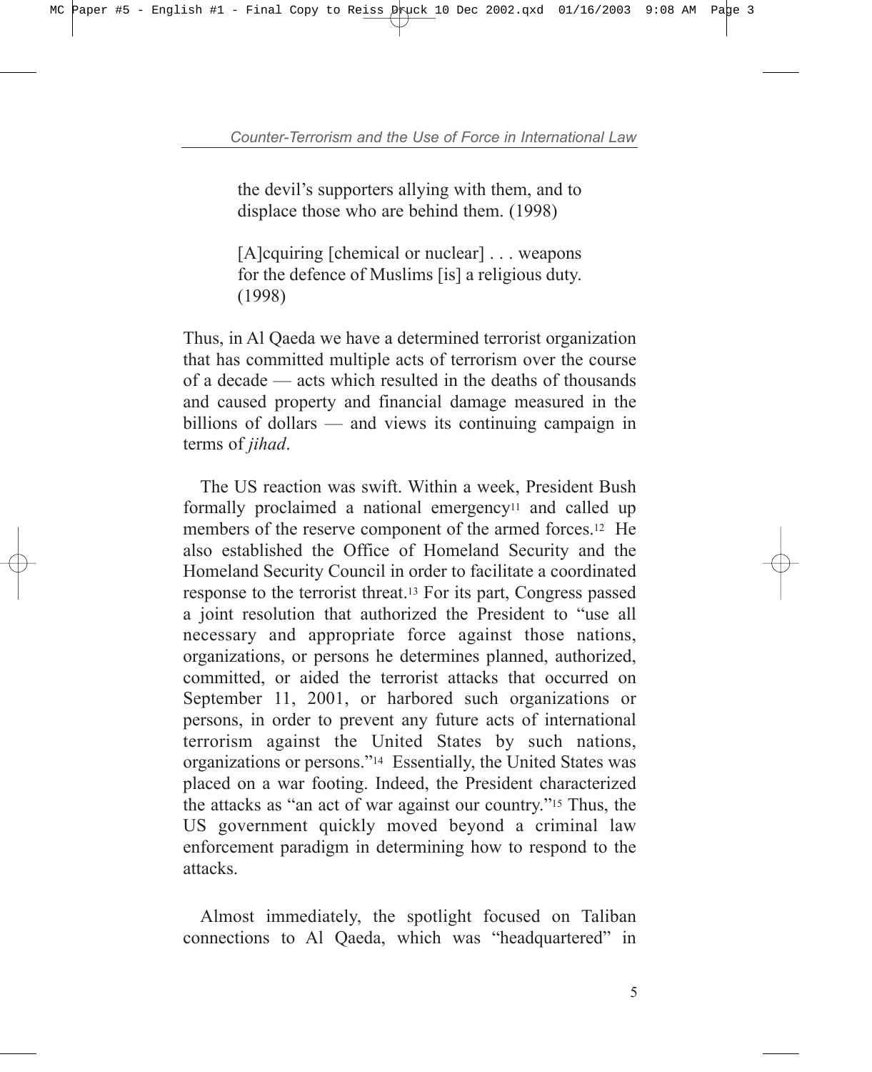> the devil's supporters allying with them, and to displace those who are behind them. (1998)

> [A]cquiring [chemical or nuclear] . . . weapons for the defence of Muslims [is] a religious duty. (1998)

Thus, in Al Qaeda we have a determined terrorist organization that has committed multiple acts of terrorism over the course of a decade — acts which resulted in the deaths of thousands and caused property and financial damage measured in the billions of dollars — and views its continuing campaign in terms of *jihad*.

The US reaction was swift. Within a week, President Bush formally proclaimed a national emergency[11] and called up members of the reserve component of the armed forces.[12] He also established the Office of Homeland Security and the Homeland Security Council in order to facilitate a coordinated response to the terrorist threat.[13] For its part, Congress passed a joint resolution that authorized the President to "use all necessary and appropriate force against those nations, organizations, or persons he determines planned, authorized, committed, or aided the terrorist attacks that occurred on September 11, 2001, or harbored such organizations or persons, in order to prevent any future acts of international terrorism against the United States by such nations, organizations or persons."[14] Essentially, the United States was placed on a war footing. Indeed, the President characterized the attacks as "an act of war against our country."[15] Thus, the US government quickly moved beyond a criminal law enforcement paradigm in determining how to respond to the attacks.

Almost immediately, the spotlight focused on Taliban connections to Al Qaeda, which was "headquartered" in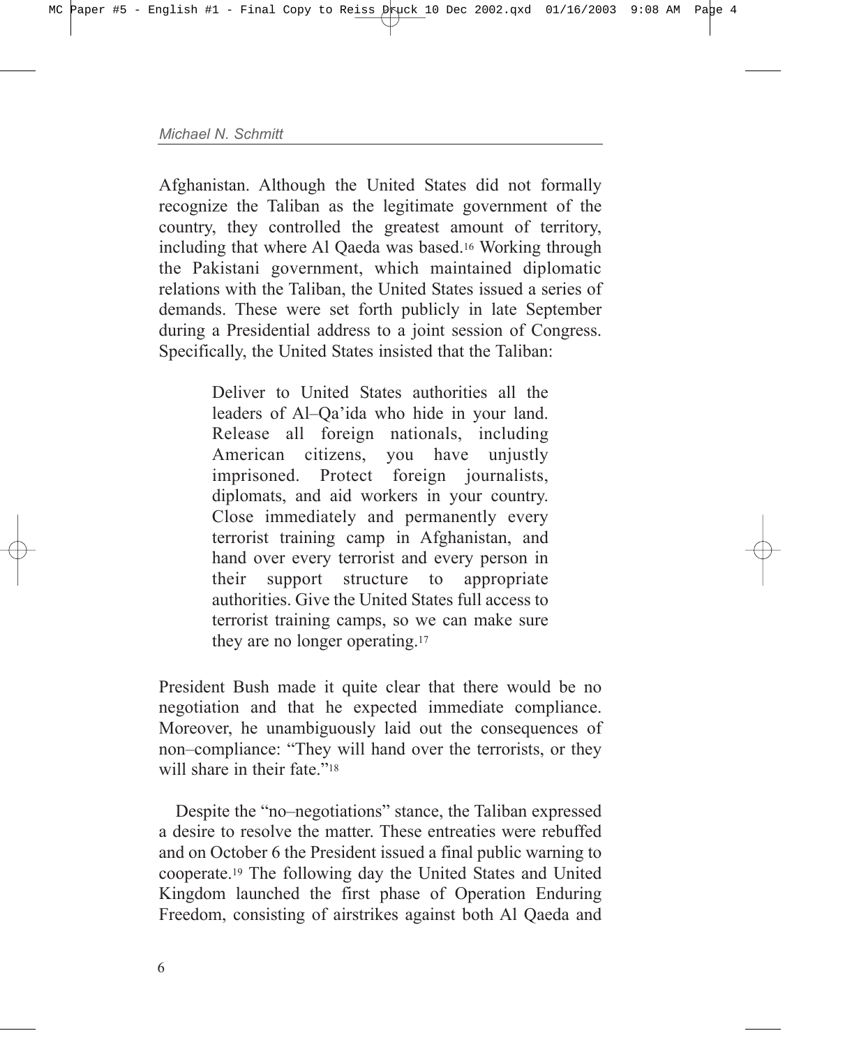Afghanistan. Although the United States did not formally recognize the Taliban as the legitimate government of the country, they controlled the greatest amount of territory, including that where Al Qaeda was based.[16] Working through the Pakistani government, which maintained diplomatic relations with the Taliban, the United States issued a series of demands. These were set forth publicly in late September during a Presidential address to a joint session of Congress. Specifically, the United States insisted that the Taliban:

> Deliver to United States authorities all the leaders of Al–Qa'ida who hide in your land. Release all foreign nationals, including American citizens, you have unjustly imprisoned. Protect foreign journalists, diplomats, and aid workers in your country. Close immediately and permanently every terrorist training camp in Afghanistan, and hand over every terrorist and every person in their support structure to appropriate authorities. Give the United States full access to terrorist training camps, so we can make sure they are no longer operating.[17]

President Bush made it quite clear that there would be no negotiation and that he expected immediate compliance. Moreover, he unambiguously laid out the consequences of non–compliance: "They will hand over the terrorists, or they will share in their fate."[18]

Despite the "no–negotiations" stance, the Taliban expressed a desire to resolve the matter. These entreaties were rebuffed and on October 6 the President issued a final public warning to cooperate.[19] The following day the United States and United Kingdom launched the first phase of Operation Enduring Freedom, consisting of airstrikes against both Al Qaeda and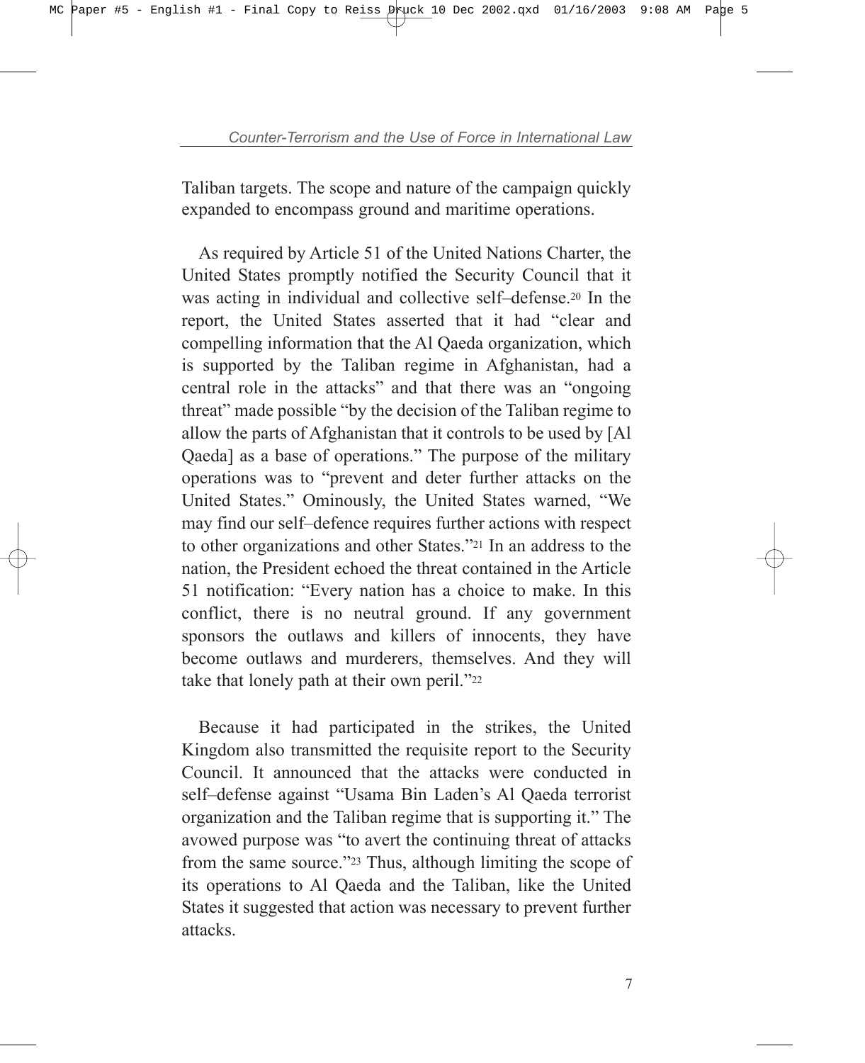Taliban targets. The scope and nature of the campaign quickly expanded to encompass ground and maritime operations.

As required by Article 51 of the United Nations Charter, the United States promptly notified the Security Council that it was acting in individual and collective self–defense.[20] In the report, the United States asserted that it had "clear and compelling information that the Al Qaeda organization, which is supported by the Taliban regime in Afghanistan, had a central role in the attacks" and that there was an "ongoing threat" made possible "by the decision of the Taliban regime to allow the parts of Afghanistan that it controls to be used by [Al Qaeda] as a base of operations." The purpose of the military operations was to "prevent and deter further attacks on the United States." Ominously, the United States warned, "We may find our self–defence requires further actions with respect to other organizations and other States."[21] In an address to the nation, the President echoed the threat contained in the Article 51 notification: "Every nation has a choice to make. In this conflict, there is no neutral ground. If any government sponsors the outlaws and killers of innocents, they have become outlaws and murderers, themselves. And they will take that lonely path at their own peril."[22]

Because it had participated in the strikes, the United Kingdom also transmitted the requisite report to the Security Council. It announced that the attacks were conducted in self–defense against "Usama Bin Laden's Al Qaeda terrorist organization and the Taliban regime that is supporting it." The avowed purpose was "to avert the continuing threat of attacks from the same source."[23] Thus, although limiting the scope of its operations to Al Qaeda and the Taliban, like the United States it suggested that action was necessary to prevent further attacks.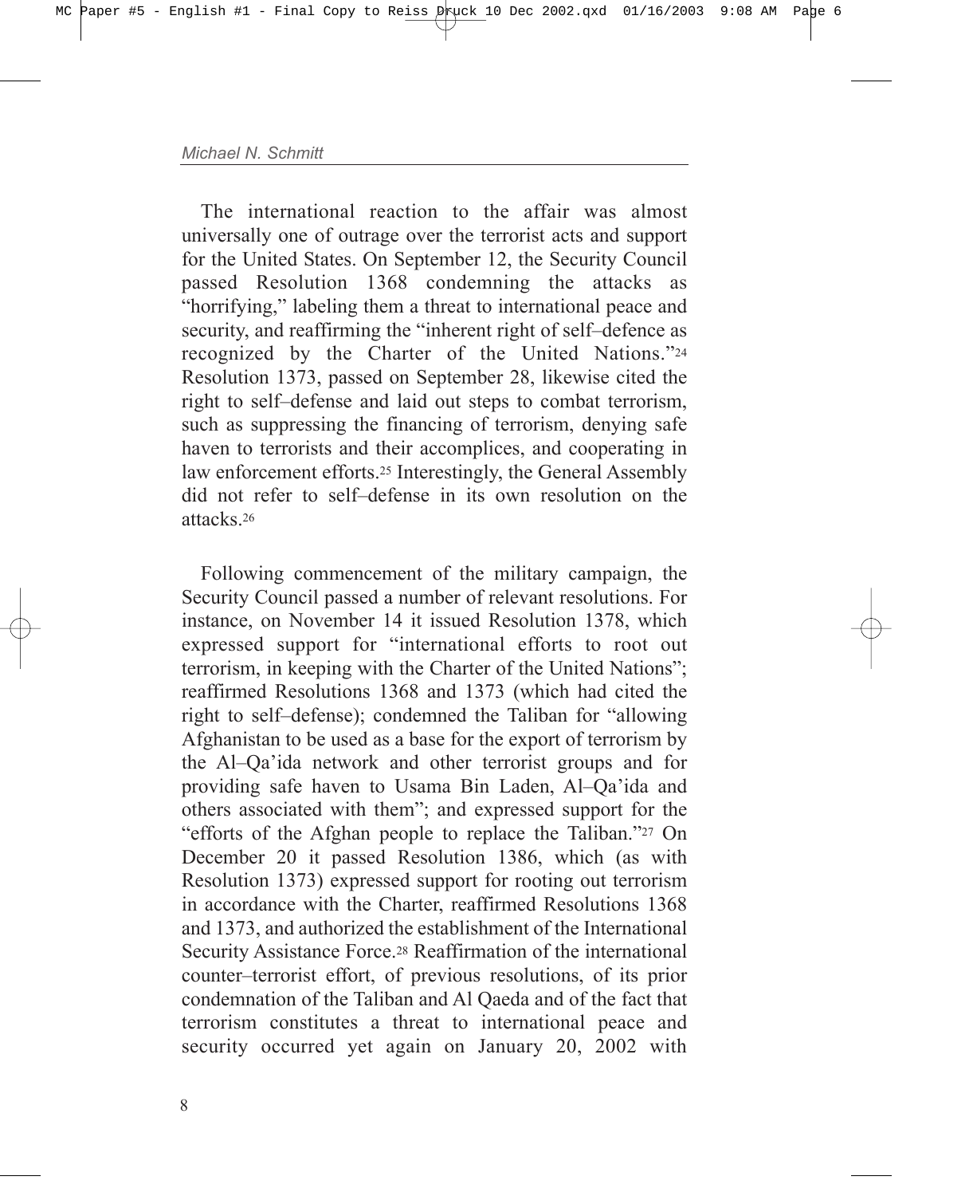The international reaction to the affair was almost universally one of outrage over the terrorist acts and support for the United States. On September 12, the Security Council passed Resolution 1368 condemning the attacks as "horrifying," labeling them a threat to international peace and security, and reaffirming the "inherent right of self–defence as recognized by the Charter of the United Nations."[24] Resolution 1373, passed on September 28, likewise cited the right to self–defense and laid out steps to combat terrorism, such as suppressing the financing of terrorism, denying safe haven to terrorists and their accomplices, and cooperating in law enforcement efforts.[25] Interestingly, the General Assembly did not refer to self–defense in its own resolution on the attacks.[26]

Following commencement of the military campaign, the Security Council passed a number of relevant resolutions. For instance, on November 14 it issued Resolution 1378, which expressed support for "international efforts to root out terrorism, in keeping with the Charter of the United Nations"; reaffirmed Resolutions 1368 and 1373 (which had cited the right to self–defense); condemned the Taliban for "allowing Afghanistan to be used as a base for the export of terrorism by the Al–Qa'ida network and other terrorist groups and for providing safe haven to Usama Bin Laden, Al–Qa'ida and others associated with them"; and expressed support for the "efforts of the Afghan people to replace the Taliban."[27] On December 20 it passed Resolution 1386, which (as with Resolution 1373) expressed support for rooting out terrorism in accordance with the Charter, reaffirmed Resolutions 1368 and 1373, and authorized the establishment of the International Security Assistance Force.[28] Reaffirmation of the international counter–terrorist effort, of previous resolutions, of its prior condemnation of the Taliban and Al Qaeda and of the fact that terrorism constitutes a threat to international peace and security occurred yet again on January 20, 2002 with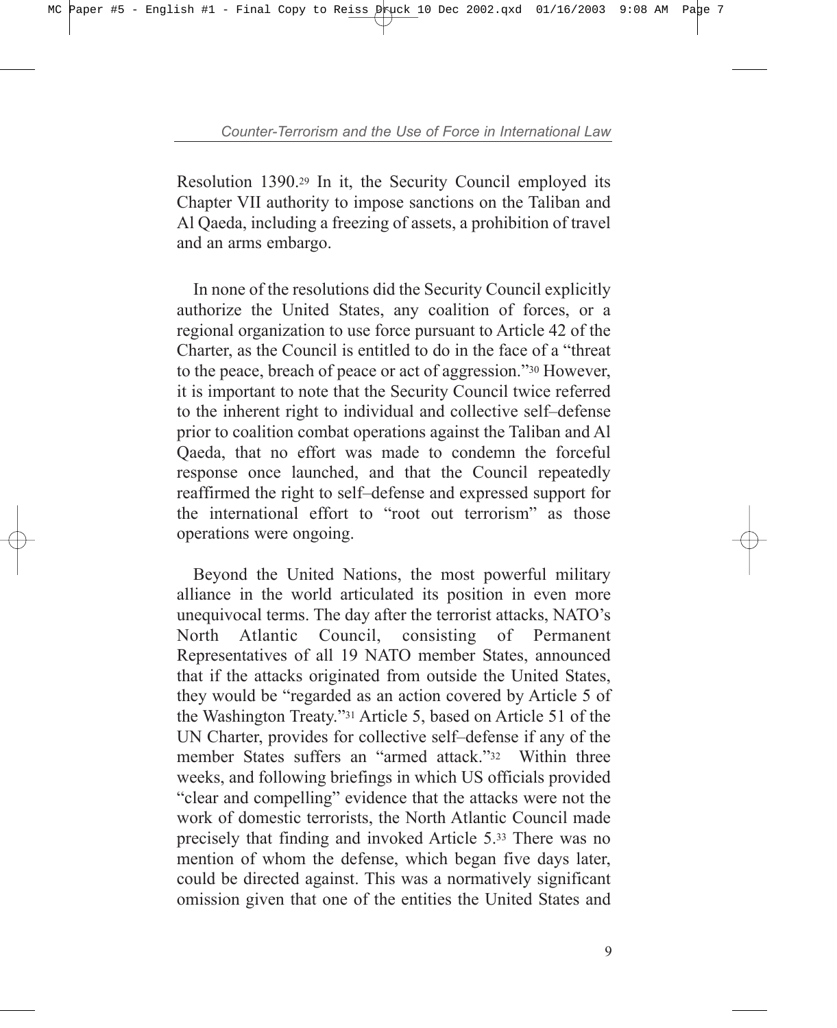Resolution 1390.[29] In it, the Security Council employed its Chapter VII authority to impose sanctions on the Taliban and Al Qaeda, including a freezing of assets, a prohibition of travel and an arms embargo.

In none of the resolutions did the Security Council explicitly authorize the United States, any coalition of forces, or a regional organization to use force pursuant to Article 42 of the Charter, as the Council is entitled to do in the face of a "threat to the peace, breach of peace or act of aggression."[30] However, it is important to note that the Security Council twice referred to the inherent right to individual and collective self–defense prior to coalition combat operations against the Taliban and Al Qaeda, that no effort was made to condemn the forceful response once launched, and that the Council repeatedly reaffirmed the right to self–defense and expressed support for the international effort to "root out terrorism" as those operations were ongoing.

Beyond the United Nations, the most powerful military alliance in the world articulated its position in even more unequivocal terms. The day after the terrorist attacks, NATO's North Atlantic Council, consisting of Permanent Representatives of all 19 NATO member States, announced that if the attacks originated from outside the United States, they would be "regarded as an action covered by Article 5 of the Washington Treaty."[31] Article 5, based on Article 51 of the UN Charter, provides for collective self–defense if any of the member States suffers an "armed attack."[32] Within three weeks, and following briefings in which US officials provided "clear and compelling" evidence that the attacks were not the work of domestic terrorists, the North Atlantic Council made precisely that finding and invoked Article 5.[33] There was no mention of whom the defense, which began five days later, could be directed against. This was a normatively significant omission given that one of the entities the United States and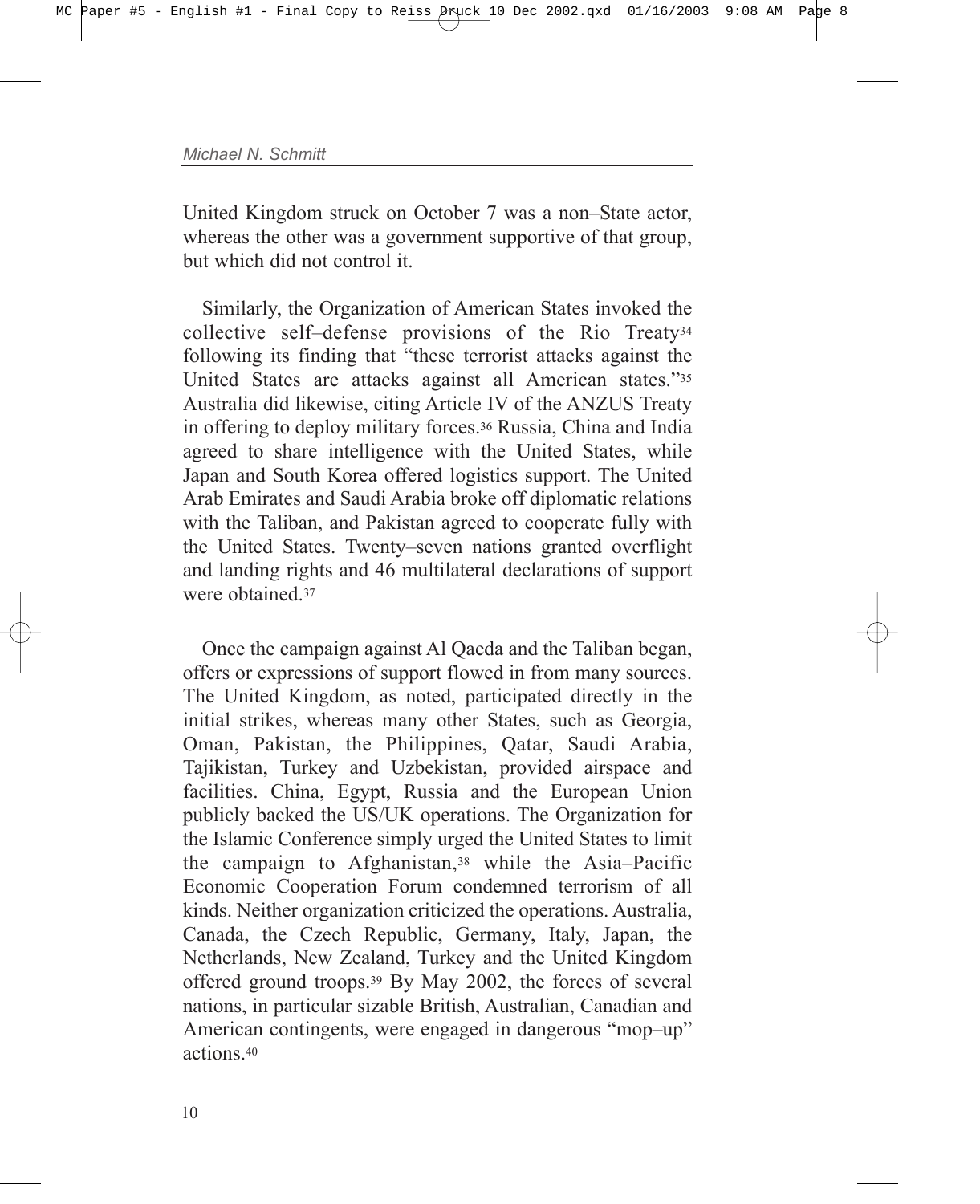United Kingdom struck on October 7 was a non–State actor, whereas the other was a government supportive of that group, but which did not control it.

Similarly, the Organization of American States invoked the collective self–defense provisions of the Rio Treaty[34] following its finding that "these terrorist attacks against the United States are attacks against all American states."[35] Australia did likewise, citing Article IV of the ANZUS Treaty in offering to deploy military forces.[36] Russia, China and India agreed to share intelligence with the United States, while Japan and South Korea offered logistics support. The United Arab Emirates and Saudi Arabia broke off diplomatic relations with the Taliban, and Pakistan agreed to cooperate fully with the United States. Twenty–seven nations granted overflight and landing rights and 46 multilateral declarations of support were obtained.[37]

Once the campaign against Al Qaeda and the Taliban began, offers or expressions of support flowed in from many sources. The United Kingdom, as noted, participated directly in the initial strikes, whereas many other States, such as Georgia, Oman, Pakistan, the Philippines, Qatar, Saudi Arabia, Tajikistan, Turkey and Uzbekistan, provided airspace and facilities. China, Egypt, Russia and the European Union publicly backed the US/UK operations. The Organization for the Islamic Conference simply urged the United States to limit the campaign to Afghanistan,[38] while the Asia–Pacific Economic Cooperation Forum condemned terrorism of all kinds. Neither organization criticized the operations. Australia, Canada, the Czech Republic, Germany, Italy, Japan, the Netherlands, New Zealand, Turkey and the United Kingdom offered ground troops.[39] By May 2002, the forces of several nations, in particular sizable British, Australian, Canadian and American contingents, were engaged in dangerous "mop–up" actions.[40]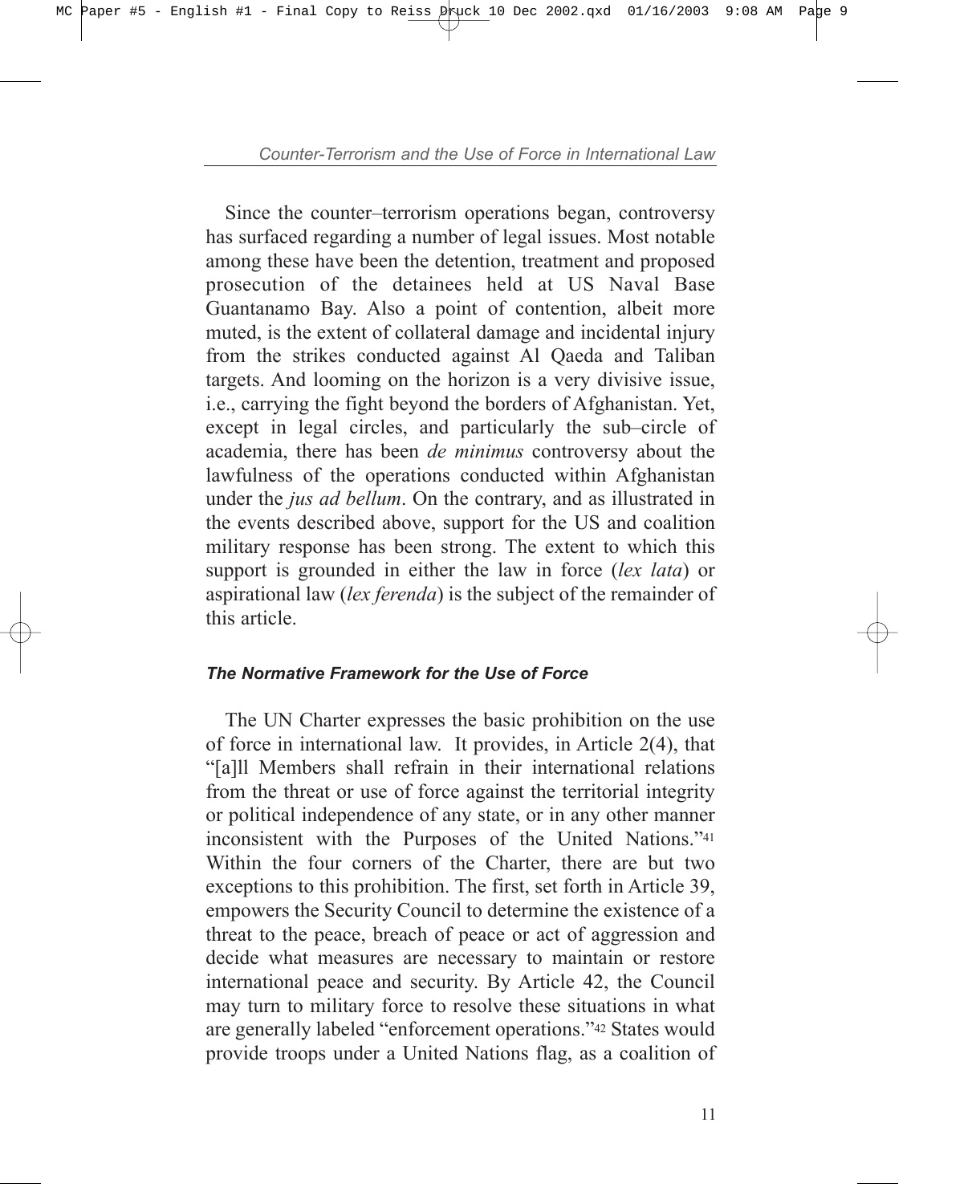Since the counter–terrorism operations began, controversy has surfaced regarding a number of legal issues. Most notable among these have been the detention, treatment and proposed prosecution of the detainees held at US Naval Base Guantanamo Bay. Also a point of contention, albeit more muted, is the extent of collateral damage and incidental injury from the strikes conducted against Al Qaeda and Taliban targets. And looming on the horizon is a very divisive issue, i.e., carrying the fight beyond the borders of Afghanistan. Yet, except in legal circles, and particularly the sub–circle of academia, there has been *de minimus* controversy about the lawfulness of the operations conducted within Afghanistan under the *jus ad bellum*. On the contrary, and as illustrated in the events described above, support for the US and coalition military response has been strong. The extent to which this support is grounded in either the law in force (*lex lata*) or aspirational law (*lex ferenda*) is the subject of the remainder of this article.

### *The Normative Framework for the Use of Force*

The UN Charter expresses the basic prohibition on the use of force in international law. It provides, in Article 2(4), that "[a]ll Members shall refrain in their international relations from the threat or use of force against the territorial integrity or political independence of any state, or in any other manner inconsistent with the Purposes of the United Nations."[41] Within the four corners of the Charter, there are but two exceptions to this prohibition. The first, set forth in Article 39, empowers the Security Council to determine the existence of a threat to the peace, breach of peace or act of aggression and decide what measures are necessary to maintain or restore international peace and security. By Article 42, the Council may turn to military force to resolve these situations in what are generally labeled "enforcement operations."[42] States would provide troops under a United Nations flag, as a coalition of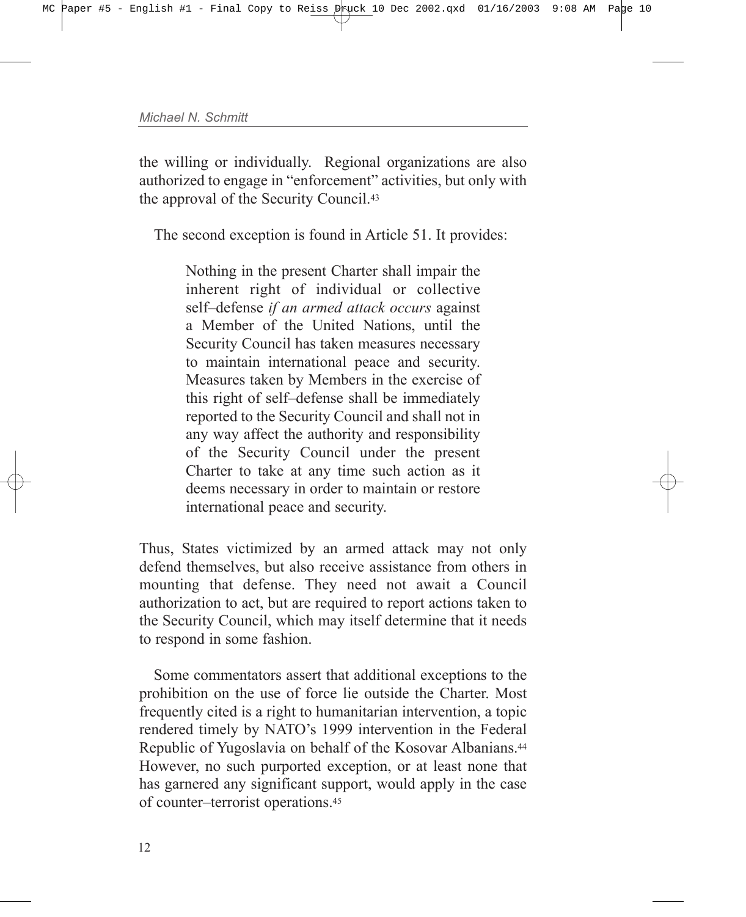the willing or individually. Regional organizations are also authorized to engage in "enforcement" activities, but only with the approval of the Security Council.[43]

The second exception is found in Article 51. It provides:

> Nothing in the present Charter shall impair the inherent right of individual or collective self–defense *if an armed attack occurs* against a Member of the United Nations, until the Security Council has taken measures necessary to maintain international peace and security. Measures taken by Members in the exercise of this right of self–defense shall be immediately reported to the Security Council and shall not in any way affect the authority and responsibility of the Security Council under the present Charter to take at any time such action as it deems necessary in order to maintain or restore international peace and security.

Thus, States victimized by an armed attack may not only defend themselves, but also receive assistance from others in mounting that defense. They need not await a Council authorization to act, but are required to report actions taken to the Security Council, which may itself determine that it needs to respond in some fashion.

Some commentators assert that additional exceptions to the prohibition on the use of force lie outside the Charter. Most frequently cited is a right to humanitarian intervention, a topic rendered timely by NATO's 1999 intervention in the Federal Republic of Yugoslavia on behalf of the Kosovar Albanians.[44] However, no such purported exception, or at least none that has garnered any significant support, would apply in the case of counter–terrorist operations.[45]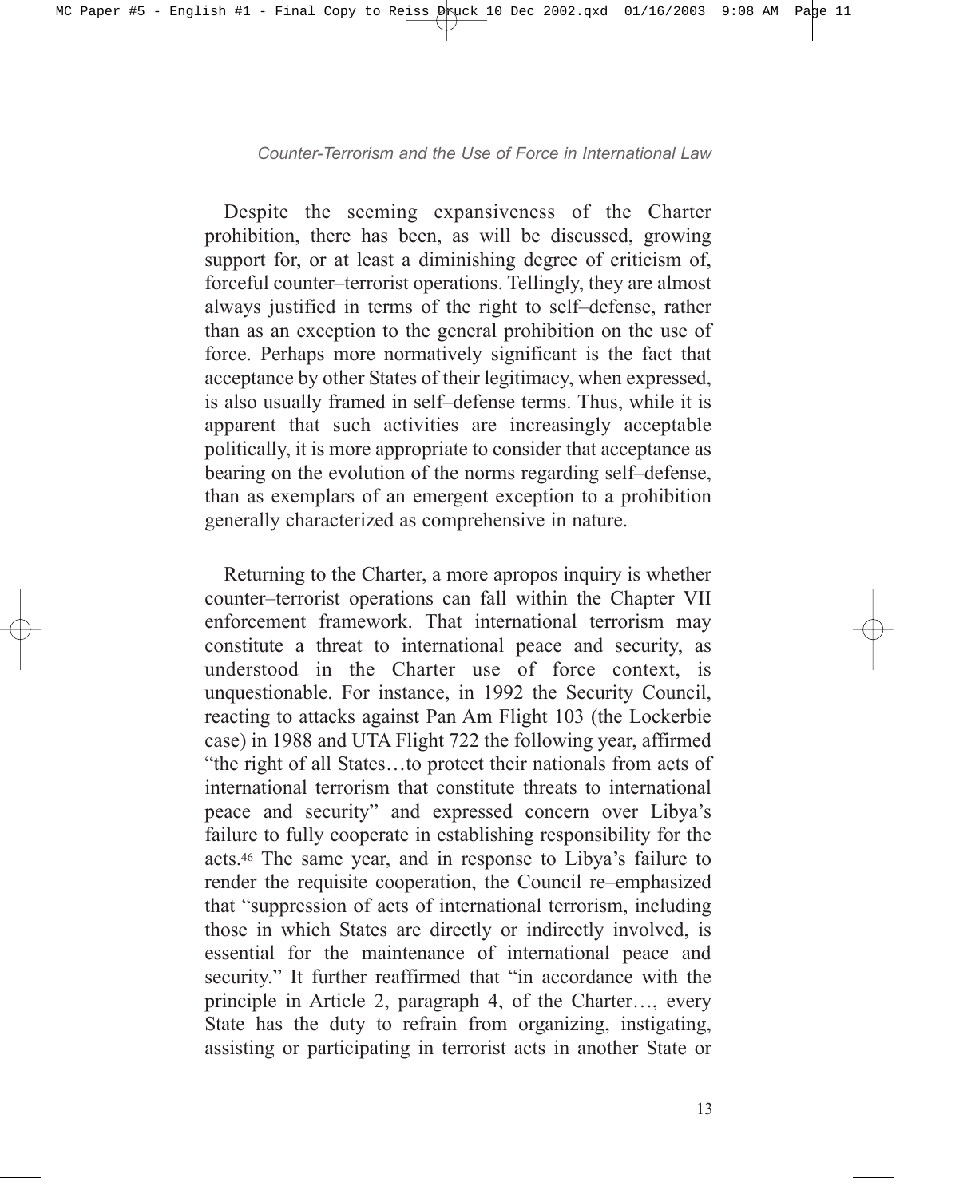Despite the seeming expansiveness of the Charter prohibition, there has been, as will be discussed, growing support for, or at least a diminishing degree of criticism of, forceful counter–terrorist operations. Tellingly, they are almost always justified in terms of the right to self–defense, rather than as an exception to the general prohibition on the use of force. Perhaps more normatively significant is the fact that acceptance by other States of their legitimacy, when expressed, is also usually framed in self–defense terms. Thus, while it is apparent that such activities are increasingly acceptable politically, it is more appropriate to consider that acceptance as bearing on the evolution of the norms regarding self–defense, than as exemplars of an emergent exception to a prohibition generally characterized as comprehensive in nature.

Returning to the Charter, a more apropos inquiry is whether counter–terrorist operations can fall within the Chapter VII enforcement framework. That international terrorism may constitute a threat to international peace and security, as understood in the Charter use of force context, is unquestionable. For instance, in 1992 the Security Council, reacting to attacks against Pan Am Flight 103 (the Lockerbie case) in 1988 and UTA Flight 722 the following year, affirmed "the right of all States…to protect their nationals from acts of international terrorism that constitute threats to international peace and security" and expressed concern over Libya's failure to fully cooperate in establishing responsibility for the acts.[46] The same year, and in response to Libya's failure to render the requisite cooperation, the Council re–emphasized that "suppression of acts of international terrorism, including those in which States are directly or indirectly involved, is essential for the maintenance of international peace and security." It further reaffirmed that "in accordance with the principle in Article 2, paragraph 4, of the Charter…, every State has the duty to refrain from organizing, instigating, assisting or participating in terrorist acts in another State or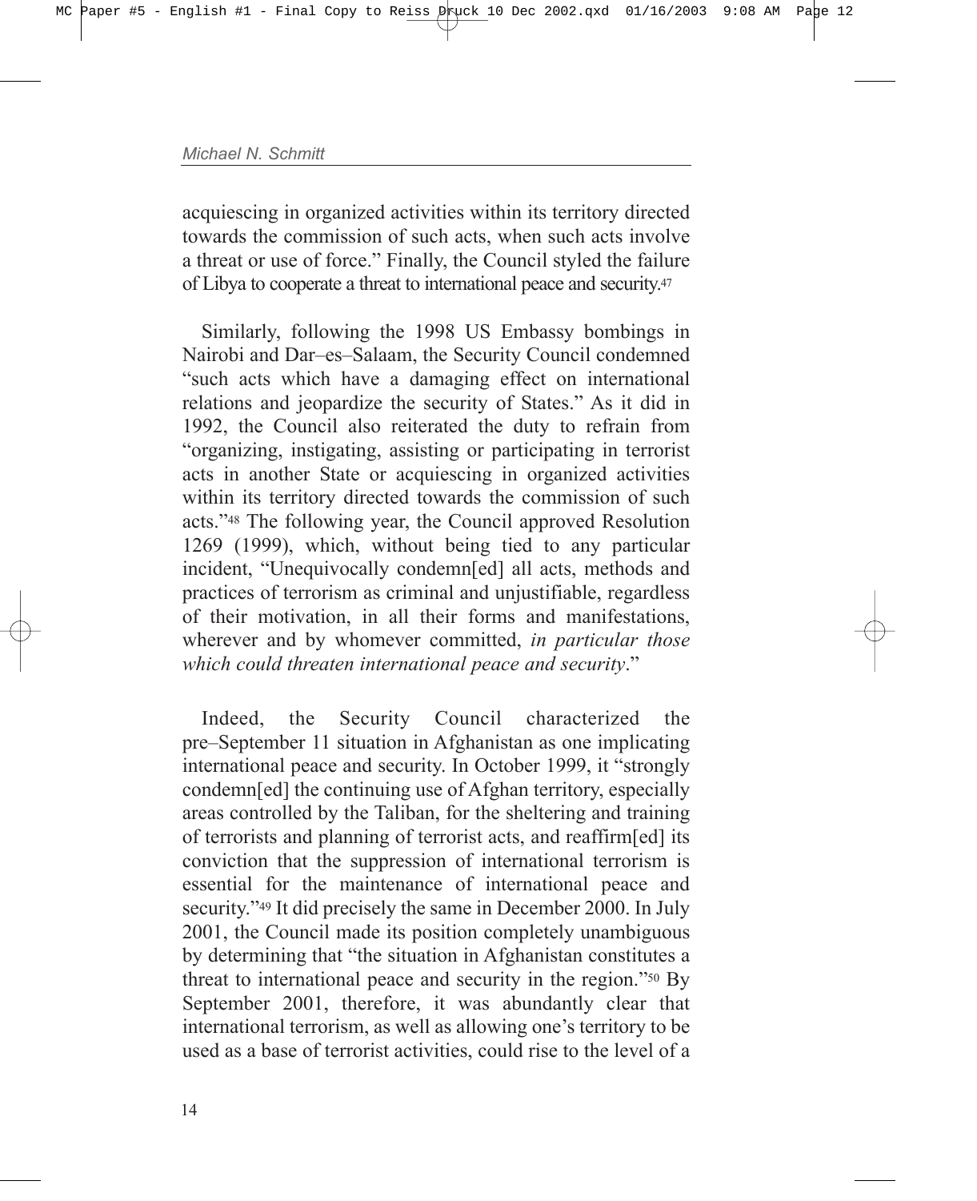acquiescing in organized activities within its territory directed towards the commission of such acts, when such acts involve a threat or use of force." Finally, the Council styled the failure of Libya to cooperate a threat to international peace and security.[47]

Similarly, following the 1998 US Embassy bombings in Nairobi and Dar–es–Salaam, the Security Council condemned "such acts which have a damaging effect on international relations and jeopardize the security of States." As it did in 1992, the Council also reiterated the duty to refrain from "organizing, instigating, assisting or participating in terrorist acts in another State or acquiescing in organized activities within its territory directed towards the commission of such acts."[48] The following year, the Council approved Resolution 1269 (1999), which, without being tied to any particular incident, "Unequivocally condemn[ed] all acts, methods and practices of terrorism as criminal and unjustifiable, regardless of their motivation, in all their forms and manifestations, wherever and by whomever committed, *in particular those which could threaten international peace and security*."

Indeed, the Security Council characterized the pre–September 11 situation in Afghanistan as one implicating international peace and security. In October 1999, it "strongly condemn[ed] the continuing use of Afghan territory, especially areas controlled by the Taliban, for the sheltering and training of terrorists and planning of terrorist acts, and reaffirm[ed] its conviction that the suppression of international terrorism is essential for the maintenance of international peace and security."[49] It did precisely the same in December 2000. In July 2001, the Council made its position completely unambiguous by determining that "the situation in Afghanistan constitutes a threat to international peace and security in the region."[50] By September 2001, therefore, it was abundantly clear that international terrorism, as well as allowing one's territory to be used as a base of terrorist activities, could rise to the level of a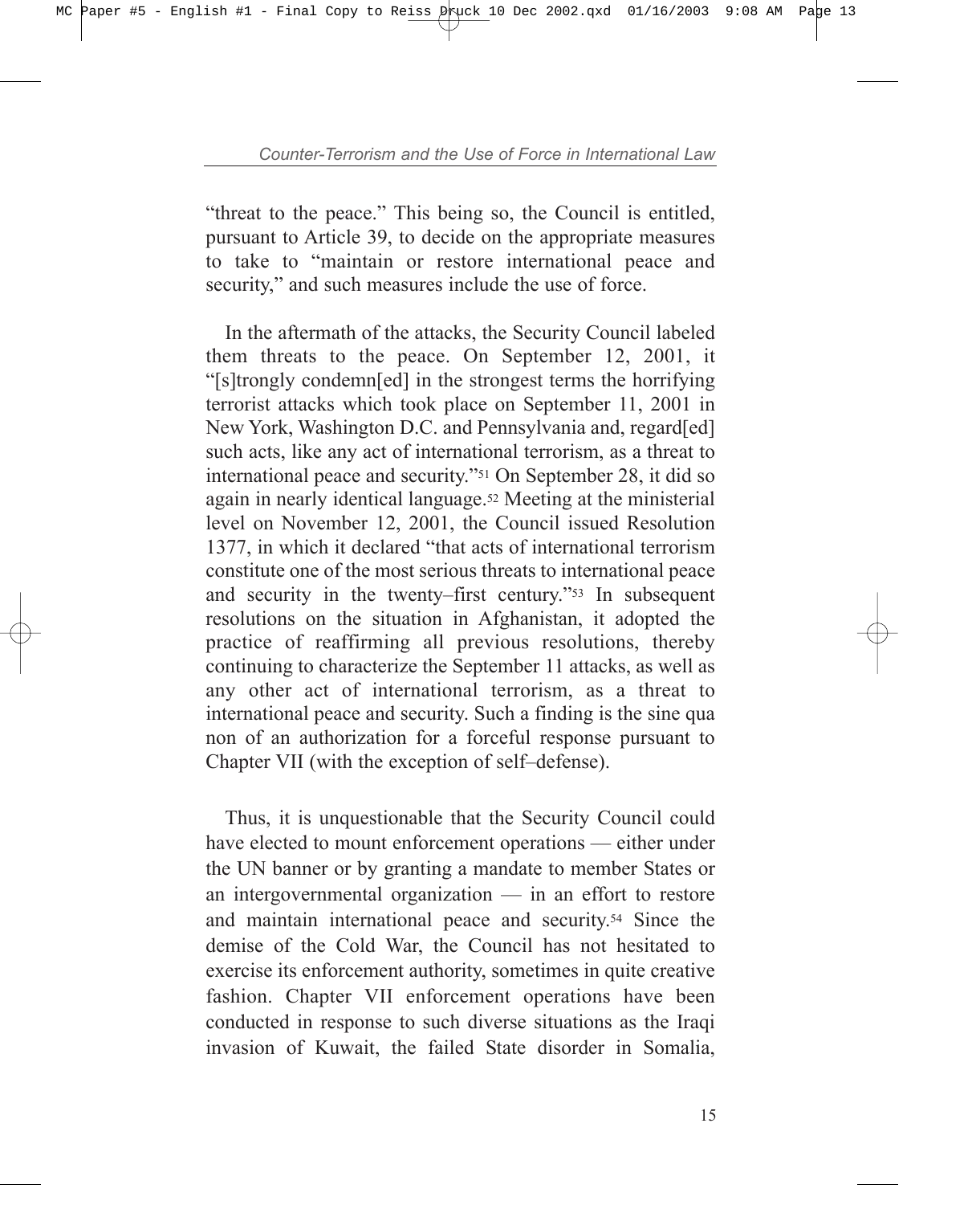"threat to the peace." This being so, the Council is entitled, pursuant to Article 39, to decide on the appropriate measures to take to "maintain or restore international peace and security," and such measures include the use of force.

In the aftermath of the attacks, the Security Council labeled them threats to the peace. On September 12, 2001, it "[s]trongly condemn[ed] in the strongest terms the horrifying terrorist attacks which took place on September 11, 2001 in New York, Washington D.C. and Pennsylvania and, regard[ed] such acts, like any act of international terrorism, as a threat to international peace and security."[51] On September 28, it did so again in nearly identical language.[52] Meeting at the ministerial level on November 12, 2001, the Council issued Resolution 1377, in which it declared "that acts of international terrorism constitute one of the most serious threats to international peace and security in the twenty–first century."[53] In subsequent resolutions on the situation in Afghanistan, it adopted the practice of reaffirming all previous resolutions, thereby continuing to characterize the September 11 attacks, as well as any other act of international terrorism, as a threat to international peace and security. Such a finding is the sine qua non of an authorization for a forceful response pursuant to Chapter VII (with the exception of self–defense).

Thus, it is unquestionable that the Security Council could have elected to mount enforcement operations — either under the UN banner or by granting a mandate to member States or an intergovernmental organization — in an effort to restore and maintain international peace and security.[54] Since the demise of the Cold War, the Council has not hesitated to exercise its enforcement authority, sometimes in quite creative fashion. Chapter VII enforcement operations have been conducted in response to such diverse situations as the Iraqi invasion of Kuwait, the failed State disorder in Somalia,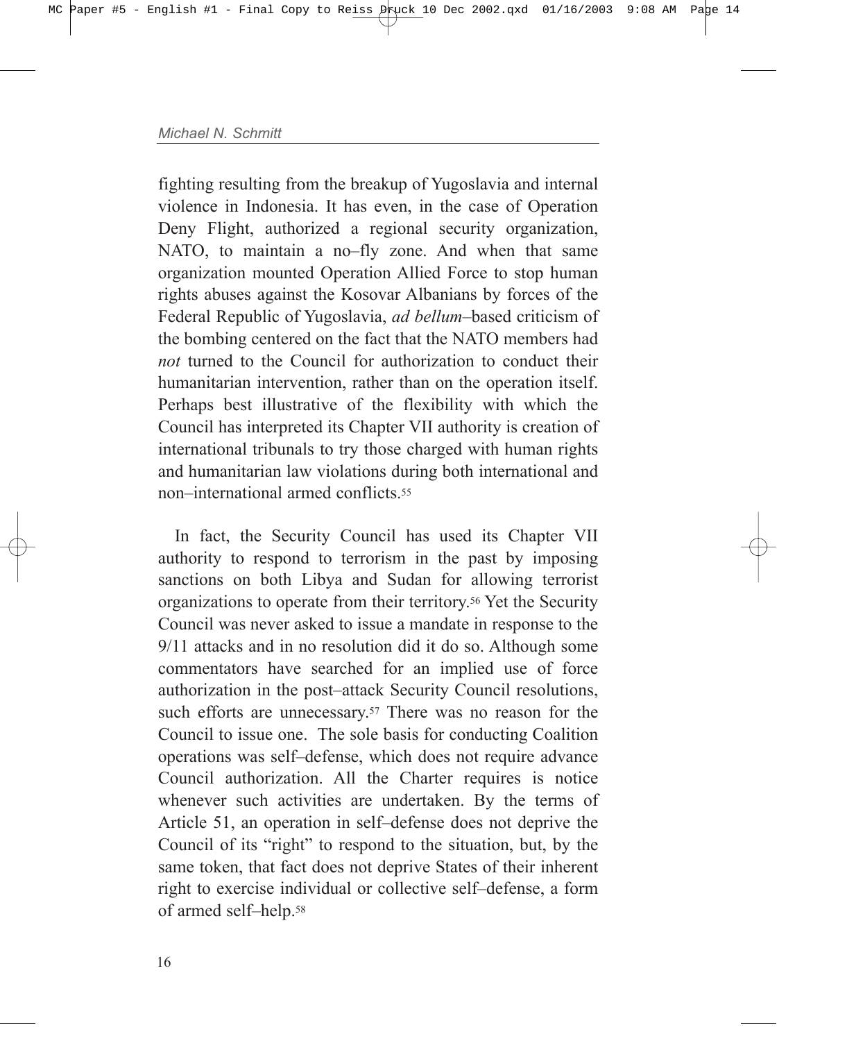fighting resulting from the breakup of Yugoslavia and internal violence in Indonesia. It has even, in the case of Operation Deny Flight, authorized a regional security organization, NATO, to maintain a no–fly zone. And when that same organization mounted Operation Allied Force to stop human rights abuses against the Kosovar Albanians by forces of the Federal Republic of Yugoslavia, *ad bellum*–based criticism of the bombing centered on the fact that the NATO members had *not* turned to the Council for authorization to conduct their humanitarian intervention, rather than on the operation itself. Perhaps best illustrative of the flexibility with which the Council has interpreted its Chapter VII authority is creation of international tribunals to try those charged with human rights and humanitarian law violations during both international and non–international armed conflicts.[55]

In fact, the Security Council has used its Chapter VII authority to respond to terrorism in the past by imposing sanctions on both Libya and Sudan for allowing terrorist organizations to operate from their territory.[56] Yet the Security Council was never asked to issue a mandate in response to the 9/11 attacks and in no resolution did it do so. Although some commentators have searched for an implied use of force authorization in the post–attack Security Council resolutions, such efforts are unnecessary.[57] There was no reason for the Council to issue one. The sole basis for conducting Coalition operations was self–defense, which does not require advance Council authorization. All the Charter requires is notice whenever such activities are undertaken. By the terms of Article 51, an operation in self–defense does not deprive the Council of its "right" to respond to the situation, but, by the same token, that fact does not deprive States of their inherent right to exercise individual or collective self–defense, a form of armed self–help.[58]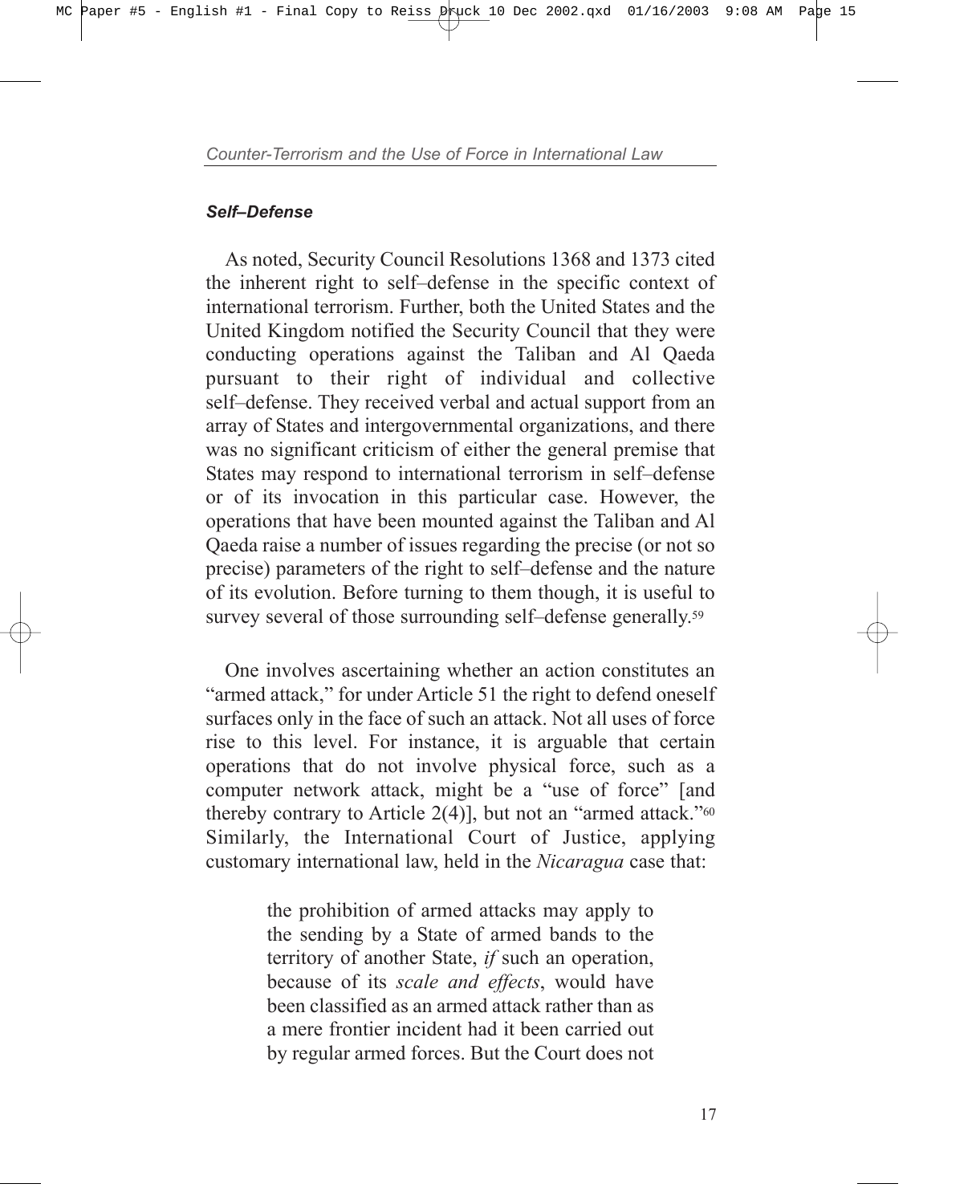### *Self–Defense*

As noted, Security Council Resolutions 1368 and 1373 cited the inherent right to self–defense in the specific context of international terrorism. Further, both the United States and the United Kingdom notified the Security Council that they were conducting operations against the Taliban and Al Qaeda pursuant to their right of individual and collective self–defense. They received verbal and actual support from an array of States and intergovernmental organizations, and there was no significant criticism of either the general premise that States may respond to international terrorism in self–defense or of its invocation in this particular case. However, the operations that have been mounted against the Taliban and Al Qaeda raise a number of issues regarding the precise (or not so precise) parameters of the right to self–defense and the nature of its evolution. Before turning to them though, it is useful to survey several of those surrounding self–defense generally.[59]

One involves ascertaining whether an action constitutes an "armed attack," for under Article 51 the right to defend oneself surfaces only in the face of such an attack. Not all uses of force rise to this level. For instance, it is arguable that certain operations that do not involve physical force, such as a computer network attack, might be a "use of force" [and thereby contrary to Article 2(4)], but not an "armed attack."[60] Similarly, the International Court of Justice, applying customary international law, held in the *Nicaragua* case that:

> the prohibition of armed attacks may apply to the sending by a State of armed bands to the territory of another State, *if* such an operation, because of its *scale and effects*, would have been classified as an armed attack rather than as a mere frontier incident had it been carried out by regular armed forces. But the Court does not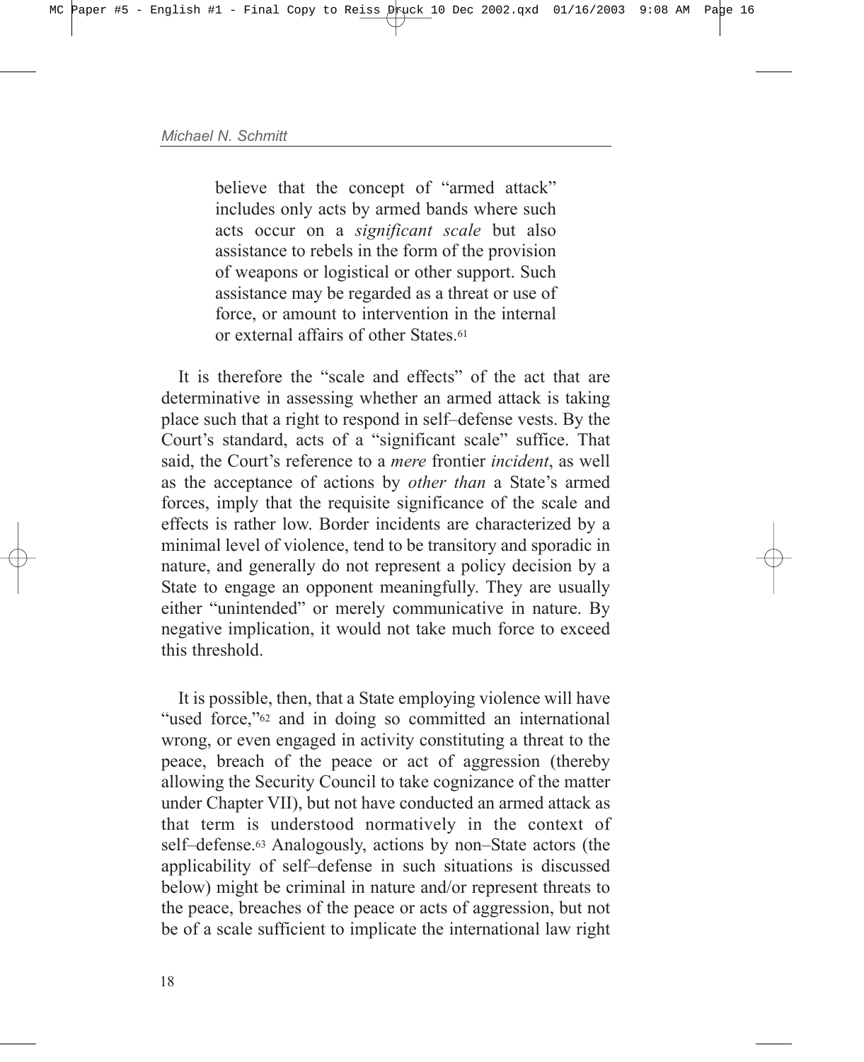> believe that the concept of "armed attack" includes only acts by armed bands where such acts occur on a *significant scale* but also assistance to rebels in the form of the provision of weapons or logistical or other support. Such assistance may be regarded as a threat or use of force, or amount to intervention in the internal or external affairs of other States.[61]

It is therefore the "scale and effects" of the act that are determinative in assessing whether an armed attack is taking place such that a right to respond in self–defense vests. By the Court's standard, acts of a "significant scale" suffice. That said, the Court's reference to a *mere* frontier *incident*, as well as the acceptance of actions by *other than* a State's armed forces, imply that the requisite significance of the scale and effects is rather low. Border incidents are characterized by a minimal level of violence, tend to be transitory and sporadic in nature, and generally do not represent a policy decision by a State to engage an opponent meaningfully. They are usually either "unintended" or merely communicative in nature. By negative implication, it would not take much force to exceed this threshold.

It is possible, then, that a State employing violence will have "used force,"[62] and in doing so committed an international wrong, or even engaged in activity constituting a threat to the peace, breach of the peace or act of aggression (thereby allowing the Security Council to take cognizance of the matter under Chapter VII), but not have conducted an armed attack as that term is understood normatively in the context of self–defense.[63] Analogously, actions by non–State actors (the applicability of self–defense in such situations is discussed below) might be criminal in nature and/or represent threats to the peace, breaches of the peace or acts of aggression, but not be of a scale sufficient to implicate the international law right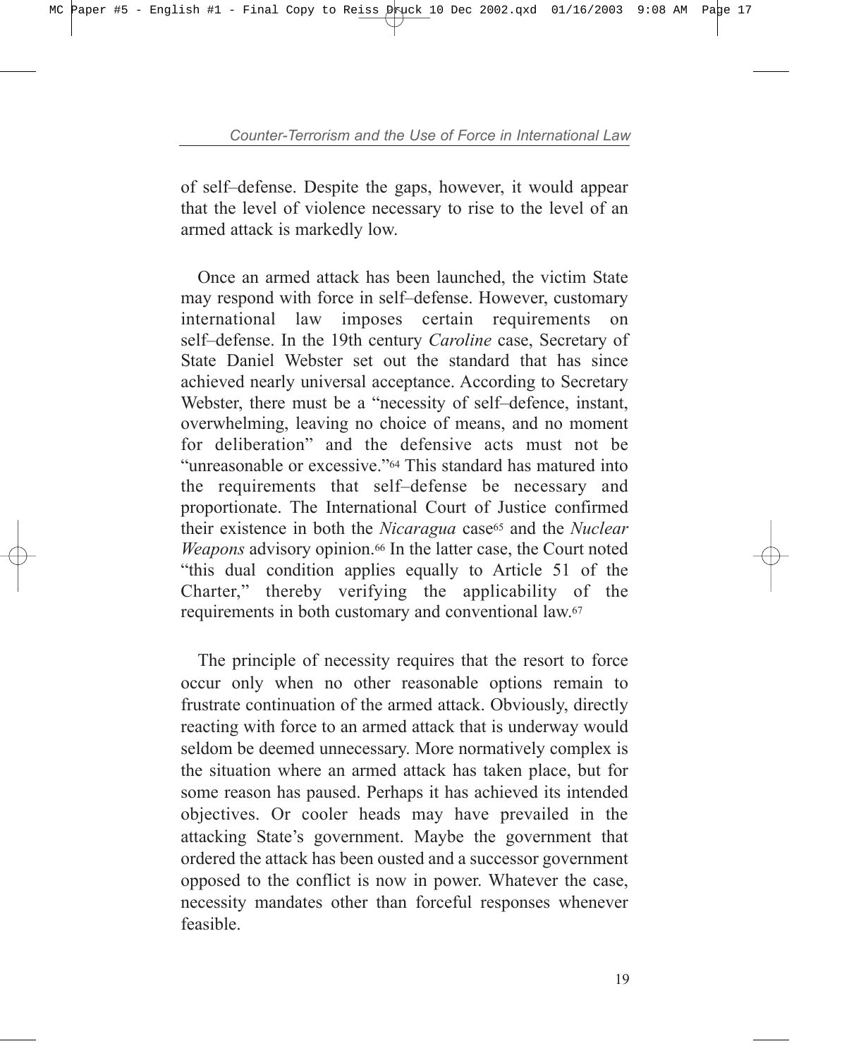of self–defense. Despite the gaps, however, it would appear that the level of violence necessary to rise to the level of an armed attack is markedly low.

Once an armed attack has been launched, the victim State may respond with force in self–defense. However, customary international law imposes certain requirements on self–defense. In the 19th century *Caroline* case, Secretary of State Daniel Webster set out the standard that has since achieved nearly universal acceptance. According to Secretary Webster, there must be a "necessity of self–defence, instant, overwhelming, leaving no choice of means, and no moment for deliberation" and the defensive acts must not be "unreasonable or excessive."[64] This standard has matured into the requirements that self–defense be necessary and proportionate. The International Court of Justice confirmed their existence in both the *Nicaragua* case[65] and the *Nuclear Weapons* advisory opinion.[66] In the latter case, the Court noted "this dual condition applies equally to Article 51 of the Charter," thereby verifying the applicability of the requirements in both customary and conventional law.[67]

The principle of necessity requires that the resort to force occur only when no other reasonable options remain to frustrate continuation of the armed attack. Obviously, directly reacting with force to an armed attack that is underway would seldom be deemed unnecessary. More normatively complex is the situation where an armed attack has taken place, but for some reason has paused. Perhaps it has achieved its intended objectives. Or cooler heads may have prevailed in the attacking State's government. Maybe the government that ordered the attack has been ousted and a successor government opposed to the conflict is now in power. Whatever the case, necessity mandates other than forceful responses whenever feasible.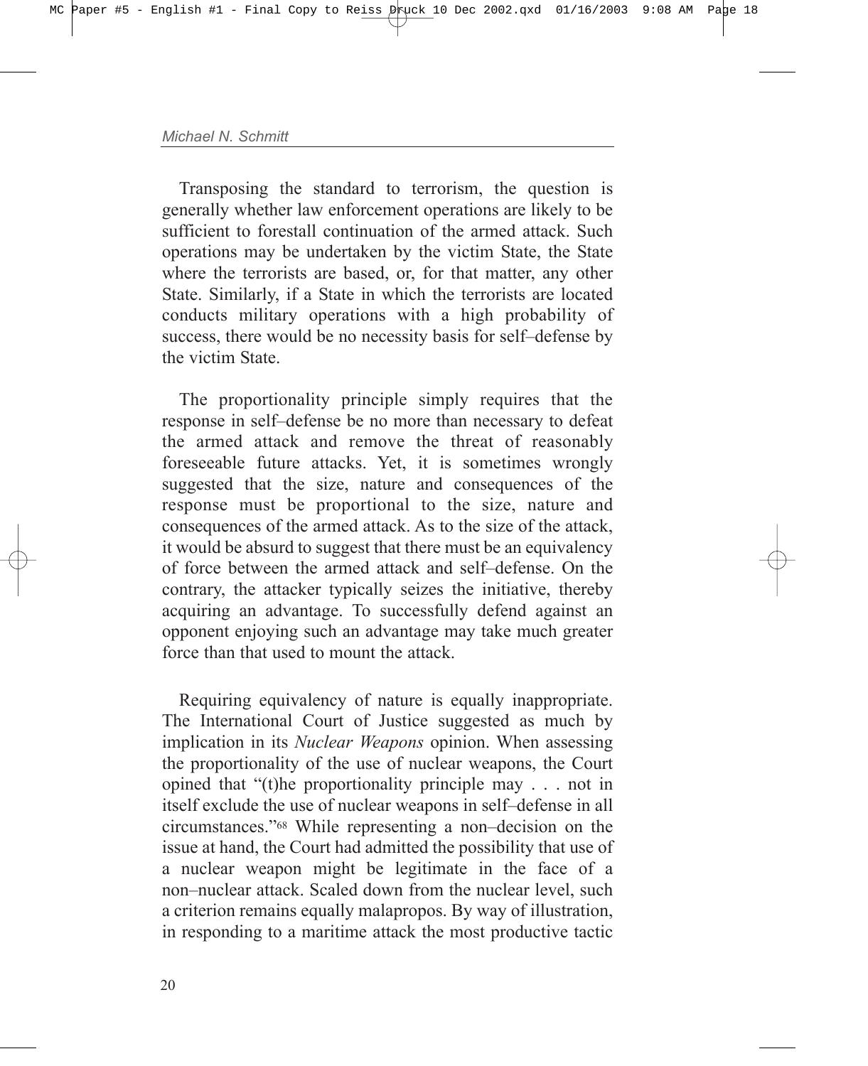Transposing the standard to terrorism, the question is generally whether law enforcement operations are likely to be sufficient to forestall continuation of the armed attack. Such operations may be undertaken by the victim State, the State where the terrorists are based, or, for that matter, any other State. Similarly, if a State in which the terrorists are located conducts military operations with a high probability of success, there would be no necessity basis for self–defense by the victim State.

The proportionality principle simply requires that the response in self–defense be no more than necessary to defeat the armed attack and remove the threat of reasonably foreseeable future attacks. Yet, it is sometimes wrongly suggested that the size, nature and consequences of the response must be proportional to the size, nature and consequences of the armed attack. As to the size of the attack, it would be absurd to suggest that there must be an equivalency of force between the armed attack and self–defense. On the contrary, the attacker typically seizes the initiative, thereby acquiring an advantage. To successfully defend against an opponent enjoying such an advantage may take much greater force than that used to mount the attack.

Requiring equivalency of nature is equally inappropriate. The International Court of Justice suggested as much by implication in its *Nuclear Weapons* opinion. When assessing the proportionality of the use of nuclear weapons, the Court opined that "(t)he proportionality principle may . . . not in itself exclude the use of nuclear weapons in self–defense in all circumstances."[68] While representing a non–decision on the issue at hand, the Court had admitted the possibility that use of a nuclear weapon might be legitimate in the face of a non–nuclear attack. Scaled down from the nuclear level, such a criterion remains equally malapropos. By way of illustration, in responding to a maritime attack the most productive tactic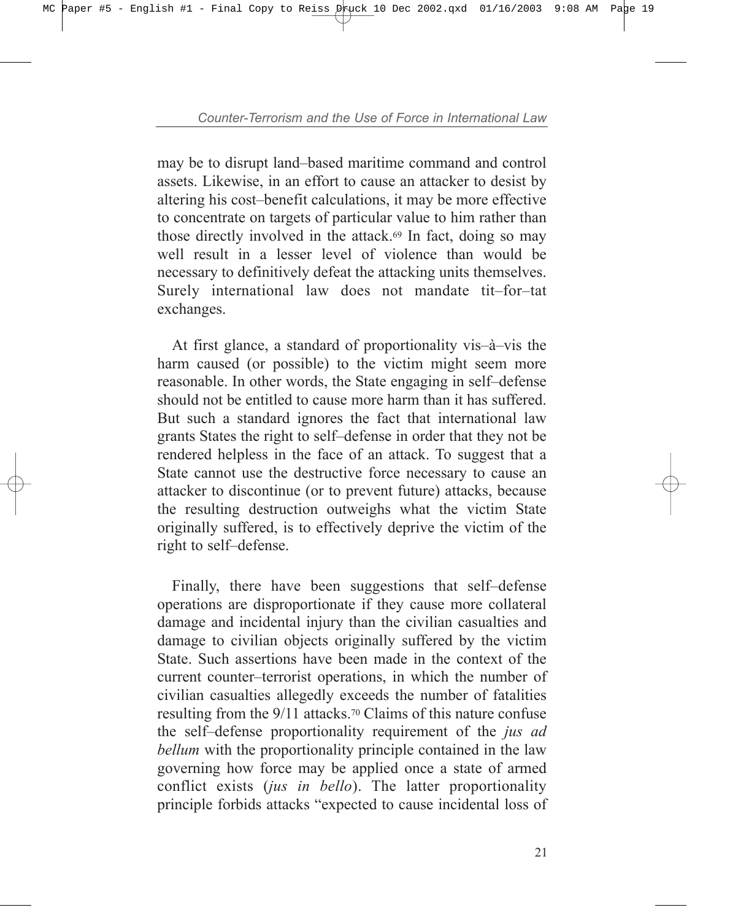may be to disrupt land–based maritime command and control assets. Likewise, in an effort to cause an attacker to desist by altering his cost–benefit calculations, it may be more effective to concentrate on targets of particular value to him rather than those directly involved in the attack.[69] In fact, doing so may well result in a lesser level of violence than would be necessary to definitively defeat the attacking units themselves. Surely international law does not mandate tit–for–tat exchanges.

At first glance, a standard of proportionality vis–à–vis the harm caused (or possible) to the victim might seem more reasonable. In other words, the State engaging in self–defense should not be entitled to cause more harm than it has suffered. But such a standard ignores the fact that international law grants States the right to self–defense in order that they not be rendered helpless in the face of an attack. To suggest that a State cannot use the destructive force necessary to cause an attacker to discontinue (or to prevent future) attacks, because the resulting destruction outweighs what the victim State originally suffered, is to effectively deprive the victim of the right to self–defense.

Finally, there have been suggestions that self–defense operations are disproportionate if they cause more collateral damage and incidental injury than the civilian casualties and damage to civilian objects originally suffered by the victim State. Such assertions have been made in the context of the current counter–terrorist operations, in which the number of civilian casualties allegedly exceeds the number of fatalities resulting from the 9/11 attacks.[70] Claims of this nature confuse the self–defense proportionality requirement of the *jus ad bellum* with the proportionality principle contained in the law governing how force may be applied once a state of armed conflict exists (*jus in bello*). The latter proportionality principle forbids attacks "expected to cause incidental loss of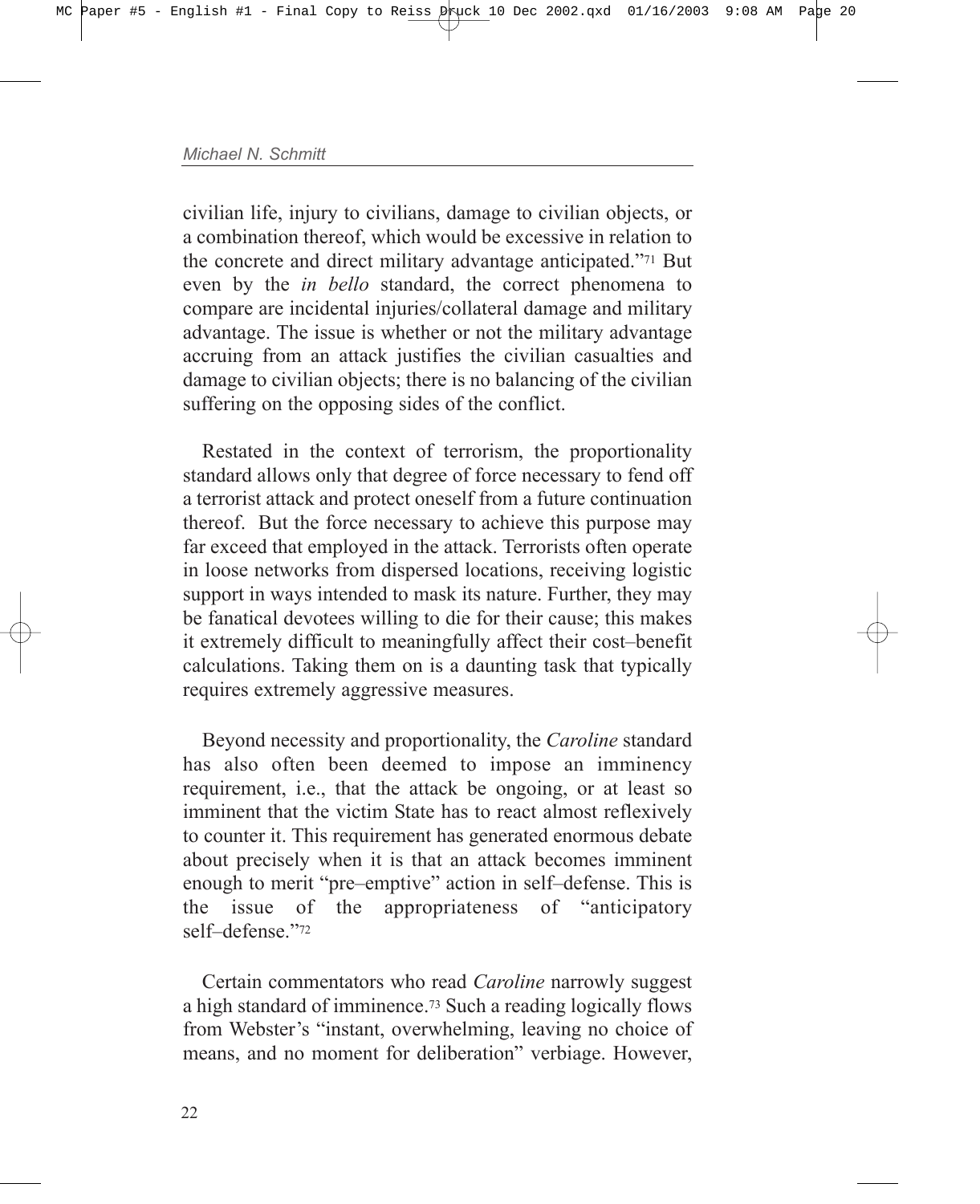civilian life, injury to civilians, damage to civilian objects, or a combination thereof, which would be excessive in relation to the concrete and direct military advantage anticipated."[71] But even by the *in bello* standard, the correct phenomena to compare are incidental injuries/collateral damage and military advantage. The issue is whether or not the military advantage accruing from an attack justifies the civilian casualties and damage to civilian objects; there is no balancing of the civilian suffering on the opposing sides of the conflict.

Restated in the context of terrorism, the proportionality standard allows only that degree of force necessary to fend off a terrorist attack and protect oneself from a future continuation thereof. But the force necessary to achieve this purpose may far exceed that employed in the attack. Terrorists often operate in loose networks from dispersed locations, receiving logistic support in ways intended to mask its nature. Further, they may be fanatical devotees willing to die for their cause; this makes it extremely difficult to meaningfully affect their cost–benefit calculations. Taking them on is a daunting task that typically requires extremely aggressive measures.

Beyond necessity and proportionality, the *Caroline* standard has also often been deemed to impose an imminency requirement, i.e., that the attack be ongoing, or at least so imminent that the victim State has to react almost reflexively to counter it. This requirement has generated enormous debate about precisely when it is that an attack becomes imminent enough to merit "pre–emptive" action in self–defense. This is the issue of the appropriateness of "anticipatory self–defense."[72]

Certain commentators who read *Caroline* narrowly suggest a high standard of imminence.[73] Such a reading logically flows from Webster's "instant, overwhelming, leaving no choice of means, and no moment for deliberation" verbiage. However,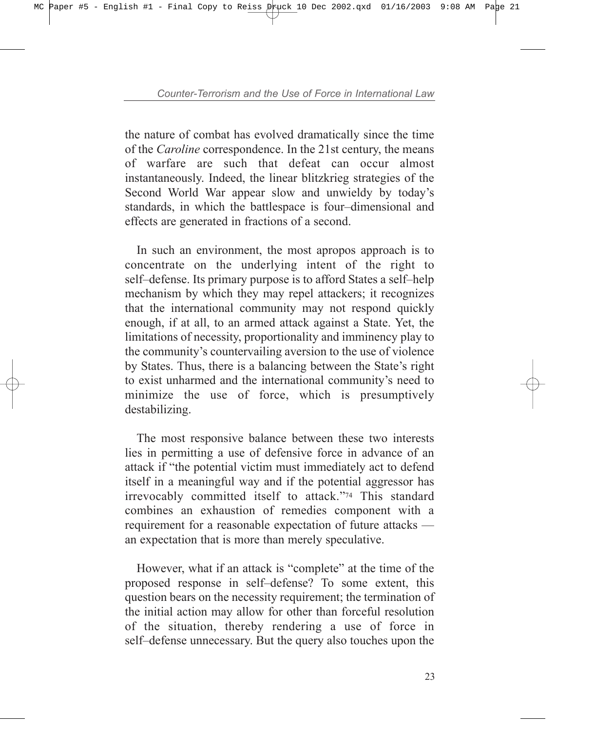the nature of combat has evolved dramatically since the time of the *Caroline* correspondence. In the 21st century, the means of warfare are such that defeat can occur almost instantaneously. Indeed, the linear blitzkrieg strategies of the Second World War appear slow and unwieldy by today's standards, in which the battlespace is four–dimensional and effects are generated in fractions of a second.

In such an environment, the most apropos approach is to concentrate on the underlying intent of the right to self–defense. Its primary purpose is to afford States a self–help mechanism by which they may repel attackers; it recognizes that the international community may not respond quickly enough, if at all, to an armed attack against a State. Yet, the limitations of necessity, proportionality and imminency play to the community's countervailing aversion to the use of violence by States. Thus, there is a balancing between the State's right to exist unharmed and the international community's need to minimize the use of force, which is presumptively destabilizing.

The most responsive balance between these two interests lies in permitting a use of defensive force in advance of an attack if "the potential victim must immediately act to defend itself in a meaningful way and if the potential aggressor has irrevocably committed itself to attack."[74] This standard combines an exhaustion of remedies component with a requirement for a reasonable expectation of future attacks — an expectation that is more than merely speculative.

However, what if an attack is "complete" at the time of the proposed response in self–defense? To some extent, this question bears on the necessity requirement; the termination of the initial action may allow for other than forceful resolution of the situation, thereby rendering a use of force in self–defense unnecessary. But the query also touches upon the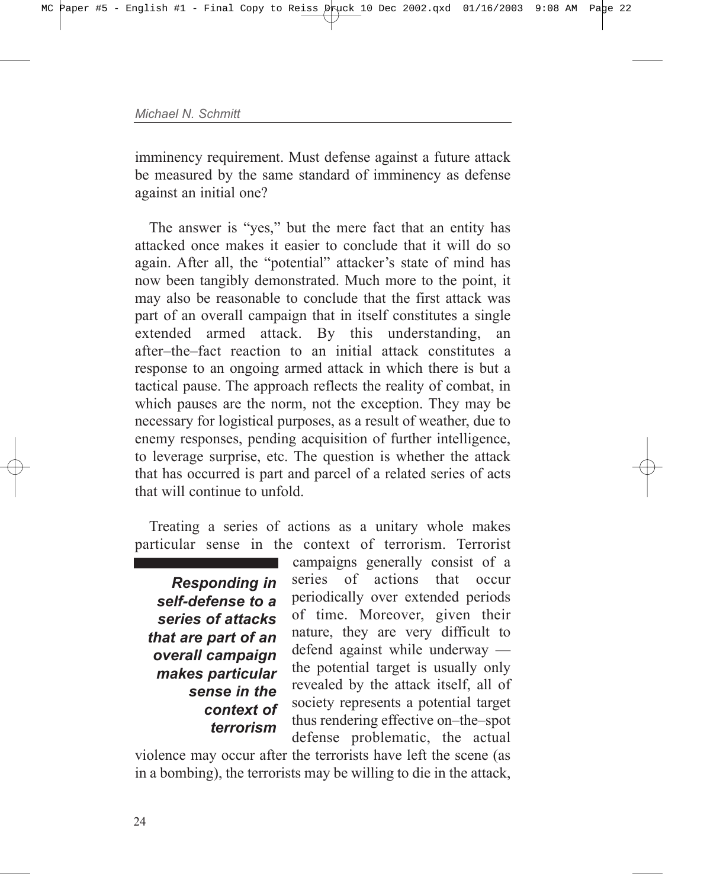imminency requirement. Must defense against a future attack be measured by the same standard of imminency as defense against an initial one?

The answer is "yes," but the mere fact that an entity has attacked once makes it easier to conclude that it will do so again. After all, the "potential" attacker's state of mind has now been tangibly demonstrated. Much more to the point, it may also be reasonable to conclude that the first attack was part of an overall campaign that in itself constitutes a single extended armed attack. By this understanding, an after–the–fact reaction to an initial attack constitutes a response to an ongoing armed attack in which there is but a tactical pause. The approach reflects the reality of combat, in which pauses are the norm, not the exception. They may be necessary for logistical purposes, as a result of weather, due to enemy responses, pending acquisition of further intelligence, to leverage surprise, etc. The question is whether the attack that has occurred is part and parcel of a related series of acts that will continue to unfold.

Treating a series of actions as a unitary whole makes particular sense in the context of terrorism. Terrorist campaigns generally consist of a series of actions that occur periodically over extended periods of time. Moreover, given their nature, they are very difficult to defend against while underway — the potential target is usually only revealed by the attack itself, all of society represents a potential target thus rendering effective on–the–spot defense problematic, the actual violence may occur after the terrorists have left the scene (as in a bombing), the terrorists may be willing to die in the attack,

> ***Responding in self-defense to a series of attacks that are part of an overall campaign makes particular sense in the context of terrorism***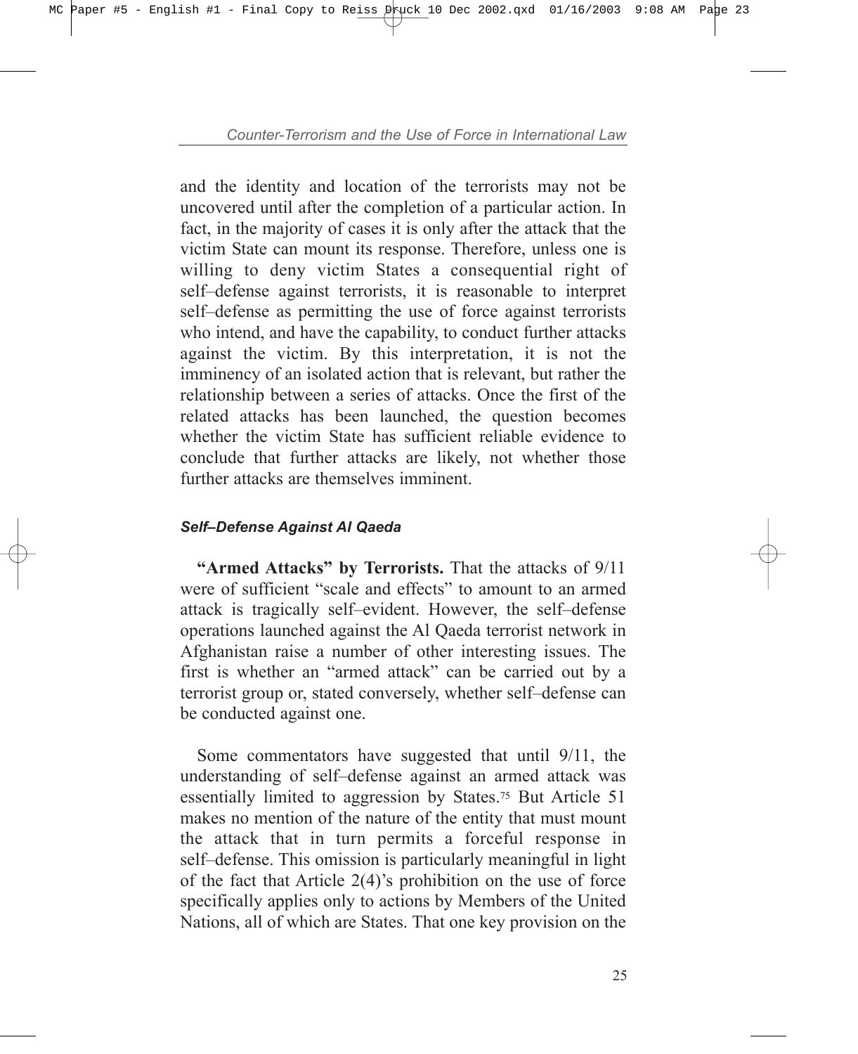and the identity and location of the terrorists may not be uncovered until after the completion of a particular action. In fact, in the majority of cases it is only after the attack that the victim State can mount its response. Therefore, unless one is willing to deny victim States a consequential right of self–defense against terrorists, it is reasonable to interpret self–defense as permitting the use of force against terrorists who intend, and have the capability, to conduct further attacks against the victim. By this interpretation, it is not the imminency of an isolated action that is relevant, but rather the relationship between a series of attacks. Once the first of the related attacks has been launched, the question becomes whether the victim State has sufficient reliable evidence to conclude that further attacks are likely, not whether those further attacks are themselves imminent.

#### *Self–Defense Against Al Qaeda*

**"Armed Attacks" by Terrorists.** That the attacks of 9/11 were of sufficient "scale and effects" to amount to an armed attack is tragically self–evident. However, the self–defense operations launched against the Al Qaeda terrorist network in Afghanistan raise a number of other interesting issues. The first is whether an "armed attack" can be carried out by a terrorist group or, stated conversely, whether self–defense can be conducted against one.

Some commentators have suggested that until 9/11, the understanding of self–defense against an armed attack was essentially limited to aggression by States.[75] But Article 51 makes no mention of the nature of the entity that must mount the attack that in turn permits a forceful response in self–defense. This omission is particularly meaningful in light of the fact that Article 2(4)'s prohibition on the use of force specifically applies only to actions by Members of the United Nations, all of which are States. That one key provision on the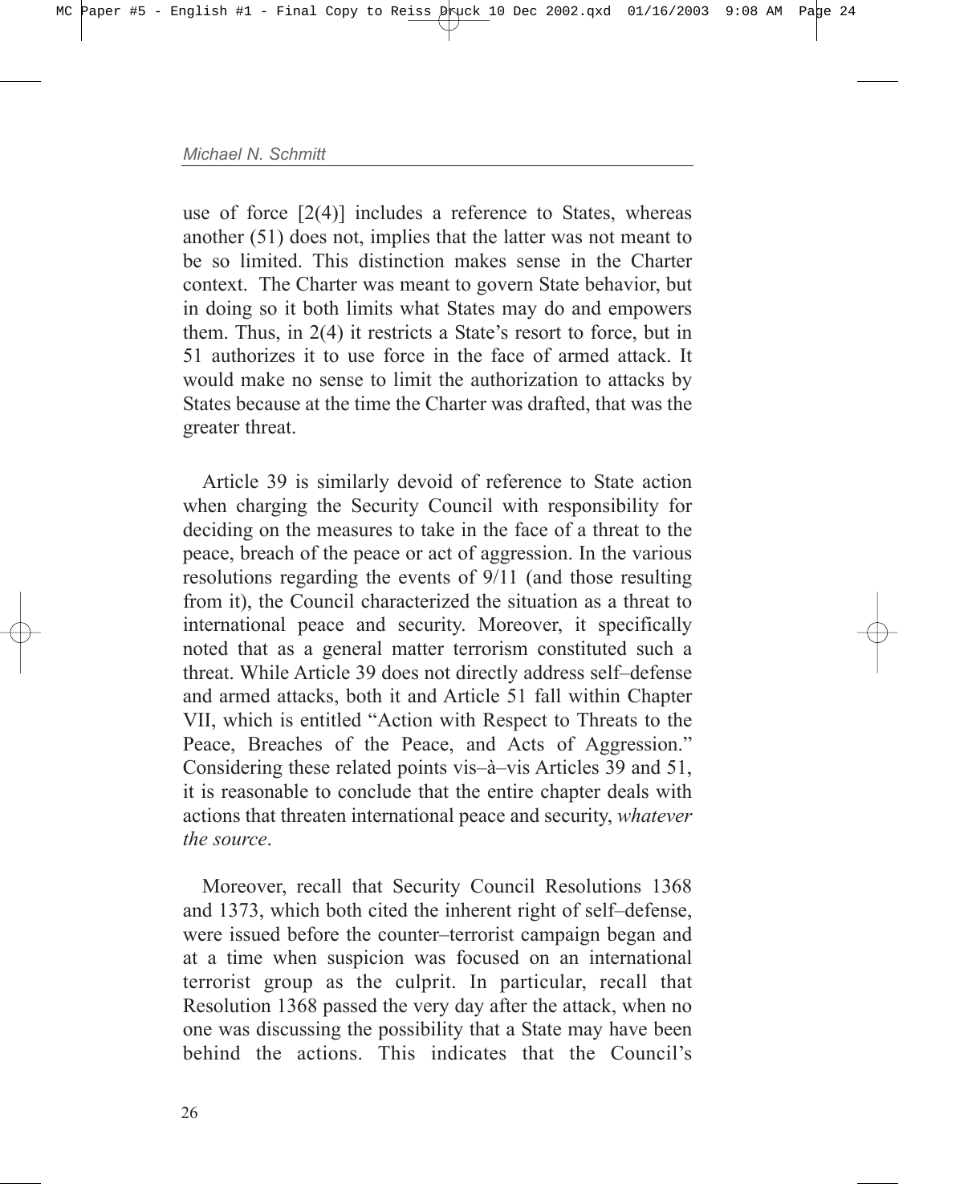use of force [2(4)] includes a reference to States, whereas another (51) does not, implies that the latter was not meant to be so limited. This distinction makes sense in the Charter context. The Charter was meant to govern State behavior, but in doing so it both limits what States may do and empowers them. Thus, in 2(4) it restricts a State's resort to force, but in 51 authorizes it to use force in the face of armed attack. It would make no sense to limit the authorization to attacks by States because at the time the Charter was drafted, that was the greater threat.

Article 39 is similarly devoid of reference to State action when charging the Security Council with responsibility for deciding on the measures to take in the face of a threat to the peace, breach of the peace or act of aggression. In the various resolutions regarding the events of 9/11 (and those resulting from it), the Council characterized the situation as a threat to international peace and security. Moreover, it specifically noted that as a general matter terrorism constituted such a threat. While Article 39 does not directly address self–defense and armed attacks, both it and Article 51 fall within Chapter VII, which is entitled "Action with Respect to Threats to the Peace, Breaches of the Peace, and Acts of Aggression." Considering these related points vis–à–vis Articles 39 and 51, it is reasonable to conclude that the entire chapter deals with actions that threaten international peace and security, *whatever the source*.

Moreover, recall that Security Council Resolutions 1368 and 1373, which both cited the inherent right of self–defense, were issued before the counter–terrorist campaign began and at a time when suspicion was focused on an international terrorist group as the culprit. In particular, recall that Resolution 1368 passed the very day after the attack, when no one was discussing the possibility that a State may have been behind the actions. This indicates that the Council's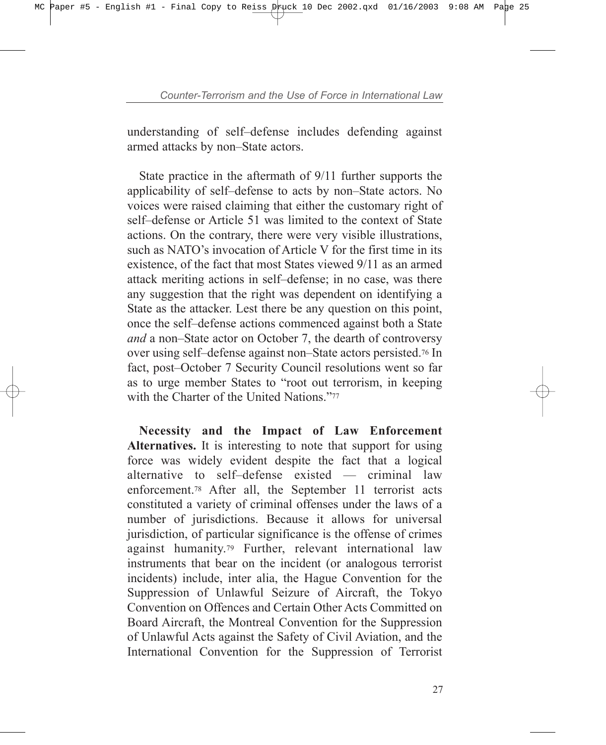understanding of self–defense includes defending against armed attacks by non–State actors.

State practice in the aftermath of 9/11 further supports the applicability of self–defense to acts by non–State actors. No voices were raised claiming that either the customary right of self–defense or Article 51 was limited to the context of State actions. On the contrary, there were very visible illustrations, such as NATO's invocation of Article V for the first time in its existence, of the fact that most States viewed 9/11 as an armed attack meriting actions in self–defense; in no case, was there any suggestion that the right was dependent on identifying a State as the attacker. Lest there be any question on this point, once the self–defense actions commenced against both a State *and* a non–State actor on October 7, the dearth of controversy over using self–defense against non–State actors persisted.[76] In fact, post–October 7 Security Council resolutions went so far as to urge member States to "root out terrorism, in keeping with the Charter of the United Nations."[77]

**Necessity and the Impact of Law Enforcement Alternatives.** It is interesting to note that support for using force was widely evident despite the fact that a logical alternative to self–defense existed — criminal law enforcement.[78] After all, the September 11 terrorist acts constituted a variety of criminal offenses under the laws of a number of jurisdictions. Because it allows for universal jurisdiction, of particular significance is the offense of crimes against humanity.[79] Further, relevant international law instruments that bear on the incident (or analogous terrorist incidents) include, inter alia, the Hague Convention for the Suppression of Unlawful Seizure of Aircraft, the Tokyo Convention on Offences and Certain Other Acts Committed on Board Aircraft, the Montreal Convention for the Suppression of Unlawful Acts against the Safety of Civil Aviation, and the International Convention for the Suppression of Terrorist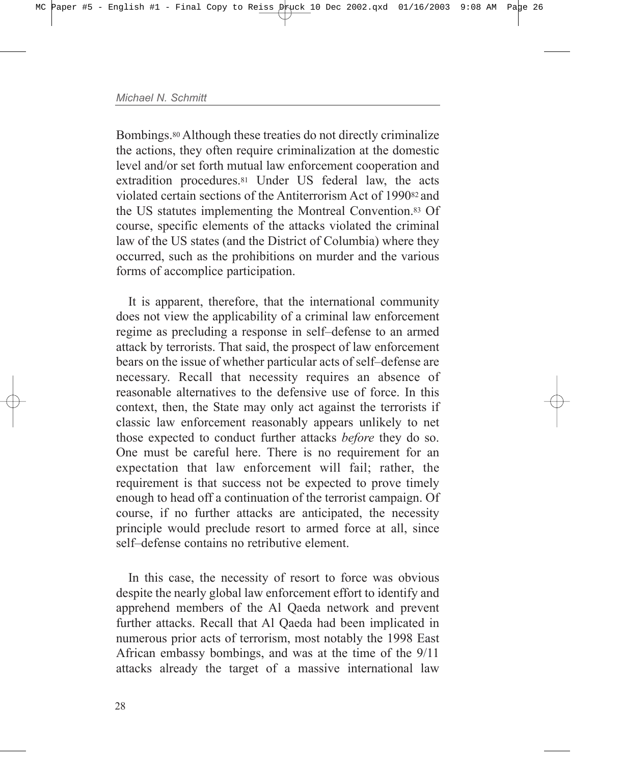Bombings.[80] Although these treaties do not directly criminalize the actions, they often require criminalization at the domestic level and/or set forth mutual law enforcement cooperation and extradition procedures.[81] Under US federal law, the acts violated certain sections of the Antiterrorism Act of 1990[82] and the US statutes implementing the Montreal Convention.[83] Of course, specific elements of the attacks violated the criminal law of the US states (and the District of Columbia) where they occurred, such as the prohibitions on murder and the various forms of accomplice participation.

It is apparent, therefore, that the international community does not view the applicability of a criminal law enforcement regime as precluding a response in self–defense to an armed attack by terrorists. That said, the prospect of law enforcement bears on the issue of whether particular acts of self–defense are necessary. Recall that necessity requires an absence of reasonable alternatives to the defensive use of force. In this context, then, the State may only act against the terrorists if classic law enforcement reasonably appears unlikely to net those expected to conduct further attacks *before* they do so. One must be careful here. There is no requirement for an expectation that law enforcement will fail; rather, the requirement is that success not be expected to prove timely enough to head off a continuation of the terrorist campaign. Of course, if no further attacks are anticipated, the necessity principle would preclude resort to armed force at all, since self–defense contains no retributive element.

In this case, the necessity of resort to force was obvious despite the nearly global law enforcement effort to identify and apprehend members of the Al Qaeda network and prevent further attacks. Recall that Al Qaeda had been implicated in numerous prior acts of terrorism, most notably the 1998 East African embassy bombings, and was at the time of the 9/11 attacks already the target of a massive international law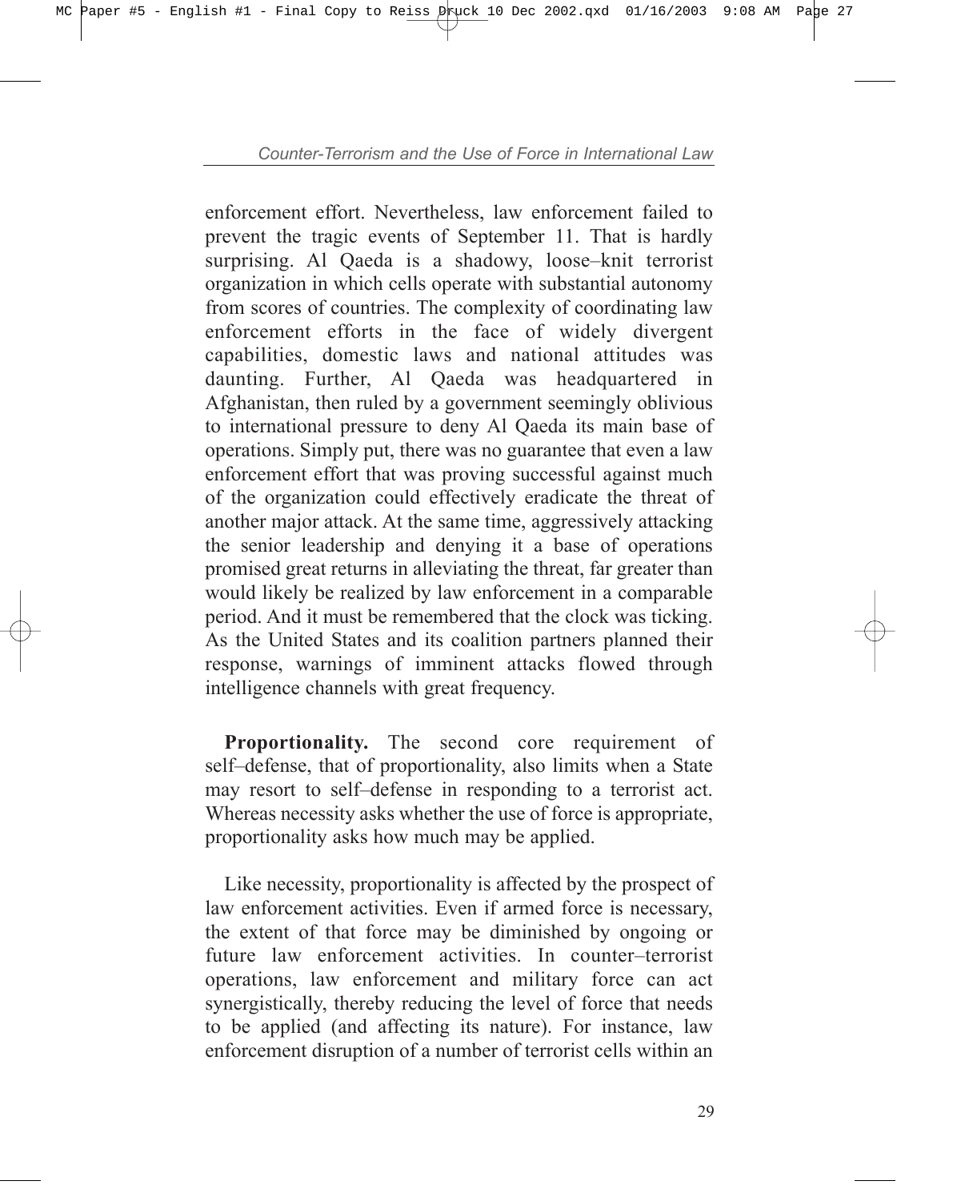enforcement effort. Nevertheless, law enforcement failed to prevent the tragic events of September 11. That is hardly surprising. Al Qaeda is a shadowy, loose–knit terrorist organization in which cells operate with substantial autonomy from scores of countries. The complexity of coordinating law enforcement efforts in the face of widely divergent capabilities, domestic laws and national attitudes was daunting. Further, Al Qaeda was headquartered in Afghanistan, then ruled by a government seemingly oblivious to international pressure to deny Al Qaeda its main base of operations. Simply put, there was no guarantee that even a law enforcement effort that was proving successful against much of the organization could effectively eradicate the threat of another major attack. At the same time, aggressively attacking the senior leadership and denying it a base of operations promised great returns in alleviating the threat, far greater than would likely be realized by law enforcement in a comparable period. And it must be remembered that the clock was ticking. As the United States and its coalition partners planned their response, warnings of imminent attacks flowed through intelligence channels with great frequency.

**Proportionality.** The second core requirement of self–defense, that of proportionality, also limits when a State may resort to self–defense in responding to a terrorist act. Whereas necessity asks whether the use of force is appropriate, proportionality asks how much may be applied.

Like necessity, proportionality is affected by the prospect of law enforcement activities. Even if armed force is necessary, the extent of that force may be diminished by ongoing or future law enforcement activities. In counter–terrorist operations, law enforcement and military force can act synergistically, thereby reducing the level of force that needs to be applied (and affecting its nature). For instance, law enforcement disruption of a number of terrorist cells within an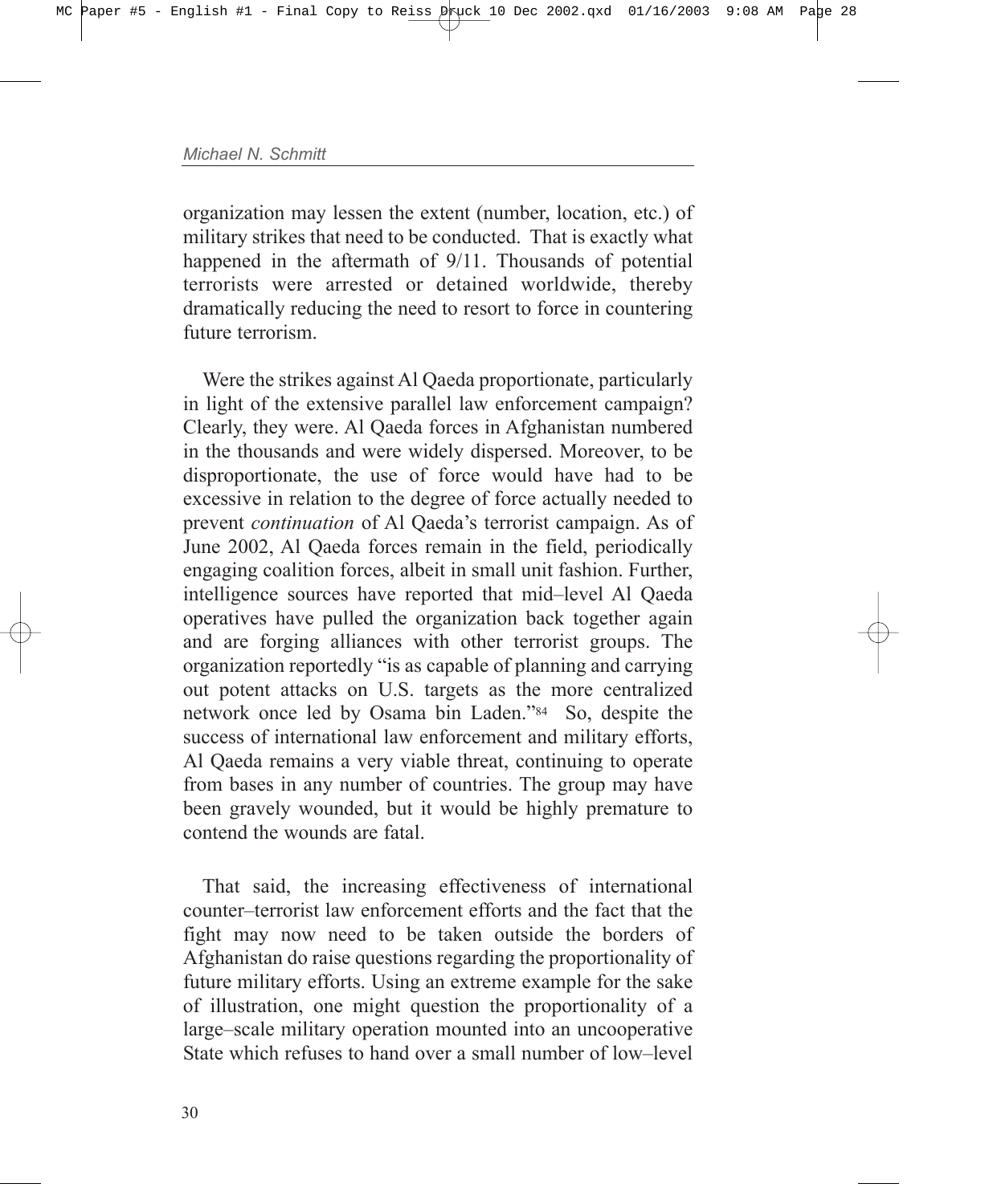organization may lessen the extent (number, location, etc.) of military strikes that need to be conducted. That is exactly what happened in the aftermath of 9/11. Thousands of potential terrorists were arrested or detained worldwide, thereby dramatically reducing the need to resort to force in countering future terrorism.

Were the strikes against Al Qaeda proportionate, particularly in light of the extensive parallel law enforcement campaign? Clearly, they were. Al Qaeda forces in Afghanistan numbered in the thousands and were widely dispersed. Moreover, to be disproportionate, the use of force would have had to be excessive in relation to the degree of force actually needed to prevent *continuation* of Al Qaeda's terrorist campaign. As of June 2002, Al Qaeda forces remain in the field, periodically engaging coalition forces, albeit in small unit fashion. Further, intelligence sources have reported that mid–level Al Qaeda operatives have pulled the organization back together again and are forging alliances with other terrorist groups. The organization reportedly "is as capable of planning and carrying out potent attacks on U.S. targets as the more centralized network once led by Osama bin Laden."[84] So, despite the success of international law enforcement and military efforts, Al Qaeda remains a very viable threat, continuing to operate from bases in any number of countries. The group may have been gravely wounded, but it would be highly premature to contend the wounds are fatal.

That said, the increasing effectiveness of international counter–terrorist law enforcement efforts and the fact that the fight may now need to be taken outside the borders of Afghanistan do raise questions regarding the proportionality of future military efforts. Using an extreme example for the sake of illustration, one might question the proportionality of a large–scale military operation mounted into an uncooperative State which refuses to hand over a small number of low–level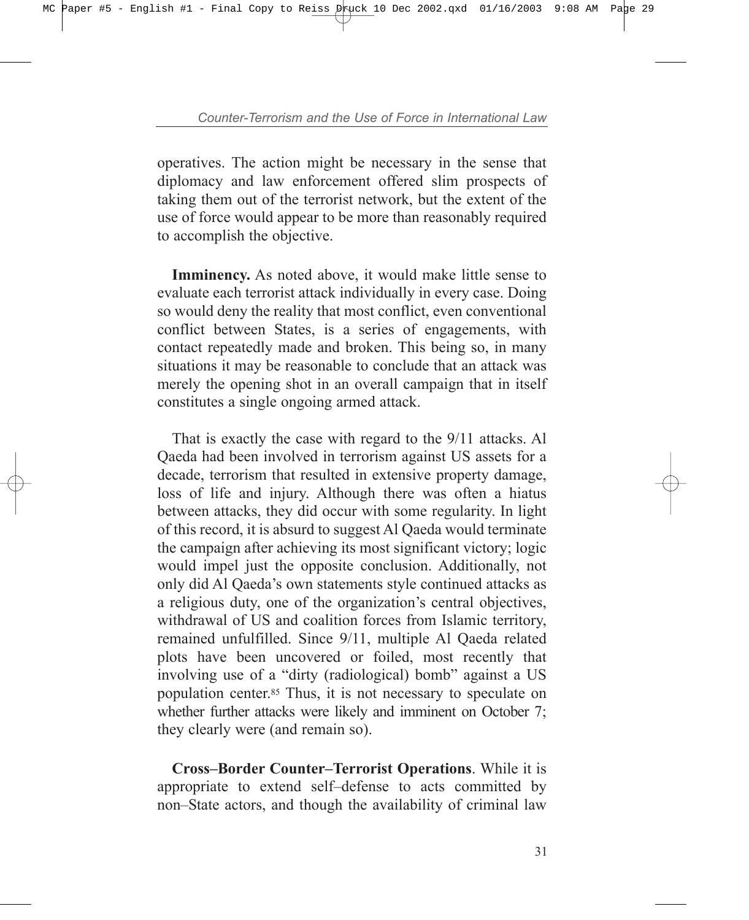operatives. The action might be necessary in the sense that diplomacy and law enforcement offered slim prospects of taking them out of the terrorist network, but the extent of the use of force would appear to be more than reasonably required to accomplish the objective.

**Imminency.** As noted above, it would make little sense to evaluate each terrorist attack individually in every case. Doing so would deny the reality that most conflict, even conventional conflict between States, is a series of engagements, with contact repeatedly made and broken. This being so, in many situations it may be reasonable to conclude that an attack was merely the opening shot in an overall campaign that in itself constitutes a single ongoing armed attack.

That is exactly the case with regard to the 9/11 attacks. Al Qaeda had been involved in terrorism against US assets for a decade, terrorism that resulted in extensive property damage, loss of life and injury. Although there was often a hiatus between attacks, they did occur with some regularity. In light of this record, it is absurd to suggest Al Qaeda would terminate the campaign after achieving its most significant victory; logic would impel just the opposite conclusion. Additionally, not only did Al Qaeda's own statements style continued attacks as a religious duty, one of the organization's central objectives, withdrawal of US and coalition forces from Islamic territory, remained unfulfilled. Since 9/11, multiple Al Qaeda related plots have been uncovered or foiled, most recently that involving use of a "dirty (radiological) bomb" against a US population center.[85] Thus, it is not necessary to speculate on whether further attacks were likely and imminent on October 7; they clearly were (and remain so).

**Cross–Border Counter–Terrorist Operations**. While it is appropriate to extend self–defense to acts committed by non–State actors, and though the availability of criminal law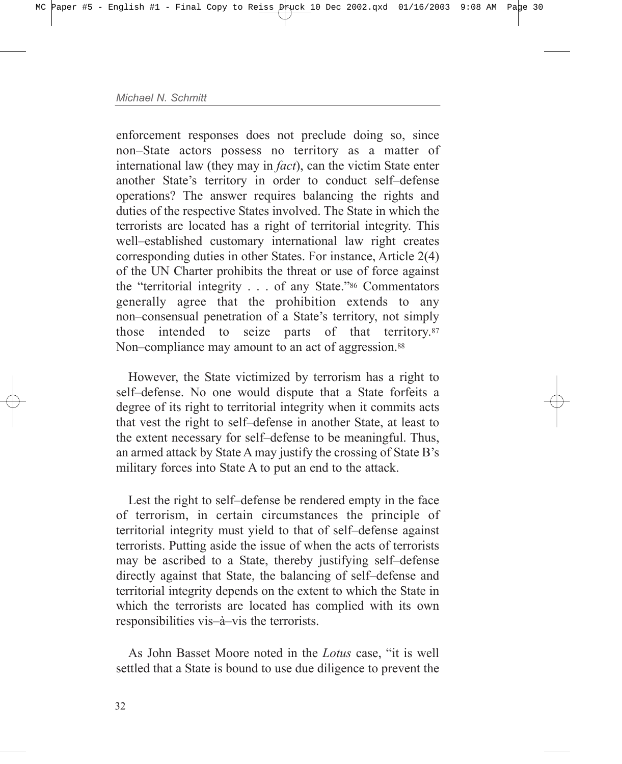enforcement responses does not preclude doing so, since non–State actors possess no territory as a matter of international law (they may in *fact*), can the victim State enter another State's territory in order to conduct self–defense operations? The answer requires balancing the rights and duties of the respective States involved. The State in which the terrorists are located has a right of territorial integrity. This well–established customary international law right creates corresponding duties in other States. For instance, Article 2(4) of the UN Charter prohibits the threat or use of force against the "territorial integrity . . . of any State."[86] Commentators generally agree that the prohibition extends to any non–consensual penetration of a State's territory, not simply those intended to seize parts of that territory.[87] Non–compliance may amount to an act of aggression.[88]

However, the State victimized by terrorism has a right to self–defense. No one would dispute that a State forfeits a degree of its right to territorial integrity when it commits acts that vest the right to self–defense in another State, at least to the extent necessary for self–defense to be meaningful. Thus, an armed attack by State A may justify the crossing of State B's military forces into State A to put an end to the attack.

Lest the right to self–defense be rendered empty in the face of terrorism, in certain circumstances the principle of territorial integrity must yield to that of self–defense against terrorists. Putting aside the issue of when the acts of terrorists may be ascribed to a State, thereby justifying self–defense directly against that State, the balancing of self–defense and territorial integrity depends on the extent to which the State in which the terrorists are located has complied with its own responsibilities vis–à–vis the terrorists.

As John Basset Moore noted in the *Lotus* case, "it is well settled that a State is bound to use due diligence to prevent the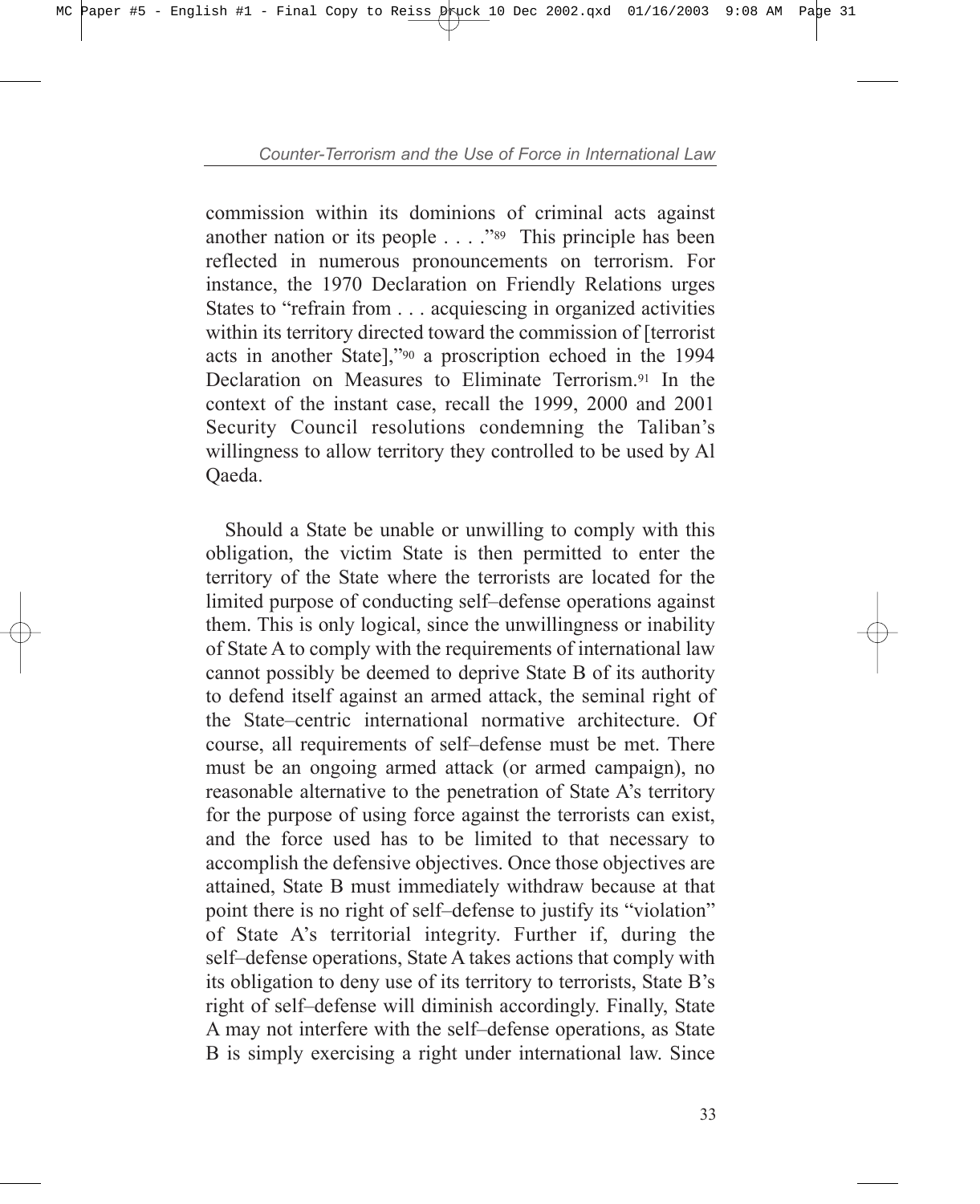commission within its dominions of criminal acts against another nation or its people . . . ."[89] This principle has been reflected in numerous pronouncements on terrorism. For instance, the 1970 Declaration on Friendly Relations urges States to "refrain from . . . acquiescing in organized activities within its territory directed toward the commission of [terrorist acts in another State],"[90] a proscription echoed in the 1994 Declaration on Measures to Eliminate Terrorism.[91] In the context of the instant case, recall the 1999, 2000 and 2001 Security Council resolutions condemning the Taliban's willingness to allow territory they controlled to be used by Al Qaeda.

Should a State be unable or unwilling to comply with this obligation, the victim State is then permitted to enter the territory of the State where the terrorists are located for the limited purpose of conducting self–defense operations against them. This is only logical, since the unwillingness or inability of State A to comply with the requirements of international law cannot possibly be deemed to deprive State B of its authority to defend itself against an armed attack, the seminal right of the State–centric international normative architecture. Of course, all requirements of self–defense must be met. There must be an ongoing armed attack (or armed campaign), no reasonable alternative to the penetration of State A's territory for the purpose of using force against the terrorists can exist, and the force used has to be limited to that necessary to accomplish the defensive objectives. Once those objectives are attained, State B must immediately withdraw because at that point there is no right of self–defense to justify its "violation" of State A's territorial integrity. Further if, during the self–defense operations, State A takes actions that comply with its obligation to deny use of its territory to terrorists, State B's right of self–defense will diminish accordingly. Finally, State A may not interfere with the self–defense operations, as State B is simply exercising a right under international law. Since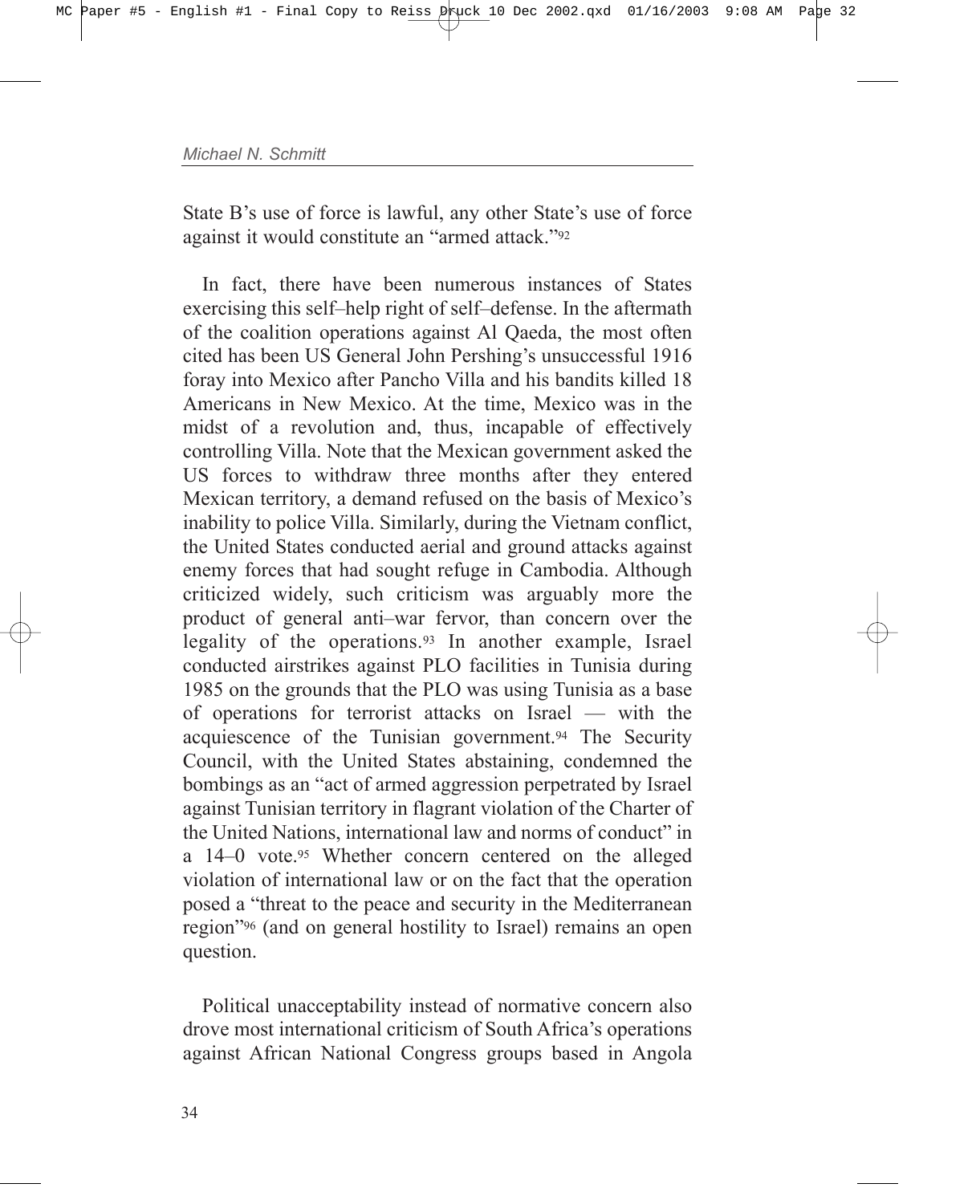State B's use of force is lawful, any other State's use of force against it would constitute an "armed attack."[92]

In fact, there have been numerous instances of States exercising this self–help right of self–defense. In the aftermath of the coalition operations against Al Qaeda, the most often cited has been US General John Pershing's unsuccessful 1916 foray into Mexico after Pancho Villa and his bandits killed 18 Americans in New Mexico. At the time, Mexico was in the midst of a revolution and, thus, incapable of effectively controlling Villa. Note that the Mexican government asked the US forces to withdraw three months after they entered Mexican territory, a demand refused on the basis of Mexico's inability to police Villa. Similarly, during the Vietnam conflict, the United States conducted aerial and ground attacks against enemy forces that had sought refuge in Cambodia. Although criticized widely, such criticism was arguably more the product of general anti–war fervor, than concern over the legality of the operations.[93] In another example, Israel conducted airstrikes against PLO facilities in Tunisia during 1985 on the grounds that the PLO was using Tunisia as a base of operations for terrorist attacks on Israel — with the acquiescence of the Tunisian government.[94] The Security Council, with the United States abstaining, condemned the bombings as an "act of armed aggression perpetrated by Israel against Tunisian territory in flagrant violation of the Charter of the United Nations, international law and norms of conduct" in a 14–0 vote.[95] Whether concern centered on the alleged violation of international law or on the fact that the operation posed a "threat to the peace and security in the Mediterranean region"[96] (and on general hostility to Israel) remains an open question.

Political unacceptability instead of normative concern also drove most international criticism of South Africa's operations against African National Congress groups based in Angola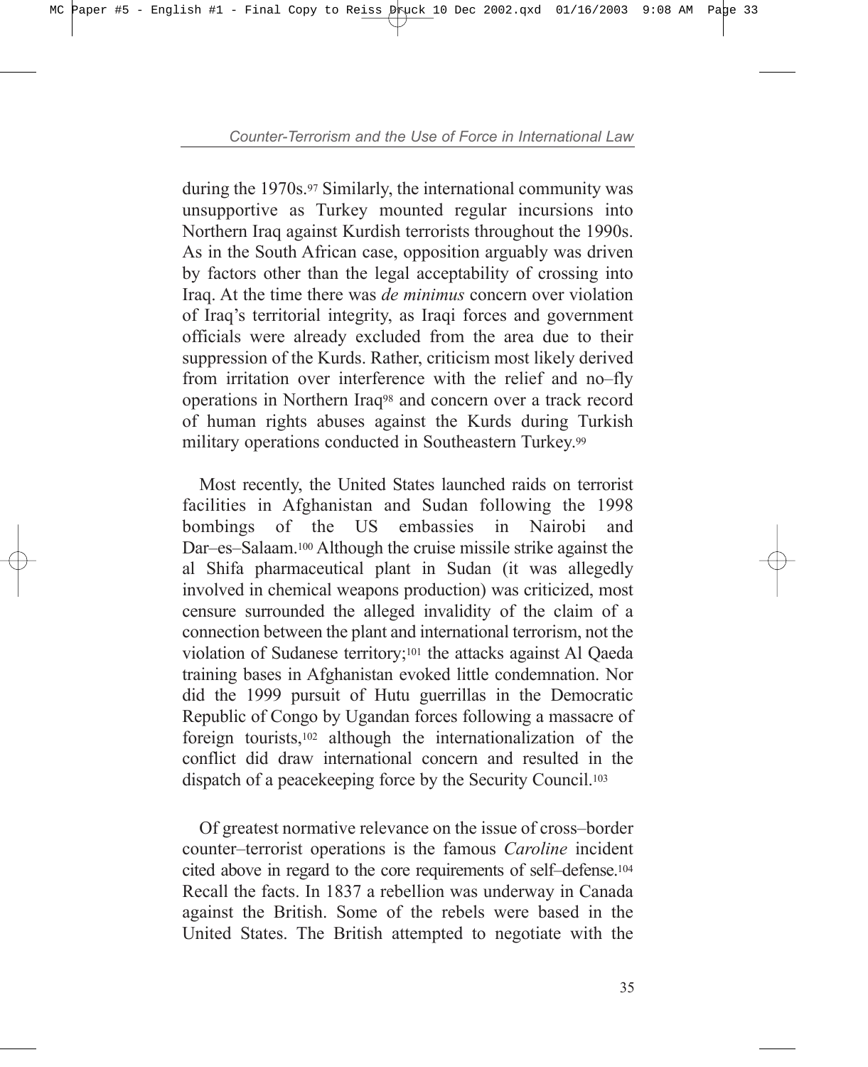during the 1970s.[97] Similarly, the international community was unsupportive as Turkey mounted regular incursions into Northern Iraq against Kurdish terrorists throughout the 1990s. As in the South African case, opposition arguably was driven by factors other than the legal acceptability of crossing into Iraq. At the time there was *de minimus* concern over violation of Iraq's territorial integrity, as Iraqi forces and government officials were already excluded from the area due to their suppression of the Kurds. Rather, criticism most likely derived from irritation over interference with the relief and no–fly operations in Northern Iraq[98] and concern over a track record of human rights abuses against the Kurds during Turkish military operations conducted in Southeastern Turkey.[99]

Most recently, the United States launched raids on terrorist facilities in Afghanistan and Sudan following the 1998 bombings of the US embassies in Nairobi and Dar–es–Salaam.[100] Although the cruise missile strike against the al Shifa pharmaceutical plant in Sudan (it was allegedly involved in chemical weapons production) was criticized, most censure surrounded the alleged invalidity of the claim of a connection between the plant and international terrorism, not the violation of Sudanese territory;[101] the attacks against Al Qaeda training bases in Afghanistan evoked little condemnation. Nor did the 1999 pursuit of Hutu guerrillas in the Democratic Republic of Congo by Ugandan forces following a massacre of foreign tourists,[102] although the internationalization of the conflict did draw international concern and resulted in the dispatch of a peacekeeping force by the Security Council.[103]

Of greatest normative relevance on the issue of cross–border counter–terrorist operations is the famous *Caroline* incident cited above in regard to the core requirements of self–defense.[104] Recall the facts. In 1837 a rebellion was underway in Canada against the British. Some of the rebels were based in the United States. The British attempted to negotiate with the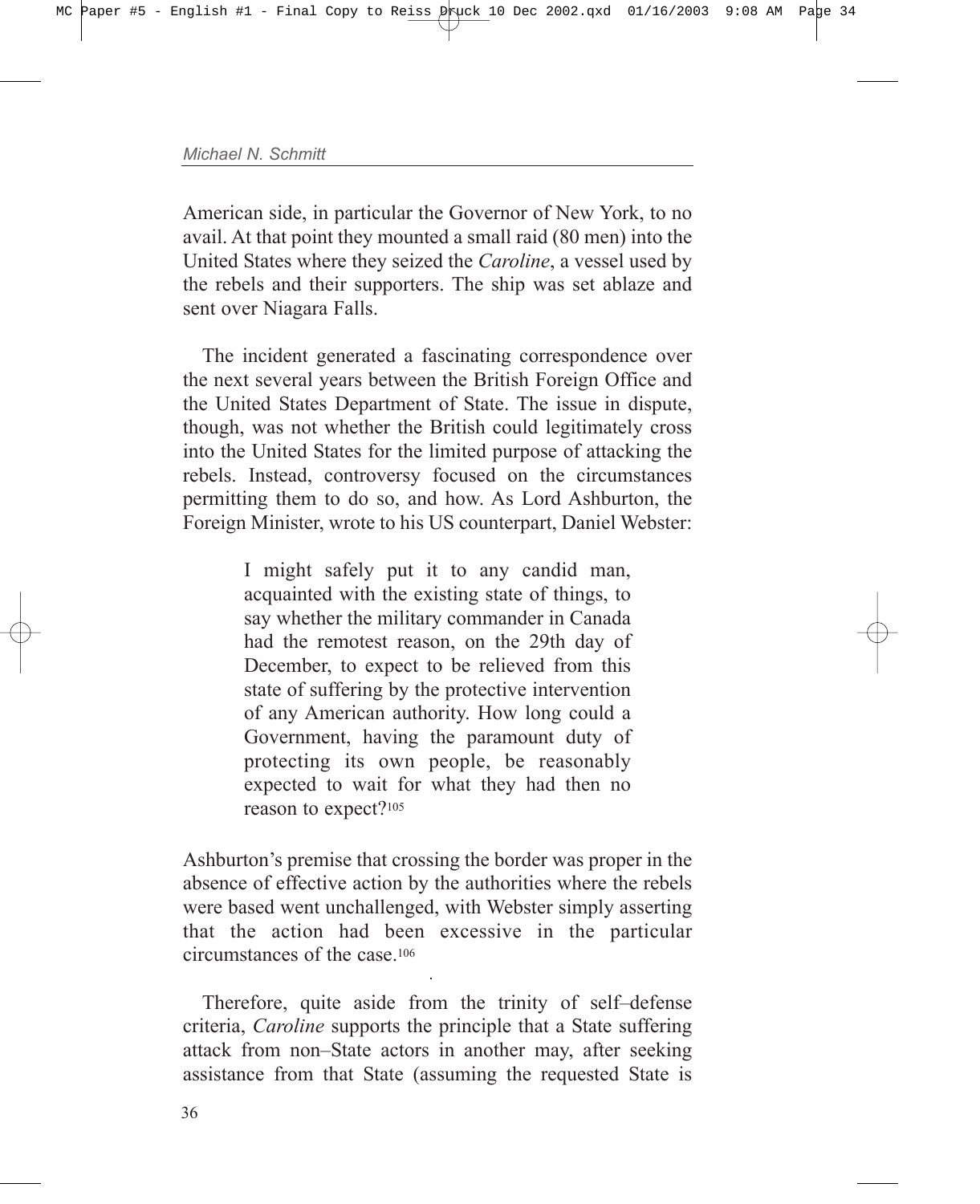American side, in particular the Governor of New York, to no avail. At that point they mounted a small raid (80 men) into the United States where they seized the *Caroline*, a vessel used by the rebels and their supporters. The ship was set ablaze and sent over Niagara Falls.

The incident generated a fascinating correspondence over the next several years between the British Foreign Office and the United States Department of State. The issue in dispute, though, was not whether the British could legitimately cross into the United States for the limited purpose of attacking the rebels. Instead, controversy focused on the circumstances permitting them to do so, and how. As Lord Ashburton, the Foreign Minister, wrote to his US counterpart, Daniel Webster:

> I might safely put it to any candid man, acquainted with the existing state of things, to say whether the military commander in Canada had the remotest reason, on the 29th day of December, to expect to be relieved from this state of suffering by the protective intervention of any American authority. How long could a Government, having the paramount duty of protecting its own people, be reasonably expected to wait for what they had then no reason to expect?[105]

Ashburton's premise that crossing the border was proper in the absence of effective action by the authorities where the rebels were based went unchallenged, with Webster simply asserting that the action had been excessive in the particular circumstances of the case.[106]

Therefore, quite aside from the trinity of self–defense criteria, *Caroline* supports the principle that a State suffering attack from non–State actors in another may, after seeking assistance from that State (assuming the requested State is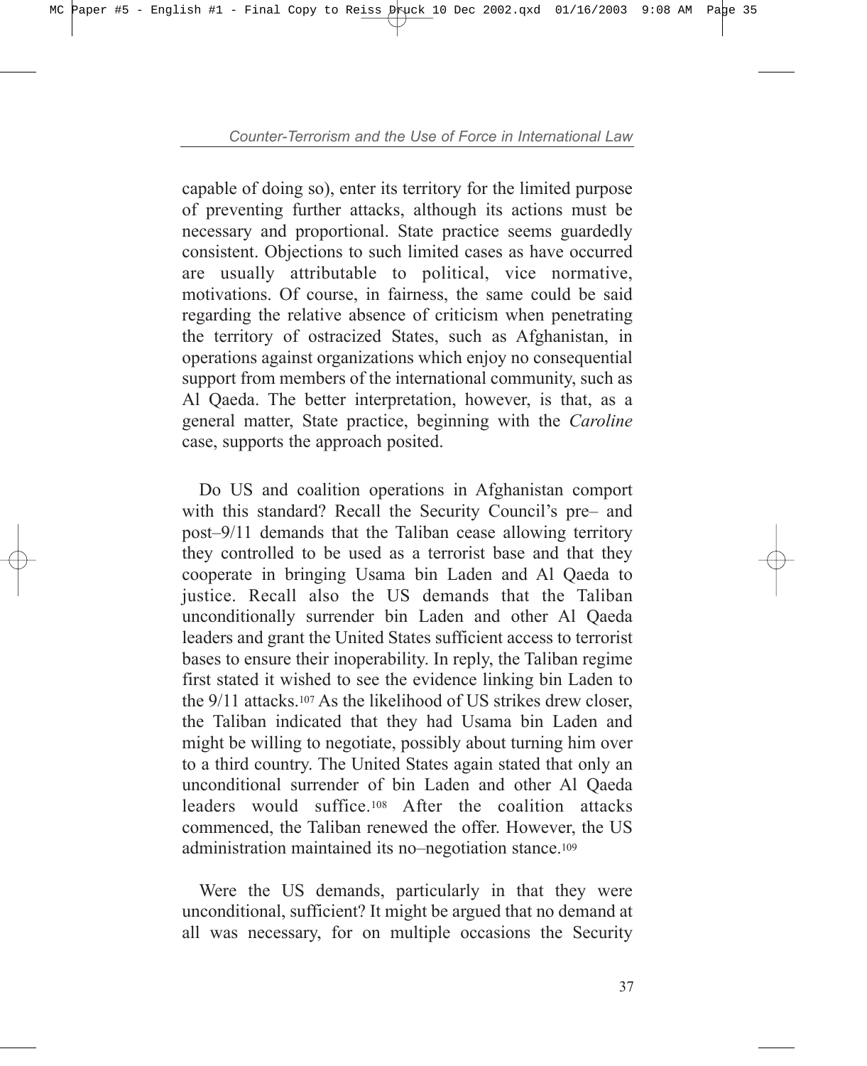capable of doing so), enter its territory for the limited purpose of preventing further attacks, although its actions must be necessary and proportional. State practice seems guardedly consistent. Objections to such limited cases as have occurred are usually attributable to political, vice normative, motivations. Of course, in fairness, the same could be said regarding the relative absence of criticism when penetrating the territory of ostracized States, such as Afghanistan, in operations against organizations which enjoy no consequential support from members of the international community, such as Al Qaeda. The better interpretation, however, is that, as a general matter, State practice, beginning with the *Caroline* case, supports the approach posited.

Do US and coalition operations in Afghanistan comport with this standard? Recall the Security Council's pre– and post–9/11 demands that the Taliban cease allowing territory they controlled to be used as a terrorist base and that they cooperate in bringing Usama bin Laden and Al Qaeda to justice. Recall also the US demands that the Taliban unconditionally surrender bin Laden and other Al Qaeda leaders and grant the United States sufficient access to terrorist bases to ensure their inoperability. In reply, the Taliban regime first stated it wished to see the evidence linking bin Laden to the 9/11 attacks.[107] As the likelihood of US strikes drew closer, the Taliban indicated that they had Usama bin Laden and might be willing to negotiate, possibly about turning him over to a third country. The United States again stated that only an unconditional surrender of bin Laden and other Al Qaeda leaders would suffice.[108] After the coalition attacks commenced, the Taliban renewed the offer. However, the US administration maintained its no–negotiation stance.[109]

Were the US demands, particularly in that they were unconditional, sufficient? It might be argued that no demand at all was necessary, for on multiple occasions the Security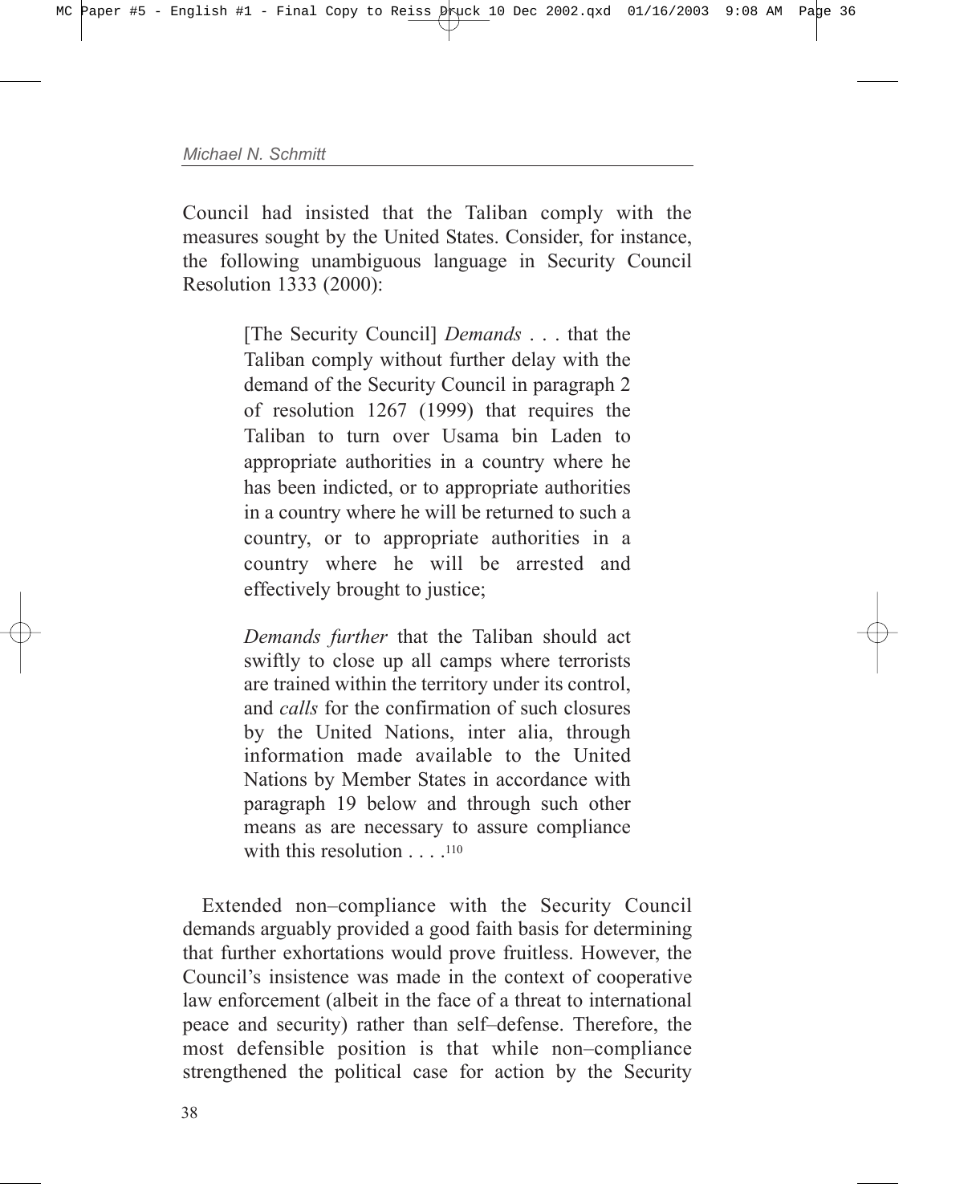Council had insisted that the Taliban comply with the measures sought by the United States. Consider, for instance, the following unambiguous language in Security Council Resolution 1333 (2000):

> [The Security Council] *Demands* . . . that the Taliban comply without further delay with the demand of the Security Council in paragraph 2 of resolution 1267 (1999) that requires the Taliban to turn over Usama bin Laden to appropriate authorities in a country where he has been indicted, or to appropriate authorities in a country where he will be returned to such a country, or to appropriate authorities in a country where he will be arrested and effectively brought to justice;
>
> *Demands further* that the Taliban should act swiftly to close up all camps where terrorists are trained within the territory under its control, and *calls* for the confirmation of such closures by the United Nations, inter alia, through information made available to the United Nations by Member States in accordance with paragraph 19 below and through such other means as are necessary to assure compliance with this resolution . . . .[110]

Extended non–compliance with the Security Council demands arguably provided a good faith basis for determining that further exhortations would prove fruitless. However, the Council's insistence was made in the context of cooperative law enforcement (albeit in the face of a threat to international peace and security) rather than self–defense. Therefore, the most defensible position is that while non–compliance strengthened the political case for action by the Security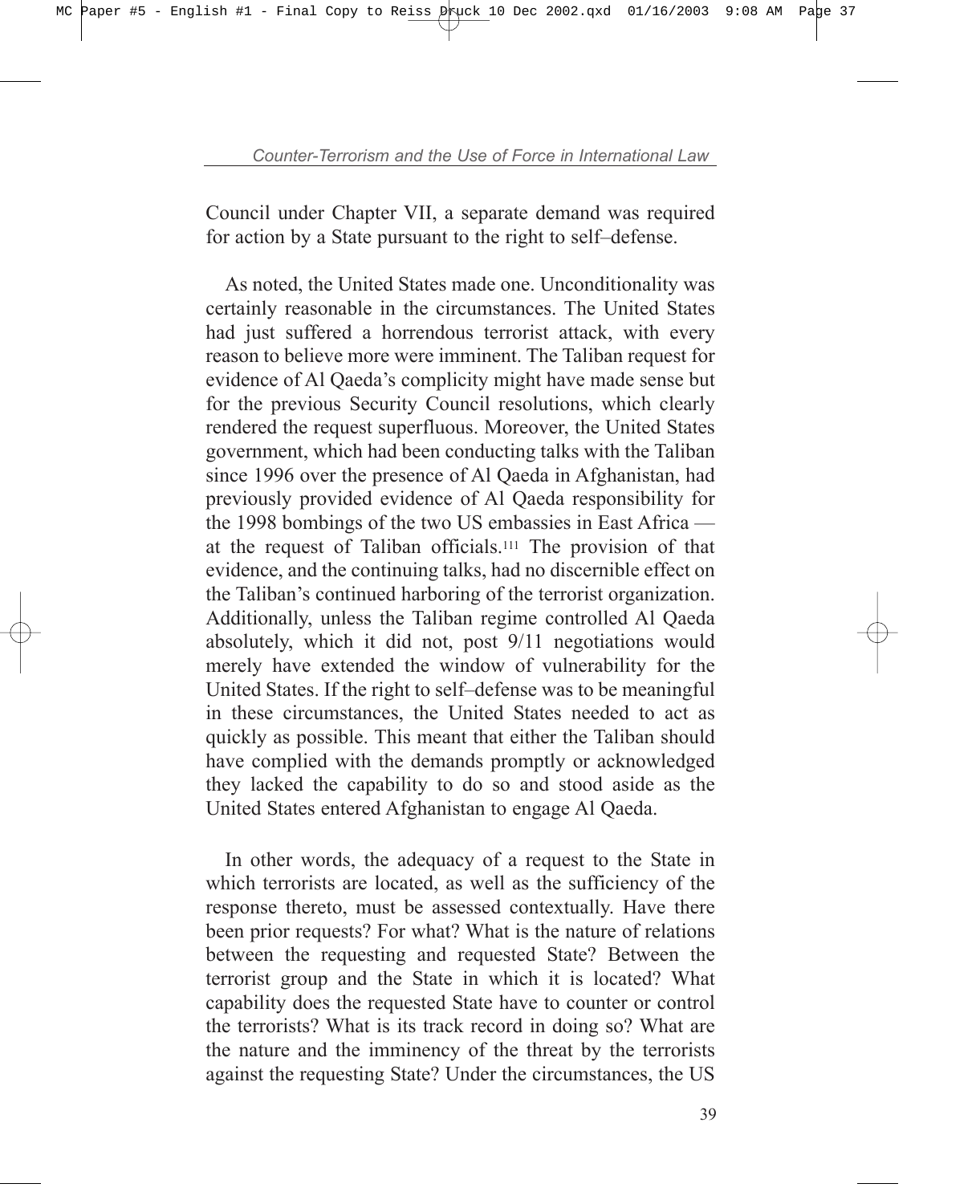Council under Chapter VII, a separate demand was required for action by a State pursuant to the right to self–defense.

As noted, the United States made one. Unconditionality was certainly reasonable in the circumstances. The United States had just suffered a horrendous terrorist attack, with every reason to believe more were imminent. The Taliban request for evidence of Al Qaeda's complicity might have made sense but for the previous Security Council resolutions, which clearly rendered the request superfluous. Moreover, the United States government, which had been conducting talks with the Taliban since 1996 over the presence of Al Qaeda in Afghanistan, had previously provided evidence of Al Qaeda responsibility for the 1998 bombings of the two US embassies in East Africa — at the request of Taliban officials.[111] The provision of that evidence, and the continuing talks, had no discernible effect on the Taliban's continued harboring of the terrorist organization. Additionally, unless the Taliban regime controlled Al Qaeda absolutely, which it did not, post 9/11 negotiations would merely have extended the window of vulnerability for the United States. If the right to self–defense was to be meaningful in these circumstances, the United States needed to act as quickly as possible. This meant that either the Taliban should have complied with the demands promptly or acknowledged they lacked the capability to do so and stood aside as the United States entered Afghanistan to engage Al Qaeda.

In other words, the adequacy of a request to the State in which terrorists are located, as well as the sufficiency of the response thereto, must be assessed contextually. Have there been prior requests? For what? What is the nature of relations between the requesting and requested State? Between the terrorist group and the State in which it is located? What capability does the requested State have to counter or control the terrorists? What is its track record in doing so? What are the nature and the imminency of the threat by the terrorists against the requesting State? Under the circumstances, the US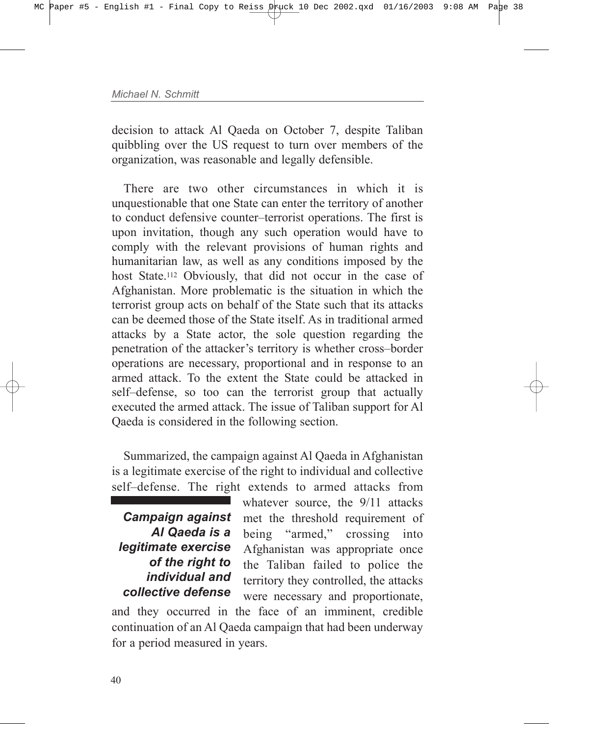decision to attack Al Qaeda on October 7, despite Taliban quibbling over the US request to turn over members of the organization, was reasonable and legally defensible.

There are two other circumstances in which it is unquestionable that one State can enter the territory of another to conduct defensive counter–terrorist operations. The first is upon invitation, though any such operation would have to comply with the relevant provisions of human rights and humanitarian law, as well as any conditions imposed by the host State.[112] Obviously, that did not occur in the case of Afghanistan. More problematic is the situation in which the terrorist group acts on behalf of the State such that its attacks can be deemed those of the State itself. As in traditional armed attacks by a State actor, the sole question regarding the penetration of the attacker's territory is whether cross–border operations are necessary, proportional and in response to an armed attack. To the extent the State could be attacked in self–defense, so too can the terrorist group that actually executed the armed attack. The issue of Taliban support for Al Qaeda is considered in the following section.

Summarized, the campaign against Al Qaeda in Afghanistan is a legitimate exercise of the right to individual and collective self–defense. The right extends to armed attacks from whatever source, the 9/11 attacks met the threshold requirement of being "armed," crossing into Afghanistan was appropriate once the Taliban failed to police the territory they controlled, the attacks were necessary and proportionate, and they occurred in the face of an imminent, credible continuation of an Al Qaeda campaign that had been underway for a period measured in years.

***Campaign against Al Qaeda is a legitimate exercise of the right to individual and collective defense***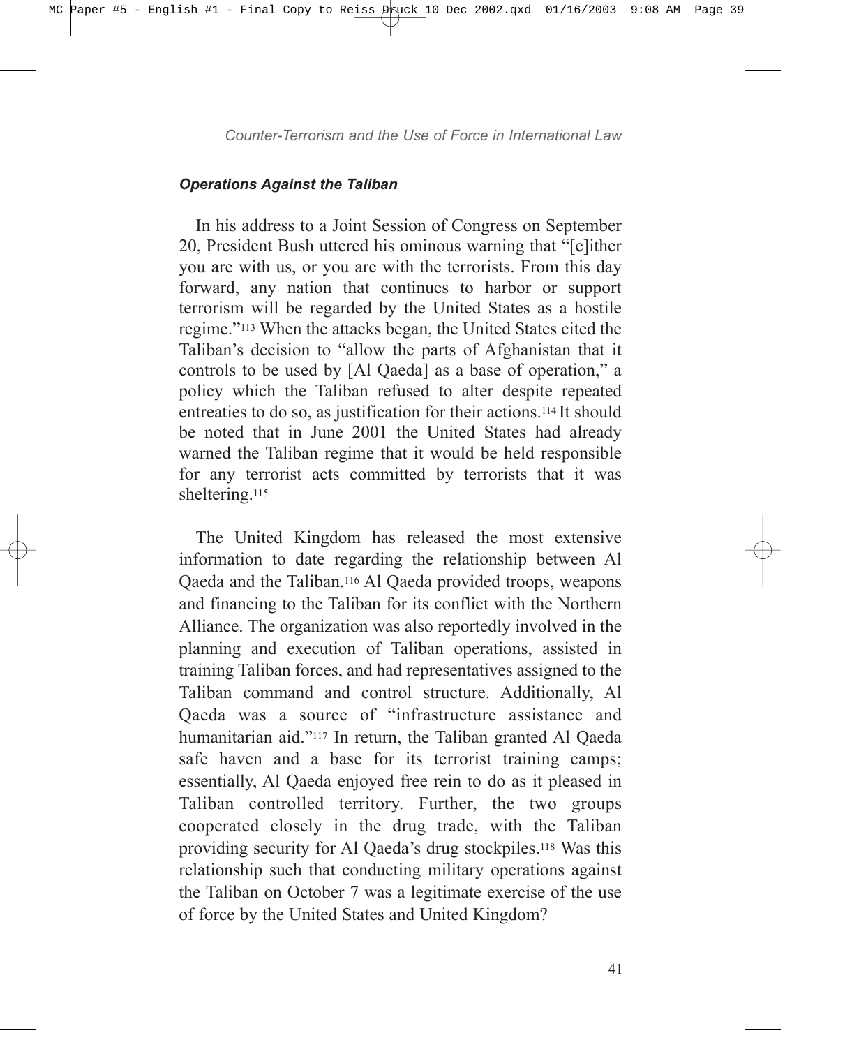### *Operations Against the Taliban*

In his address to a Joint Session of Congress on September 20, President Bush uttered his ominous warning that "[e]ither you are with us, or you are with the terrorists. From this day forward, any nation that continues to harbor or support terrorism will be regarded by the United States as a hostile regime."[113] When the attacks began, the United States cited the Taliban's decision to "allow the parts of Afghanistan that it controls to be used by [Al Qaeda] as a base of operation," a policy which the Taliban refused to alter despite repeated entreaties to do so, as justification for their actions.[114] It should be noted that in June 2001 the United States had already warned the Taliban regime that it would be held responsible for any terrorist acts committed by terrorists that it was sheltering.[115]

The United Kingdom has released the most extensive information to date regarding the relationship between Al Qaeda and the Taliban.[116] Al Qaeda provided troops, weapons and financing to the Taliban for its conflict with the Northern Alliance. The organization was also reportedly involved in the planning and execution of Taliban operations, assisted in training Taliban forces, and had representatives assigned to the Taliban command and control structure. Additionally, Al Qaeda was a source of "infrastructure assistance and humanitarian aid."[117] In return, the Taliban granted Al Qaeda safe haven and a base for its terrorist training camps; essentially, Al Qaeda enjoyed free rein to do as it pleased in Taliban controlled territory. Further, the two groups cooperated closely in the drug trade, with the Taliban providing security for Al Qaeda's drug stockpiles.[118] Was this relationship such that conducting military operations against the Taliban on October 7 was a legitimate exercise of the use of force by the United States and United Kingdom?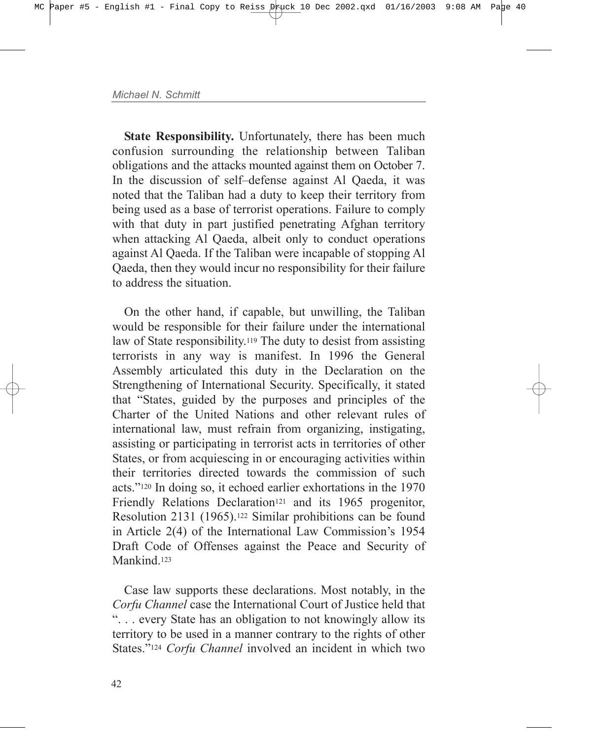**State Responsibility.** Unfortunately, there has been much confusion surrounding the relationship between Taliban obligations and the attacks mounted against them on October 7. In the discussion of self–defense against Al Qaeda, it was noted that the Taliban had a duty to keep their territory from being used as a base of terrorist operations. Failure to comply with that duty in part justified penetrating Afghan territory when attacking Al Qaeda, albeit only to conduct operations against Al Qaeda. If the Taliban were incapable of stopping Al Qaeda, then they would incur no responsibility for their failure to address the situation.

On the other hand, if capable, but unwilling, the Taliban would be responsible for their failure under the international law of State responsibility.[119] The duty to desist from assisting terrorists in any way is manifest. In 1996 the General Assembly articulated this duty in the Declaration on the Strengthening of International Security. Specifically, it stated that "States, guided by the purposes and principles of the Charter of the United Nations and other relevant rules of international law, must refrain from organizing, instigating, assisting or participating in terrorist acts in territories of other States, or from acquiescing in or encouraging activities within their territories directed towards the commission of such acts."[120] In doing so, it echoed earlier exhortations in the 1970 Friendly Relations Declaration[121] and its 1965 progenitor, Resolution 2131 (1965).[122] Similar prohibitions can be found in Article 2(4) of the International Law Commission's 1954 Draft Code of Offenses against the Peace and Security of Mankind.[123]

Case law supports these declarations. Most notably, in the *Corfu Channel* case the International Court of Justice held that ". . . every State has an obligation to not knowingly allow its territory to be used in a manner contrary to the rights of other States."[124] *Corfu Channel* involved an incident in which two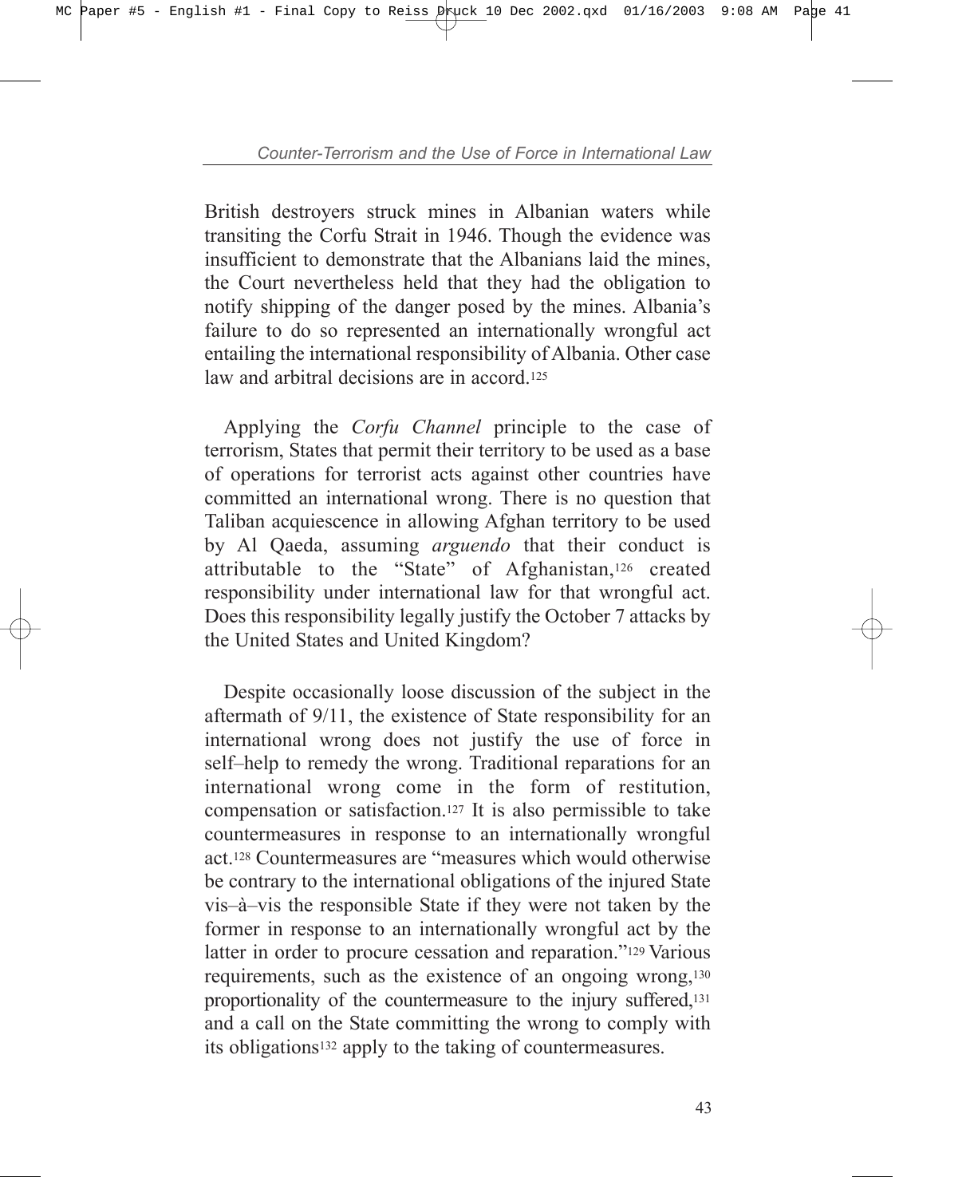British destroyers struck mines in Albanian waters while transiting the Corfu Strait in 1946. Though the evidence was insufficient to demonstrate that the Albanians laid the mines, the Court nevertheless held that they had the obligation to notify shipping of the danger posed by the mines. Albania's failure to do so represented an internationally wrongful act entailing the international responsibility of Albania. Other case law and arbitral decisions are in accord.[125]

Applying the *Corfu Channel* principle to the case of terrorism, States that permit their territory to be used as a base of operations for terrorist acts against other countries have committed an international wrong. There is no question that Taliban acquiescence in allowing Afghan territory to be used by Al Qaeda, assuming *arguendo* that their conduct is attributable to the "State" of Afghanistan,[126] created responsibility under international law for that wrongful act. Does this responsibility legally justify the October 7 attacks by the United States and United Kingdom?

Despite occasionally loose discussion of the subject in the aftermath of 9/11, the existence of State responsibility for an international wrong does not justify the use of force in self–help to remedy the wrong. Traditional reparations for an international wrong come in the form of restitution, compensation or satisfaction.[127] It is also permissible to take countermeasures in response to an internationally wrongful act.[128] Countermeasures are "measures which would otherwise be contrary to the international obligations of the injured State vis–à–vis the responsible State if they were not taken by the former in response to an internationally wrongful act by the latter in order to procure cessation and reparation."[129] Various requirements, such as the existence of an ongoing wrong,[130] proportionality of the countermeasure to the injury suffered,[131] and a call on the State committing the wrong to comply with its obligations[132] apply to the taking of countermeasures.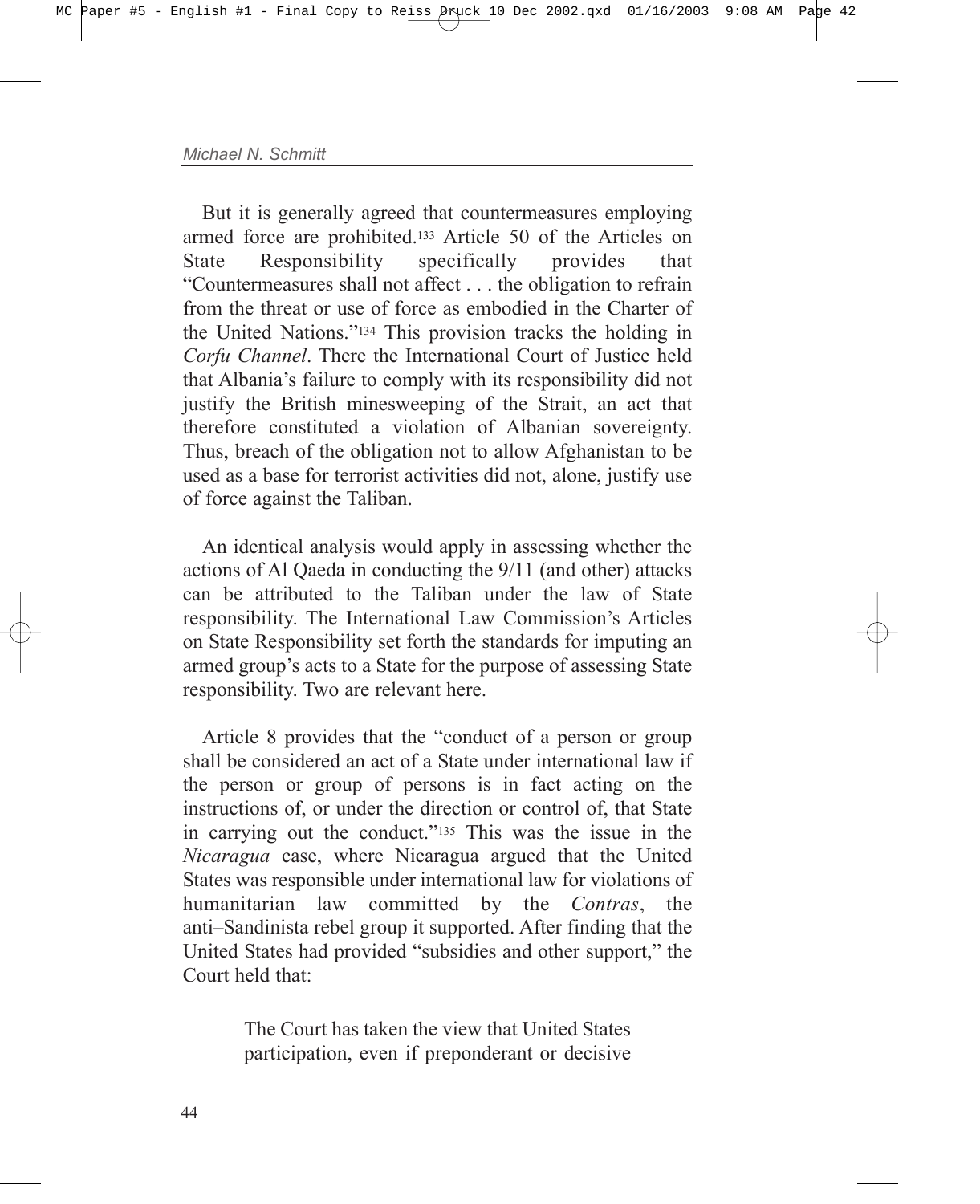But it is generally agreed that countermeasures employing armed force are prohibited.[133] Article 50 of the Articles on State Responsibility specifically provides that "Countermeasures shall not affect . . . the obligation to refrain from the threat or use of force as embodied in the Charter of the United Nations."[134] This provision tracks the holding in *Corfu Channel*. There the International Court of Justice held that Albania's failure to comply with its responsibility did not justify the British minesweeping of the Strait, an act that therefore constituted a violation of Albanian sovereignty. Thus, breach of the obligation not to allow Afghanistan to be used as a base for terrorist activities did not, alone, justify use of force against the Taliban.

An identical analysis would apply in assessing whether the actions of Al Qaeda in conducting the 9/11 (and other) attacks can be attributed to the Taliban under the law of State responsibility. The International Law Commission's Articles on State Responsibility set forth the standards for imputing an armed group's acts to a State for the purpose of assessing State responsibility. Two are relevant here.

Article 8 provides that the "conduct of a person or group shall be considered an act of a State under international law if the person or group of persons is in fact acting on the instructions of, or under the direction or control of, that State in carrying out the conduct."[135] This was the issue in the *Nicaragua* case, where Nicaragua argued that the United States was responsible under international law for violations of humanitarian law committed by the *Contras*, the anti–Sandinista rebel group it supported. After finding that the United States had provided "subsidies and other support," the Court held that:

> The Court has taken the view that United States participation, even if preponderant or decisive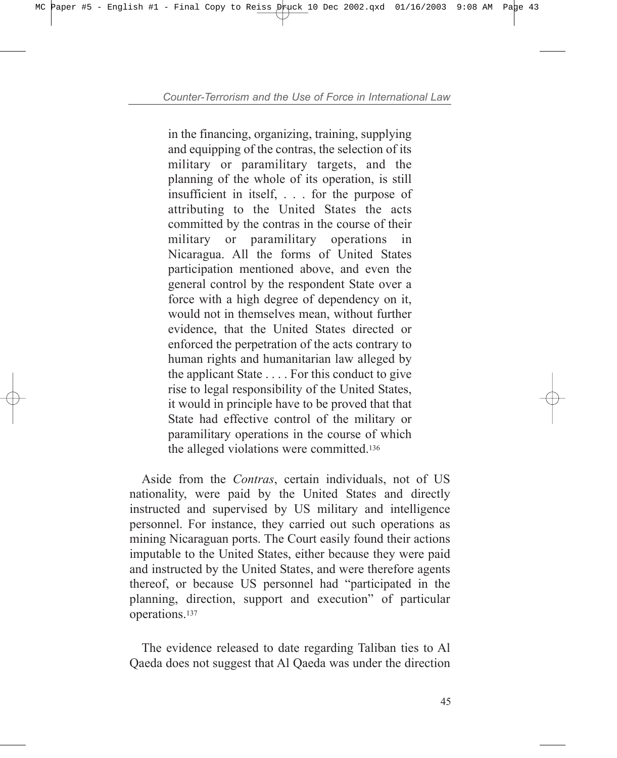> in the financing, organizing, training, supplying and equipping of the contras, the selection of its military or paramilitary targets, and the planning of the whole of its operation, is still insufficient in itself, . . . for the purpose of attributing to the United States the acts committed by the contras in the course of their military or paramilitary operations in Nicaragua. All the forms of United States participation mentioned above, and even the general control by the respondent State over a force with a high degree of dependency on it, would not in themselves mean, without further evidence, that the United States directed or enforced the perpetration of the acts contrary to human rights and humanitarian law alleged by the applicant State . . . . For this conduct to give rise to legal responsibility of the United States, it would in principle have to be proved that that State had effective control of the military or paramilitary operations in the course of which the alleged violations were committed.[136]

Aside from the *Contras*, certain individuals, not of US nationality, were paid by the United States and directly instructed and supervised by US military and intelligence personnel. For instance, they carried out such operations as mining Nicaraguan ports. The Court easily found their actions imputable to the United States, either because they were paid and instructed by the United States, and were therefore agents thereof, or because US personnel had "participated in the planning, direction, support and execution" of particular operations.[137]

The evidence released to date regarding Taliban ties to Al Qaeda does not suggest that Al Qaeda was under the direction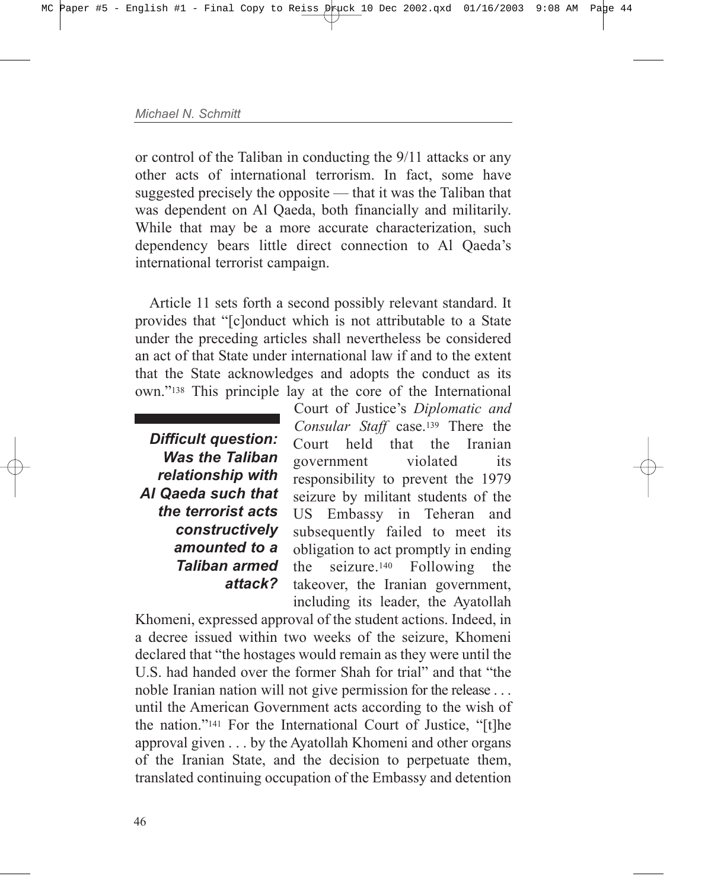or control of the Taliban in conducting the 9/11 attacks or any other acts of international terrorism. In fact, some have suggested precisely the opposite — that it was the Taliban that was dependent on Al Qaeda, both financially and militarily. While that may be a more accurate characterization, such dependency bears little direct connection to Al Qaeda's international terrorist campaign.

Article 11 sets forth a second possibly relevant standard. It provides that "[c]onduct which is not attributable to a State under the preceding articles shall nevertheless be considered an act of that State under international law if and to the extent that the State acknowledges and adopts the conduct as its own."[138] This principle lay at the core of the International Court of Justice's *Diplomatic and Consular Staff* case.[139] There the Court held that the Iranian government violated its responsibility to prevent the 1979 seizure by militant students of the US Embassy in Teheran and subsequently failed to meet its obligation to act promptly in ending the seizure.[140] Following the takeover, the Iranian government, including its leader, the Ayatollah Khomeni, expressed approval of the student actions. Indeed, in a decree issued within two weeks of the seizure, Khomeni declared that "the hostages would remain as they were until the U.S. had handed over the former Shah for trial" and that "the noble Iranian nation will not give permission for the release . . . until the American Government acts according to the wish of the nation."[141] For the International Court of Justice, "[t]he approval given . . . by the Ayatollah Khomeni and other organs of the Iranian State, and the decision to perpetuate them, translated continuing occupation of the Embassy and detention

***Difficult question: Was the Taliban relationship with Al Qaeda such that the terrorist acts constructively amounted to a Taliban armed attack?***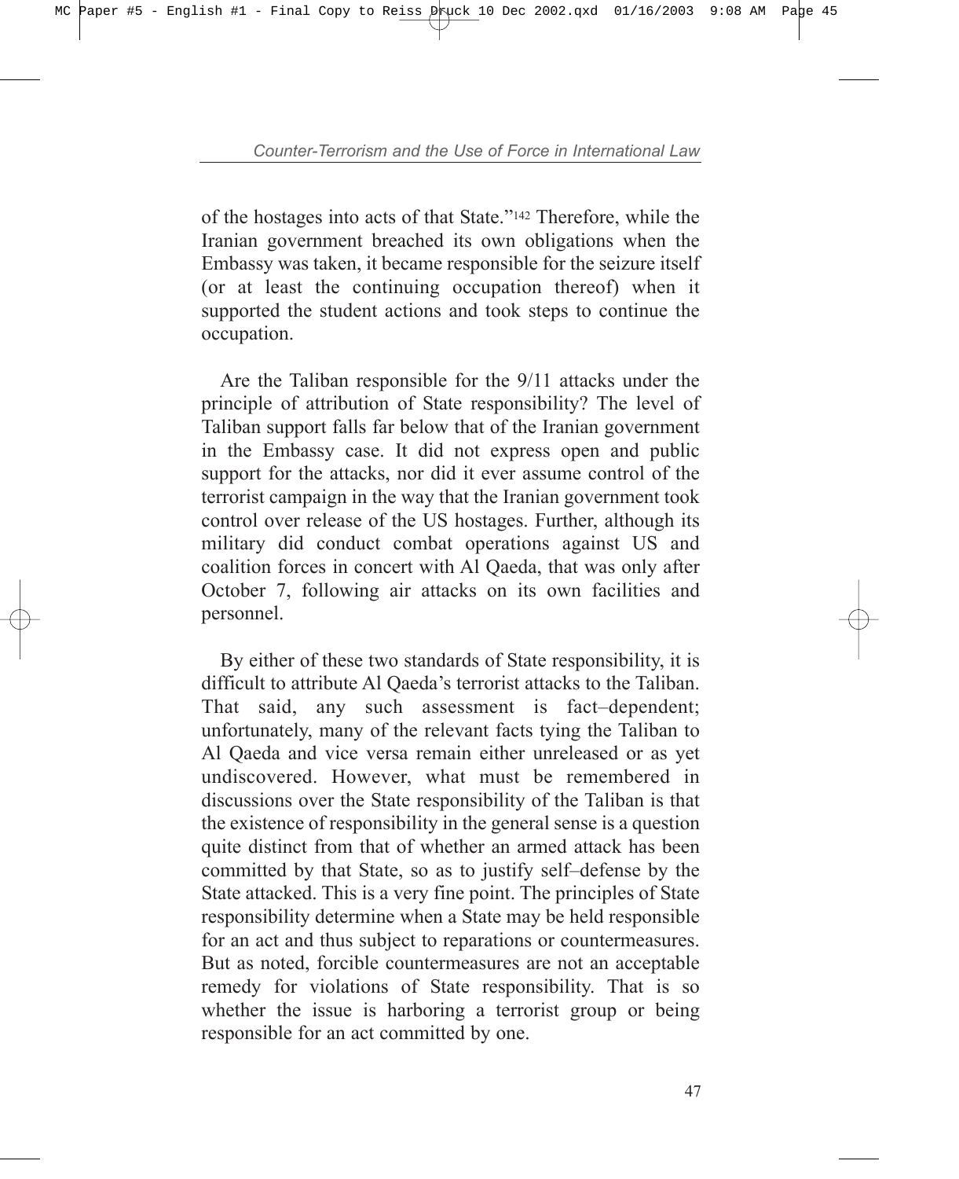of the hostages into acts of that State."[142] Therefore, while the Iranian government breached its own obligations when the Embassy was taken, it became responsible for the seizure itself (or at least the continuing occupation thereof) when it supported the student actions and took steps to continue the occupation.

Are the Taliban responsible for the 9/11 attacks under the principle of attribution of State responsibility? The level of Taliban support falls far below that of the Iranian government in the Embassy case. It did not express open and public support for the attacks, nor did it ever assume control of the terrorist campaign in the way that the Iranian government took control over release of the US hostages. Further, although its military did conduct combat operations against US and coalition forces in concert with Al Qaeda, that was only after October 7, following air attacks on its own facilities and personnel.

By either of these two standards of State responsibility, it is difficult to attribute Al Qaeda's terrorist attacks to the Taliban. That said, any such assessment is fact–dependent; unfortunately, many of the relevant facts tying the Taliban to Al Qaeda and vice versa remain either unreleased or as yet undiscovered. However, what must be remembered in discussions over the State responsibility of the Taliban is that the existence of responsibility in the general sense is a question quite distinct from that of whether an armed attack has been committed by that State, so as to justify self–defense by the State attacked. This is a very fine point. The principles of State responsibility determine when a State may be held responsible for an act and thus subject to reparations or countermeasures. But as noted, forcible countermeasures are not an acceptable remedy for violations of State responsibility. That is so whether the issue is harboring a terrorist group or being responsible for an act committed by one.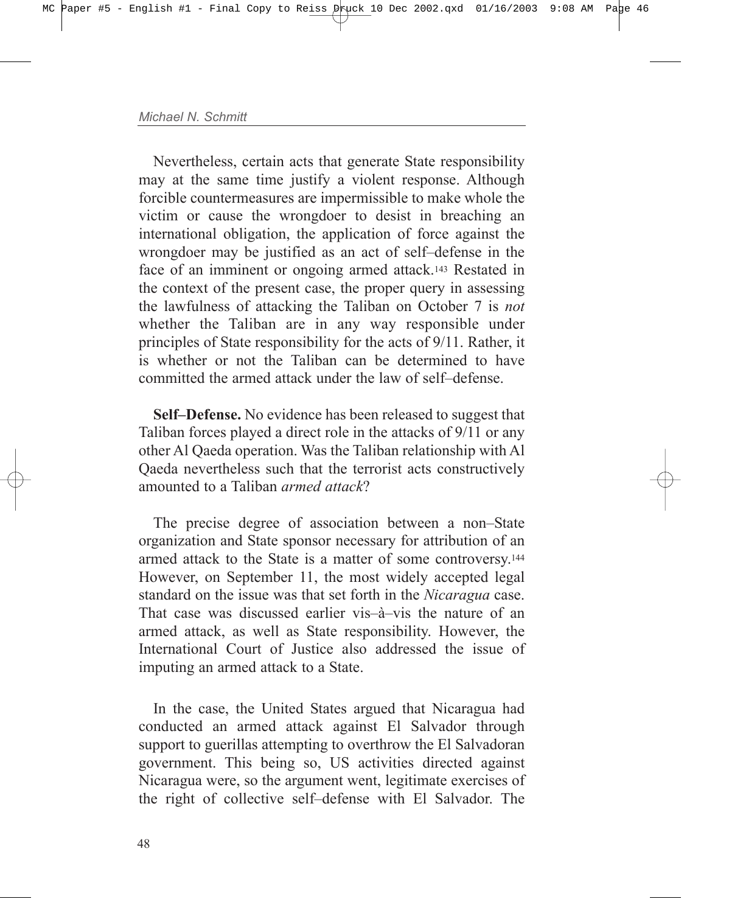Nevertheless, certain acts that generate State responsibility may at the same time justify a violent response. Although forcible countermeasures are impermissible to make whole the victim or cause the wrongdoer to desist in breaching an international obligation, the application of force against the wrongdoer may be justified as an act of self–defense in the face of an imminent or ongoing armed attack.[143] Restated in the context of the present case, the proper query in assessing the lawfulness of attacking the Taliban on October 7 is *not* whether the Taliban are in any way responsible under principles of State responsibility for the acts of 9/11. Rather, it is whether or not the Taliban can be determined to have committed the armed attack under the law of self–defense.

**Self–Defense.** No evidence has been released to suggest that Taliban forces played a direct role in the attacks of 9/11 or any other Al Qaeda operation. Was the Taliban relationship with Al Qaeda nevertheless such that the terrorist acts constructively amounted to a Taliban *armed attack*?

The precise degree of association between a non–State organization and State sponsor necessary for attribution of an armed attack to the State is a matter of some controversy.[144] However, on September 11, the most widely accepted legal standard on the issue was that set forth in the *Nicaragua* case. That case was discussed earlier vis–à–vis the nature of an armed attack, as well as State responsibility. However, the International Court of Justice also addressed the issue of imputing an armed attack to a State.

In the case, the United States argued that Nicaragua had conducted an armed attack against El Salvador through support to guerillas attempting to overthrow the El Salvadoran government. This being so, US activities directed against Nicaragua were, so the argument went, legitimate exercises of the right of collective self–defense with El Salvador. The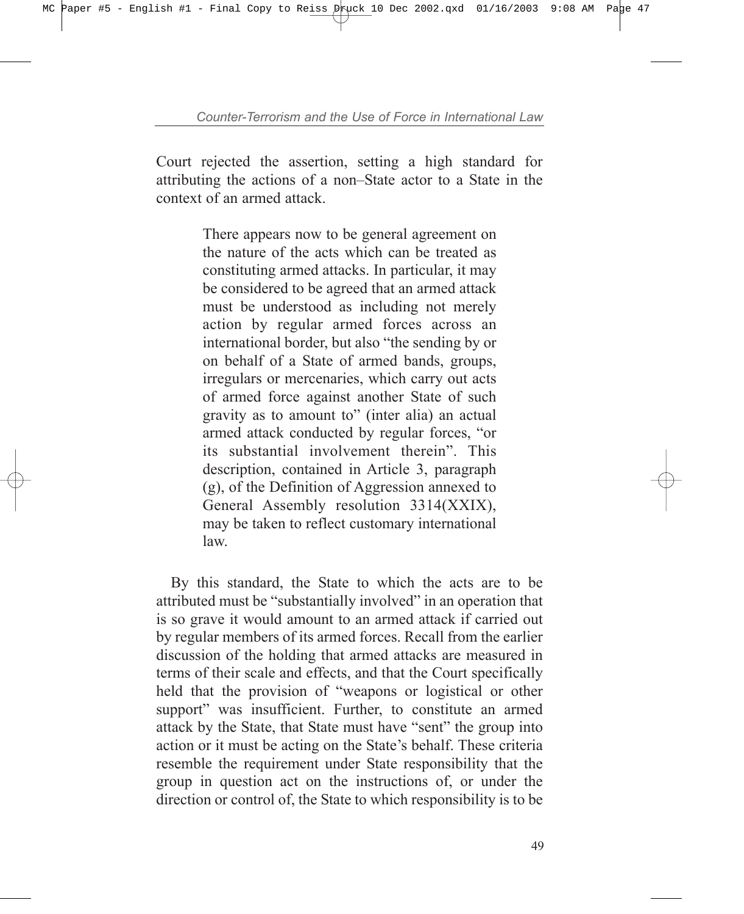Court rejected the assertion, setting a high standard for attributing the actions of a non–State actor to a State in the context of an armed attack.

> There appears now to be general agreement on the nature of the acts which can be treated as constituting armed attacks. In particular, it may be considered to be agreed that an armed attack must be understood as including not merely action by regular armed forces across an international border, but also "the sending by or on behalf of a State of armed bands, groups, irregulars or mercenaries, which carry out acts of armed force against another State of such gravity as to amount to" (inter alia) an actual armed attack conducted by regular forces, "or its substantial involvement therein". This description, contained in Article 3, paragraph (g), of the Definition of Aggression annexed to General Assembly resolution 3314(XXIX), may be taken to reflect customary international law.

By this standard, the State to which the acts are to be attributed must be "substantially involved" in an operation that is so grave it would amount to an armed attack if carried out by regular members of its armed forces. Recall from the earlier discussion of the holding that armed attacks are measured in terms of their scale and effects, and that the Court specifically held that the provision of "weapons or logistical or other support" was insufficient. Further, to constitute an armed attack by the State, that State must have "sent" the group into action or it must be acting on the State's behalf. These criteria resemble the requirement under State responsibility that the group in question act on the instructions of, or under the direction or control of, the State to which responsibility is to be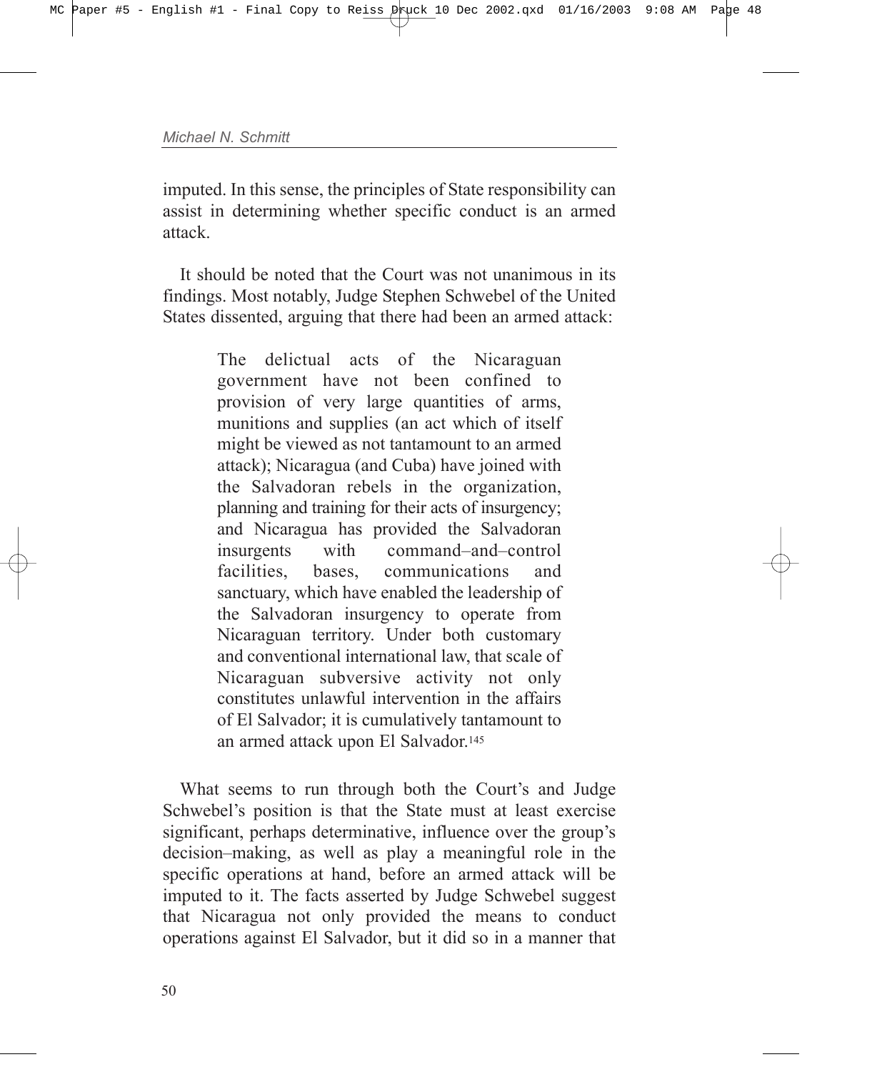imputed. In this sense, the principles of State responsibility can assist in determining whether specific conduct is an armed attack.

It should be noted that the Court was not unanimous in its findings. Most notably, Judge Stephen Schwebel of the United States dissented, arguing that there had been an armed attack:

> The delictual acts of the Nicaraguan government have not been confined to provision of very large quantities of arms, munitions and supplies (an act which of itself might be viewed as not tantamount to an armed attack); Nicaragua (and Cuba) have joined with the Salvadoran rebels in the organization, planning and training for their acts of insurgency; and Nicaragua has provided the Salvadoran insurgents with command–and–control facilities, bases, communications and sanctuary, which have enabled the leadership of the Salvadoran insurgency to operate from Nicaraguan territory. Under both customary and conventional international law, that scale of Nicaraguan subversive activity not only constitutes unlawful intervention in the affairs of El Salvador; it is cumulatively tantamount to an armed attack upon El Salvador.[145]

What seems to run through both the Court's and Judge Schwebel's position is that the State must at least exercise significant, perhaps determinative, influence over the group's decision–making, as well as play a meaningful role in the specific operations at hand, before an armed attack will be imputed to it. The facts asserted by Judge Schwebel suggest that Nicaragua not only provided the means to conduct operations against El Salvador, but it did so in a manner that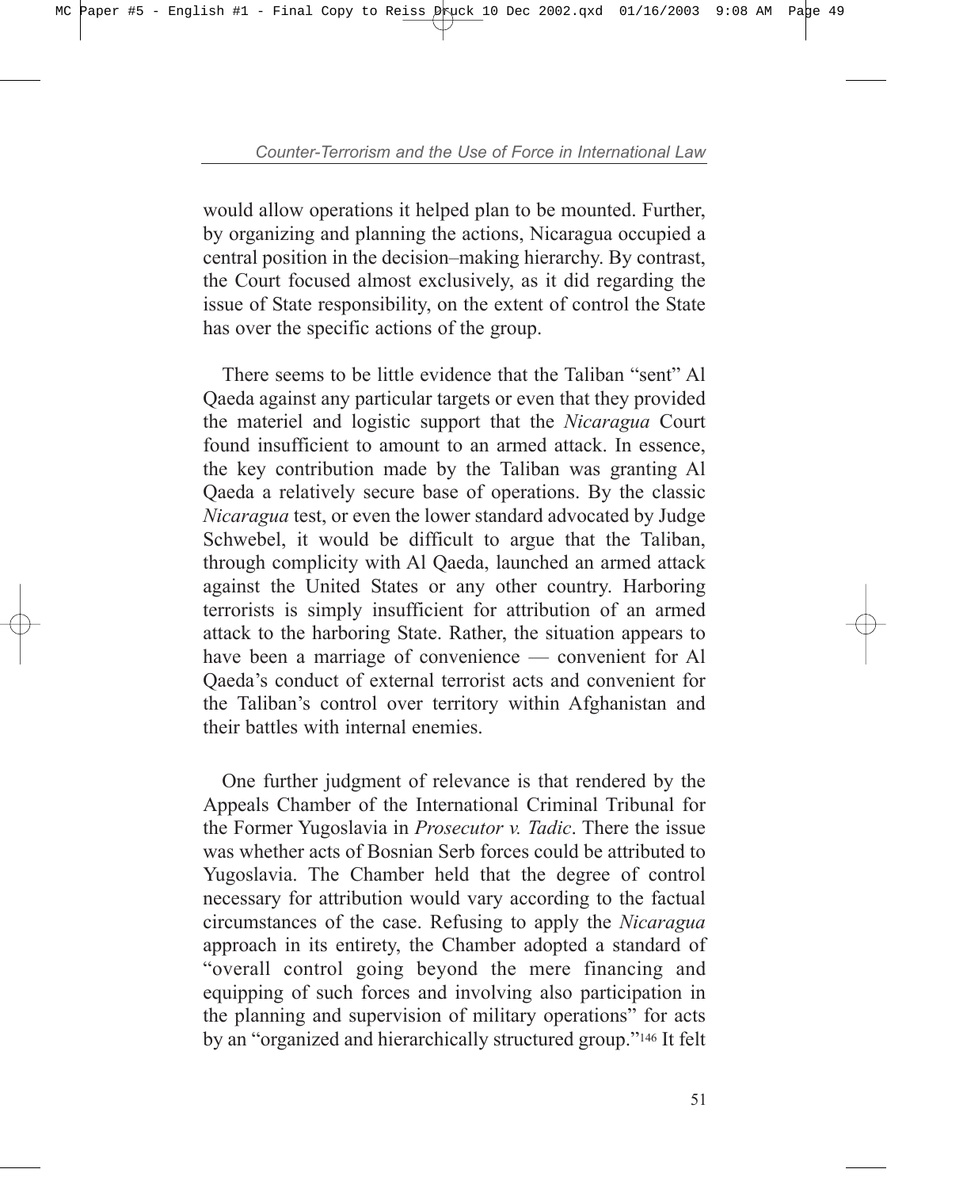would allow operations it helped plan to be mounted. Further, by organizing and planning the actions, Nicaragua occupied a central position in the decision–making hierarchy. By contrast, the Court focused almost exclusively, as it did regarding the issue of State responsibility, on the extent of control the State has over the specific actions of the group.

There seems to be little evidence that the Taliban "sent" Al Qaeda against any particular targets or even that they provided the materiel and logistic support that the *Nicaragua* Court found insufficient to amount to an armed attack. In essence, the key contribution made by the Taliban was granting Al Qaeda a relatively secure base of operations. By the classic *Nicaragua* test, or even the lower standard advocated by Judge Schwebel, it would be difficult to argue that the Taliban, through complicity with Al Qaeda, launched an armed attack against the United States or any other country. Harboring terrorists is simply insufficient for attribution of an armed attack to the harboring State. Rather, the situation appears to have been a marriage of convenience — convenient for Al Qaeda's conduct of external terrorist acts and convenient for the Taliban's control over territory within Afghanistan and their battles with internal enemies.

One further judgment of relevance is that rendered by the Appeals Chamber of the International Criminal Tribunal for the Former Yugoslavia in *Prosecutor v. Tadic*. There the issue was whether acts of Bosnian Serb forces could be attributed to Yugoslavia. The Chamber held that the degree of control necessary for attribution would vary according to the factual circumstances of the case. Refusing to apply the *Nicaragua* approach in its entirety, the Chamber adopted a standard of "overall control going beyond the mere financing and equipping of such forces and involving also participation in the planning and supervision of military operations" for acts by an "organized and hierarchically structured group."[146] It felt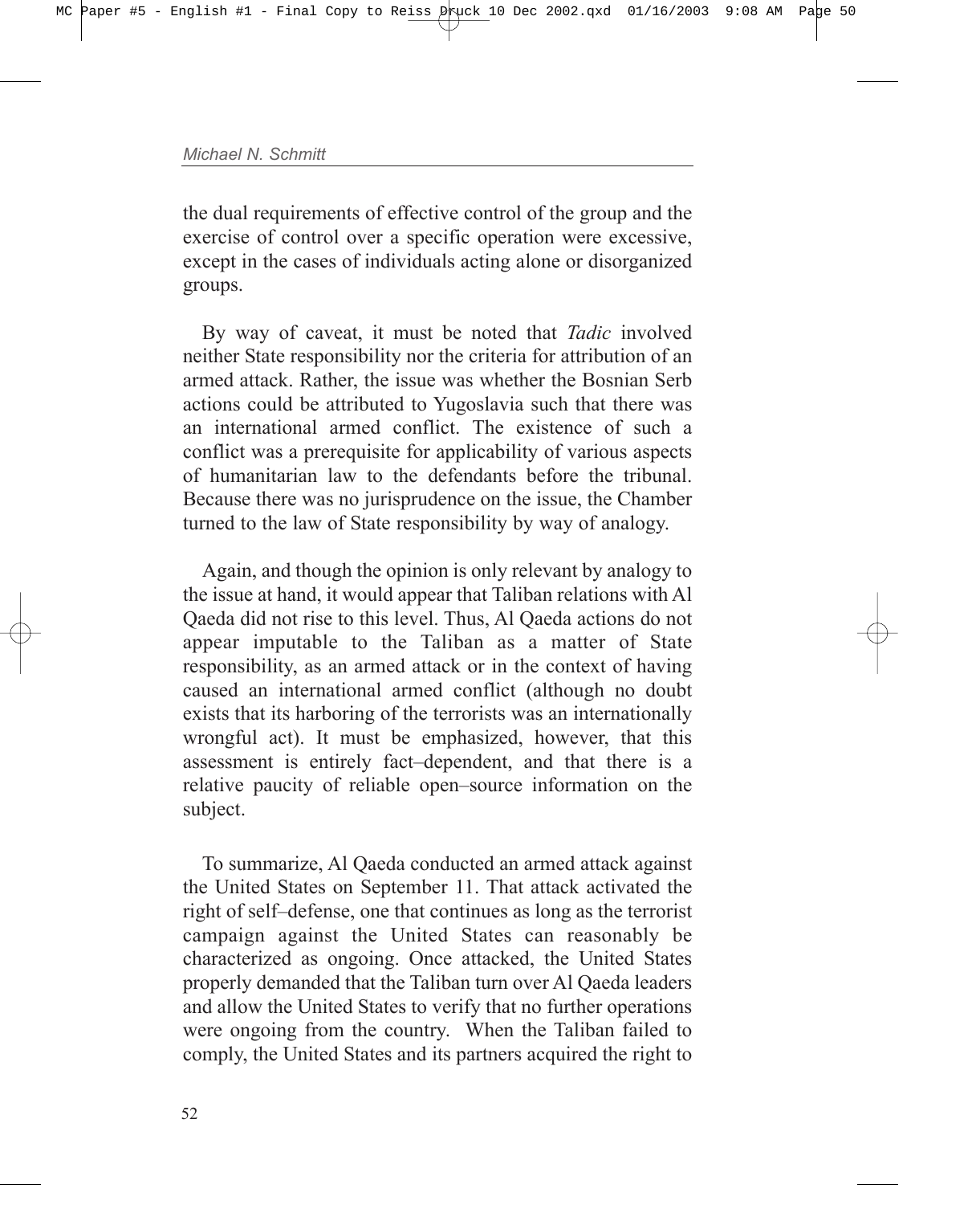the dual requirements of effective control of the group and the exercise of control over a specific operation were excessive, except in the cases of individuals acting alone or disorganized groups.

By way of caveat, it must be noted that *Tadic* involved neither State responsibility nor the criteria for attribution of an armed attack. Rather, the issue was whether the Bosnian Serb actions could be attributed to Yugoslavia such that there was an international armed conflict. The existence of such a conflict was a prerequisite for applicability of various aspects of humanitarian law to the defendants before the tribunal. Because there was no jurisprudence on the issue, the Chamber turned to the law of State responsibility by way of analogy.

Again, and though the opinion is only relevant by analogy to the issue at hand, it would appear that Taliban relations with Al Qaeda did not rise to this level. Thus, Al Qaeda actions do not appear imputable to the Taliban as a matter of State responsibility, as an armed attack or in the context of having caused an international armed conflict (although no doubt exists that its harboring of the terrorists was an internationally wrongful act). It must be emphasized, however, that this assessment is entirely fact–dependent, and that there is a relative paucity of reliable open–source information on the subject.

To summarize, Al Qaeda conducted an armed attack against the United States on September 11. That attack activated the right of self–defense, one that continues as long as the terrorist campaign against the United States can reasonably be characterized as ongoing. Once attacked, the United States properly demanded that the Taliban turn over Al Qaeda leaders and allow the United States to verify that no further operations were ongoing from the country. When the Taliban failed to comply, the United States and its partners acquired the right to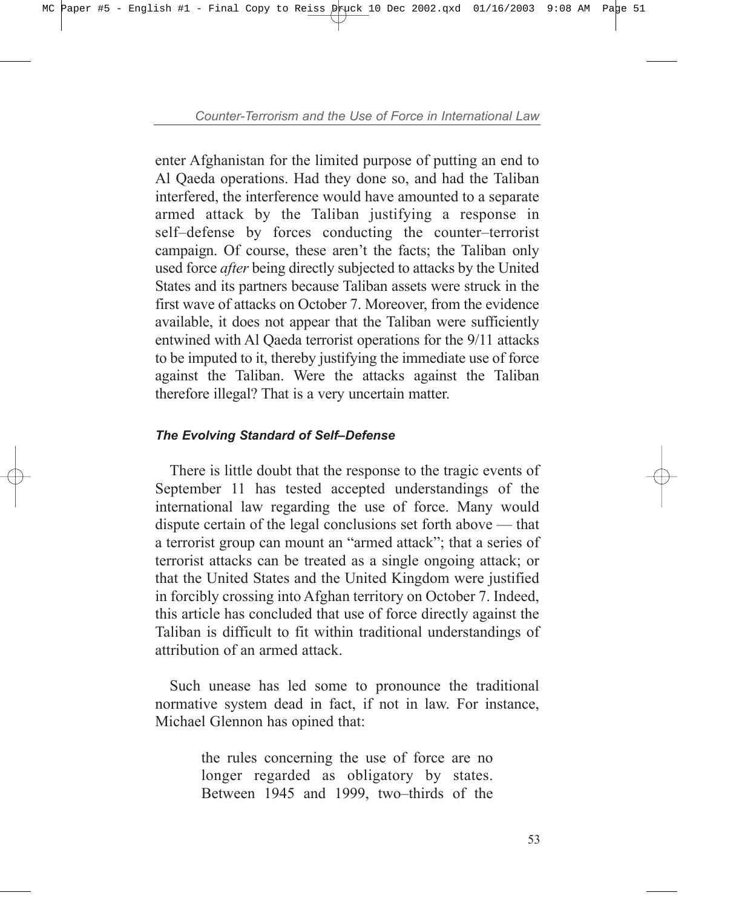enter Afghanistan for the limited purpose of putting an end to Al Qaeda operations. Had they done so, and had the Taliban interfered, the interference would have amounted to a separate armed attack by the Taliban justifying a response in self–defense by forces conducting the counter–terrorist campaign. Of course, these aren't the facts; the Taliban only used force *after* being directly subjected to attacks by the United States and its partners because Taliban assets were struck in the first wave of attacks on October 7. Moreover, from the evidence available, it does not appear that the Taliban were sufficiently entwined with Al Qaeda terrorist operations for the 9/11 attacks to be imputed to it, thereby justifying the immediate use of force against the Taliban. Were the attacks against the Taliban therefore illegal? That is a very uncertain matter.

#### *The Evolving Standard of Self–Defense*

There is little doubt that the response to the tragic events of September 11 has tested accepted understandings of the international law regarding the use of force. Many would dispute certain of the legal conclusions set forth above — that a terrorist group can mount an "armed attack"; that a series of terrorist attacks can be treated as a single ongoing attack; or that the United States and the United Kingdom were justified in forcibly crossing into Afghan territory on October 7. Indeed, this article has concluded that use of force directly against the Taliban is difficult to fit within traditional understandings of attribution of an armed attack.

Such unease has led some to pronounce the traditional normative system dead in fact, if not in law. For instance, Michael Glennon has opined that:

> the rules concerning the use of force are no longer regarded as obligatory by states. Between 1945 and 1999, two–thirds of the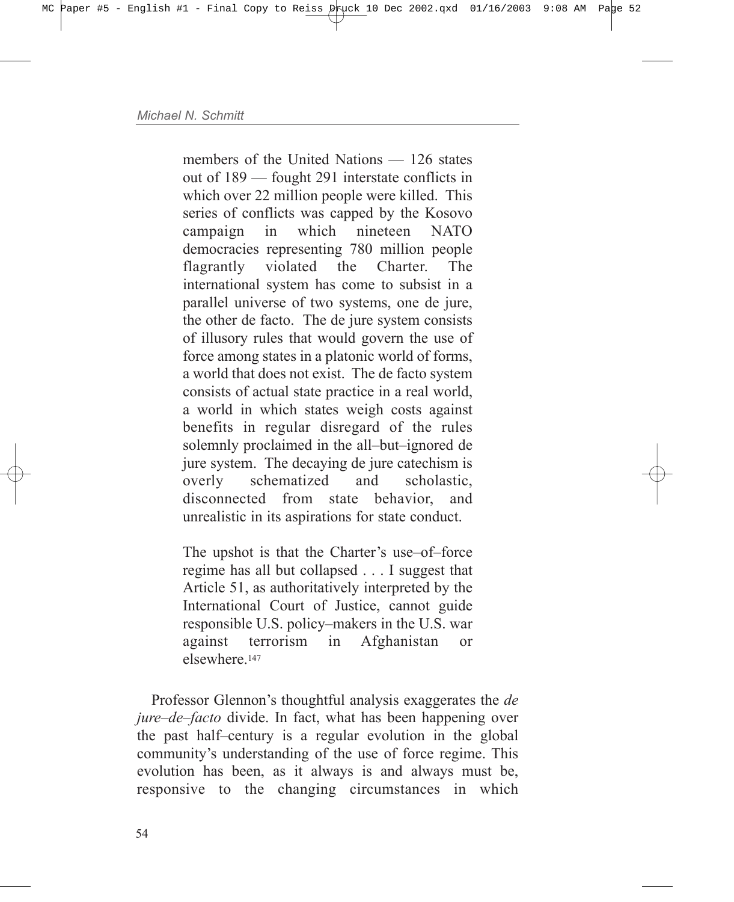> members of the United Nations — 126 states out of 189 — fought 291 interstate conflicts in which over 22 million people were killed. This series of conflicts was capped by the Kosovo campaign in which nineteen NATO democracies representing 780 million people flagrantly violated the Charter. The international system has come to subsist in a parallel universe of two systems, one de jure, the other de facto. The de jure system consists of illusory rules that would govern the use of force among states in a platonic world of forms, a world that does not exist. The de facto system consists of actual state practice in a real world, a world in which states weigh costs against benefits in regular disregard of the rules solemnly proclaimed in the all–but–ignored de jure system. The decaying de jure catechism is overly schematized and scholastic, disconnected from state behavior, and unrealistic in its aspirations for state conduct.
>
> The upshot is that the Charter's use–of–force regime has all but collapsed . . . I suggest that Article 51, as authoritatively interpreted by the International Court of Justice, cannot guide responsible U.S. policy–makers in the U.S. war against terrorism in Afghanistan or elsewhere.[147]

Professor Glennon's thoughtful analysis exaggerates the *de jure–de–facto* divide. In fact, what has been happening over the past half–century is a regular evolution in the global community's understanding of the use of force regime. This evolution has been, as it always is and always must be, responsive to the changing circumstances in which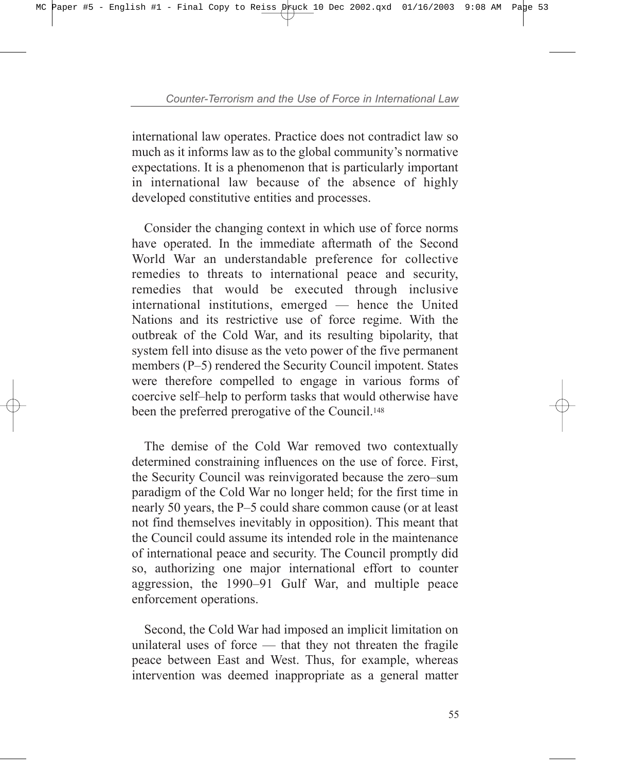international law operates. Practice does not contradict law so much as it informs law as to the global community's normative expectations. It is a phenomenon that is particularly important in international law because of the absence of highly developed constitutive entities and processes.

Consider the changing context in which use of force norms have operated. In the immediate aftermath of the Second World War an understandable preference for collective remedies to threats to international peace and security, remedies that would be executed through inclusive international institutions, emerged — hence the United Nations and its restrictive use of force regime. With the outbreak of the Cold War, and its resulting bipolarity, that system fell into disuse as the veto power of the five permanent members (P–5) rendered the Security Council impotent. States were therefore compelled to engage in various forms of coercive self–help to perform tasks that would otherwise have been the preferred prerogative of the Council.[148]

The demise of the Cold War removed two contextually determined constraining influences on the use of force. First, the Security Council was reinvigorated because the zero–sum paradigm of the Cold War no longer held; for the first time in nearly 50 years, the P–5 could share common cause (or at least not find themselves inevitably in opposition). This meant that the Council could assume its intended role in the maintenance of international peace and security. The Council promptly did so, authorizing one major international effort to counter aggression, the 1990–91 Gulf War, and multiple peace enforcement operations.

Second, the Cold War had imposed an implicit limitation on unilateral uses of force — that they not threaten the fragile peace between East and West. Thus, for example, whereas intervention was deemed inappropriate as a general matter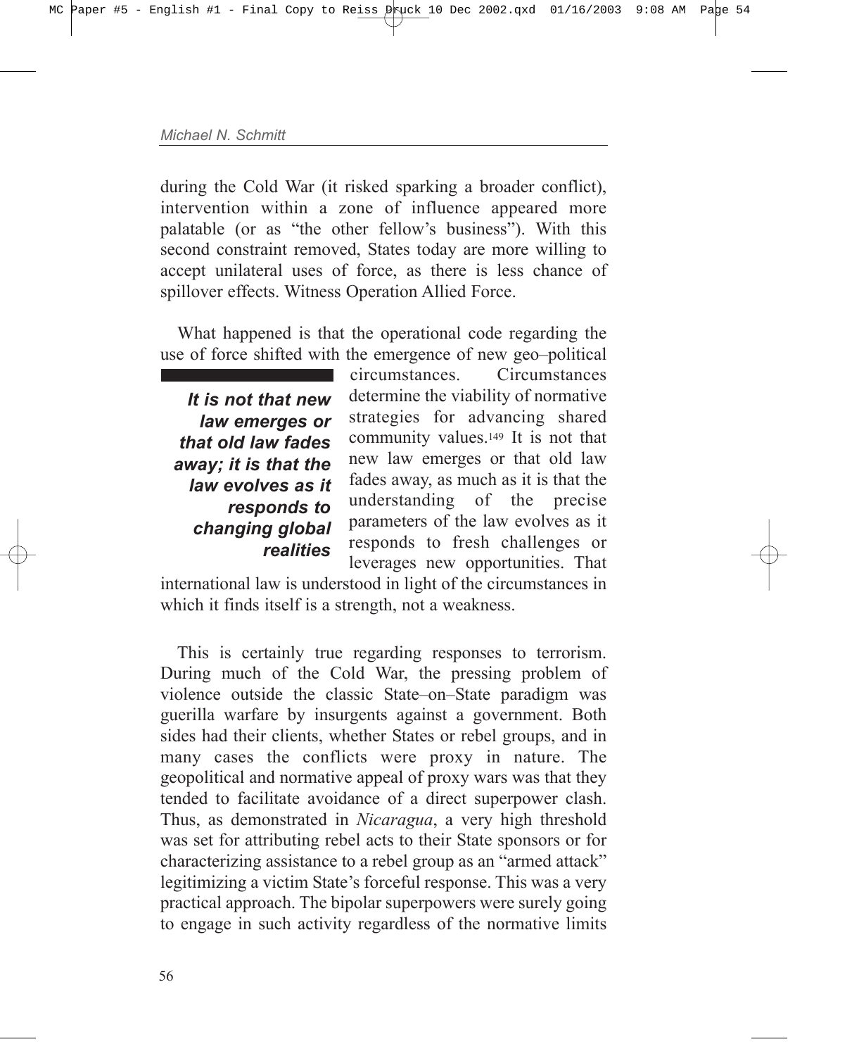during the Cold War (it risked sparking a broader conflict), intervention within a zone of influence appeared more palatable (or as "the other fellow's business"). With this second constraint removed, States today are more willing to accept unilateral uses of force, as there is less chance of spillover effects. Witness Operation Allied Force.

What happened is that the operational code regarding the use of force shifted with the emergence of new geo–political circumstances. Circumstances determine the viability of normative strategies for advancing shared community values.[149] It is not that new law emerges or that old law fades away, as much as it is that the understanding of the precise parameters of the law evolves as it responds to fresh challenges or leverages new opportunities. That international law is understood in light of the circumstances in which it finds itself is a strength, not a weakness.

> ***It is not that new law emerges or that old law fades away; it is that the law evolves as it responds to changing global realities***

This is certainly true regarding responses to terrorism. During much of the Cold War, the pressing problem of violence outside the classic State–on–State paradigm was guerilla warfare by insurgents against a government. Both sides had their clients, whether States or rebel groups, and in many cases the conflicts were proxy in nature. The geopolitical and normative appeal of proxy wars was that they tended to facilitate avoidance of a direct superpower clash. Thus, as demonstrated in *Nicaragua*, a very high threshold was set for attributing rebel acts to their State sponsors or for characterizing assistance to a rebel group as an "armed attack" legitimizing a victim State's forceful response. This was a very practical approach. The bipolar superpowers were surely going to engage in such activity regardless of the normative limits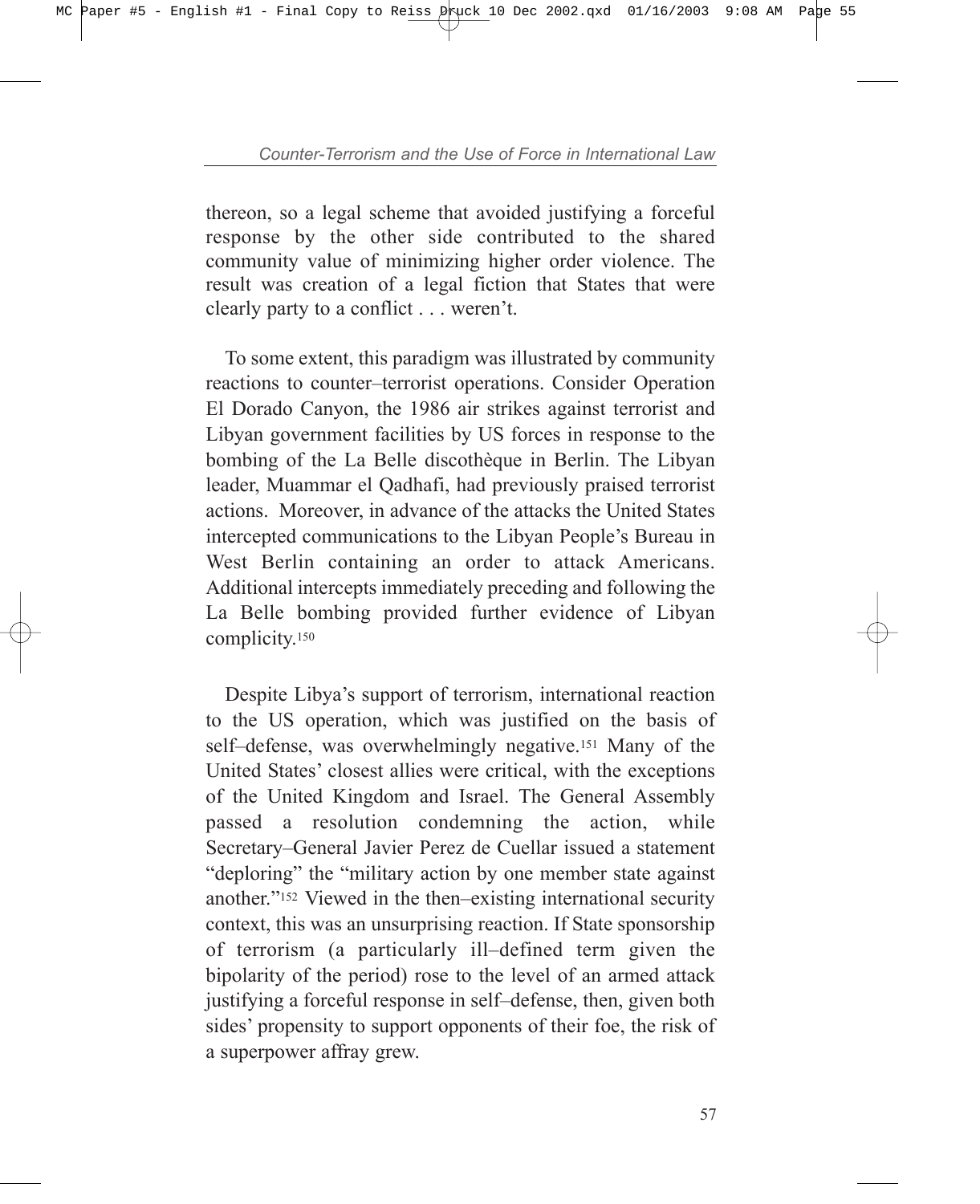thereon, so a legal scheme that avoided justifying a forceful response by the other side contributed to the shared community value of minimizing higher order violence. The result was creation of a legal fiction that States that were clearly party to a conflict . . . weren't.

To some extent, this paradigm was illustrated by community reactions to counter–terrorist operations. Consider Operation El Dorado Canyon, the 1986 air strikes against terrorist and Libyan government facilities by US forces in response to the bombing of the La Belle discothèque in Berlin. The Libyan leader, Muammar el Qadhafi, had previously praised terrorist actions. Moreover, in advance of the attacks the United States intercepted communications to the Libyan People's Bureau in West Berlin containing an order to attack Americans. Additional intercepts immediately preceding and following the La Belle bombing provided further evidence of Libyan complicity.[150]

Despite Libya's support of terrorism, international reaction to the US operation, which was justified on the basis of self–defense, was overwhelmingly negative.[151] Many of the United States' closest allies were critical, with the exceptions of the United Kingdom and Israel. The General Assembly passed a resolution condemning the action, while Secretary–General Javier Perez de Cuellar issued a statement "deploring" the "military action by one member state against another."[152] Viewed in the then–existing international security context, this was an unsurprising reaction. If State sponsorship of terrorism (a particularly ill–defined term given the bipolarity of the period) rose to the level of an armed attack justifying a forceful response in self–defense, then, given both sides' propensity to support opponents of their foe, the risk of a superpower affray grew.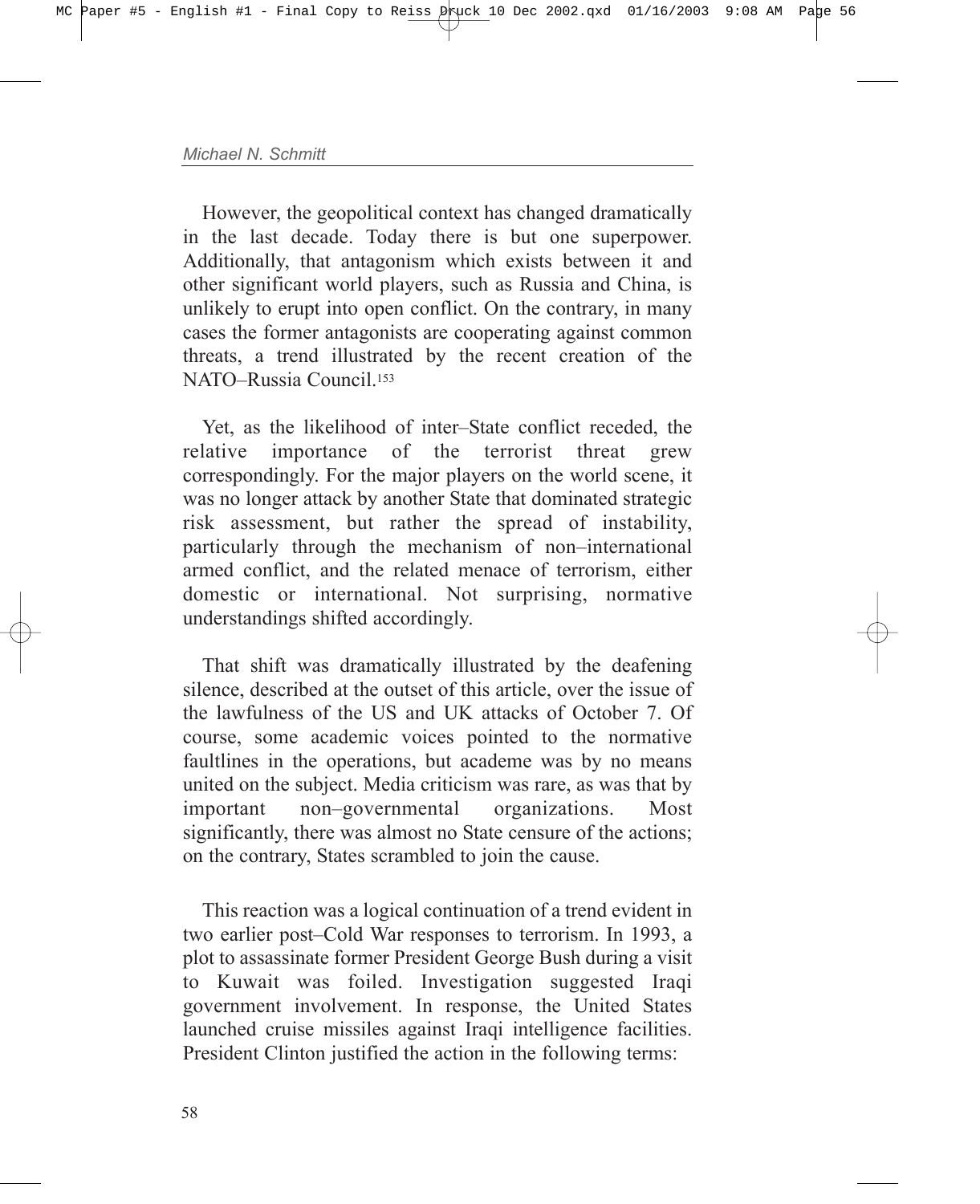However, the geopolitical context has changed dramatically in the last decade. Today there is but one superpower. Additionally, that antagonism which exists between it and other significant world players, such as Russia and China, is unlikely to erupt into open conflict. On the contrary, in many cases the former antagonists are cooperating against common threats, a trend illustrated by the recent creation of the NATO–Russia Council.[153]

Yet, as the likelihood of inter–State conflict receded, the relative importance of the terrorist threat grew correspondingly. For the major players on the world scene, it was no longer attack by another State that dominated strategic risk assessment, but rather the spread of instability, particularly through the mechanism of non–international armed conflict, and the related menace of terrorism, either domestic or international. Not surprising, normative understandings shifted accordingly.

That shift was dramatically illustrated by the deafening silence, described at the outset of this article, over the issue of the lawfulness of the US and UK attacks of October 7. Of course, some academic voices pointed to the normative faultlines in the operations, but academe was by no means united on the subject. Media criticism was rare, as was that by important non–governmental organizations. Most significantly, there was almost no State censure of the actions; on the contrary, States scrambled to join the cause.

This reaction was a logical continuation of a trend evident in two earlier post–Cold War responses to terrorism. In 1993, a plot to assassinate former President George Bush during a visit to Kuwait was foiled. Investigation suggested Iraqi government involvement. In response, the United States launched cruise missiles against Iraqi intelligence facilities. President Clinton justified the action in the following terms: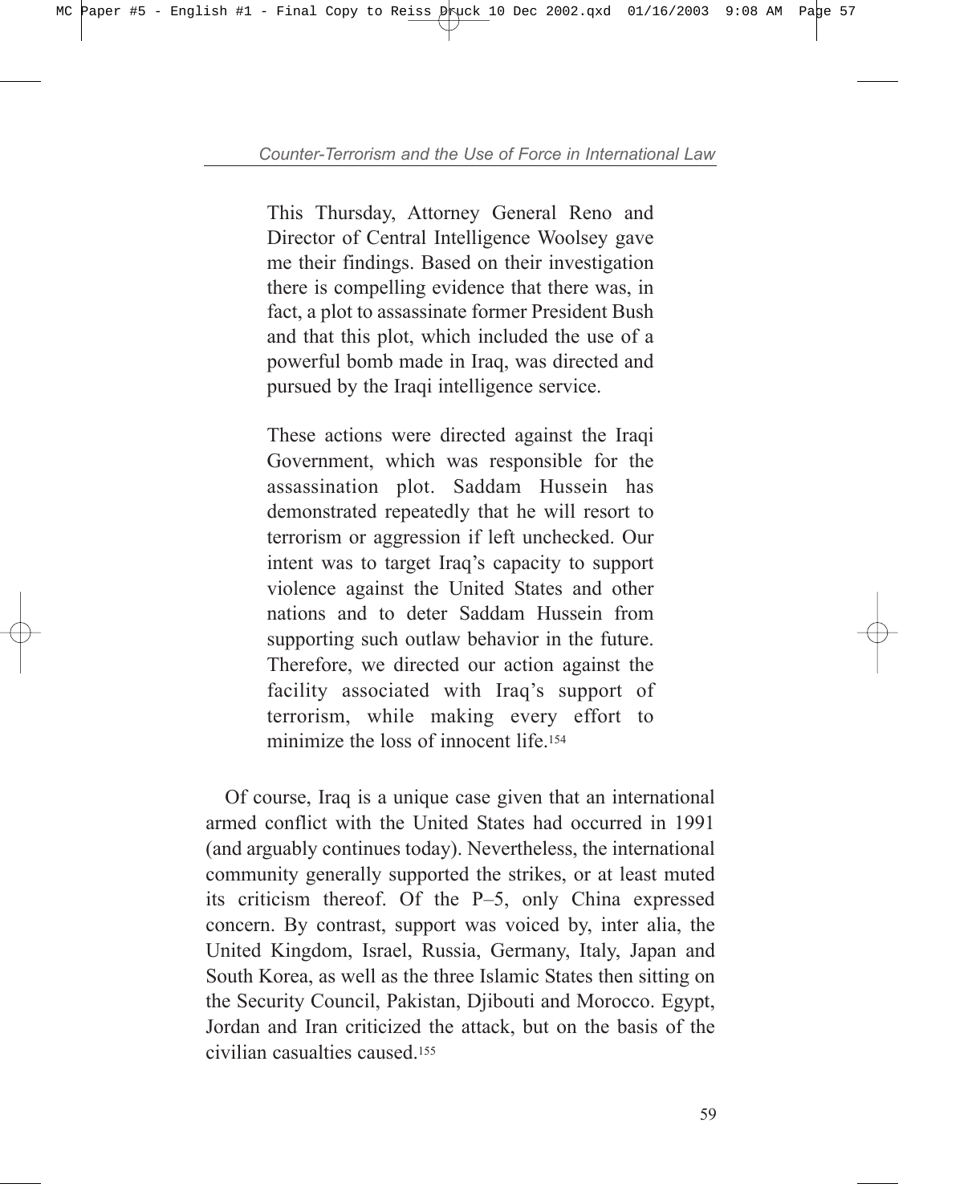> This Thursday, Attorney General Reno and Director of Central Intelligence Woolsey gave me their findings. Based on their investigation there is compelling evidence that there was, in fact, a plot to assassinate former President Bush and that this plot, which included the use of a powerful bomb made in Iraq, was directed and pursued by the Iraqi intelligence service.
>
> These actions were directed against the Iraqi Government, which was responsible for the assassination plot. Saddam Hussein has demonstrated repeatedly that he will resort to terrorism or aggression if left unchecked. Our intent was to target Iraq's capacity to support violence against the United States and other nations and to deter Saddam Hussein from supporting such outlaw behavior in the future. Therefore, we directed our action against the facility associated with Iraq's support of terrorism, while making every effort to minimize the loss of innocent life.[154]

Of course, Iraq is a unique case given that an international armed conflict with the United States had occurred in 1991 (and arguably continues today). Nevertheless, the international community generally supported the strikes, or at least muted its criticism thereof. Of the P–5, only China expressed concern. By contrast, support was voiced by, inter alia, the United Kingdom, Israel, Russia, Germany, Italy, Japan and South Korea, as well as the three Islamic States then sitting on the Security Council, Pakistan, Djibouti and Morocco. Egypt, Jordan and Iran criticized the attack, but on the basis of the civilian casualties caused.[155]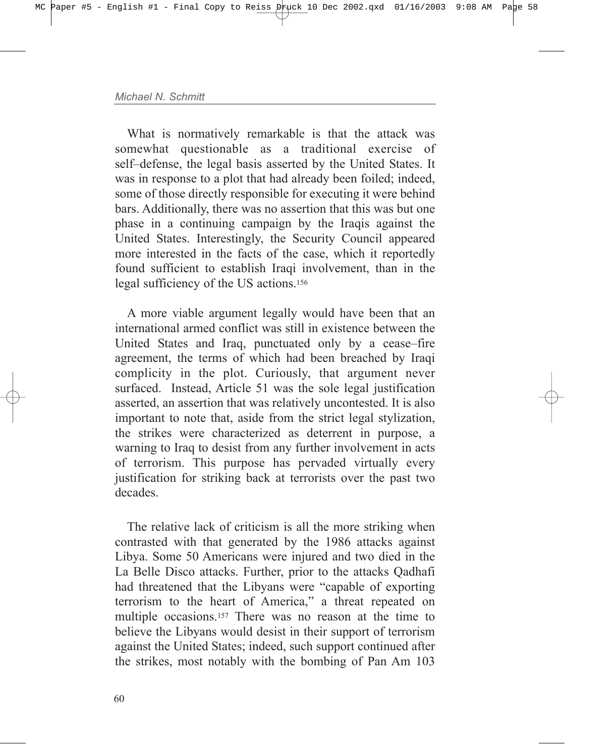What is normatively remarkable is that the attack was somewhat questionable as a traditional exercise of self–defense, the legal basis asserted by the United States. It was in response to a plot that had already been foiled; indeed, some of those directly responsible for executing it were behind bars. Additionally, there was no assertion that this was but one phase in a continuing campaign by the Iraqis against the United States. Interestingly, the Security Council appeared more interested in the facts of the case, which it reportedly found sufficient to establish Iraqi involvement, than in the legal sufficiency of the US actions.[156]

A more viable argument legally would have been that an international armed conflict was still in existence between the United States and Iraq, punctuated only by a cease–fire agreement, the terms of which had been breached by Iraqi complicity in the plot. Curiously, that argument never surfaced. Instead, Article 51 was the sole legal justification asserted, an assertion that was relatively uncontested. It is also important to note that, aside from the strict legal stylization, the strikes were characterized as deterrent in purpose, a warning to Iraq to desist from any further involvement in acts of terrorism. This purpose has pervaded virtually every justification for striking back at terrorists over the past two decades.

The relative lack of criticism is all the more striking when contrasted with that generated by the 1986 attacks against Libya. Some 50 Americans were injured and two died in the La Belle Disco attacks. Further, prior to the attacks Qadhafi had threatened that the Libyans were "capable of exporting terrorism to the heart of America," a threat repeated on multiple occasions.[157] There was no reason at the time to believe the Libyans would desist in their support of terrorism against the United States; indeed, such support continued after the strikes, most notably with the bombing of Pan Am 103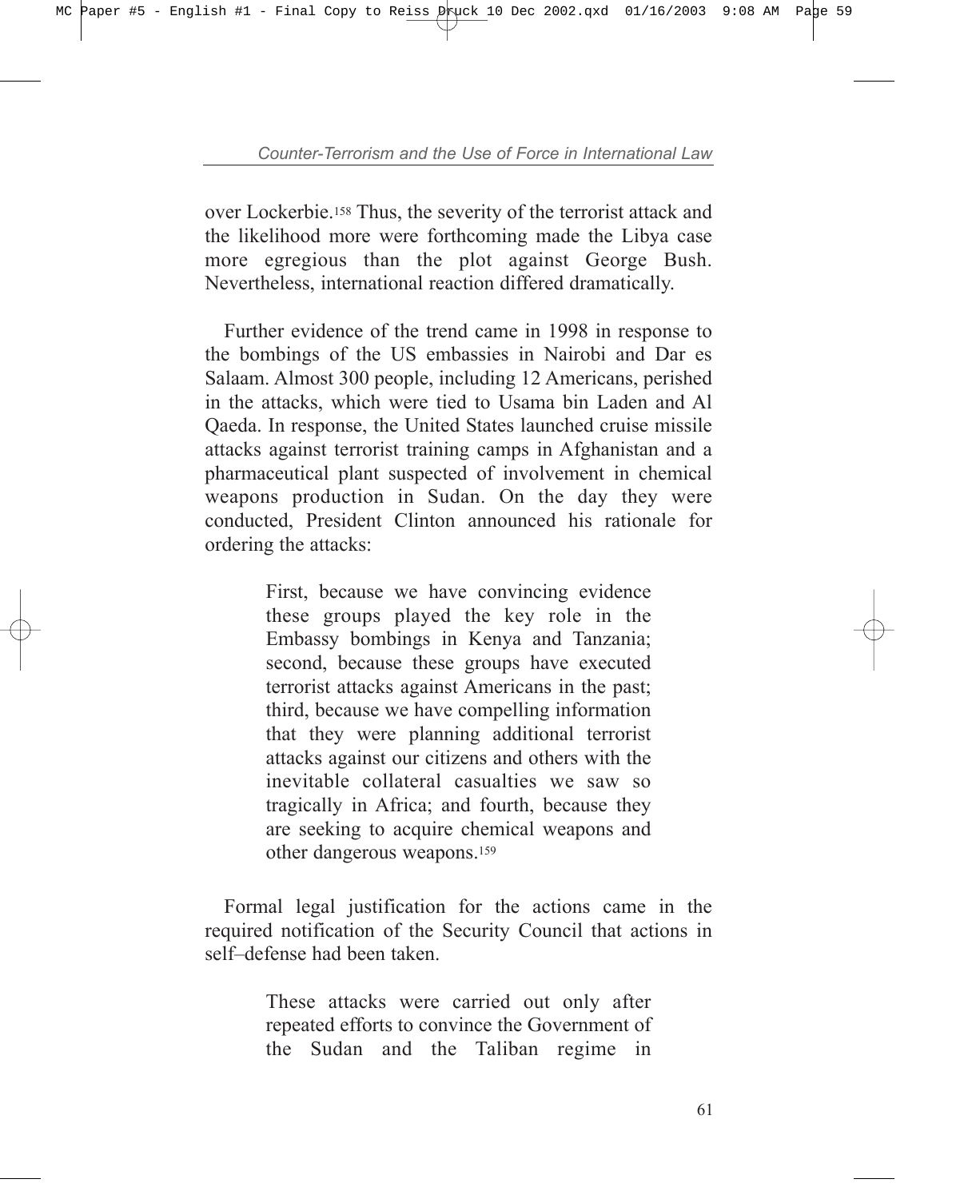over Lockerbie.[158] Thus, the severity of the terrorist attack and the likelihood more were forthcoming made the Libya case more egregious than the plot against George Bush. Nevertheless, international reaction differed dramatically.

Further evidence of the trend came in 1998 in response to the bombings of the US embassies in Nairobi and Dar es Salaam. Almost 300 people, including 12 Americans, perished in the attacks, which were tied to Usama bin Laden and Al Qaeda. In response, the United States launched cruise missile attacks against terrorist training camps in Afghanistan and a pharmaceutical plant suspected of involvement in chemical weapons production in Sudan. On the day they were conducted, President Clinton announced his rationale for ordering the attacks:

> First, because we have convincing evidence these groups played the key role in the Embassy bombings in Kenya and Tanzania; second, because these groups have executed terrorist attacks against Americans in the past; third, because we have compelling information that they were planning additional terrorist attacks against our citizens and others with the inevitable collateral casualties we saw so tragically in Africa; and fourth, because they are seeking to acquire chemical weapons and other dangerous weapons.[159]

Formal legal justification for the actions came in the required notification of the Security Council that actions in self–defense had been taken.

> These attacks were carried out only after repeated efforts to convince the Government of the Sudan and the Taliban regime in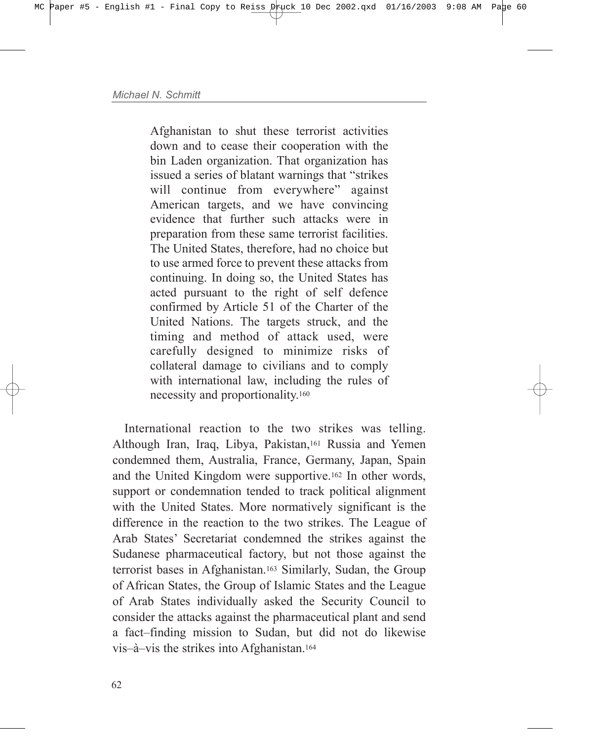> Afghanistan to shut these terrorist activities down and to cease their cooperation with the bin Laden organization. That organization has issued a series of blatant warnings that "strikes will continue from everywhere" against American targets, and we have convincing evidence that further such attacks were in preparation from these same terrorist facilities. The United States, therefore, had no choice but to use armed force to prevent these attacks from continuing. In doing so, the United States has acted pursuant to the right of self defence confirmed by Article 51 of the Charter of the United Nations. The targets struck, and the timing and method of attack used, were carefully designed to minimize risks of collateral damage to civilians and to comply with international law, including the rules of necessity and proportionality.[160]

International reaction to the two strikes was telling. Although Iran, Iraq, Libya, Pakistan,[161] Russia and Yemen condemned them, Australia, France, Germany, Japan, Spain and the United Kingdom were supportive.[162] In other words, support or condemnation tended to track political alignment with the United States. More normatively significant is the difference in the reaction to the two strikes. The League of Arab States' Secretariat condemned the strikes against the Sudanese pharmaceutical factory, but not those against the terrorist bases in Afghanistan.[163] Similarly, Sudan, the Group of African States, the Group of Islamic States and the League of Arab States individually asked the Security Council to consider the attacks against the pharmaceutical plant and send a fact–finding mission to Sudan, but did not do likewise vis–à–vis the strikes into Afghanistan.[164]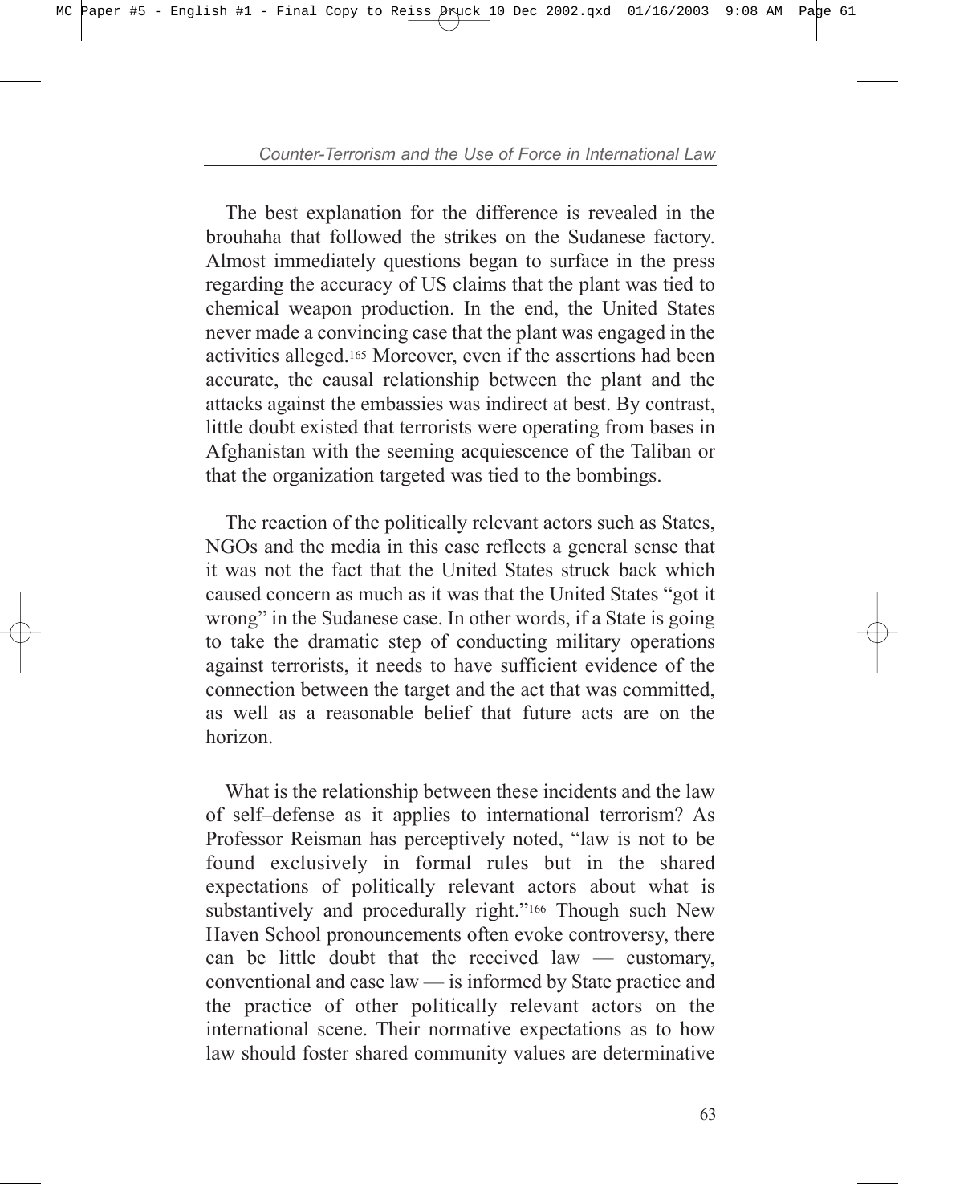The best explanation for the difference is revealed in the brouhaha that followed the strikes on the Sudanese factory. Almost immediately questions began to surface in the press regarding the accuracy of US claims that the plant was tied to chemical weapon production. In the end, the United States never made a convincing case that the plant was engaged in the activities alleged.[165] Moreover, even if the assertions had been accurate, the causal relationship between the plant and the attacks against the embassies was indirect at best. By contrast, little doubt existed that terrorists were operating from bases in Afghanistan with the seeming acquiescence of the Taliban or that the organization targeted was tied to the bombings.

The reaction of the politically relevant actors such as States, NGOs and the media in this case reflects a general sense that it was not the fact that the United States struck back which caused concern as much as it was that the United States "got it wrong" in the Sudanese case. In other words, if a State is going to take the dramatic step of conducting military operations against terrorists, it needs to have sufficient evidence of the connection between the target and the act that was committed, as well as a reasonable belief that future acts are on the horizon.

What is the relationship between these incidents and the law of self–defense as it applies to international terrorism? As Professor Reisman has perceptively noted, "law is not to be found exclusively in formal rules but in the shared expectations of politically relevant actors about what is substantively and procedurally right."[166] Though such New Haven School pronouncements often evoke controversy, there can be little doubt that the received law — customary, conventional and case law — is informed by State practice and the practice of other politically relevant actors on the international scene. Their normative expectations as to how law should foster shared community values are determinative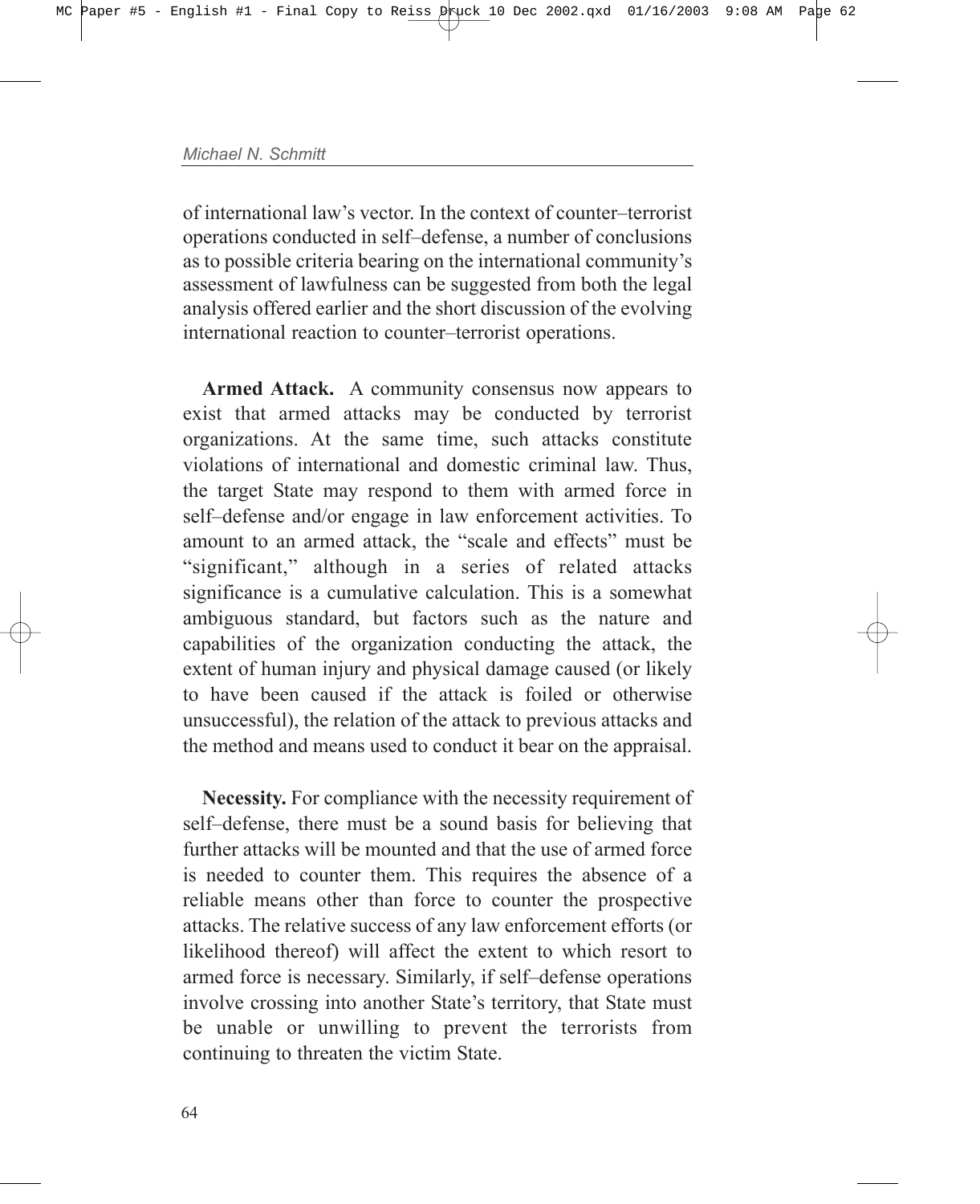of international law's vector. In the context of counter–terrorist operations conducted in self–defense, a number of conclusions as to possible criteria bearing on the international community's assessment of lawfulness can be suggested from both the legal analysis offered earlier and the short discussion of the evolving international reaction to counter–terrorist operations.

**Armed Attack.** A community consensus now appears to exist that armed attacks may be conducted by terrorist organizations. At the same time, such attacks constitute violations of international and domestic criminal law. Thus, the target State may respond to them with armed force in self–defense and/or engage in law enforcement activities. To amount to an armed attack, the "scale and effects" must be "significant," although in a series of related attacks significance is a cumulative calculation. This is a somewhat ambiguous standard, but factors such as the nature and capabilities of the organization conducting the attack, the extent of human injury and physical damage caused (or likely to have been caused if the attack is foiled or otherwise unsuccessful), the relation of the attack to previous attacks and the method and means used to conduct it bear on the appraisal.

**Necessity.** For compliance with the necessity requirement of self–defense, there must be a sound basis for believing that further attacks will be mounted and that the use of armed force is needed to counter them. This requires the absence of a reliable means other than force to counter the prospective attacks. The relative success of any law enforcement efforts (or likelihood thereof) will affect the extent to which resort to armed force is necessary. Similarly, if self–defense operations involve crossing into another State's territory, that State must be unable or unwilling to prevent the terrorists from continuing to threaten the victim State.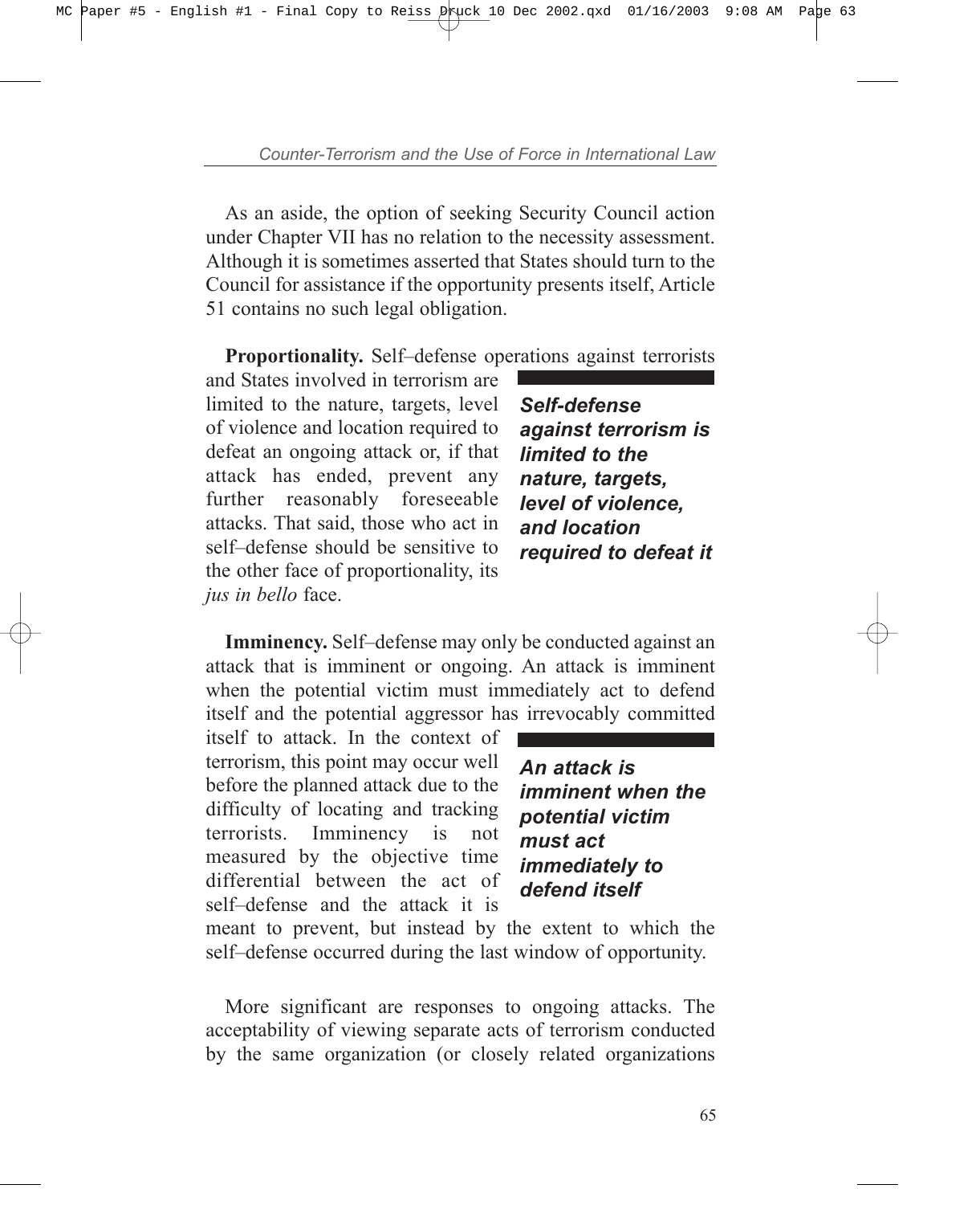As an aside, the option of seeking Security Council action under Chapter VII has no relation to the necessity assessment. Although it is sometimes asserted that States should turn to the Council for assistance if the opportunity presents itself, Article 51 contains no such legal obligation.

**Proportionality.** Self–defense operations against terrorists and States involved in terrorism are limited to the nature, targets, level of violence and location required to defeat an ongoing attack or, if that attack has ended, prevent any further reasonably foreseeable attacks. That said, those who act in self–defense should be sensitive to the other face of proportionality, its *jus in bello* face.

> ***Self-defense against terrorism is limited to the nature, targets, level of violence, and location required to defeat it***

**Imminency.** Self–defense may only be conducted against an attack that is imminent or ongoing. An attack is imminent when the potential victim must immediately act to defend itself and the potential aggressor has irrevocably committed itself to attack. In the context of terrorism, this point may occur well before the planned attack due to the difficulty of locating and tracking terrorists. Imminency is not measured by the objective time differential between the act of self–defense and the attack it is meant to prevent, but instead by the extent to which the self–defense occurred during the last window of opportunity.

> ***An attack is imminent when the potential victim must act immediately to defend itself***

More significant are responses to ongoing attacks. The acceptability of viewing separate acts of terrorism conducted by the same organization (or closely related organizations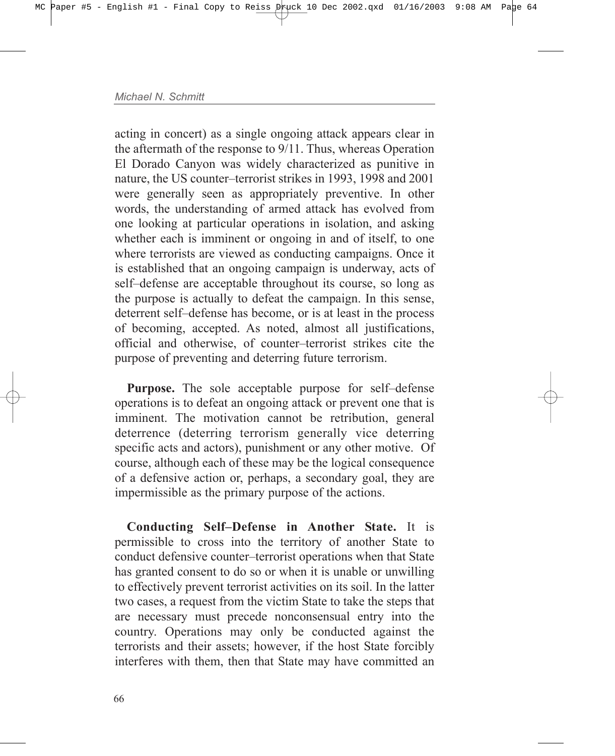acting in concert) as a single ongoing attack appears clear in the aftermath of the response to 9/11. Thus, whereas Operation El Dorado Canyon was widely characterized as punitive in nature, the US counter–terrorist strikes in 1993, 1998 and 2001 were generally seen as appropriately preventive. In other words, the understanding of armed attack has evolved from one looking at particular operations in isolation, and asking whether each is imminent or ongoing in and of itself, to one where terrorists are viewed as conducting campaigns. Once it is established that an ongoing campaign is underway, acts of self–defense are acceptable throughout its course, so long as the purpose is actually to defeat the campaign. In this sense, deterrent self–defense has become, or is at least in the process of becoming, accepted. As noted, almost all justifications, official and otherwise, of counter–terrorist strikes cite the purpose of preventing and deterring future terrorism.

**Purpose.** The sole acceptable purpose for self–defense operations is to defeat an ongoing attack or prevent one that is imminent. The motivation cannot be retribution, general deterrence (deterring terrorism generally vice deterring specific acts and actors), punishment or any other motive. Of course, although each of these may be the logical consequence of a defensive action or, perhaps, a secondary goal, they are impermissible as the primary purpose of the actions.

**Conducting Self–Defense in Another State.** It is permissible to cross into the territory of another State to conduct defensive counter–terrorist operations when that State has granted consent to do so or when it is unable or unwilling to effectively prevent terrorist activities on its soil. In the latter two cases, a request from the victim State to take the steps that are necessary must precede nonconsensual entry into the country. Operations may only be conducted against the terrorists and their assets; however, if the host State forcibly interferes with them, then that State may have committed an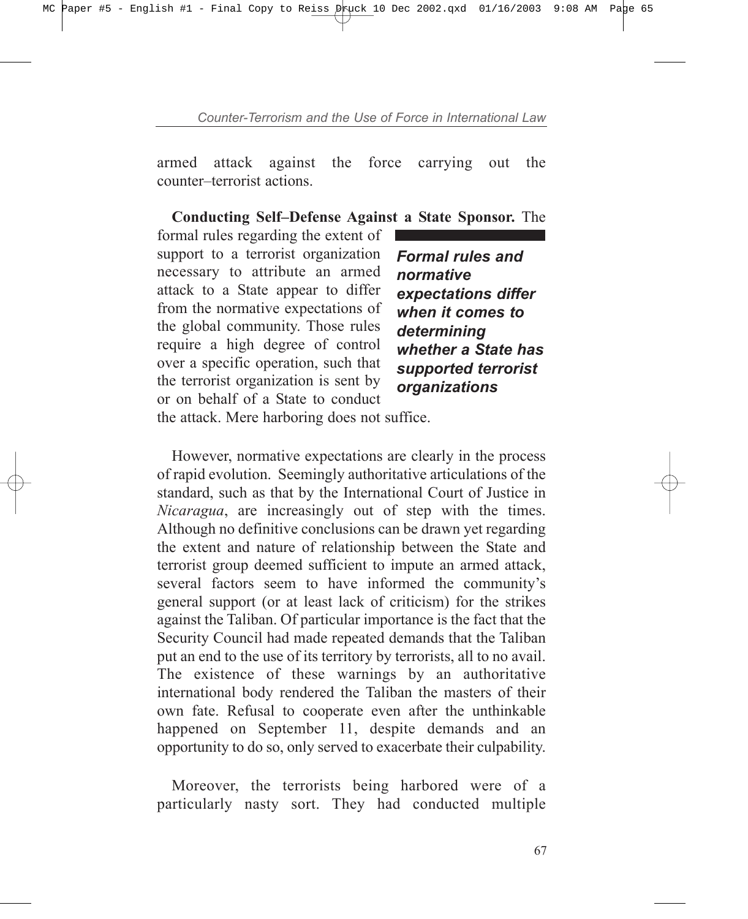armed attack against the force carrying out the counter–terrorist actions.

**Conducting Self–Defense Against a State Sponsor.** The formal rules regarding the extent of support to a terrorist organization necessary to attribute an armed attack to a State appear to differ from the normative expectations of the global community. Those rules require a high degree of control over a specific operation, such that the terrorist organization is sent by or on behalf of a State to conduct the attack. Mere harboring does not suffice.

***Formal rules and normative expectations differ when it comes to determining whether a State has supported terrorist organizations***

However, normative expectations are clearly in the process of rapid evolution. Seemingly authoritative articulations of the standard, such as that by the International Court of Justice in *Nicaragua*, are increasingly out of step with the times. Although no definitive conclusions can be drawn yet regarding the extent and nature of relationship between the State and terrorist group deemed sufficient to impute an armed attack, several factors seem to have informed the community's general support (or at least lack of criticism) for the strikes against the Taliban. Of particular importance is the fact that the Security Council had made repeated demands that the Taliban put an end to the use of its territory by terrorists, all to no avail. The existence of these warnings by an authoritative international body rendered the Taliban the masters of their own fate. Refusal to cooperate even after the unthinkable happened on September 11, despite demands and an opportunity to do so, only served to exacerbate their culpability.

Moreover, the terrorists being harbored were of a particularly nasty sort. They had conducted multiple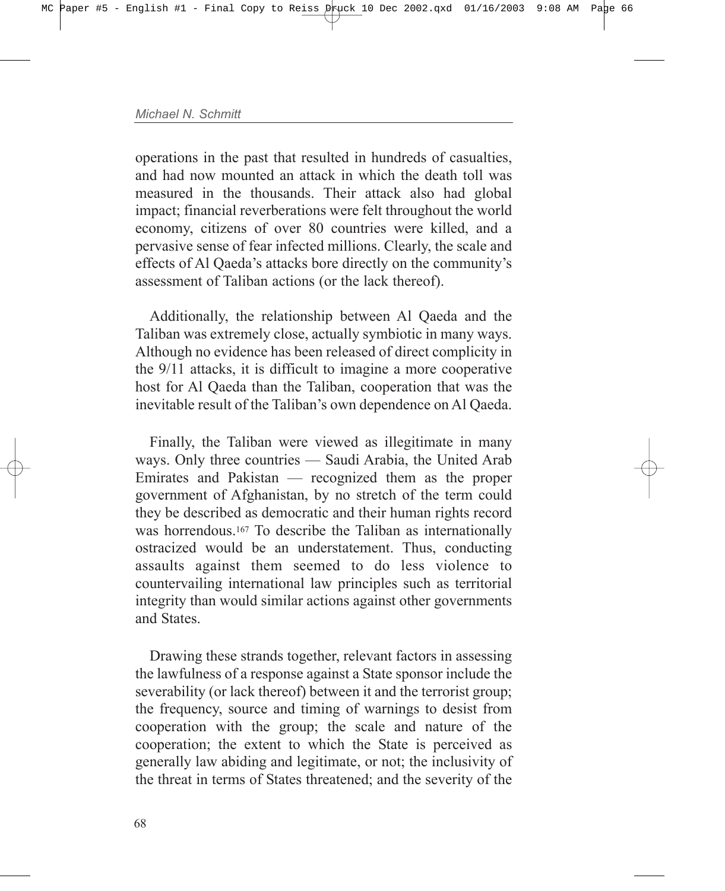operations in the past that resulted in hundreds of casualties, and had now mounted an attack in which the death toll was measured in the thousands. Their attack also had global impact; financial reverberations were felt throughout the world economy, citizens of over 80 countries were killed, and a pervasive sense of fear infected millions. Clearly, the scale and effects of Al Qaeda's attacks bore directly on the community's assessment of Taliban actions (or the lack thereof).

Additionally, the relationship between Al Qaeda and the Taliban was extremely close, actually symbiotic in many ways. Although no evidence has been released of direct complicity in the 9/11 attacks, it is difficult to imagine a more cooperative host for Al Qaeda than the Taliban, cooperation that was the inevitable result of the Taliban's own dependence on Al Qaeda.

Finally, the Taliban were viewed as illegitimate in many ways. Only three countries — Saudi Arabia, the United Arab Emirates and Pakistan — recognized them as the proper government of Afghanistan, by no stretch of the term could they be described as democratic and their human rights record was horrendous.[167] To describe the Taliban as internationally ostracized would be an understatement. Thus, conducting assaults against them seemed to do less violence to countervailing international law principles such as territorial integrity than would similar actions against other governments and States.

Drawing these strands together, relevant factors in assessing the lawfulness of a response against a State sponsor include the severability (or lack thereof) between it and the terrorist group; the frequency, source and timing of warnings to desist from cooperation with the group; the scale and nature of the cooperation; the extent to which the State is perceived as generally law abiding and legitimate, or not; the inclusivity of the threat in terms of States threatened; and the severity of the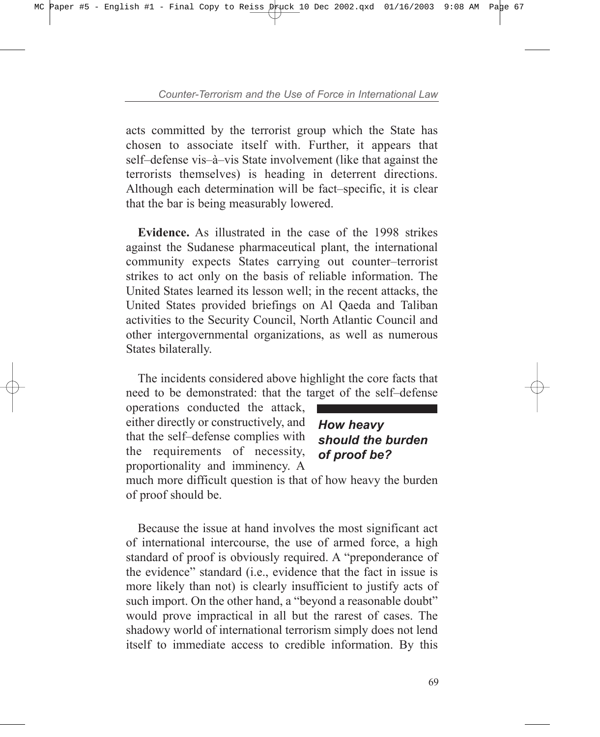acts committed by the terrorist group which the State has chosen to associate itself with. Further, it appears that self–defense vis–à–vis State involvement (like that against the terrorists themselves) is heading in deterrent directions. Although each determination will be fact–specific, it is clear that the bar is being measurably lowered.

**Evidence.** As illustrated in the case of the 1998 strikes against the Sudanese pharmaceutical plant, the international community expects States carrying out counter–terrorist strikes to act only on the basis of reliable information. The United States learned its lesson well; in the recent attacks, the United States provided briefings on Al Qaeda and Taliban activities to the Security Council, North Atlantic Council and other intergovernmental organizations, as well as numerous States bilaterally.

The incidents considered above highlight the core facts that need to be demonstrated: that the target of the self–defense operations conducted the attack, either directly or constructively, and that the self–defense complies with the requirements of necessity, proportionality and imminency. A much more difficult question is that of how heavy the burden of proof should be.

> ***How heavy should the burden of proof be?***

Because the issue at hand involves the most significant act of international intercourse, the use of armed force, a high standard of proof is obviously required. A "preponderance of the evidence" standard (i.e., evidence that the fact in issue is more likely than not) is clearly insufficient to justify acts of such import. On the other hand, a "beyond a reasonable doubt" would prove impractical in all but the rarest of cases. The shadowy world of international terrorism simply does not lend itself to immediate access to credible information. By this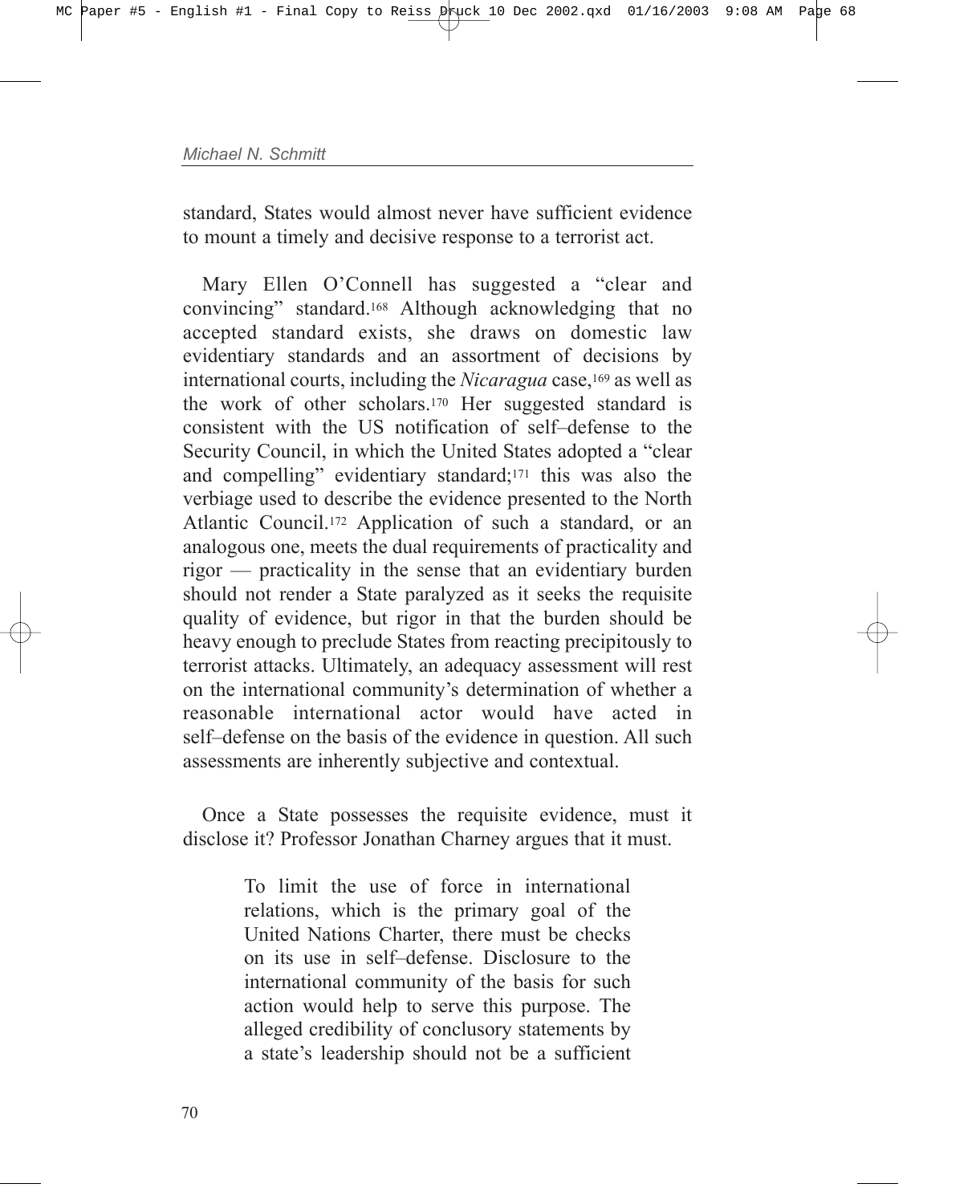standard, States would almost never have sufficient evidence to mount a timely and decisive response to a terrorist act.

Mary Ellen O'Connell has suggested a "clear and convincing" standard.[168] Although acknowledging that no accepted standard exists, she draws on domestic law evidentiary standards and an assortment of decisions by international courts, including the *Nicaragua* case,[169] as well as the work of other scholars.[170] Her suggested standard is consistent with the US notification of self–defense to the Security Council, in which the United States adopted a "clear and compelling" evidentiary standard;[171] this was also the verbiage used to describe the evidence presented to the North Atlantic Council.[172] Application of such a standard, or an analogous one, meets the dual requirements of practicality and rigor — practicality in the sense that an evidentiary burden should not render a State paralyzed as it seeks the requisite quality of evidence, but rigor in that the burden should be heavy enough to preclude States from reacting precipitously to terrorist attacks. Ultimately, an adequacy assessment will rest on the international community's determination of whether a reasonable international actor would have acted in self–defense on the basis of the evidence in question. All such assessments are inherently subjective and contextual.

Once a State possesses the requisite evidence, must it disclose it? Professor Jonathan Charney argues that it must.

> To limit the use of force in international relations, which is the primary goal of the United Nations Charter, there must be checks on its use in self–defense. Disclosure to the international community of the basis for such action would help to serve this purpose. The alleged credibility of conclusory statements by a state's leadership should not be a sufficient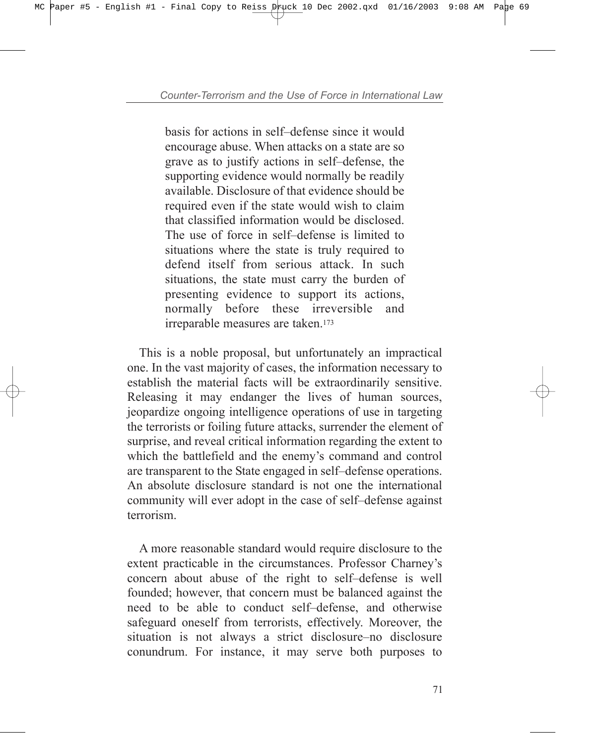> basis for actions in self–defense since it would encourage abuse. When attacks on a state are so grave as to justify actions in self–defense, the supporting evidence would normally be readily available. Disclosure of that evidence should be required even if the state would wish to claim that classified information would be disclosed. The use of force in self–defense is limited to situations where the state is truly required to defend itself from serious attack. In such situations, the state must carry the burden of presenting evidence to support its actions, normally before these irreversible and irreparable measures are taken.[173]

This is a noble proposal, but unfortunately an impractical one. In the vast majority of cases, the information necessary to establish the material facts will be extraordinarily sensitive. Releasing it may endanger the lives of human sources, jeopardize ongoing intelligence operations of use in targeting the terrorists or foiling future attacks, surrender the element of surprise, and reveal critical information regarding the extent to which the battlefield and the enemy's command and control are transparent to the State engaged in self–defense operations. An absolute disclosure standard is not one the international community will ever adopt in the case of self–defense against terrorism.

A more reasonable standard would require disclosure to the extent practicable in the circumstances. Professor Charney's concern about abuse of the right to self–defense is well founded; however, that concern must be balanced against the need to be able to conduct self–defense, and otherwise safeguard oneself from terrorists, effectively. Moreover, the situation is not always a strict disclosure–no disclosure conundrum. For instance, it may serve both purposes to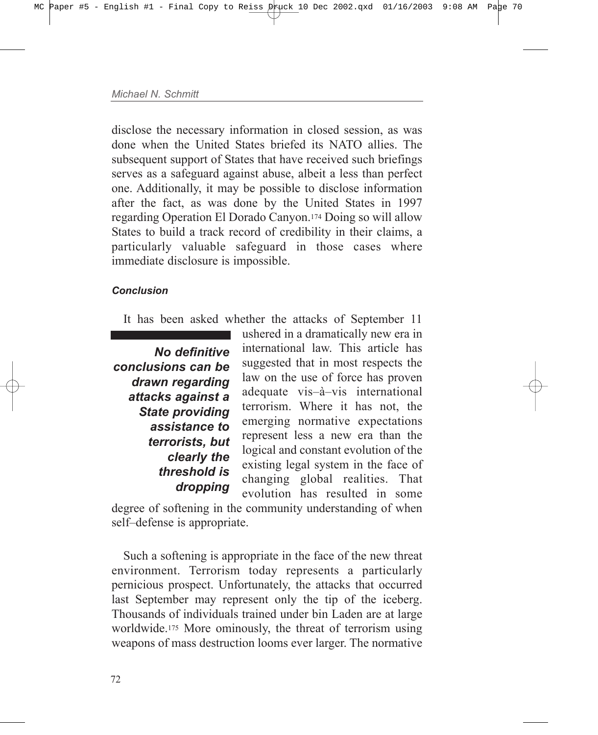disclose the necessary information in closed session, as was done when the United States briefed its NATO allies. The subsequent support of States that have received such briefings serves as a safeguard against abuse, albeit a less than perfect one. Additionally, it may be possible to disclose information after the fact, as was done by the United States in 1997 regarding Operation El Dorado Canyon.[174] Doing so will allow States to build a track record of credibility in their claims, a particularly valuable safeguard in those cases where immediate disclosure is impossible.

#### *Conclusion*

It has been asked whether the attacks of September 11 ushered in a dramatically new era in international law. This article has suggested that in most respects the law on the use of force has proven adequate vis–à–vis international terrorism. Where it has not, the emerging normative expectations represent less a new era than the logical and constant evolution of the existing legal system in the face of changing global realities. That evolution has resulted in some degree of softening in the community understanding of when self–defense is appropriate.

> ***No definitive conclusions can be drawn regarding attacks against a State providing assistance to terrorists, but clearly the threshold is dropping***

Such a softening is appropriate in the face of the new threat environment. Terrorism today represents a particularly pernicious prospect. Unfortunately, the attacks that occurred last September may represent only the tip of the iceberg. Thousands of individuals trained under bin Laden are at large worldwide.[175] More ominously, the threat of terrorism using weapons of mass destruction looms ever larger. The normative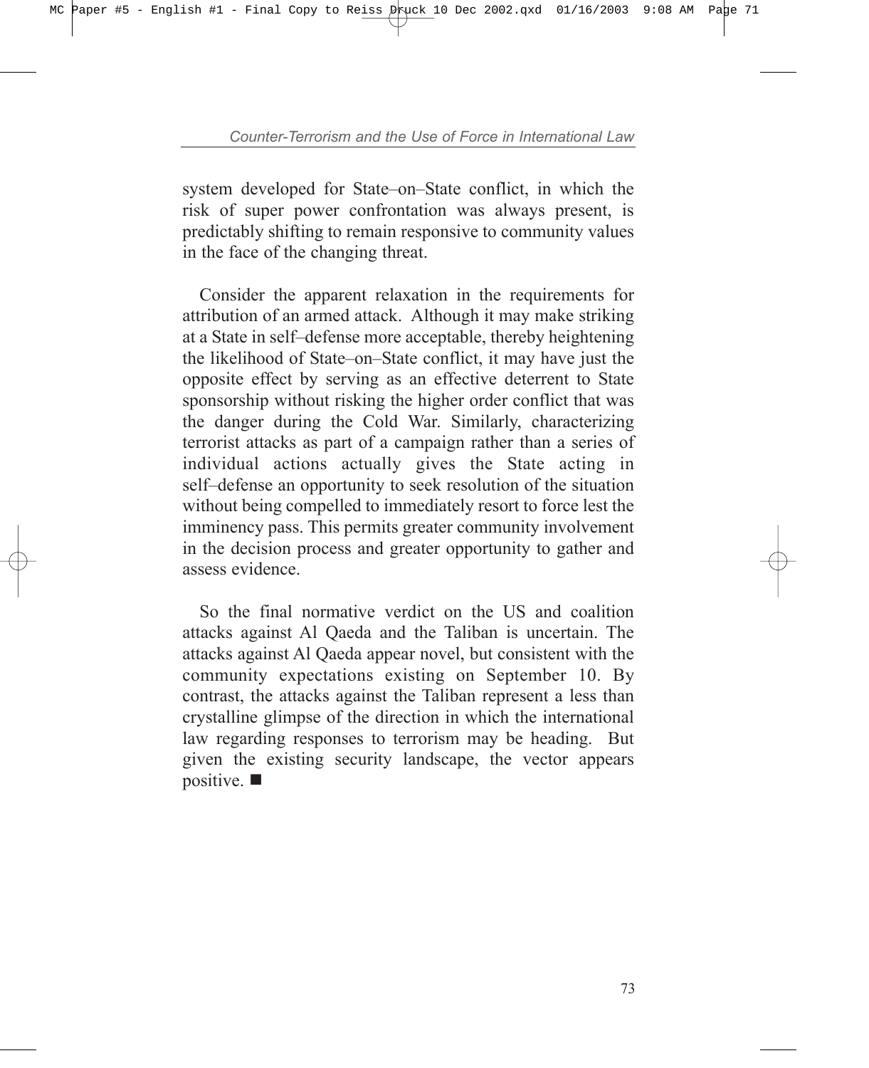system developed for State–on–State conflict, in which the risk of super power confrontation was always present, is predictably shifting to remain responsive to community values in the face of the changing threat.

Consider the apparent relaxation in the requirements for attribution of an armed attack. Although it may make striking at a State in self–defense more acceptable, thereby heightening the likelihood of State–on–State conflict, it may have just the opposite effect by serving as an effective deterrent to State sponsorship without risking the higher order conflict that was the danger during the Cold War. Similarly, characterizing terrorist attacks as part of a campaign rather than a series of individual actions actually gives the State acting in self–defense an opportunity to seek resolution of the situation without being compelled to immediately resort to force lest the imminency pass. This permits greater community involvement in the decision process and greater opportunity to gather and assess evidence.

So the final normative verdict on the US and coalition attacks against Al Qaeda and the Taliban is uncertain. The attacks against Al Qaeda appear novel, but consistent with the community expectations existing on September 10. By contrast, the attacks against the Taliban represent a less than crystalline glimpse of the direction in which the international law regarding responses to terrorism may be heading. But given the existing security landscape, the vector appears positive. ■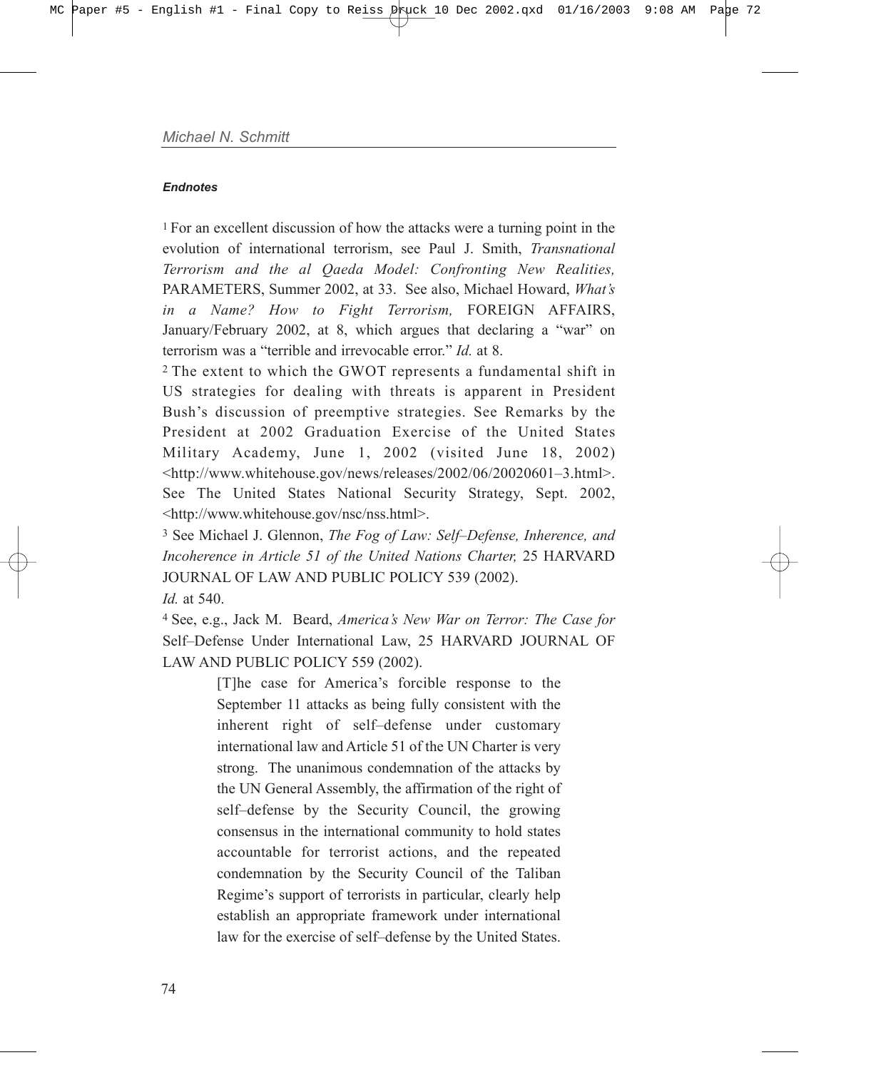### *Endnotes*

[1] For an excellent discussion of how the attacks were a turning point in the evolution of international terrorism, see Paul J. Smith, *Transnational Terrorism and the al Qaeda Model: Confronting New Realities,* PARAMETERS, Summer 2002, at 33. See also, Michael Howard, *What's in a Name? How to Fight Terrorism,* FOREIGN AFFAIRS, January/February 2002, at 8, which argues that declaring a "war" on terrorism was a "terrible and irrevocable error." *Id.* at 8.

[2] The extent to which the GWOT represents a fundamental shift in US strategies for dealing with threats is apparent in President Bush's discussion of preemptive strategies. See Remarks by the President at 2002 Graduation Exercise of the United States Military Academy, June 1, 2002 (visited June 18, 2002) <http://www.whitehouse.gov/news/releases/2002/06/20020601–3.html>. See The United States National Security Strategy, Sept. 2002, <http://www.whitehouse.gov/nsc/nss.html>.

[3] See Michael J. Glennon, *The Fog of Law: Self–Defense, Inherence, and Incoherence in Article 51 of the United Nations Charter,* 25 HARVARD JOURNAL OF LAW AND PUBLIC POLICY 539 (2002).
*Id.* at 540.

[4] See, e.g., Jack M. Beard, *America's New War on Terror: The Case for* Self–Defense Under International Law, 25 HARVARD JOURNAL OF LAW AND PUBLIC POLICY 559 (2002).

> [T]he case for America's forcible response to the September 11 attacks as being fully consistent with the inherent right of self–defense under customary international law and Article 51 of the UN Charter is very strong. The unanimous condemnation of the attacks by the UN General Assembly, the affirmation of the right of self–defense by the Security Council, the growing consensus in the international community to hold states accountable for terrorist actions, and the repeated condemnation by the Security Council of the Taliban Regime's support of terrorists in particular, clearly help establish an appropriate framework under international law for the exercise of self–defense by the United States.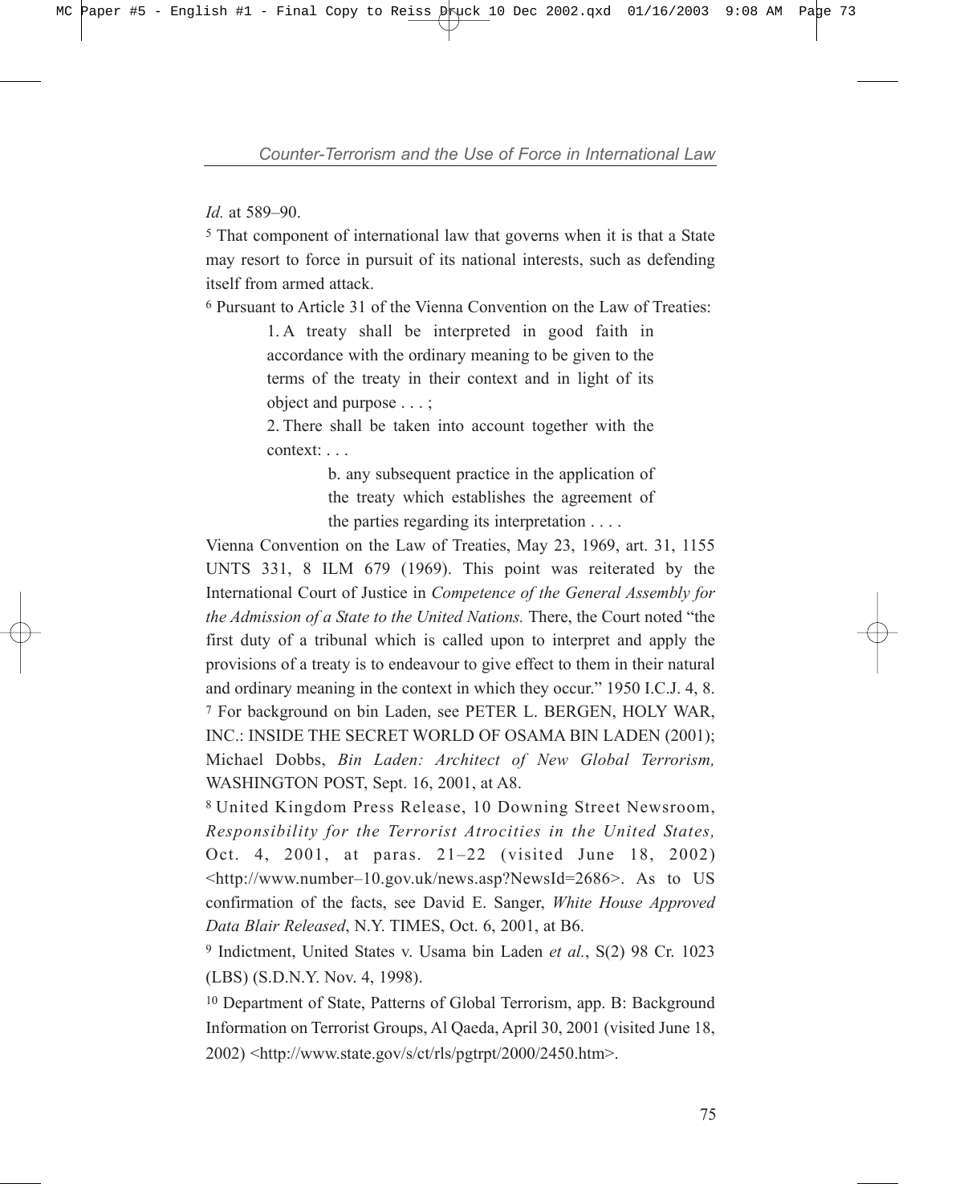*Id.* at 589–90.

[5] That component of international law that governs when it is that a State may resort to force in pursuit of its national interests, such as defending itself from armed attack.

[6] Pursuant to Article 31 of the Vienna Convention on the Law of Treaties:

> 1. A treaty shall be interpreted in good faith in accordance with the ordinary meaning to be given to the terms of the treaty in their context and in light of its object and purpose . . . ;
>
> 2. There shall be taken into account together with the context: . . .
>
> > b. any subsequent practice in the application of the treaty which establishes the agreement of the parties regarding its interpretation . . . .

Vienna Convention on the Law of Treaties, May 23, 1969, art. 31, 1155 UNTS 331, 8 ILM 679 (1969). This point was reiterated by the International Court of Justice in *Competence of the General Assembly for the Admission of a State to the United Nations.* There, the Court noted "the first duty of a tribunal which is called upon to interpret and apply the provisions of a treaty is to endeavour to give effect to them in their natural and ordinary meaning in the context in which they occur." 1950 I.C.J. 4, 8.

[7] For background on bin Laden, see PETER L. BERGEN, HOLY WAR, INC.: INSIDE THE SECRET WORLD OF OSAMA BIN LADEN (2001); Michael Dobbs, *Bin Laden: Architect of New Global Terrorism,* WASHINGTON POST, Sept. 16, 2001, at A8.

[8] United Kingdom Press Release, 10 Downing Street Newsroom, *Responsibility for the Terrorist Atrocities in the United States,* Oct. 4, 2001, at paras. 21–22 (visited June 18, 2002) <http://www.number–10.gov.uk/news.asp?NewsId=2686>. As to US confirmation of the facts, see David E. Sanger, *White House Approved Data Blair Released*, N.Y. TIMES, Oct. 6, 2001, at B6.

[9] Indictment, United States v. Usama bin Laden *et al.*, S(2) 98 Cr. 1023 (LBS) (S.D.N.Y. Nov. 4, 1998).

[10] Department of State, Patterns of Global Terrorism, app. B: Background Information on Terrorist Groups, Al Qaeda, April 30, 2001 (visited June 18, 2002) <http://www.state.gov/s/ct/rls/pgtrpt/2000/2450.htm>.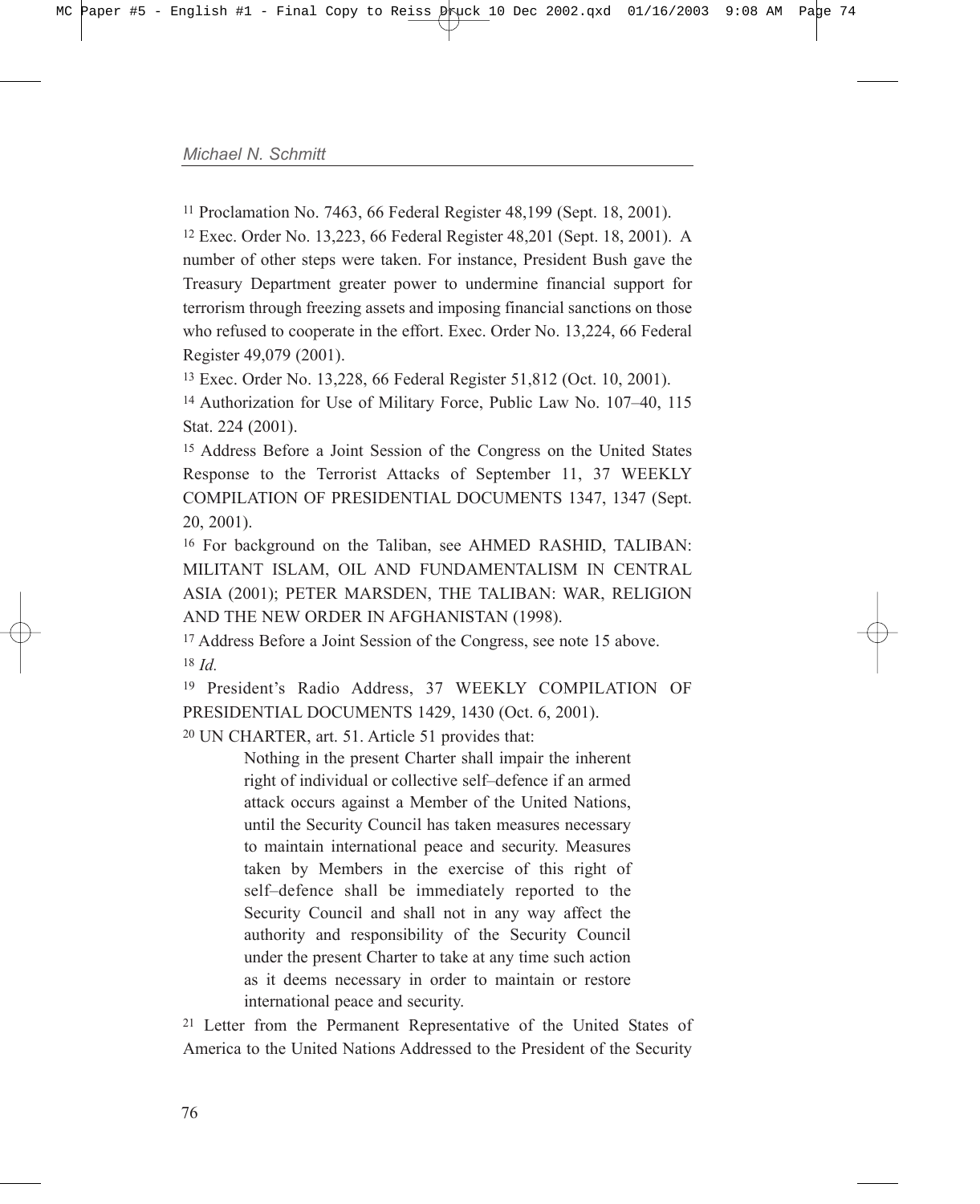[11] Proclamation No. 7463, 66 Federal Register 48,199 (Sept. 18, 2001).

[12] Exec. Order No. 13,223, 66 Federal Register 48,201 (Sept. 18, 2001). A number of other steps were taken. For instance, President Bush gave the Treasury Department greater power to undermine financial support for terrorism through freezing assets and imposing financial sanctions on those who refused to cooperate in the effort. Exec. Order No. 13,224, 66 Federal Register 49,079 (2001).

[13] Exec. Order No. 13,228, 66 Federal Register 51,812 (Oct. 10, 2001).

[14] Authorization for Use of Military Force, Public Law No. 107–40, 115 Stat. 224 (2001).

[15] Address Before a Joint Session of the Congress on the United States Response to the Terrorist Attacks of September 11, 37 WEEKLY COMPILATION OF PRESIDENTIAL DOCUMENTS 1347, 1347 (Sept. 20, 2001).

[16] For background on the Taliban, see AHMED RASHID, TALIBAN: MILITANT ISLAM, OIL AND FUNDAMENTALISM IN CENTRAL ASIA (2001); PETER MARSDEN, THE TALIBAN: WAR, RELIGION AND THE NEW ORDER IN AFGHANISTAN (1998).

[17] Address Before a Joint Session of the Congress, see note 15 above.

[18] *Id.*

[19] President's Radio Address, 37 WEEKLY COMPILATION OF PRESIDENTIAL DOCUMENTS 1429, 1430 (Oct. 6, 2001).

[20] UN CHARTER, art. 51. Article 51 provides that:

> Nothing in the present Charter shall impair the inherent right of individual or collective self–defence if an armed attack occurs against a Member of the United Nations, until the Security Council has taken measures necessary to maintain international peace and security. Measures taken by Members in the exercise of this right of self–defence shall be immediately reported to the Security Council and shall not in any way affect the authority and responsibility of the Security Council under the present Charter to take at any time such action as it deems necessary in order to maintain or restore international peace and security.

[21] Letter from the Permanent Representative of the United States of America to the United Nations Addressed to the President of the Security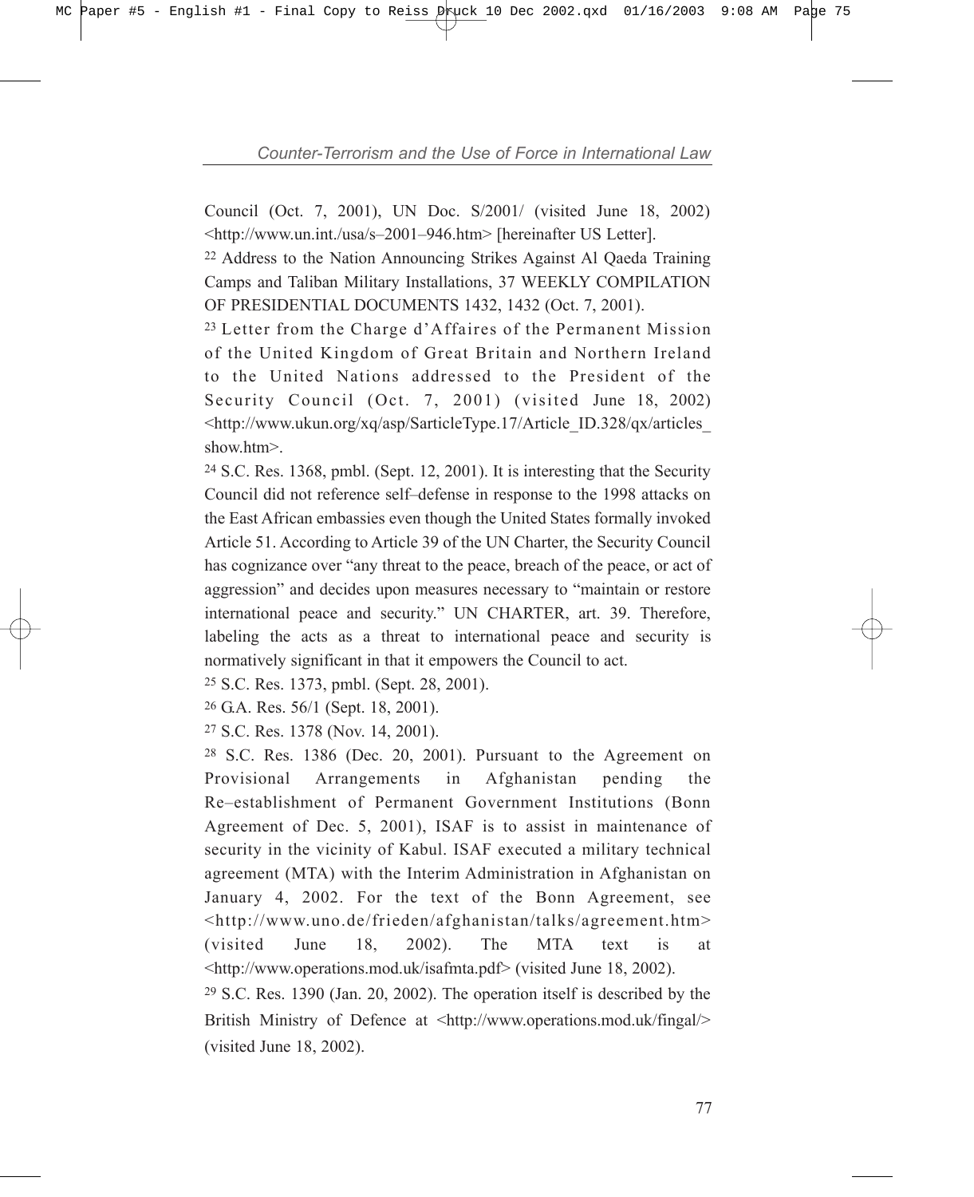Council (Oct. 7, 2001), UN Doc. S/2001/ (visited June 18, 2002) <http://www.un.int./usa/s–2001–946.htm> [hereinafter US Letter].

[22] Address to the Nation Announcing Strikes Against Al Qaeda Training Camps and Taliban Military Installations, 37 WEEKLY COMPILATION OF PRESIDENTIAL DOCUMENTS 1432, 1432 (Oct. 7, 2001).

[23] Letter from the Charge d'Affaires of the Permanent Mission of the United Kingdom of Great Britain and Northern Ireland to the United Nations addressed to the President of the Security Council (Oct. 7, 2001) (visited June 18, 2002) <http://www.ukun.org/xq/asp/SarticleType.17/Article_ID.328/qx/articles_show.htm>.

[24] S.C. Res. 1368, pmbl. (Sept. 12, 2001). It is interesting that the Security Council did not reference self–defense in response to the 1998 attacks on the East African embassies even though the United States formally invoked Article 51. According to Article 39 of the UN Charter, the Security Council has cognizance over "any threat to the peace, breach of the peace, or act of aggression" and decides upon measures necessary to "maintain or restore international peace and security." UN CHARTER, art. 39. Therefore, labeling the acts as a threat to international peace and security is normatively significant in that it empowers the Council to act.

[25] S.C. Res. 1373, pmbl. (Sept. 28, 2001).

[26] G.A. Res. 56/1 (Sept. 18, 2001).

[27] S.C. Res. 1378 (Nov. 14, 2001).

[28] S.C. Res. 1386 (Dec. 20, 2001). Pursuant to the Agreement on Provisional Arrangements in Afghanistan pending the Re–establishment of Permanent Government Institutions (Bonn Agreement of Dec. 5, 2001), ISAF is to assist in maintenance of security in the vicinity of Kabul. ISAF executed a military technical agreement (MTA) with the Interim Administration in Afghanistan on January 4, 2002. For the text of the Bonn Agreement, see <http://www.uno.de/frieden/afghanistan/talks/agreement.htm> (visited June 18, 2002). The MTA text is at <http://www.operations.mod.uk/isafmta.pdf> (visited June 18, 2002).

[29] S.C. Res. 1390 (Jan. 20, 2002). The operation itself is described by the British Ministry of Defence at <http://www.operations.mod.uk/fingal/> (visited June 18, 2002).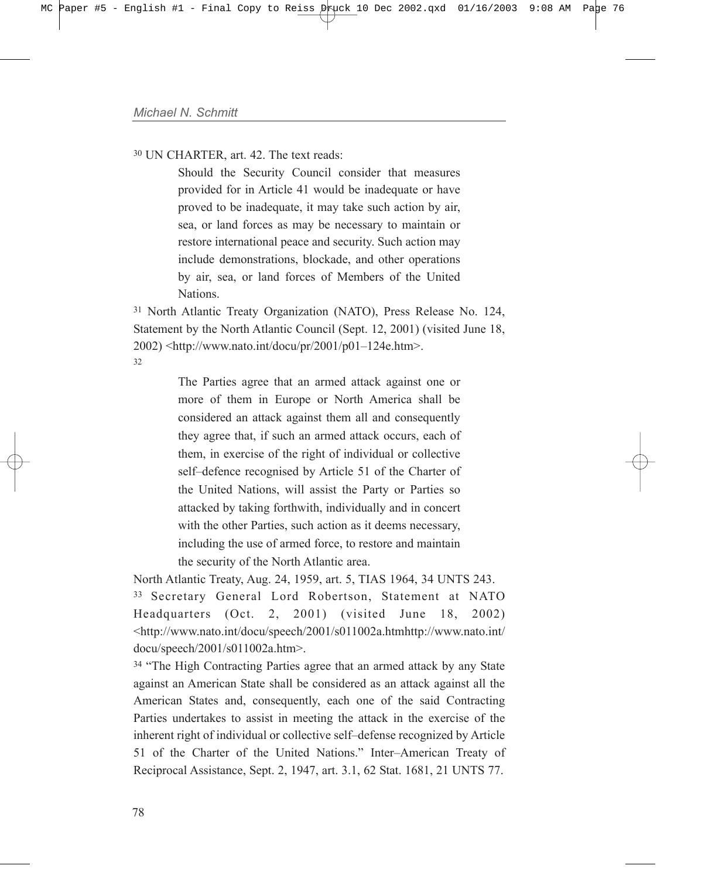[30] UN CHARTER, art. 42. The text reads:

> Should the Security Council consider that measures provided for in Article 41 would be inadequate or have proved to be inadequate, it may take such action by air, sea, or land forces as may be necessary to maintain or restore international peace and security. Such action may include demonstrations, blockade, and other operations by air, sea, or land forces of Members of the United Nations.

[31] North Atlantic Treaty Organization (NATO), Press Release No. 124, Statement by the North Atlantic Council (Sept. 12, 2001) (visited June 18, 2002) <http://www.nato.int/docu/pr/2001/p01–124e.htm>.

[32]

> The Parties agree that an armed attack against one or more of them in Europe or North America shall be considered an attack against them all and consequently they agree that, if such an armed attack occurs, each of them, in exercise of the right of individual or collective self–defence recognised by Article 51 of the Charter of the United Nations, will assist the Party or Parties so attacked by taking forthwith, individually and in concert with the other Parties, such action as it deems necessary, including the use of armed force, to restore and maintain the security of the North Atlantic area.

North Atlantic Treaty, Aug. 24, 1959, art. 5, TIAS 1964, 34 UNTS 243.

[33] Secretary General Lord Robertson, Statement at NATO Headquarters (Oct. 2, 2001) (visited June 18, 2002) <http://www.nato.int/docu/speech/2001/s011002a.htmhttp://www.nato.int/docu/speech/2001/s011002a.htm>.

[34] "The High Contracting Parties agree that an armed attack by any State against an American State shall be considered as an attack against all the American States and, consequently, each one of the said Contracting Parties undertakes to assist in meeting the attack in the exercise of the inherent right of individual or collective self–defense recognized by Article 51 of the Charter of the United Nations." Inter–American Treaty of Reciprocal Assistance, Sept. 2, 1947, art. 3.1, 62 Stat. 1681, 21 UNTS 77.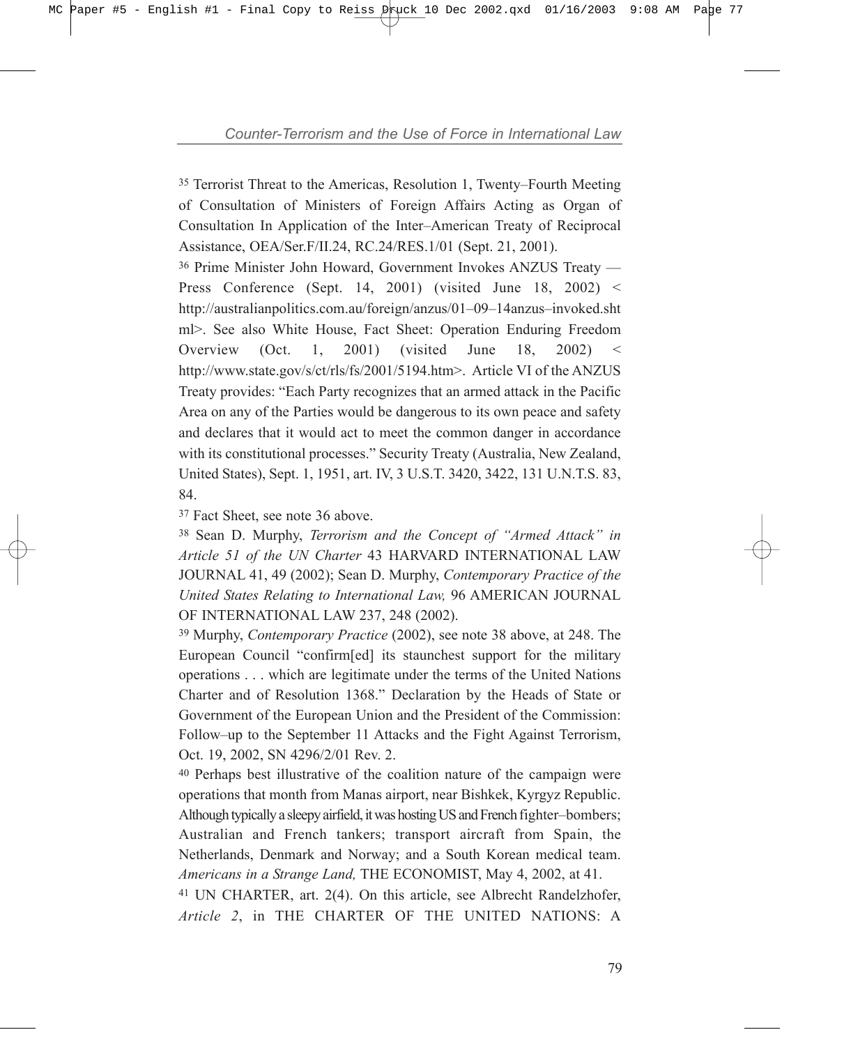[35] Terrorist Threat to the Americas, Resolution 1, Twenty–Fourth Meeting of Consultation of Ministers of Foreign Affairs Acting as Organ of Consultation In Application of the Inter–American Treaty of Reciprocal Assistance, OEA/Ser.F/II.24, RC.24/RES.1/01 (Sept. 21, 2001).

[36] Prime Minister John Howard, Government Invokes ANZUS Treaty — Press Conference (Sept. 14, 2001) (visited June 18, 2002) < http://australianpolitics.com.au/foreign/anzus/01–09–14anzus–invoked.shtml>. See also White House, Fact Sheet: Operation Enduring Freedom Overview (Oct. 1, 2001) (visited June 18, 2002) < http://www.state.gov/s/ct/rls/fs/2001/5194.htm>. Article VI of the ANZUS Treaty provides: "Each Party recognizes that an armed attack in the Pacific Area on any of the Parties would be dangerous to its own peace and safety and declares that it would act to meet the common danger in accordance with its constitutional processes." Security Treaty (Australia, New Zealand, United States), Sept. 1, 1951, art. IV, 3 U.S.T. 3420, 3422, 131 U.N.T.S. 83, 84.

[37] Fact Sheet, see note 36 above.

[38] Sean D. Murphy, *Terrorism and the Concept of "Armed Attack" in Article 51 of the UN Charter* 43 HARVARD INTERNATIONAL LAW JOURNAL 41, 49 (2002); Sean D. Murphy, *Contemporary Practice of the United States Relating to International Law,* 96 AMERICAN JOURNAL OF INTERNATIONAL LAW 237, 248 (2002).

[39] Murphy, *Contemporary Practice* (2002), see note 38 above, at 248. The European Council "confirm[ed] its staunchest support for the military operations . . . which are legitimate under the terms of the United Nations Charter and of Resolution 1368." Declaration by the Heads of State or Government of the European Union and the President of the Commission: Follow–up to the September 11 Attacks and the Fight Against Terrorism, Oct. 19, 2002, SN 4296/2/01 Rev. 2.

[40] Perhaps best illustrative of the coalition nature of the campaign were operations that month from Manas airport, near Bishkek, Kyrgyz Republic. Although typically a sleepy airfield, it was hosting US and French fighter–bombers; Australian and French tankers; transport aircraft from Spain, the Netherlands, Denmark and Norway; and a South Korean medical team. *Americans in a Strange Land,* THE ECONOMIST, May 4, 2002, at 41.

[41] UN CHARTER, art. 2(4). On this article, see Albrecht Randelzhofer, *Article 2*, in THE CHARTER OF THE UNITED NATIONS: A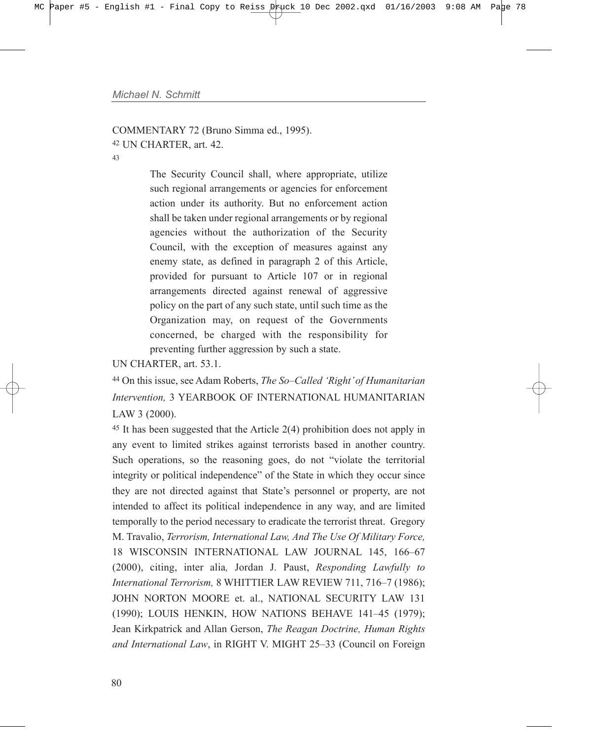COMMENTARY 72 (Bruno Simma ed., 1995).

[42] UN CHARTER, art. 42.

[43]

> The Security Council shall, where appropriate, utilize such regional arrangements or agencies for enforcement action under its authority. But no enforcement action shall be taken under regional arrangements or by regional agencies without the authorization of the Security Council, with the exception of measures against any enemy state, as defined in paragraph 2 of this Article, provided for pursuant to Article 107 or in regional arrangements directed against renewal of aggressive policy on the part of any such state, until such time as the Organization may, on request of the Governments concerned, be charged with the responsibility for preventing further aggression by such a state.

UN CHARTER, art. 53.1.

[44] On this issue, see Adam Roberts, *The So–Called 'Right' of Humanitarian Intervention,* 3 YEARBOOK OF INTERNATIONAL HUMANITARIAN LAW 3 (2000).

[45] It has been suggested that the Article 2(4) prohibition does not apply in any event to limited strikes against terrorists based in another country. Such operations, so the reasoning goes, do not "violate the territorial integrity or political independence" of the State in which they occur since they are not directed against that State's personnel or property, are not intended to affect its political independence in any way, and are limited temporally to the period necessary to eradicate the terrorist threat. Gregory M. Travalio, *Terrorism, International Law, And The Use Of Military Force,* 18 WISCONSIN INTERNATIONAL LAW JOURNAL 145, 166–67 (2000), citing, inter alia*,* Jordan J. Paust, *Responding Lawfully to International Terrorism,* 8 WHITTIER LAW REVIEW 711, 716–7 (1986); JOHN NORTON MOORE et. al., NATIONAL SECURITY LAW 131 (1990); LOUIS HENKIN, HOW NATIONS BEHAVE 141–45 (1979); Jean Kirkpatrick and Allan Gerson, *The Reagan Doctrine, Human Rights and International Law*, in RIGHT V. MIGHT 25–33 (Council on Foreign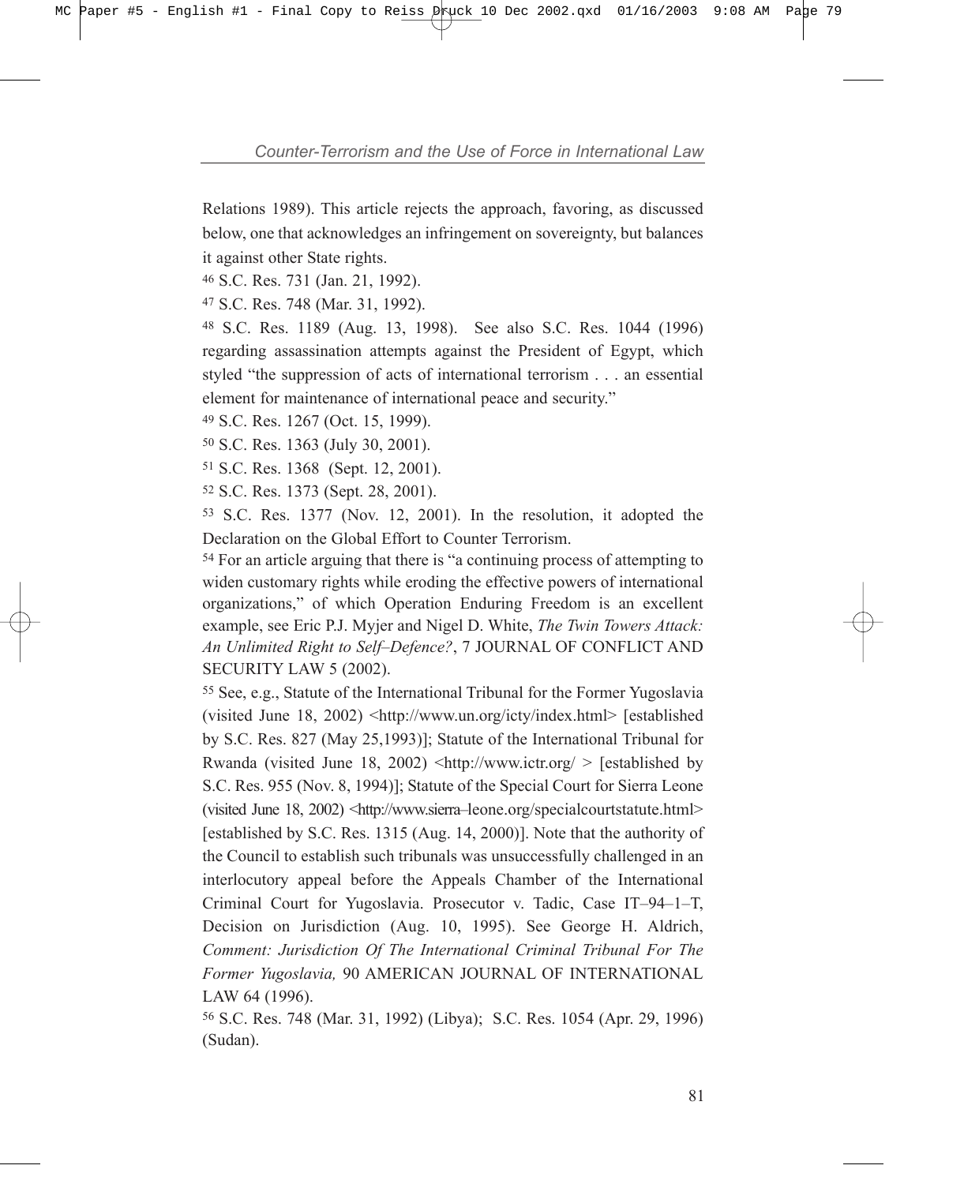Relations 1989). This article rejects the approach, favoring, as discussed below, one that acknowledges an infringement on sovereignty, but balances it against other State rights.

[46] S.C. Res. 731 (Jan. 21, 1992).

[47] S.C. Res. 748 (Mar. 31, 1992).

[48] S.C. Res. 1189 (Aug. 13, 1998). See also S.C. Res. 1044 (1996) regarding assassination attempts against the President of Egypt, which styled "the suppression of acts of international terrorism . . . an essential element for maintenance of international peace and security."

[49] S.C. Res. 1267 (Oct. 15, 1999).

[50] S.C. Res. 1363 (July 30, 2001).

[51] S.C. Res. 1368 (Sept. 12, 2001).

[52] S.C. Res. 1373 (Sept. 28, 2001).

[53] S.C. Res. 1377 (Nov. 12, 2001). In the resolution, it adopted the Declaration on the Global Effort to Counter Terrorism.

[54] For an article arguing that there is "a continuing process of attempting to widen customary rights while eroding the effective powers of international organizations," of which Operation Enduring Freedom is an excellent example, see Eric P.J. Myjer and Nigel D. White, *The Twin Towers Attack: An Unlimited Right to Self–Defence?*, 7 JOURNAL OF CONFLICT AND SECURITY LAW 5 (2002).

[55] See, e.g., Statute of the International Tribunal for the Former Yugoslavia (visited June 18, 2002) <http://www.un.org/icty/index.html> [established by S.C. Res. 827 (May 25,1993)]; Statute of the International Tribunal for Rwanda (visited June 18, 2002) <http://www.ictr.org/ > [established by S.C. Res. 955 (Nov. 8, 1994)]; Statute of the Special Court for Sierra Leone (visited June 18, 2002) <http://www.sierra–leone.org/specialcourtstatute.html> [established by S.C. Res. 1315 (Aug. 14, 2000)]. Note that the authority of the Council to establish such tribunals was unsuccessfully challenged in an interlocutory appeal before the Appeals Chamber of the International Criminal Court for Yugoslavia. Prosecutor v. Tadic, Case IT–94–1–T, Decision on Jurisdiction (Aug. 10, 1995). See George H. Aldrich, *Comment: Jurisdiction Of The International Criminal Tribunal For The Former Yugoslavia,* 90 AMERICAN JOURNAL OF INTERNATIONAL LAW 64 (1996).

[56] S.C. Res. 748 (Mar. 31, 1992) (Libya); S.C. Res. 1054 (Apr. 29, 1996) (Sudan).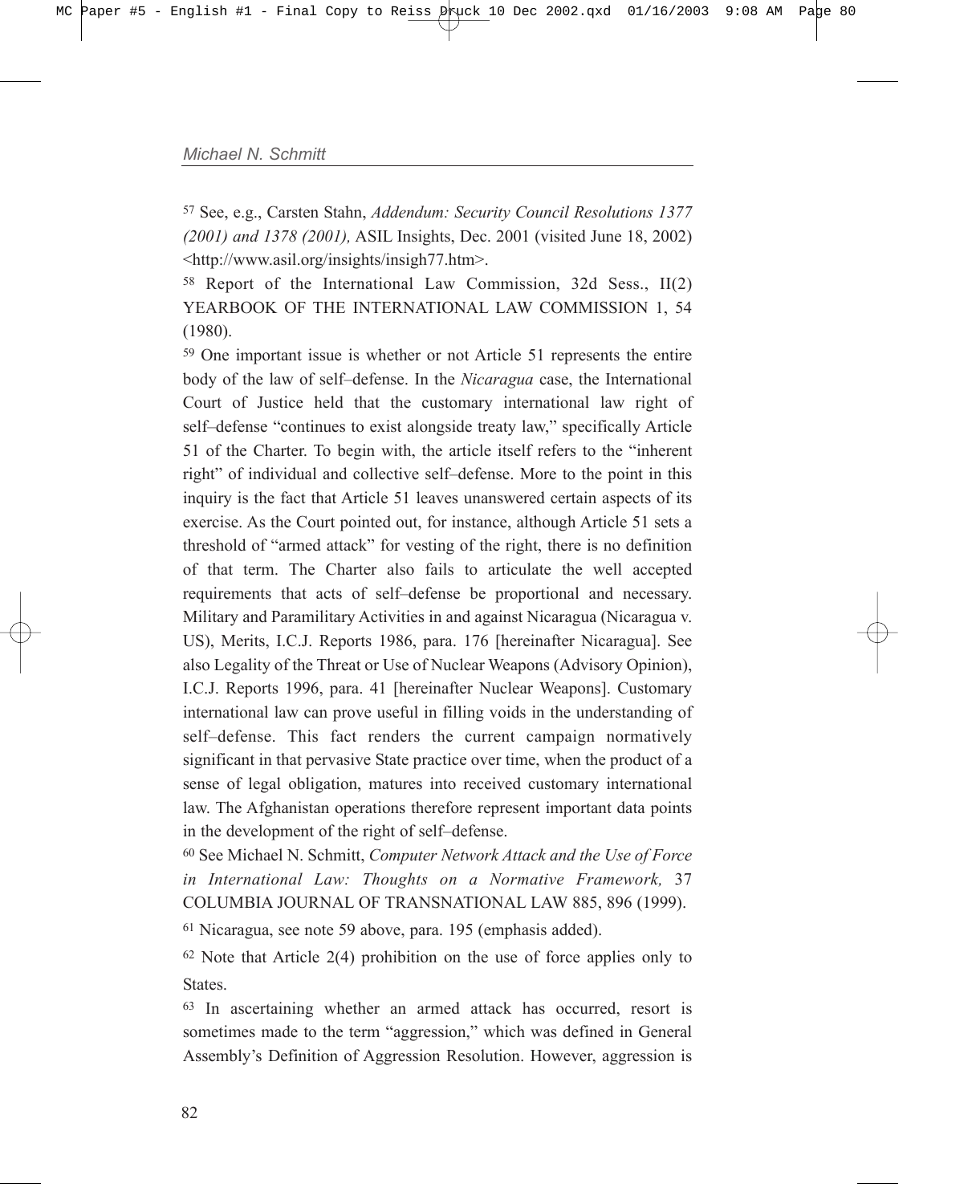[57] See, e.g., Carsten Stahn, *Addendum: Security Council Resolutions 1377 (2001) and 1378 (2001),* ASIL Insights, Dec. 2001 (visited June 18, 2002) <http://www.asil.org/insights/insigh77.htm>.

[58] Report of the International Law Commission, 32d Sess., II(2) YEARBOOK OF THE INTERNATIONAL LAW COMMISSION 1, 54 (1980).

[59] One important issue is whether or not Article 51 represents the entire body of the law of self–defense. In the *Nicaragua* case, the International Court of Justice held that the customary international law right of self–defense "continues to exist alongside treaty law," specifically Article 51 of the Charter. To begin with, the article itself refers to the "inherent right" of individual and collective self–defense. More to the point in this inquiry is the fact that Article 51 leaves unanswered certain aspects of its exercise. As the Court pointed out, for instance, although Article 51 sets a threshold of "armed attack" for vesting of the right, there is no definition of that term. The Charter also fails to articulate the well accepted requirements that acts of self–defense be proportional and necessary. Military and Paramilitary Activities in and against Nicaragua (Nicaragua v. US), Merits, I.C.J. Reports 1986, para. 176 [hereinafter Nicaragua]. See also Legality of the Threat or Use of Nuclear Weapons (Advisory Opinion), I.C.J. Reports 1996, para. 41 [hereinafter Nuclear Weapons]. Customary international law can prove useful in filling voids in the understanding of self–defense. This fact renders the current campaign normatively significant in that pervasive State practice over time, when the product of a sense of legal obligation, matures into received customary international law. The Afghanistan operations therefore represent important data points in the development of the right of self–defense.

[60] See Michael N. Schmitt, *Computer Network Attack and the Use of Force in International Law: Thoughts on a Normative Framework,* 37 COLUMBIA JOURNAL OF TRANSNATIONAL LAW 885, 896 (1999).

[61] Nicaragua, see note 59 above, para. 195 (emphasis added).

[62] Note that Article 2(4) prohibition on the use of force applies only to States.

[63] In ascertaining whether an armed attack has occurred, resort is sometimes made to the term "aggression," which was defined in General Assembly's Definition of Aggression Resolution. However, aggression is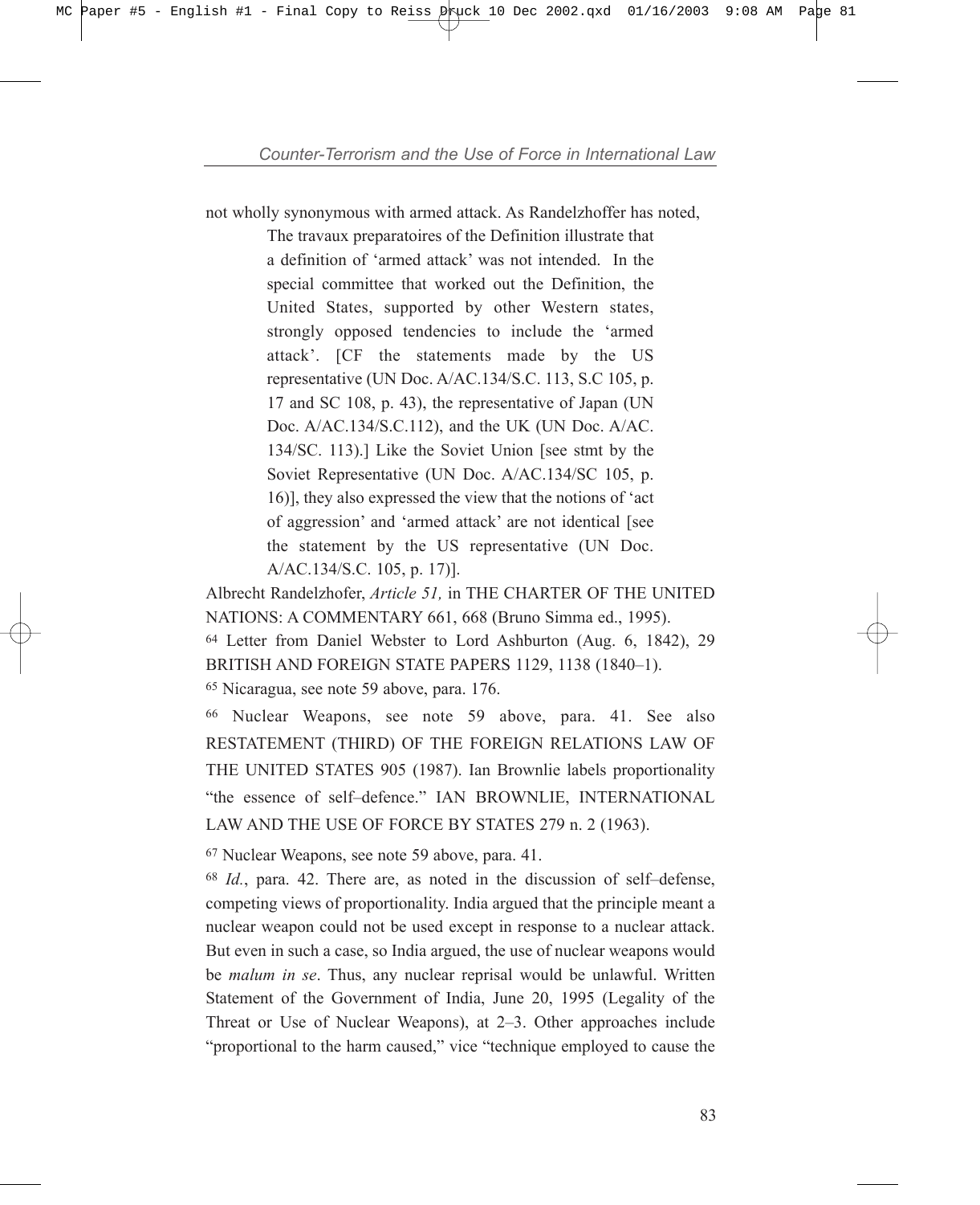not wholly synonymous with armed attack. As Randelzhoffer has noted,

> The travaux preparatoires of the Definition illustrate that a definition of 'armed attack' was not intended. In the special committee that worked out the Definition, the United States, supported by other Western states, strongly opposed tendencies to include the 'armed attack'. [CF the statements made by the US representative (UN Doc. A/AC.134/S.C. 113, S.C 105, p. 17 and SC 108, p. 43), the representative of Japan (UN Doc. A/AC.134/S.C.112), and the UK (UN Doc. A/AC. 134/SC. 113).] Like the Soviet Union [see stmt by the Soviet Representative (UN Doc. A/AC.134/SC 105, p. 16)], they also expressed the view that the notions of 'act of aggression' and 'armed attack' are not identical [see the statement by the US representative (UN Doc. A/AC.134/S.C. 105, p. 17)].

Albrecht Randelzhofer, *Article 51,* in THE CHARTER OF THE UNITED NATIONS: A COMMENTARY 661, 668 (Bruno Simma ed., 1995).

[64] Letter from Daniel Webster to Lord Ashburton (Aug. 6, 1842), 29 BRITISH AND FOREIGN STATE PAPERS 1129, 1138 (1840–1).

[65] Nicaragua, see note 59 above, para. 176.

[66] Nuclear Weapons, see note 59 above, para. 41. See also RESTATEMENT (THIRD) OF THE FOREIGN RELATIONS LAW OF THE UNITED STATES 905 (1987). Ian Brownlie labels proportionality "the essence of self–defence." IAN BROWNLIE, INTERNATIONAL LAW AND THE USE OF FORCE BY STATES 279 n. 2 (1963).

[67] Nuclear Weapons, see note 59 above, para. 41.

[68] *Id.*, para. 42. There are, as noted in the discussion of self–defense, competing views of proportionality. India argued that the principle meant a nuclear weapon could not be used except in response to a nuclear attack. But even in such a case, so India argued, the use of nuclear weapons would be *malum in se*. Thus, any nuclear reprisal would be unlawful. Written Statement of the Government of India, June 20, 1995 (Legality of the Threat or Use of Nuclear Weapons), at 2–3. Other approaches include "proportional to the harm caused," vice "technique employed to cause the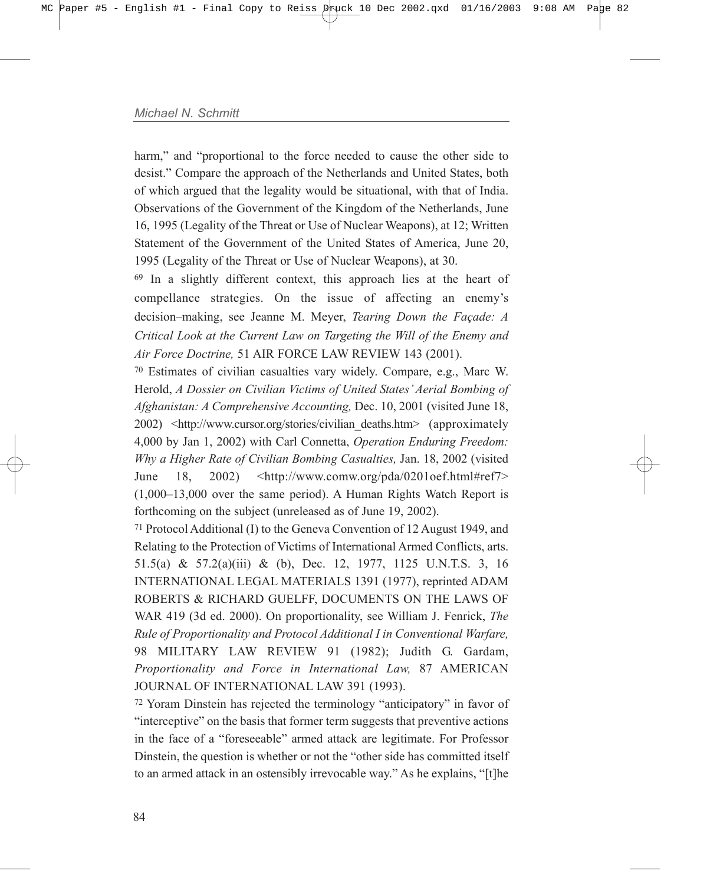harm," and "proportional to the force needed to cause the other side to desist." Compare the approach of the Netherlands and United States, both of which argued that the legality would be situational, with that of India. Observations of the Government of the Kingdom of the Netherlands, June 16, 1995 (Legality of the Threat or Use of Nuclear Weapons), at 12; Written Statement of the Government of the United States of America, June 20, 1995 (Legality of the Threat or Use of Nuclear Weapons), at 30.

[69] In a slightly different context, this approach lies at the heart of compellance strategies. On the issue of affecting an enemy's decision–making, see Jeanne M. Meyer, *Tearing Down the Façade: A Critical Look at the Current Law on Targeting the Will of the Enemy and Air Force Doctrine,* 51 AIR FORCE LAW REVIEW 143 (2001).

[70] Estimates of civilian casualties vary widely. Compare, e.g., Marc W. Herold, *A Dossier on Civilian Victims of United States' Aerial Bombing of Afghanistan: A Comprehensive Accounting,* Dec. 10, 2001 (visited June 18, 2002) <http://www.cursor.org/stories/civilian_deaths.htm> (approximately 4,000 by Jan 1, 2002) with Carl Connetta, *Operation Enduring Freedom: Why a Higher Rate of Civilian Bombing Casualties,* Jan. 18, 2002 (visited June 18, 2002) <http://www.comw.org/pda/0201oef.html#ref7> (1,000–13,000 over the same period). A Human Rights Watch Report is forthcoming on the subject (unreleased as of June 19, 2002).

[71] Protocol Additional (I) to the Geneva Convention of 12 August 1949, and Relating to the Protection of Victims of International Armed Conflicts, arts. 51.5(a) & 57.2(a)(iii) & (b), Dec. 12, 1977, 1125 U.N.T.S. 3, 16 INTERNATIONAL LEGAL MATERIALS 1391 (1977), reprinted ADAM ROBERTS & RICHARD GUELFF, DOCUMENTS ON THE LAWS OF WAR 419 (3d ed. 2000). On proportionality, see William J. Fenrick, *The Rule of Proportionality and Protocol Additional I in Conventional Warfare,* 98 MILITARY LAW REVIEW 91 (1982); Judith G. Gardam, *Proportionality and Force in International Law,* 87 AMERICAN JOURNAL OF INTERNATIONAL LAW 391 (1993).

[72] Yoram Dinstein has rejected the terminology "anticipatory" in favor of "interceptive" on the basis that former term suggests that preventive actions in the face of a "foreseeable" armed attack are legitimate. For Professor Dinstein, the question is whether or not the "other side has committed itself to an armed attack in an ostensibly irrevocable way." As he explains, "[t]he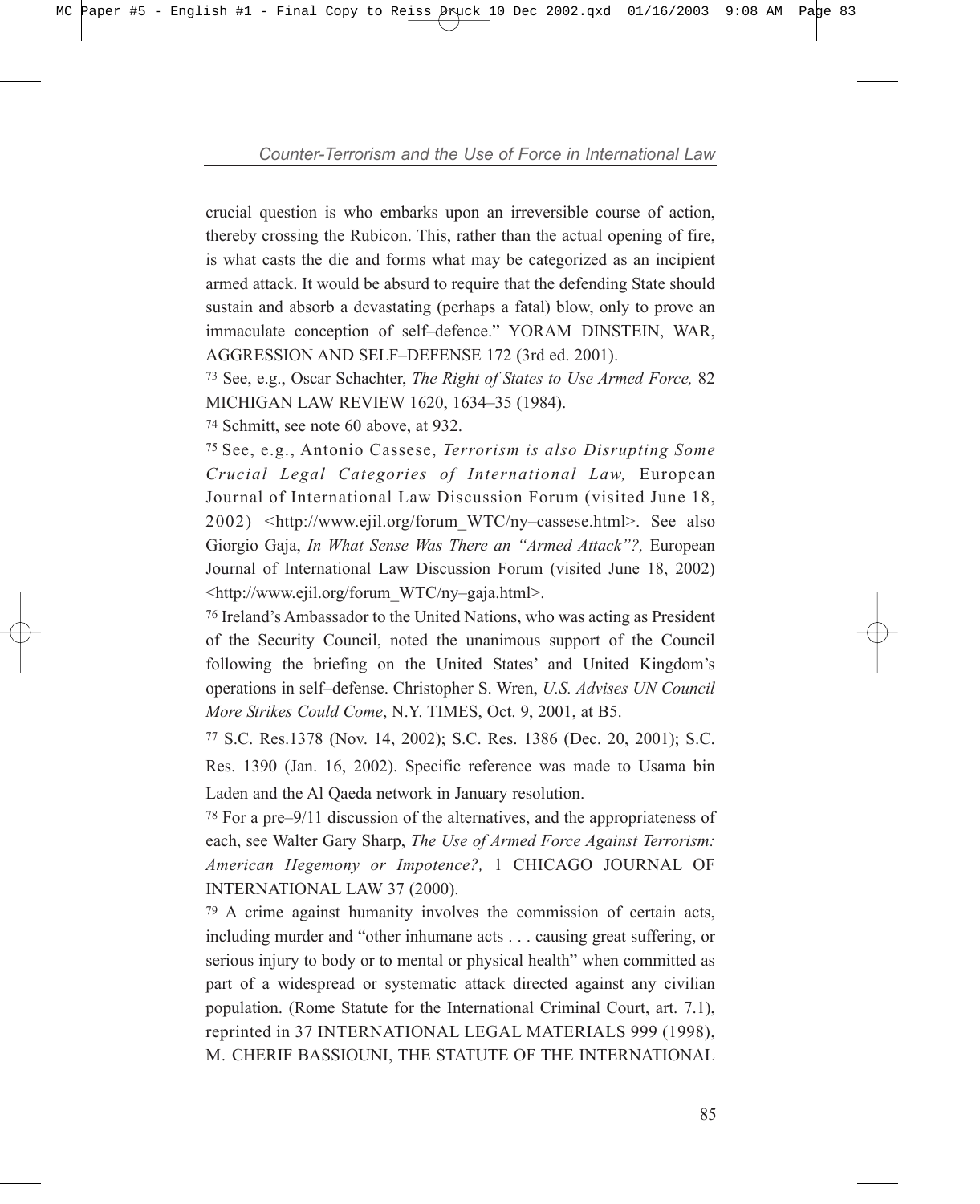crucial question is who embarks upon an irreversible course of action, thereby crossing the Rubicon. This, rather than the actual opening of fire, is what casts the die and forms what may be categorized as an incipient armed attack. It would be absurd to require that the defending State should sustain and absorb a devastating (perhaps a fatal) blow, only to prove an immaculate conception of self–defence." YORAM DINSTEIN, WAR, AGGRESSION AND SELF–DEFENSE 172 (3rd ed. 2001).

[73] See, e.g., Oscar Schachter, *The Right of States to Use Armed Force,* 82 MICHIGAN LAW REVIEW 1620, 1634–35 (1984).

[74] Schmitt, see note 60 above, at 932.

[75] See, e.g., Antonio Cassese, *Terrorism is also Disrupting Some Crucial Legal Categories of International Law,* European Journal of International Law Discussion Forum (visited June 18, 2002) <http://www.ejil.org/forum_WTC/ny–cassese.html>. See also Giorgio Gaja, *In What Sense Was There an "Armed Attack"?,* European Journal of International Law Discussion Forum (visited June 18, 2002) <http://www.ejil.org/forum_WTC/ny–gaja.html>.

[76] Ireland's Ambassador to the United Nations, who was acting as President of the Security Council, noted the unanimous support of the Council following the briefing on the United States' and United Kingdom's operations in self–defense. Christopher S. Wren, *U.S. Advises UN Council More Strikes Could Come*, N.Y. TIMES, Oct. 9, 2001, at B5.

[77] S.C. Res.1378 (Nov. 14, 2002); S.C. Res. 1386 (Dec. 20, 2001); S.C. Res. 1390 (Jan. 16, 2002). Specific reference was made to Usama bin Laden and the Al Qaeda network in January resolution.

[78] For a pre–9/11 discussion of the alternatives, and the appropriateness of each, see Walter Gary Sharp, *The Use of Armed Force Against Terrorism: American Hegemony or Impotence?,* 1 CHICAGO JOURNAL OF INTERNATIONAL LAW 37 (2000).

[79] A crime against humanity involves the commission of certain acts, including murder and "other inhumane acts . . . causing great suffering, or serious injury to body or to mental or physical health" when committed as part of a widespread or systematic attack directed against any civilian population. (Rome Statute for the International Criminal Court, art. 7.1), reprinted in 37 INTERNATIONAL LEGAL MATERIALS 999 (1998), M. CHERIF BASSIOUNI, THE STATUTE OF THE INTERNATIONAL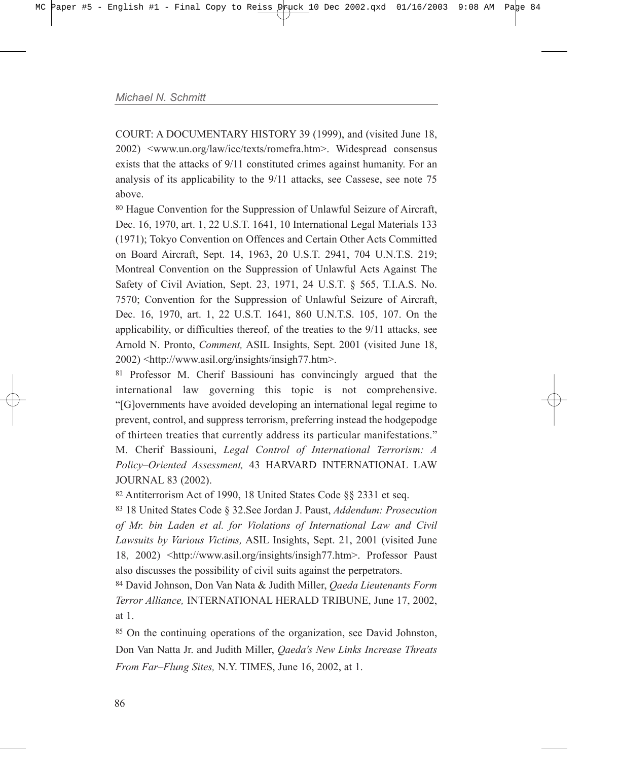COURT: A DOCUMENTARY HISTORY 39 (1999), and (visited June 18, 2002) <www.un.org/law/icc/texts/romefra.htm>. Widespread consensus exists that the attacks of 9/11 constituted crimes against humanity. For an analysis of its applicability to the 9/11 attacks, see Cassese, see note 75 above.

[80] Hague Convention for the Suppression of Unlawful Seizure of Aircraft, Dec. 16, 1970, art. 1, 22 U.S.T. 1641, 10 International Legal Materials 133 (1971); Tokyo Convention on Offences and Certain Other Acts Committed on Board Aircraft, Sept. 14, 1963, 20 U.S.T. 2941, 704 U.N.T.S. 219; Montreal Convention on the Suppression of Unlawful Acts Against The Safety of Civil Aviation, Sept. 23, 1971, 24 U.S.T. § 565, T.I.A.S. No. 7570; Convention for the Suppression of Unlawful Seizure of Aircraft, Dec. 16, 1970, art. 1, 22 U.S.T. 1641, 860 U.N.T.S. 105, 107. On the applicability, or difficulties thereof, of the treaties to the 9/11 attacks, see Arnold N. Pronto, *Comment,* ASIL Insights, Sept. 2001 (visited June 18, 2002) <http://www.asil.org/insights/insigh77.htm>.

[81] Professor M. Cherif Bassiouni has convincingly argued that the international law governing this topic is not comprehensive. "[G]overnments have avoided developing an international legal regime to prevent, control, and suppress terrorism, preferring instead the hodgepodge of thirteen treaties that currently address its particular manifestations." M. Cherif Bassiouni, *Legal Control of International Terrorism: A Policy–Oriented Assessment,* 43 HARVARD INTERNATIONAL LAW JOURNAL 83 (2002).

[82] Antiterrorism Act of 1990, 18 United States Code §§ 2331 et seq.

[83] 18 United States Code § 32.See Jordan J. Paust, *Addendum: Prosecution of Mr. bin Laden et al. for Violations of International Law and Civil Lawsuits by Various Victims,* ASIL Insights, Sept. 21, 2001 (visited June 18, 2002) <http://www.asil.org/insights/insigh77.htm>. Professor Paust also discusses the possibility of civil suits against the perpetrators.

[84] David Johnson, Don Van Nata & Judith Miller, *Qaeda Lieutenants Form Terror Alliance,* INTERNATIONAL HERALD TRIBUNE, June 17, 2002, at 1.

[85] On the continuing operations of the organization, see David Johnston, Don Van Natta Jr. and Judith Miller, *Qaeda's New Links Increase Threats From Far–Flung Sites,* N.Y. TIMES, June 16, 2002, at 1.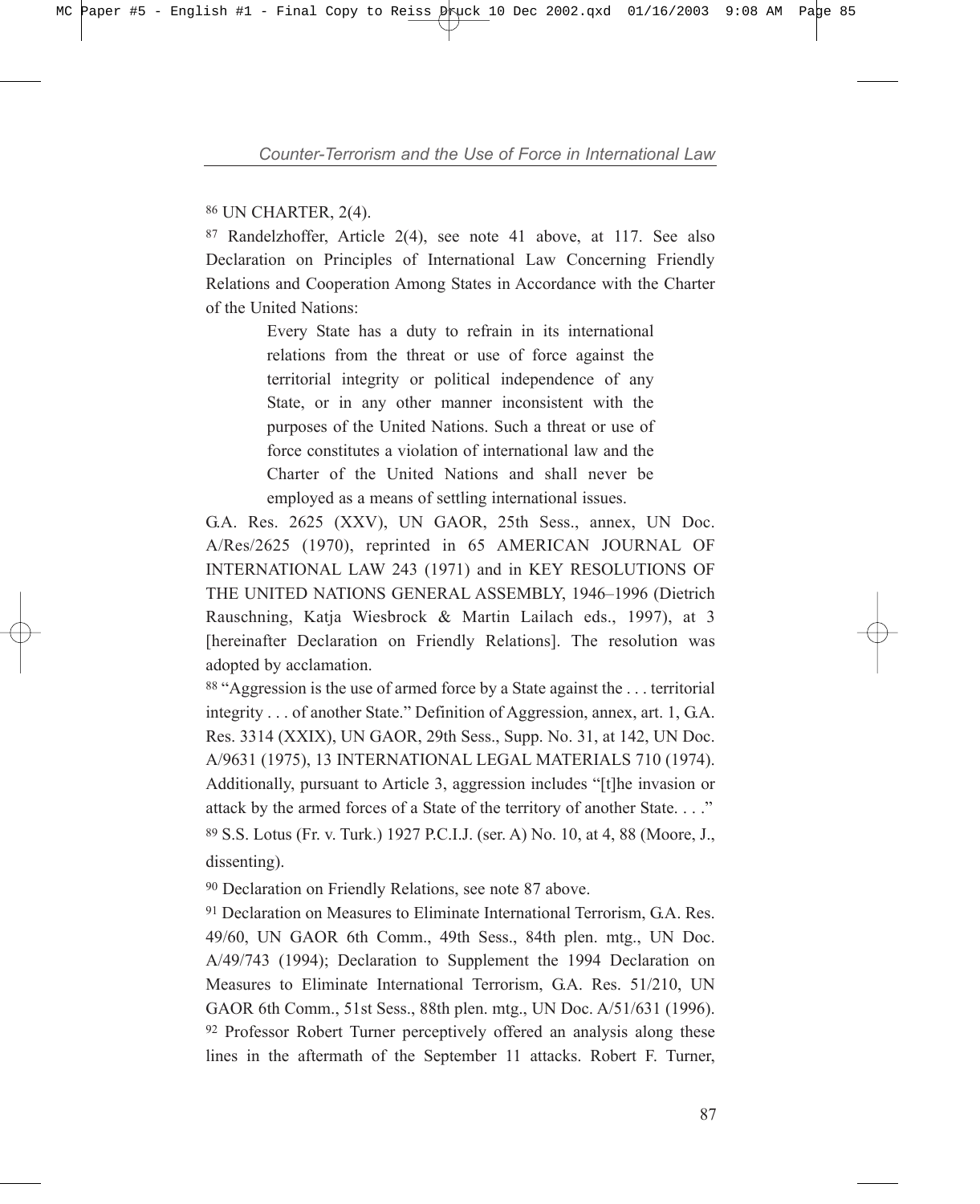[86] UN CHARTER, 2(4).

[87] Randelzhoffer, Article 2(4), see note 41 above, at 117. See also Declaration on Principles of International Law Concerning Friendly Relations and Cooperation Among States in Accordance with the Charter of the United Nations:

> Every State has a duty to refrain in its international relations from the threat or use of force against the territorial integrity or political independence of any State, or in any other manner inconsistent with the purposes of the United Nations. Such a threat or use of force constitutes a violation of international law and the Charter of the United Nations and shall never be employed as a means of settling international issues.

G.A. Res. 2625 (XXV), UN GAOR, 25th Sess., annex, UN Doc. A/Res/2625 (1970), reprinted in 65 AMERICAN JOURNAL OF INTERNATIONAL LAW 243 (1971) and in KEY RESOLUTIONS OF THE UNITED NATIONS GENERAL ASSEMBLY, 1946–1996 (Dietrich Rauschning, Katja Wiesbrock & Martin Lailach eds., 1997), at 3 [hereinafter Declaration on Friendly Relations]. The resolution was adopted by acclamation.

[88] "Aggression is the use of armed force by a State against the . . . territorial integrity . . . of another State." Definition of Aggression, annex, art. 1, G.A. Res. 3314 (XXIX), UN GAOR, 29th Sess., Supp. No. 31, at 142, UN Doc. A/9631 (1975), 13 INTERNATIONAL LEGAL MATERIALS 710 (1974). Additionally, pursuant to Article 3, aggression includes "[t]he invasion or attack by the armed forces of a State of the territory of another State. . . ."

[89] S.S. Lotus (Fr. v. Turk.) 1927 P.C.I.J. (ser. A) No. 10, at 4, 88 (Moore, J., dissenting).

[90] Declaration on Friendly Relations, see note 87 above.

[91] Declaration on Measures to Eliminate International Terrorism, G.A. Res. 49/60, UN GAOR 6th Comm., 49th Sess., 84th plen. mtg., UN Doc. A/49/743 (1994); Declaration to Supplement the 1994 Declaration on Measures to Eliminate International Terrorism, G.A. Res. 51/210, UN GAOR 6th Comm., 51st Sess., 88th plen. mtg., UN Doc. A/51/631 (1996).

[92] Professor Robert Turner perceptively offered an analysis along these lines in the aftermath of the September 11 attacks. Robert F. Turner,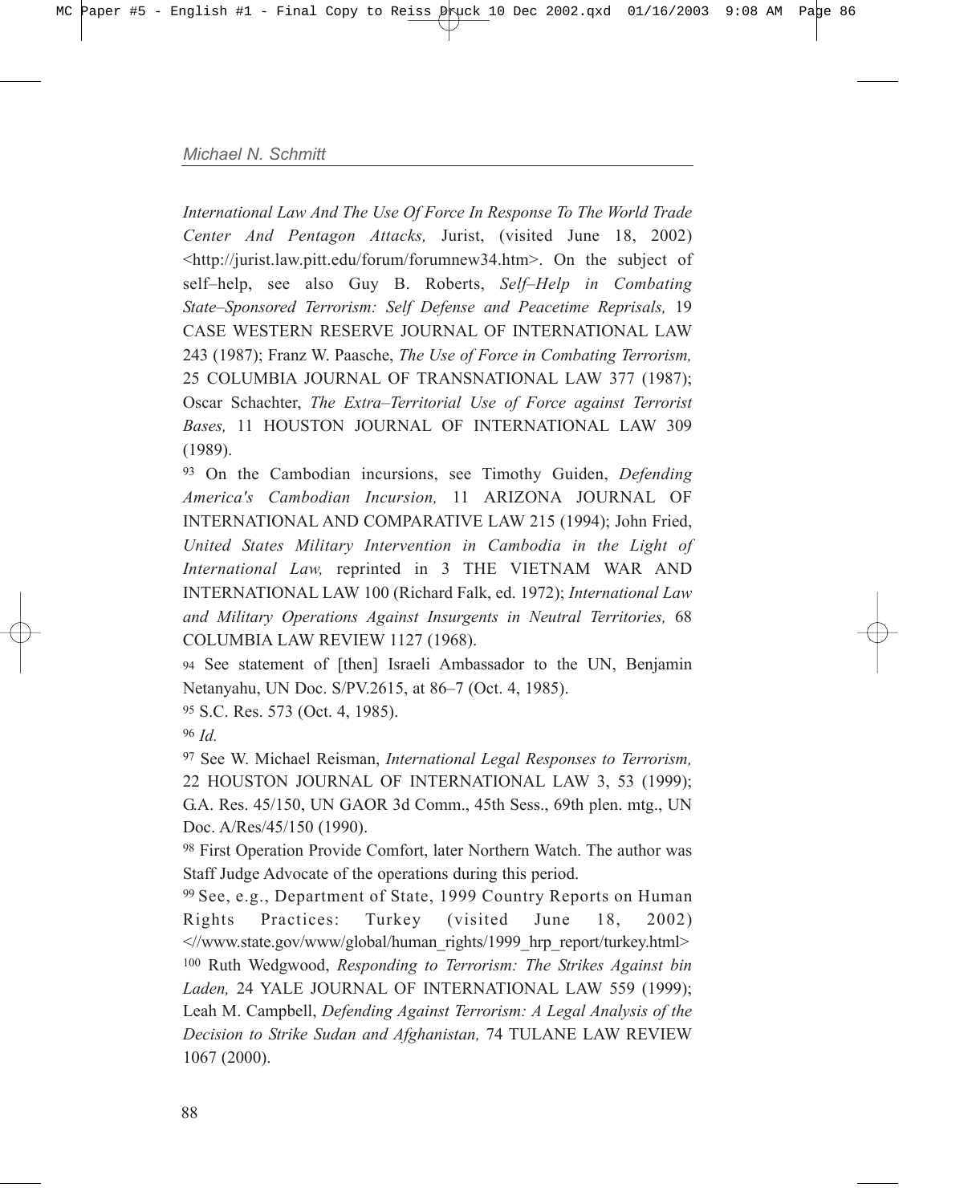*International Law And The Use Of Force In Response To The World Trade Center And Pentagon Attacks,* Jurist, (visited June 18, 2002) <http://jurist.law.pitt.edu/forum/forumnew34.htm>. On the subject of self–help, see also Guy B. Roberts, *Self–Help in Combating State–Sponsored Terrorism: Self Defense and Peacetime Reprisals,* 19 CASE WESTERN RESERVE JOURNAL OF INTERNATIONAL LAW 243 (1987); Franz W. Paasche, *The Use of Force in Combating Terrorism,* 25 COLUMBIA JOURNAL OF TRANSNATIONAL LAW 377 (1987); Oscar Schachter, *The Extra–Territorial Use of Force against Terrorist Bases,* 11 HOUSTON JOURNAL OF INTERNATIONAL LAW 309 (1989).

[93] On the Cambodian incursions, see Timothy Guiden, *Defending America's Cambodian Incursion,* 11 ARIZONA JOURNAL OF INTERNATIONAL AND COMPARATIVE LAW 215 (1994); John Fried, *United States Military Intervention in Cambodia in the Light of International Law,* reprinted in 3 THE VIETNAM WAR AND INTERNATIONAL LAW 100 (Richard Falk, ed. 1972); *International Law and Military Operations Against Insurgents in Neutral Territories,* 68 COLUMBIA LAW REVIEW 1127 (1968).

[94] See statement of [then] Israeli Ambassador to the UN, Benjamin Netanyahu, UN Doc. S/PV.2615, at 86–7 (Oct. 4, 1985).

[95] S.C. Res. 573 (Oct. 4, 1985).

[96] *Id.*

[97] See W. Michael Reisman, *International Legal Responses to Terrorism,* 22 HOUSTON JOURNAL OF INTERNATIONAL LAW 3, 53 (1999); G.A. Res. 45/150, UN GAOR 3d Comm., 45th Sess., 69th plen. mtg., UN Doc. A/Res/45/150 (1990).

[98] First Operation Provide Comfort, later Northern Watch. The author was Staff Judge Advocate of the operations during this period.

[99] See, e.g., Department of State, 1999 Country Reports on Human Rights Practices: Turkey (visited June 18, 2002) <//www.state.gov/www/global/human_rights/1999_hrp_report/turkey.html>

[100] Ruth Wedgwood, *Responding to Terrorism: The Strikes Against bin Laden,* 24 YALE JOURNAL OF INTERNATIONAL LAW 559 (1999); Leah M. Campbell, *Defending Against Terrorism: A Legal Analysis of the Decision to Strike Sudan and Afghanistan,* 74 TULANE LAW REVIEW 1067 (2000).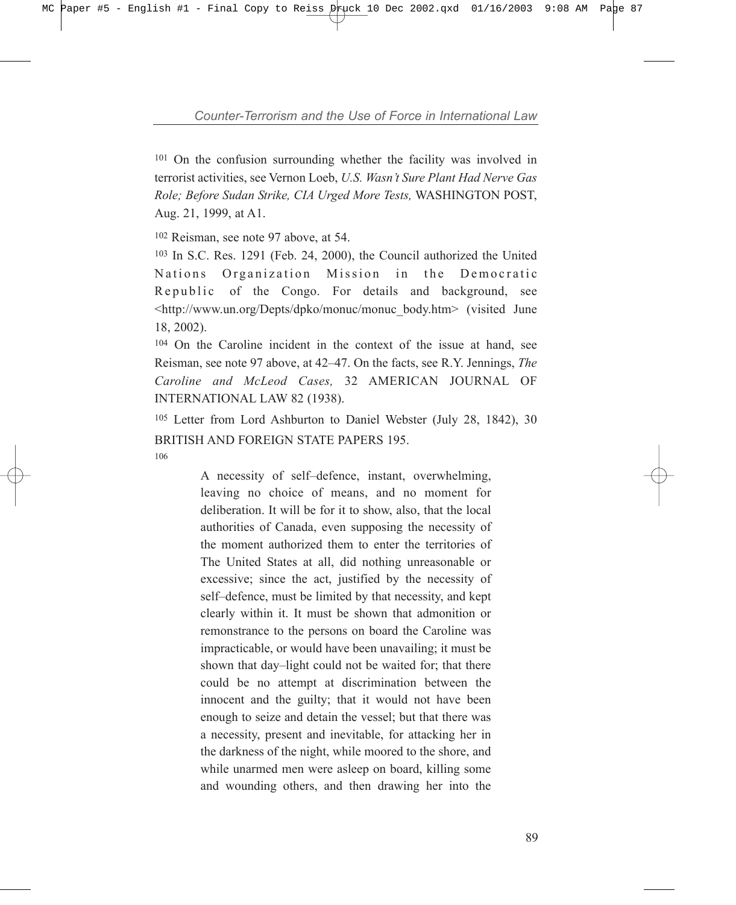[101] On the confusion surrounding whether the facility was involved in terrorist activities, see Vernon Loeb, *U.S. Wasn't Sure Plant Had Nerve Gas Role; Before Sudan Strike, CIA Urged More Tests,* WASHINGTON POST, Aug. 21, 1999, at A1.

[102] Reisman, see note 97 above, at 54.

[103] In S.C. Res. 1291 (Feb. 24, 2000), the Council authorized the United Nations Organization Mission in the Democratic Republic of the Congo. For details and background, see <http://www.un.org/Depts/dpko/monuc/monuc_body.htm> (visited June 18, 2002).

[104] On the Caroline incident in the context of the issue at hand, see Reisman, see note 97 above, at 42–47. On the facts, see R.Y. Jennings, *The Caroline and McLeod Cases,* 32 AMERICAN JOURNAL OF INTERNATIONAL LAW 82 (1938).

[105] Letter from Lord Ashburton to Daniel Webster (July 28, 1842), 30 BRITISH AND FOREIGN STATE PAPERS 195.

[106]

> A necessity of self–defence, instant, overwhelming, leaving no choice of means, and no moment for deliberation. It will be for it to show, also, that the local authorities of Canada, even supposing the necessity of the moment authorized them to enter the territories of The United States at all, did nothing unreasonable or excessive; since the act, justified by the necessity of self–defence, must be limited by that necessity, and kept clearly within it. It must be shown that admonition or remonstrance to the persons on board the Caroline was impracticable, or would have been unavailing; it must be shown that day–light could not be waited for; that there could be no attempt at discrimination between the innocent and the guilty; that it would not have been enough to seize and detain the vessel; but that there was a necessity, present and inevitable, for attacking her in the darkness of the night, while moored to the shore, and while unarmed men were asleep on board, killing some and wounding others, and then drawing her into the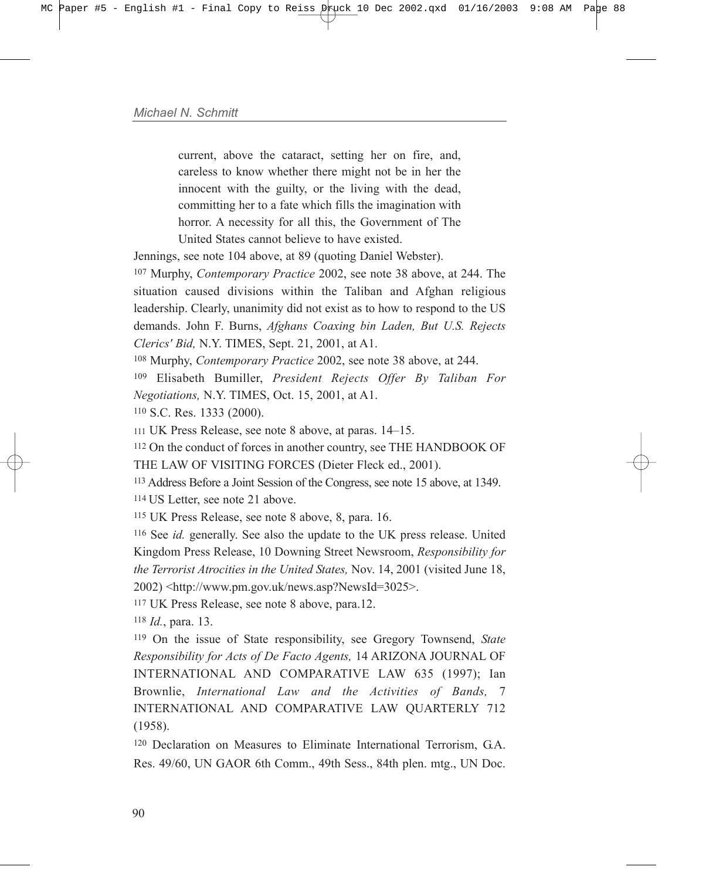> current, above the cataract, setting her on fire, and, careless to know whether there might not be in her the innocent with the guilty, or the living with the dead, committing her to a fate which fills the imagination with horror. A necessity for all this, the Government of The United States cannot believe to have existed.

Jennings, see note 104 above, at 89 (quoting Daniel Webster).

[107] Murphy, *Contemporary Practice* 2002, see note 38 above, at 244. The situation caused divisions within the Taliban and Afghan religious leadership. Clearly, unanimity did not exist as to how to respond to the US demands. John F. Burns, *Afghans Coaxing bin Laden, But U.S. Rejects Clerics' Bid,* N.Y. TIMES, Sept. 21, 2001, at A1.

[108] Murphy, *Contemporary Practice* 2002, see note 38 above, at 244.

[109] Elisabeth Bumiller, *President Rejects Offer By Taliban For Negotiations,* N.Y. TIMES, Oct. 15, 2001, at A1.

[110] S.C. Res. 1333 (2000).

[111] UK Press Release, see note 8 above, at paras. 14–15.

[112] On the conduct of forces in another country, see THE HANDBOOK OF THE LAW OF VISITING FORCES (Dieter Fleck ed., 2001).

[113] Address Before a Joint Session of the Congress, see note 15 above, at 1349.

[114] US Letter, see note 21 above.

[115] UK Press Release, see note 8 above, 8, para. 16.

[116] See *id.* generally. See also the update to the UK press release. United Kingdom Press Release, 10 Downing Street Newsroom, *Responsibility for the Terrorist Atrocities in the United States,* Nov. 14, 2001 (visited June 18, 2002) <http://www.pm.gov.uk/news.asp?NewsId=3025>.

[117] UK Press Release, see note 8 above, para.12.

[118] *Id.*, para. 13.

[119] On the issue of State responsibility, see Gregory Townsend, *State Responsibility for Acts of De Facto Agents,* 14 ARIZONA JOURNAL OF INTERNATIONAL AND COMPARATIVE LAW 635 (1997); Ian Brownlie, *International Law and the Activities of Bands,* 7 INTERNATIONAL AND COMPARATIVE LAW QUARTERLY 712 (1958).

[120] Declaration on Measures to Eliminate International Terrorism, G.A. Res. 49/60, UN GAOR 6th Comm., 49th Sess., 84th plen. mtg., UN Doc.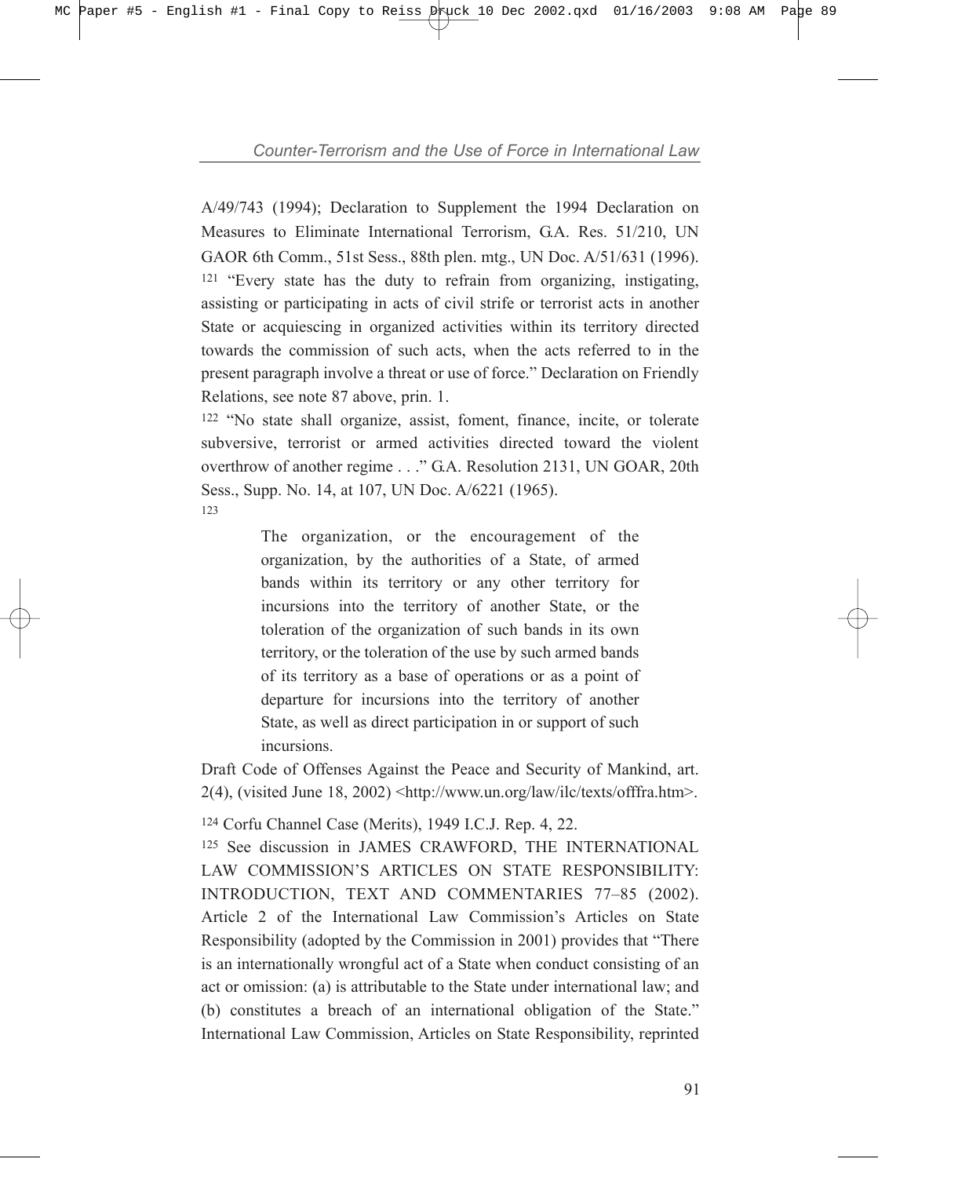A/49/743 (1994); Declaration to Supplement the 1994 Declaration on Measures to Eliminate International Terrorism, G.A. Res. 51/210, UN GAOR 6th Comm., 51st Sess., 88th plen. mtg., UN Doc. A/51/631 (1996).

[121] "Every state has the duty to refrain from organizing, instigating, assisting or participating in acts of civil strife or terrorist acts in another State or acquiescing in organized activities within its territory directed towards the commission of such acts, when the acts referred to in the present paragraph involve a threat or use of force." Declaration on Friendly Relations, see note 87 above, prin. 1.

[122] "No state shall organize, assist, foment, finance, incite, or tolerate subversive, terrorist or armed activities directed toward the violent overthrow of another regime . . ." G.A. Resolution 2131, UN GOAR, 20th Sess., Supp. No. 14, at 107, UN Doc. A/6221 (1965).

[123]

> The organization, or the encouragement of the organization, by the authorities of a State, of armed bands within its territory or any other territory for incursions into the territory of another State, or the toleration of the organization of such bands in its own territory, or the toleration of the use by such armed bands of its territory as a base of operations or as a point of departure for incursions into the territory of another State, as well as direct participation in or support of such incursions.

Draft Code of Offenses Against the Peace and Security of Mankind, art. 2(4), (visited June 18, 2002) <http://www.un.org/law/ilc/texts/offfra.htm>.

[124] Corfu Channel Case (Merits), 1949 I.C.J. Rep. 4, 22.

[125] See discussion in JAMES CRAWFORD, THE INTERNATIONAL LAW COMMISSION'S ARTICLES ON STATE RESPONSIBILITY: INTRODUCTION, TEXT AND COMMENTARIES 77–85 (2002). Article 2 of the International Law Commission's Articles on State Responsibility (adopted by the Commission in 2001) provides that "There is an internationally wrongful act of a State when conduct consisting of an act or omission: (a) is attributable to the State under international law; and (b) constitutes a breach of an international obligation of the State." International Law Commission, Articles on State Responsibility, reprinted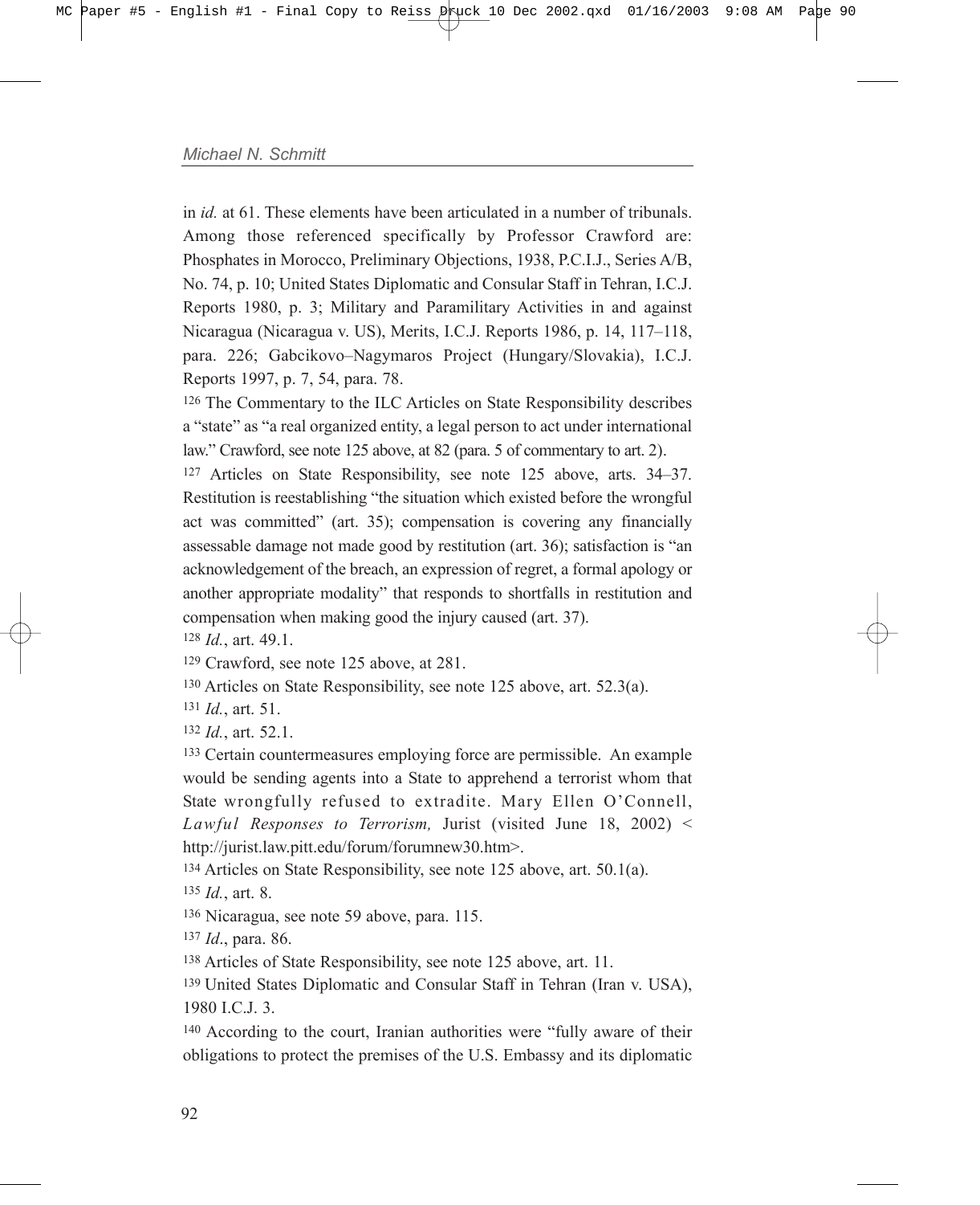in *id.* at 61. These elements have been articulated in a number of tribunals. Among those referenced specifically by Professor Crawford are: Phosphates in Morocco, Preliminary Objections, 1938, P.C.I.J., Series A/B, No. 74, p. 10; United States Diplomatic and Consular Staff in Tehran, I.C.J. Reports 1980, p. 3; Military and Paramilitary Activities in and against Nicaragua (Nicaragua v. US), Merits, I.C.J. Reports 1986, p. 14, 117–118, para. 226; Gabcikovo–Nagymaros Project (Hungary/Slovakia), I.C.J. Reports 1997, p. 7, 54, para. 78.

[126] The Commentary to the ILC Articles on State Responsibility describes a "state" as "a real organized entity, a legal person to act under international law." Crawford, see note 125 above, at 82 (para. 5 of commentary to art. 2).

[127] Articles on State Responsibility, see note 125 above, arts. 34–37. Restitution is reestablishing "the situation which existed before the wrongful act was committed" (art. 35); compensation is covering any financially assessable damage not made good by restitution (art. 36); satisfaction is "an acknowledgement of the breach, an expression of regret, a formal apology or another appropriate modality" that responds to shortfalls in restitution and compensation when making good the injury caused (art. 37).

[128] *Id.*, art. 49.1.

[129] Crawford, see note 125 above, at 281.

[130] Articles on State Responsibility, see note 125 above, art. 52.3(a).

[131] *Id.*, art. 51.

[132] *Id.*, art. 52.1.

[133] Certain countermeasures employing force are permissible. An example would be sending agents into a State to apprehend a terrorist whom that State wrongfully refused to extradite. Mary Ellen O'Connell, *Lawful Responses to Terrorism,* Jurist (visited June 18, 2002) < http://jurist.law.pitt.edu/forum/forumnew30.htm>.

[134] Articles on State Responsibility, see note 125 above, art. 50.1(a).

[135] *Id.*, art. 8.

[136] Nicaragua, see note 59 above, para. 115.

[137] *Id*., para. 86.

[138] Articles of State Responsibility, see note 125 above, art. 11.

[139] United States Diplomatic and Consular Staff in Tehran (Iran v. USA), 1980 I.C.J. 3.

[140] According to the court, Iranian authorities were "fully aware of their obligations to protect the premises of the U.S. Embassy and its diplomatic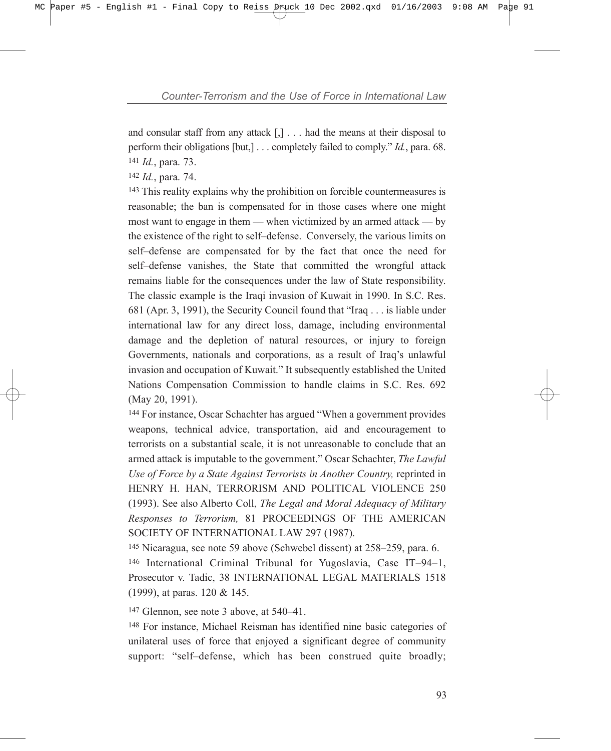and consular staff from any attack [,] . . . had the means at their disposal to perform their obligations [but,] . . . completely failed to comply." *Id.*, para. 68.

[141] *Id.*, para. 73.

[142] *Id.*, para. 74.

[143] This reality explains why the prohibition on forcible countermeasures is reasonable; the ban is compensated for in those cases where one might most want to engage in them — when victimized by an armed attack — by the existence of the right to self–defense. Conversely, the various limits on self–defense are compensated for by the fact that once the need for self–defense vanishes, the State that committed the wrongful attack remains liable for the consequences under the law of State responsibility. The classic example is the Iraqi invasion of Kuwait in 1990. In S.C. Res. 681 (Apr. 3, 1991), the Security Council found that "Iraq . . . is liable under international law for any direct loss, damage, including environmental damage and the depletion of natural resources, or injury to foreign Governments, nationals and corporations, as a result of Iraq's unlawful invasion and occupation of Kuwait." It subsequently established the United Nations Compensation Commission to handle claims in S.C. Res. 692 (May 20, 1991).

[144] For instance, Oscar Schachter has argued "When a government provides weapons, technical advice, transportation, aid and encouragement to terrorists on a substantial scale, it is not unreasonable to conclude that an armed attack is imputable to the government." Oscar Schachter, *The Lawful Use of Force by a State Against Terrorists in Another Country,* reprinted in HENRY H. HAN, TERRORISM AND POLITICAL VIOLENCE 250 (1993). See also Alberto Coll, *The Legal and Moral Adequacy of Military Responses to Terrorism,* 81 PROCEEDINGS OF THE AMERICAN SOCIETY OF INTERNATIONAL LAW 297 (1987).

[145] Nicaragua, see note 59 above (Schwebel dissent) at 258–259, para. 6.

[146] International Criminal Tribunal for Yugoslavia, Case IT–94–1, Prosecutor v. Tadic, 38 INTERNATIONAL LEGAL MATERIALS 1518 (1999), at paras. 120 & 145.

[147] Glennon, see note 3 above, at 540–41.

[148] For instance, Michael Reisman has identified nine basic categories of unilateral uses of force that enjoyed a significant degree of community support: "self–defense, which has been construed quite broadly;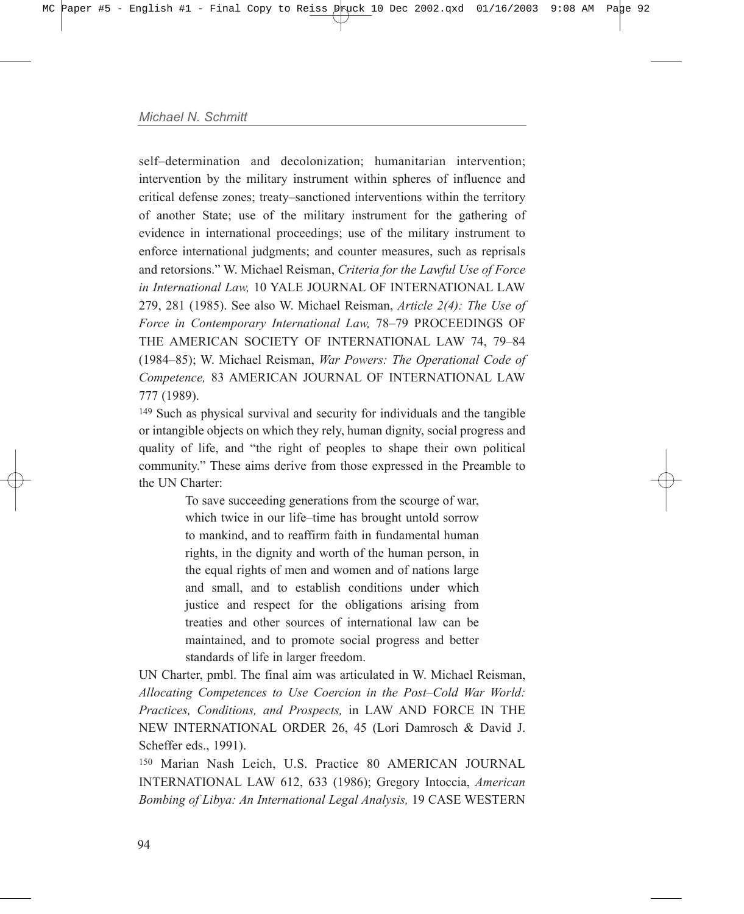self–determination and decolonization; humanitarian intervention; intervention by the military instrument within spheres of influence and critical defense zones; treaty–sanctioned interventions within the territory of another State; use of the military instrument for the gathering of evidence in international proceedings; use of the military instrument to enforce international judgments; and counter measures, such as reprisals and retorsions." W. Michael Reisman, *Criteria for the Lawful Use of Force in International Law,* 10 YALE JOURNAL OF INTERNATIONAL LAW 279, 281 (1985). See also W. Michael Reisman, *Article 2(4): The Use of Force in Contemporary International Law,* 78–79 PROCEEDINGS OF THE AMERICAN SOCIETY OF INTERNATIONAL LAW 74, 79–84 (1984–85); W. Michael Reisman, *War Powers: The Operational Code of Competence,* 83 AMERICAN JOURNAL OF INTERNATIONAL LAW 777 (1989).

[149] Such as physical survival and security for individuals and the tangible or intangible objects on which they rely, human dignity, social progress and quality of life, and "the right of peoples to shape their own political community." These aims derive from those expressed in the Preamble to the UN Charter:

> To save succeeding generations from the scourge of war, which twice in our life–time has brought untold sorrow to mankind, and to reaffirm faith in fundamental human rights, in the dignity and worth of the human person, in the equal rights of men and women and of nations large and small, and to establish conditions under which justice and respect for the obligations arising from treaties and other sources of international law can be maintained, and to promote social progress and better standards of life in larger freedom.

UN Charter, pmbl. The final aim was articulated in W. Michael Reisman, *Allocating Competences to Use Coercion in the Post–Cold War World: Practices, Conditions, and Prospects,* in LAW AND FORCE IN THE NEW INTERNATIONAL ORDER 26, 45 (Lori Damrosch & David J. Scheffer eds., 1991).

[150] Marian Nash Leich, U.S. Practice 80 AMERICAN JOURNAL INTERNATIONAL LAW 612, 633 (1986); Gregory Intoccia, *American Bombing of Libya: An International Legal Analysis,* 19 CASE WESTERN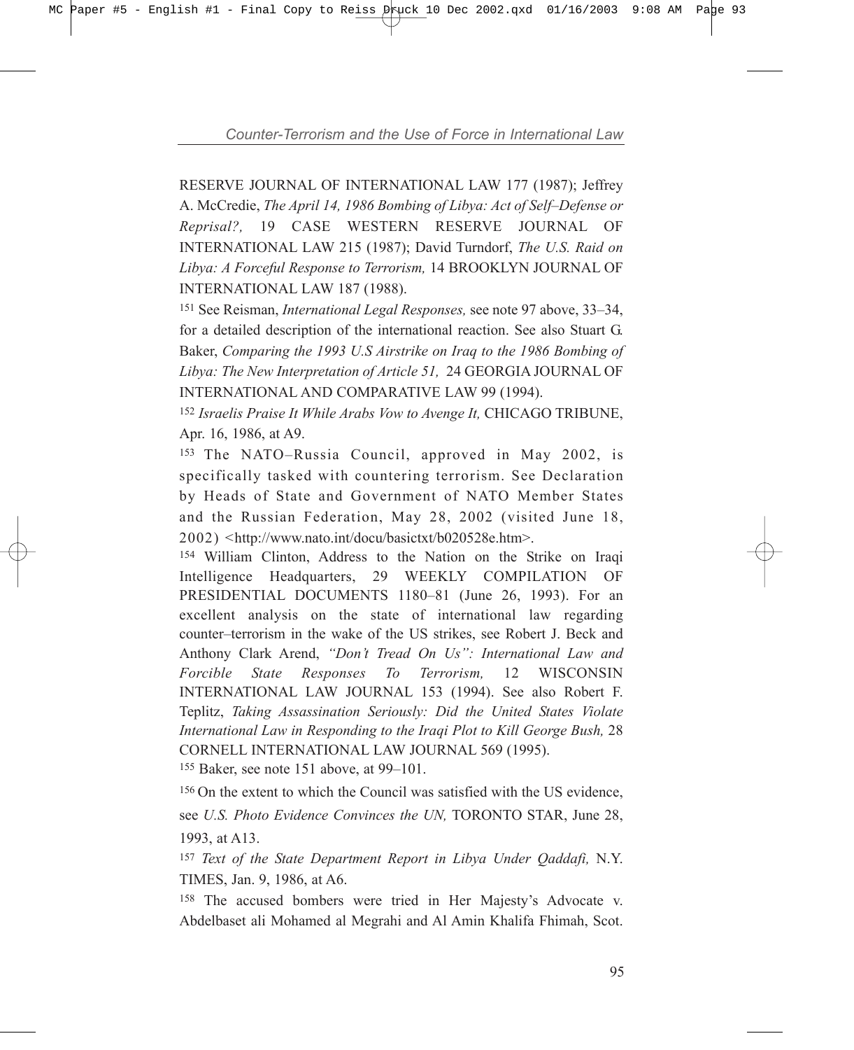RESERVE JOURNAL OF INTERNATIONAL LAW 177 (1987); Jeffrey A. McCredie, *The April 14, 1986 Bombing of Libya: Act of Self–Defense or Reprisal?,* 19 CASE WESTERN RESERVE JOURNAL OF INTERNATIONAL LAW 215 (1987); David Turndorf, *The U.S. Raid on Libya: A Forceful Response to Terrorism,* 14 BROOKLYN JOURNAL OF INTERNATIONAL LAW 187 (1988).

[151] See Reisman, *International Legal Responses,* see note 97 above, 33–34, for a detailed description of the international reaction. See also Stuart G. Baker, *Comparing the 1993 U.S Airstrike on Iraq to the 1986 Bombing of Libya: The New Interpretation of Article 51,* 24 GEORGIA JOURNAL OF INTERNATIONAL AND COMPARATIVE LAW 99 (1994).

[152] *Israelis Praise It While Arabs Vow to Avenge It,* CHICAGO TRIBUNE, Apr. 16, 1986, at A9.

[153] The NATO–Russia Council, approved in May 2002, is specifically tasked with countering terrorism. See Declaration by Heads of State and Government of NATO Member States and the Russian Federation, May 28, 2002 (visited June 18, 2002) <http://www.nato.int/docu/basictxt/b020528e.htm>.

[154] William Clinton, Address to the Nation on the Strike on Iraqi Intelligence Headquarters, 29 WEEKLY COMPILATION OF PRESIDENTIAL DOCUMENTS 1180–81 (June 26, 1993). For an excellent analysis on the state of international law regarding counter–terrorism in the wake of the US strikes, see Robert J. Beck and Anthony Clark Arend, *"Don't Tread On Us": International Law and Forcible State Responses To Terrorism,* 12 WISCONSIN INTERNATIONAL LAW JOURNAL 153 (1994). See also Robert F. Teplitz, *Taking Assassination Seriously: Did the United States Violate International Law in Responding to the Iraqi Plot to Kill George Bush,* 28 CORNELL INTERNATIONAL LAW JOURNAL 569 (1995).

[155] Baker, see note 151 above, at 99–101.

[156] On the extent to which the Council was satisfied with the US evidence, see *U.S. Photo Evidence Convinces the UN,* TORONTO STAR, June 28, 1993, at A13.

[157] *Text of the State Department Report in Libya Under Qaddafi,* N.Y. TIMES, Jan. 9, 1986, at A6.

[158] The accused bombers were tried in Her Majesty's Advocate v. Abdelbaset ali Mohamed al Megrahi and Al Amin Khalifa Fhimah, Scot.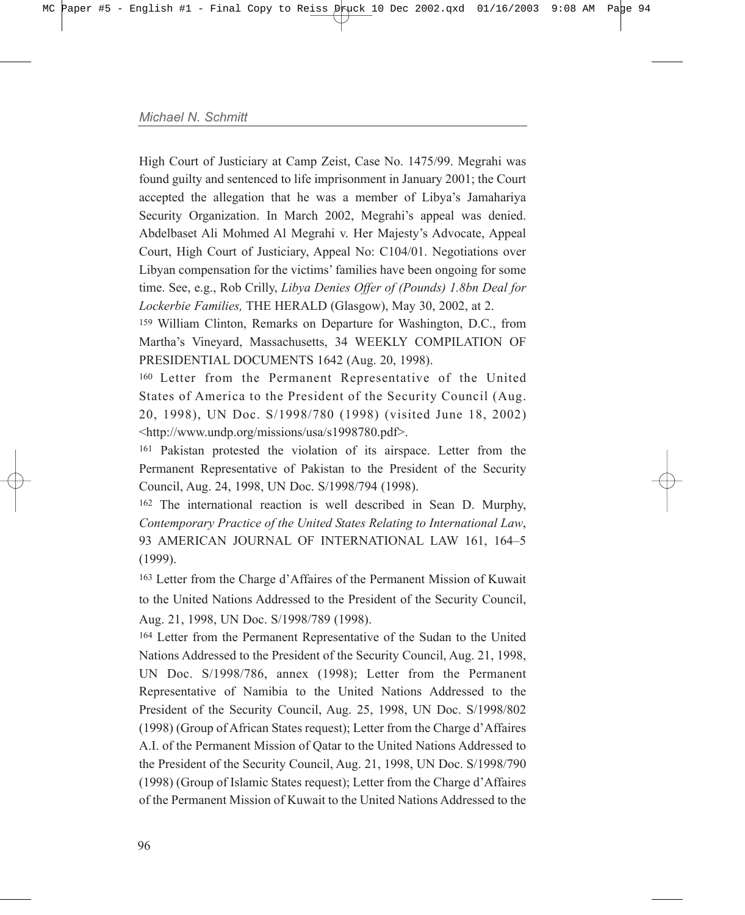High Court of Justiciary at Camp Zeist, Case No. 1475/99. Megrahi was found guilty and sentenced to life imprisonment in January 2001; the Court accepted the allegation that he was a member of Libya's Jamahariya Security Organization. In March 2002, Megrahi's appeal was denied. Abdelbaset Ali Mohmed Al Megrahi v. Her Majesty's Advocate, Appeal Court, High Court of Justiciary, Appeal No: C104/01. Negotiations over Libyan compensation for the victims' families have been ongoing for some time. See, e.g., Rob Crilly, *Libya Denies Offer of (Pounds) 1.8bn Deal for Lockerbie Families,* THE HERALD (Glasgow), May 30, 2002, at 2.

[159] William Clinton, Remarks on Departure for Washington, D.C., from Martha's Vineyard, Massachusetts, 34 WEEKLY COMPILATION OF PRESIDENTIAL DOCUMENTS 1642 (Aug. 20, 1998).

[160] Letter from the Permanent Representative of the United States of America to the President of the Security Council (Aug. 20, 1998), UN Doc. S/1998/780 (1998) (visited June 18, 2002) <http://www.undp.org/missions/usa/s1998780.pdf>.

[161] Pakistan protested the violation of its airspace. Letter from the Permanent Representative of Pakistan to the President of the Security Council, Aug. 24, 1998, UN Doc. S/1998/794 (1998).

[162] The international reaction is well described in Sean D. Murphy, *Contemporary Practice of the United States Relating to International Law*, 93 AMERICAN JOURNAL OF INTERNATIONAL LAW 161, 164–5 (1999).

[163] Letter from the Charge d'Affaires of the Permanent Mission of Kuwait to the United Nations Addressed to the President of the Security Council, Aug. 21, 1998, UN Doc. S/1998/789 (1998).

[164] Letter from the Permanent Representative of the Sudan to the United Nations Addressed to the President of the Security Council, Aug. 21, 1998, UN Doc. S/1998/786, annex (1998); Letter from the Permanent Representative of Namibia to the United Nations Addressed to the President of the Security Council, Aug. 25, 1998, UN Doc. S/1998/802 (1998) (Group of African States request); Letter from the Charge d'Affaires A.I. of the Permanent Mission of Qatar to the United Nations Addressed to the President of the Security Council, Aug. 21, 1998, UN Doc. S/1998/790 (1998) (Group of Islamic States request); Letter from the Charge d'Affaires of the Permanent Mission of Kuwait to the United Nations Addressed to the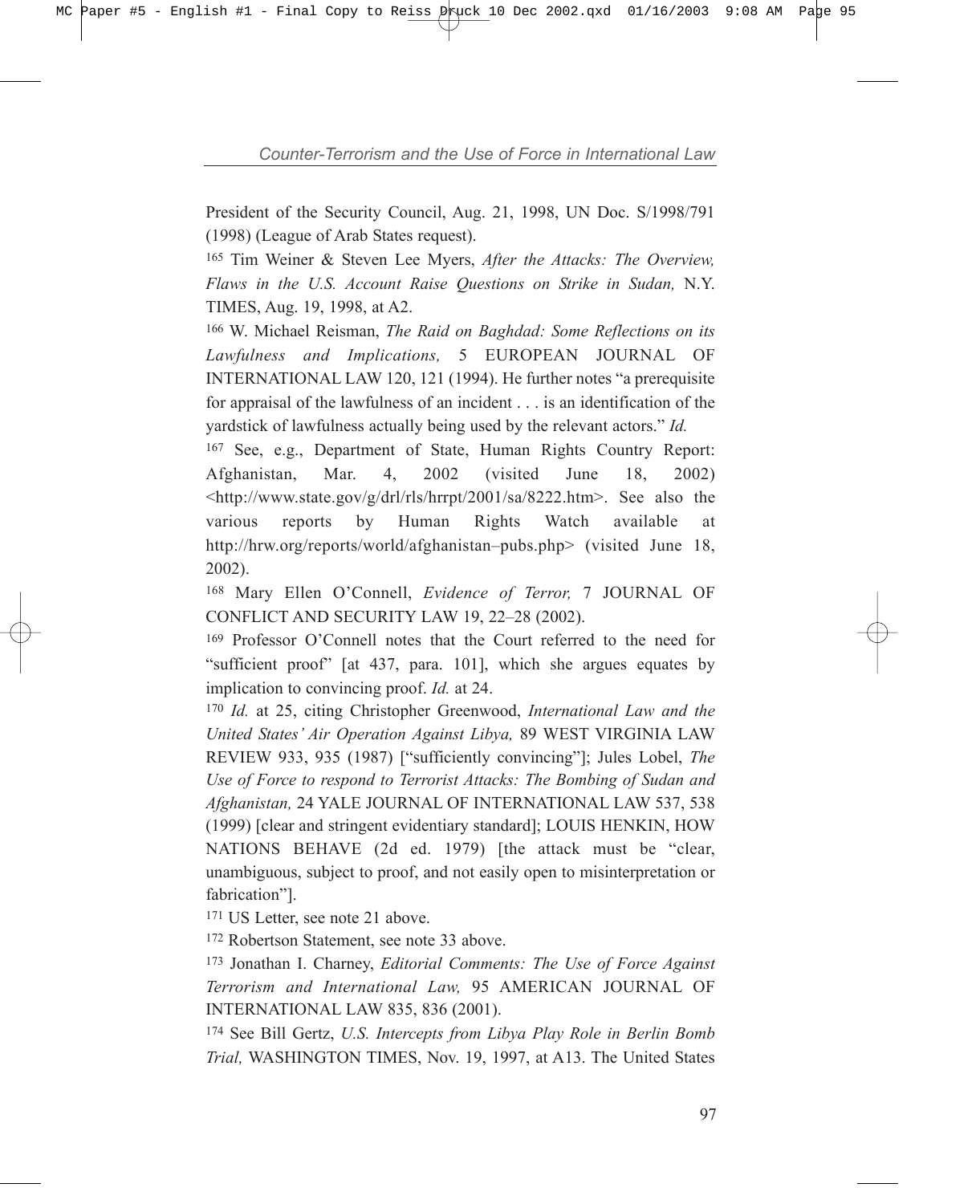President of the Security Council, Aug. 21, 1998, UN Doc. S/1998/791 (1998) (League of Arab States request).

[165] Tim Weiner & Steven Lee Myers, *After the Attacks: The Overview, Flaws in the U.S. Account Raise Questions on Strike in Sudan,* N.Y. TIMES, Aug. 19, 1998, at A2.

[166] W. Michael Reisman, *The Raid on Baghdad: Some Reflections on its Lawfulness and Implications,* 5 EUROPEAN JOURNAL OF INTERNATIONAL LAW 120, 121 (1994). He further notes "a prerequisite for appraisal of the lawfulness of an incident . . . is an identification of the yardstick of lawfulness actually being used by the relevant actors." *Id.*

[167] See, e.g., Department of State, Human Rights Country Report: Afghanistan, Mar. 4, 2002 (visited June 18, 2002) <http://www.state.gov/g/drl/rls/hrrpt/2001/sa/8222.htm>. See also the various reports by Human Rights Watch available at http://hrw.org/reports/world/afghanistan–pubs.php> (visited June 18, 2002).

[168] Mary Ellen O'Connell, *Evidence of Terror,* 7 JOURNAL OF CONFLICT AND SECURITY LAW 19, 22–28 (2002).

[169] Professor O'Connell notes that the Court referred to the need for "sufficient proof" [at 437, para. 101], which she argues equates by implication to convincing proof. *Id.* at 24.

[170] *Id.* at 25, citing Christopher Greenwood, *International Law and the United States' Air Operation Against Libya,* 89 WEST VIRGINIA LAW REVIEW 933, 935 (1987) ["sufficiently convincing"]; Jules Lobel, *The Use of Force to respond to Terrorist Attacks: The Bombing of Sudan and Afghanistan,* 24 YALE JOURNAL OF INTERNATIONAL LAW 537, 538 (1999) [clear and stringent evidentiary standard]; LOUIS HENKIN, HOW NATIONS BEHAVE (2d ed. 1979) [the attack must be "clear, unambiguous, subject to proof, and not easily open to misinterpretation or fabrication"].

[171] US Letter, see note 21 above.

[172] Robertson Statement, see note 33 above.

[173] Jonathan I. Charney, *Editorial Comments: The Use of Force Against Terrorism and International Law,* 95 AMERICAN JOURNAL OF INTERNATIONAL LAW 835, 836 (2001).

[174] See Bill Gertz, *U.S. Intercepts from Libya Play Role in Berlin Bomb Trial,* WASHINGTON TIMES, Nov. 19, 1997, at A13. The United States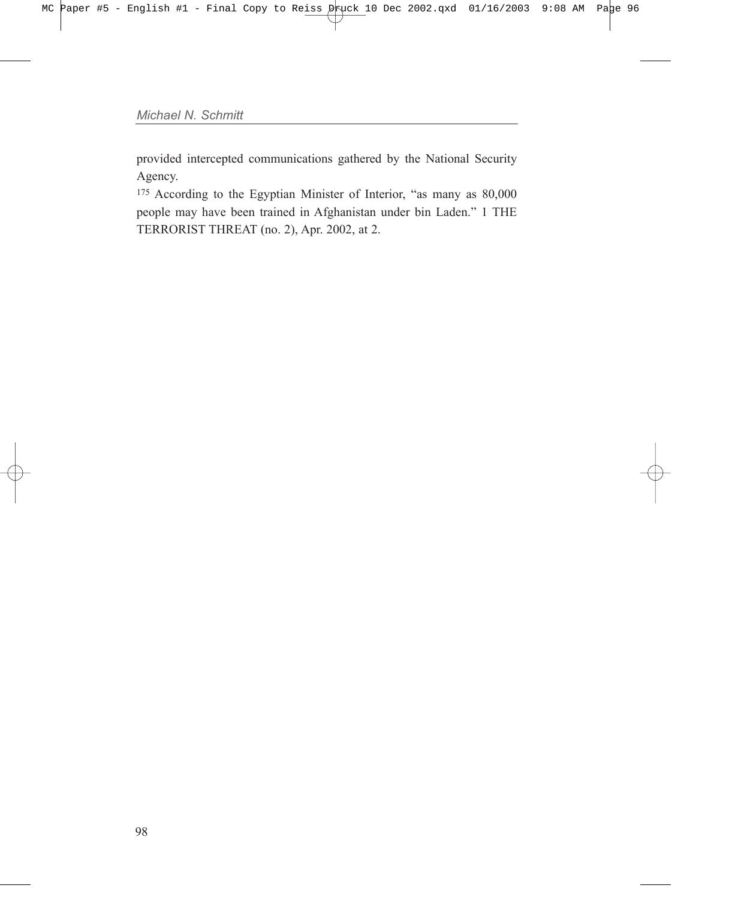provided intercepted communications gathered by the National Security Agency.

[175] According to the Egyptian Minister of Interior, "as many as 80,000 people may have been trained in Afghanistan under bin Laden." 1 THE TERRORIST THREAT (no. 2), Apr. 2002, at 2.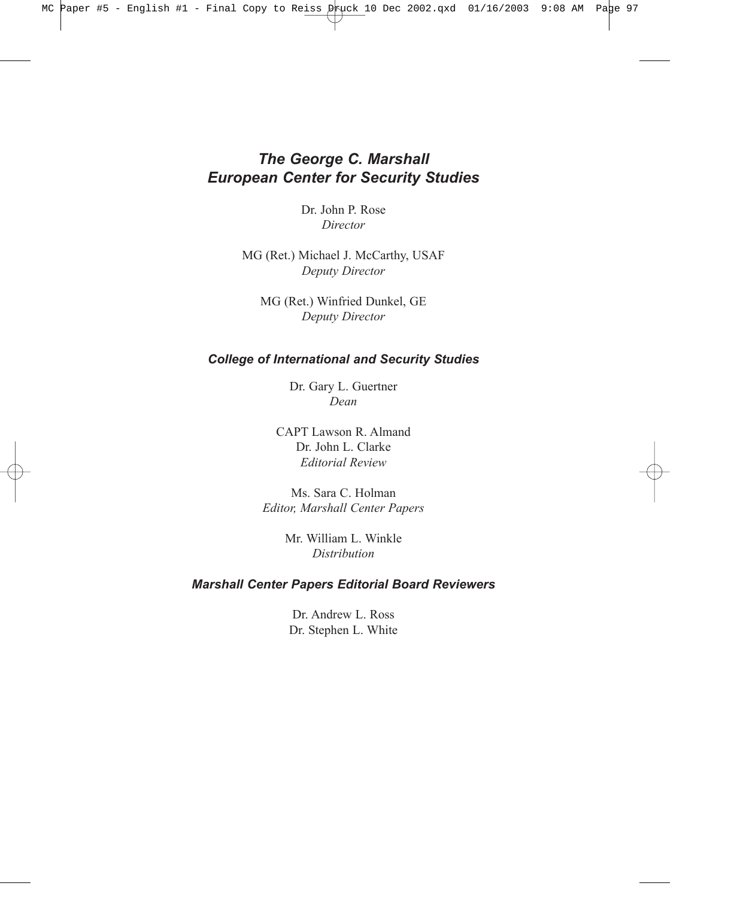## *The George C. Marshall European Center for Security Studies*

Dr. John P. Rose
*Director*

MG (Ret.) Michael J. McCarthy, USAF
*Deputy Director*

MG (Ret.) Winfried Dunkel, GE
*Deputy Director*

### *College of International and Security Studies*

Dr. Gary L. Guertner
*Dean*

CAPT Lawson R. Almand
Dr. John L. Clarke
*Editorial Review*

Ms. Sara C. Holman
*Editor, Marshall Center Papers*

Mr. William L. Winkle
*Distribution*

### *Marshall Center Papers Editorial Board Reviewers*

Dr. Andrew L. Ross
Dr. Stephen L. White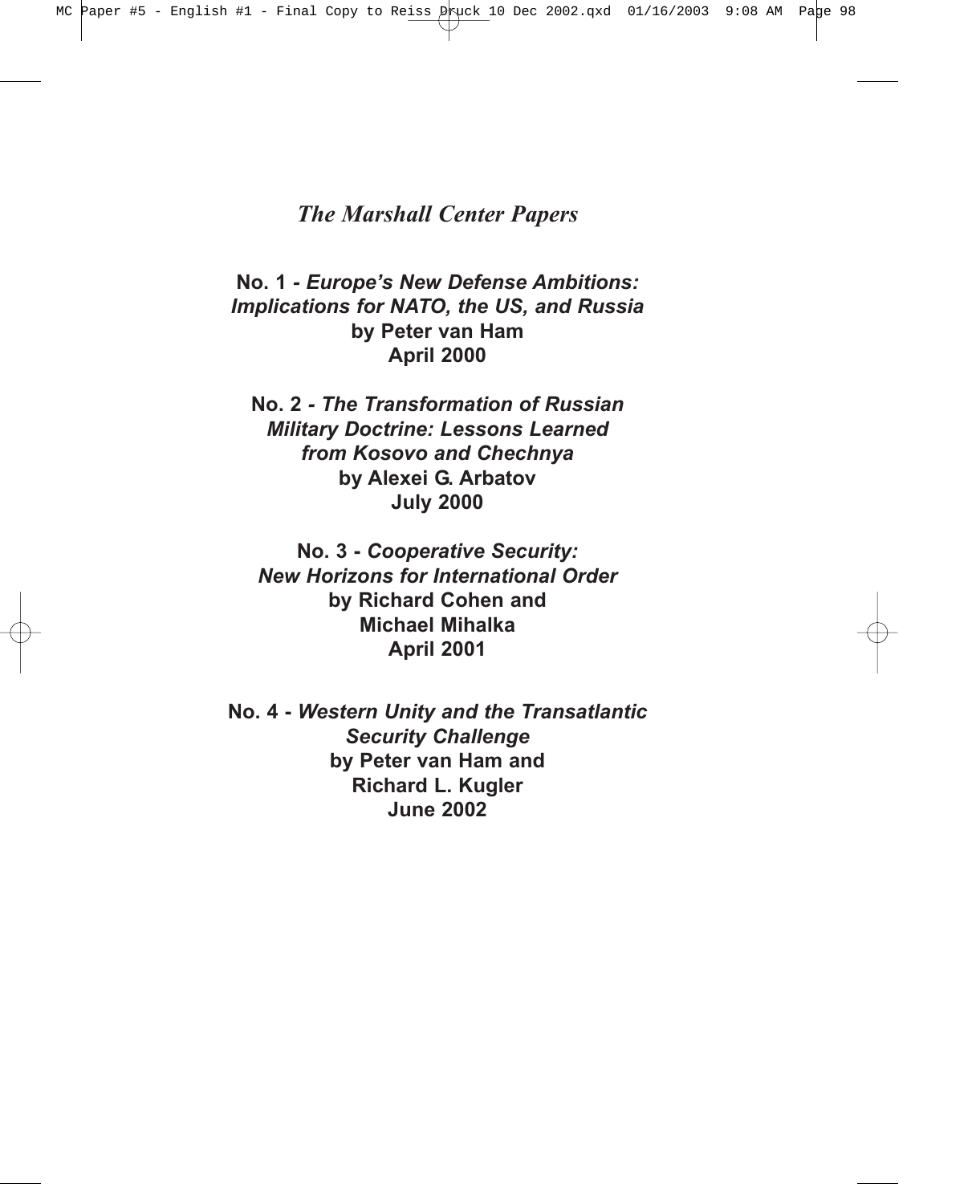# *The Marshall Center Papers*

**No. 1 - *Europe's New Defense Ambitions: Implications for NATO, the US, and Russia***
**by Peter van Ham**
**April 2000**

**No. 2 - *The Transformation of Russian Military Doctrine: Lessons Learned from Kosovo and Chechnya***
**by Alexei G. Arbatov**
**July 2000**

**No. 3 - *Cooperative Security: New Horizons for International Order***
**by Richard Cohen and Michael Mihalka**
**April 2001**

**No. 4 - *Western Unity and the Transatlantic Security Challenge***
**by Peter van Ham and Richard L. Kugler**
**June 2002**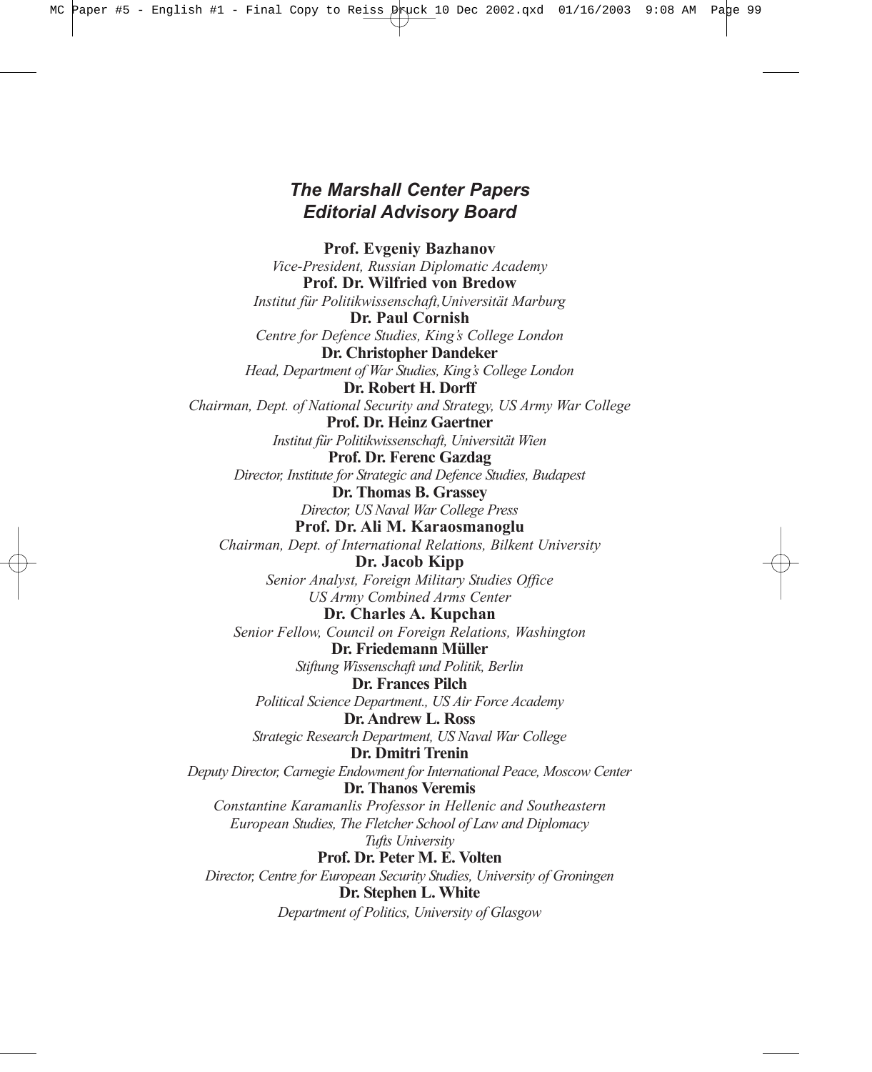## *The Marshall Center Papers Editorial Advisory Board*

**Prof. Evgeniy Bazhanov**
*Vice-President, Russian Diplomatic Academy*

**Prof. Dr. Wilfried von Bredow**
*Institut für Politikwissenschaft,Universität Marburg*

**Dr. Paul Cornish**
*Centre for Defence Studies, King's College London*

**Dr. Christopher Dandeker**
*Head, Department of War Studies, King's College London*

**Dr. Robert H. Dorff**
*Chairman, Dept. of National Security and Strategy, US Army War College*

**Prof. Dr. Heinz Gaertner**
*Institut für Politikwissenschaft, Universität Wien*

**Prof. Dr. Ferenc Gazdag**
*Director, Institute for Strategic and Defence Studies, Budapest*

**Dr. Thomas B. Grassey**
*Director, US Naval War College Press*

**Prof. Dr. Ali M. Karaosmanoglu**
*Chairman, Dept. of International Relations, Bilkent University*

**Dr. Jacob Kipp**
*Senior Analyst, Foreign Military Studies Office*
*US Army Combined Arms Center*

**Dr. Charles A. Kupchan**
*Senior Fellow, Council on Foreign Relations, Washington*

**Dr. Friedemann Müller**
*Stiftung Wissenschaft und Politik, Berlin*

**Dr. Frances Pilch**
*Political Science Department., US Air Force Academy*

**Dr. Andrew L. Ross**
*Strategic Research Department, US Naval War College*

**Dr. Dmitri Trenin**
*Deputy Director, Carnegie Endowment for International Peace, Moscow Center*

**Dr. Thanos Veremis**
*Constantine Karamanlis Professor in Hellenic and Southeastern European Studies, The Fletcher School of Law and Diplomacy*
*Tufts University*

**Prof. Dr. Peter M. E. Volten**
*Director, Centre for European Security Studies, University of Groningen*

**Dr. Stephen L. White**
*Department of Politics, University of Glasgow*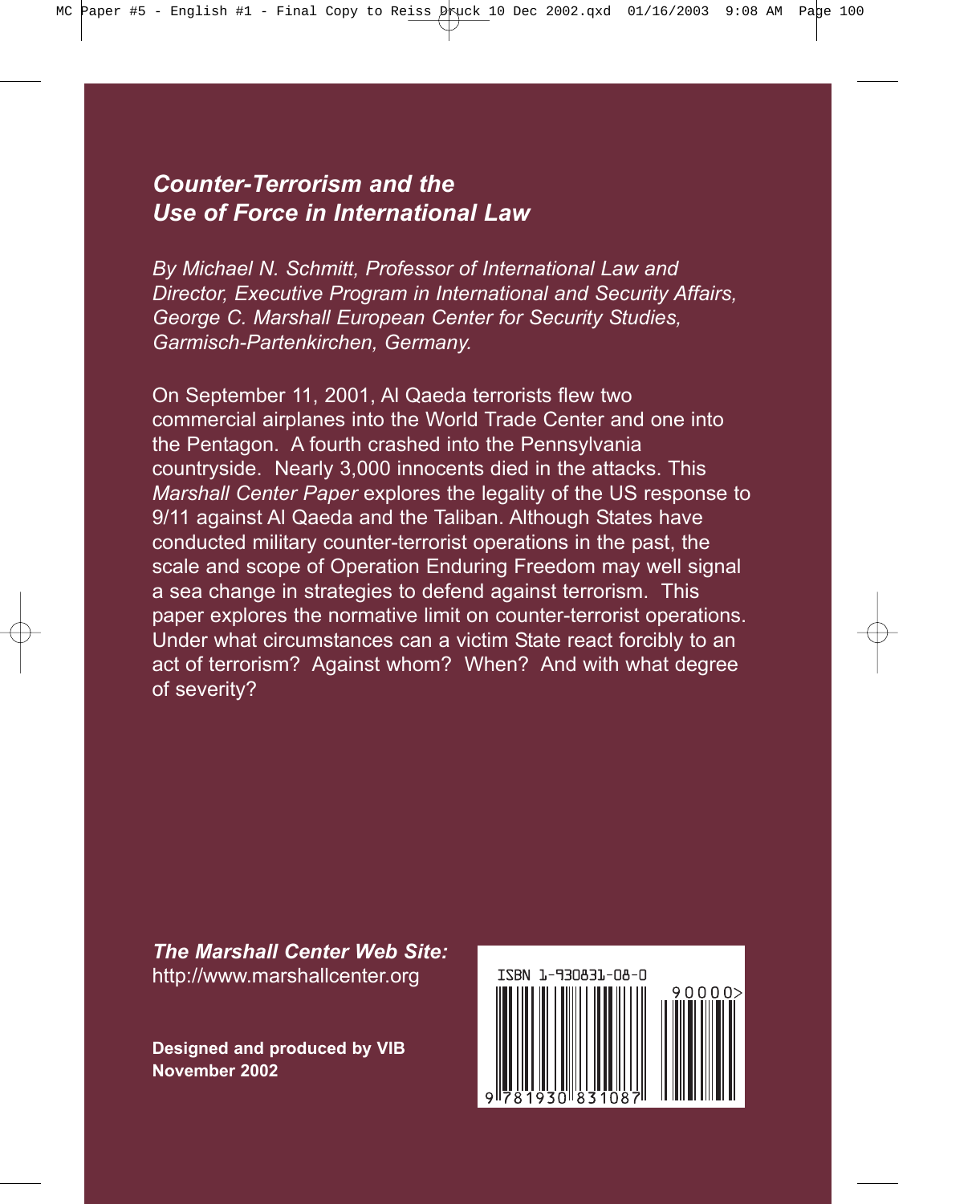## *Counter-Terrorism and the Use of Force in International Law*

*By Michael N. Schmitt, Professor of International Law and Director, Executive Program in International and Security Affairs, George C. Marshall European Center for Security Studies, Garmisch-Partenkirchen, Germany.*

On September 11, 2001, Al Qaeda terrorists flew two commercial airplanes into the World Trade Center and one into the Pentagon. A fourth crashed into the Pennsylvania countryside. Nearly 3,000 innocents died in the attacks. This *Marshall Center Paper* explores the legality of the US response to 9/11 against Al Qaeda and the Taliban. Although States have conducted military counter-terrorist operations in the past, the scale and scope of Operation Enduring Freedom may well signal a sea change in strategies to defend against terrorism. This paper explores the normative limit on counter-terrorist operations. Under what circumstances can a victim State react forcibly to an act of terrorism? Against whom? When? And with what degree of severity?

***The Marshall Center Web Site:***
http://www.marshallcenter.org

**Designed and produced by VIB**
**November 2002**

ISBN 1-930831-08-0

9 781930 831087 90000>